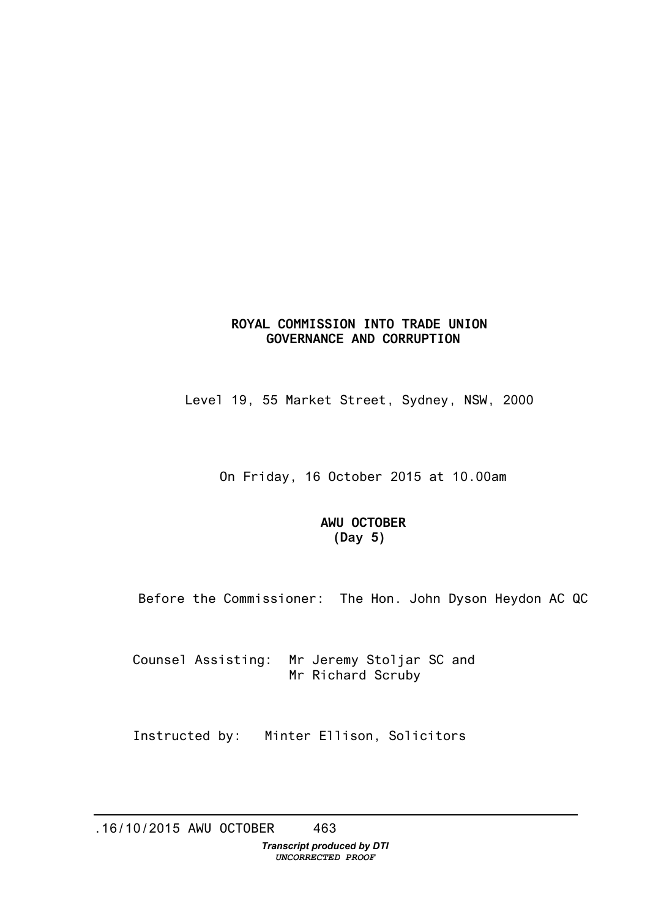**ROYAL COMMISSION INTO TRADE UNION GOVERNANCE AND CORRUPTION**

Level 19, 55 Market Street, Sydney, NSW, 2000

On Friday, 16 October 2015 at 10.00am

**AWU OCTOBER**
**(Day 5)**

Before the Commissioner: The Hon. John Dyson Heydon AC QC

Counsel Assisting: Mr Jeremy Stoljar SC and
Mr Richard Scruby

Instructed by: Minter Ellison, Solicitors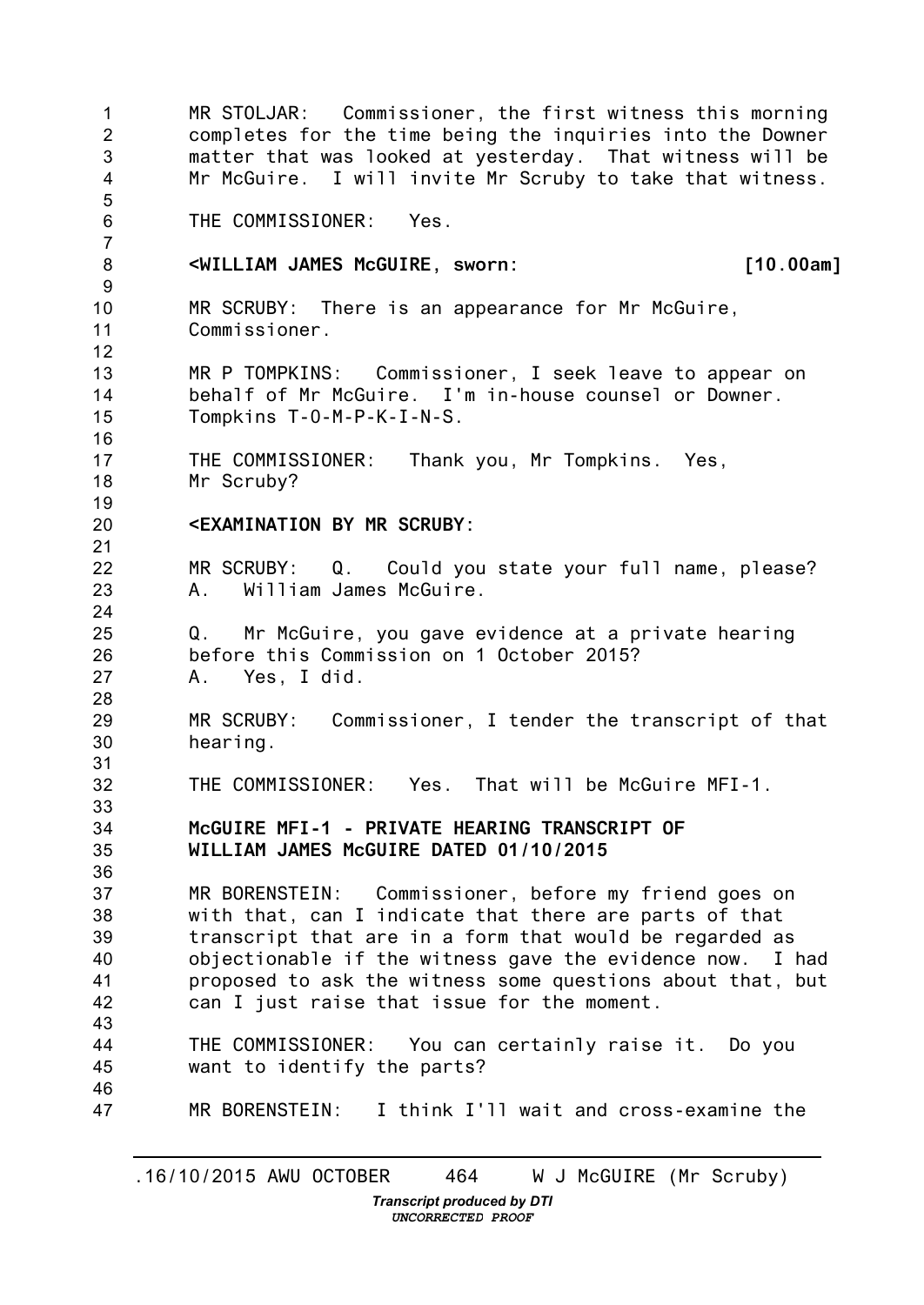MR STOLJAR: Commissioner, the first witness this morning completes for the time being the inquiries into the Downer matter that was looked at yesterday. That witness will be Mr McGuire. I will invite Mr Scruby to take that witness.

THE COMMISSIONER: Yes.

**<WILLIAM JAMES McGUIRE, sworn: [10.00am]**

MR SCRUBY: There is an appearance for Mr McGuire, Commissioner.

MR P TOMPKINS: Commissioner, I seek leave to appear on behalf of Mr McGuire. I'm in-house counsel or Downer. Tompkins T-O-M-P-K-I-N-S.

THE COMMISSIONER: Thank you, Mr Tompkins. Yes, Mr Scruby?

**<EXAMINATION BY MR SCRUBY:**

MR SCRUBY: Q. Could you state your full name, please?
A. William James McGuire.

Q. Mr McGuire, you gave evidence at a private hearing before this Commission on 1 October 2015?
A. Yes, I did.

MR SCRUBY: Commissioner, I tender the transcript of that hearing.

THE COMMISSIONER: Yes. That will be McGuire MFI-1.

**McGUIRE MFI-1 - PRIVATE HEARING TRANSCRIPT OF WILLIAM JAMES McGUIRE DATED 01/10/2015**

MR BORENSTEIN: Commissioner, before my friend goes on with that, can I indicate that there are parts of that transcript that are in a form that would be regarded as objectionable if the witness gave the evidence now. I had proposed to ask the witness some questions about that, but can I just raise that issue for the moment.

THE COMMISSIONER: You can certainly raise it. Do you want to identify the parts?

MR BORENSTEIN: I think I'll wait and cross-examine the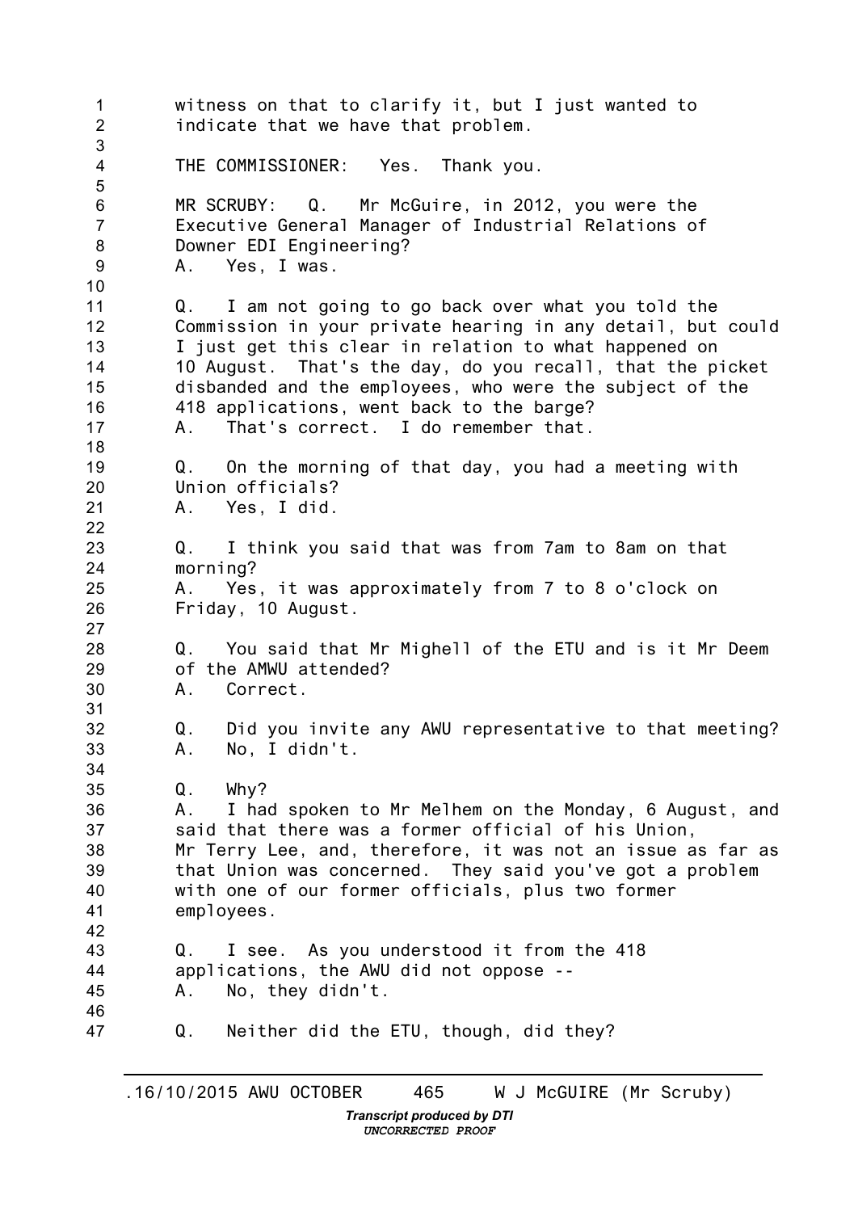witness on that to clarify it, but I just wanted to indicate that we have that problem.

THE COMMISSIONER: Yes. Thank you.

MR SCRUBY: Q. Mr McGuire, in 2012, you were the Executive General Manager of Industrial Relations of Downer EDI Engineering?
A. Yes, I was.

Q. I am not going to go back over what you told the Commission in your private hearing in any detail, but could I just get this clear in relation to what happened on 10 August. That's the day, do you recall, that the picket disbanded and the employees, who were the subject of the 418 applications, went back to the barge?
A. That's correct. I do remember that.

Q. On the morning of that day, you had a meeting with Union officials?
A. Yes, I did.

Q. I think you said that was from 7am to 8am on that morning?
A. Yes, it was approximately from 7 to 8 o'clock on Friday, 10 August.

Q. You said that Mr Mighell of the ETU and is it Mr Deem of the AMWU attended?
A. Correct.

Q. Did you invite any AWU representative to that meeting?
A. No, I didn't.

Q. Why?
A. I had spoken to Mr Melhem on the Monday, 6 August, and said that there was a former official of his Union, Mr Terry Lee, and, therefore, it was not an issue as far as that Union was concerned. They said you've got a problem with one of our former officials, plus two former employees.

Q. I see. As you understood it from the 418 applications, the AWU did not oppose --
A. No, they didn't.

Q. Neither did the ETU, though, did they?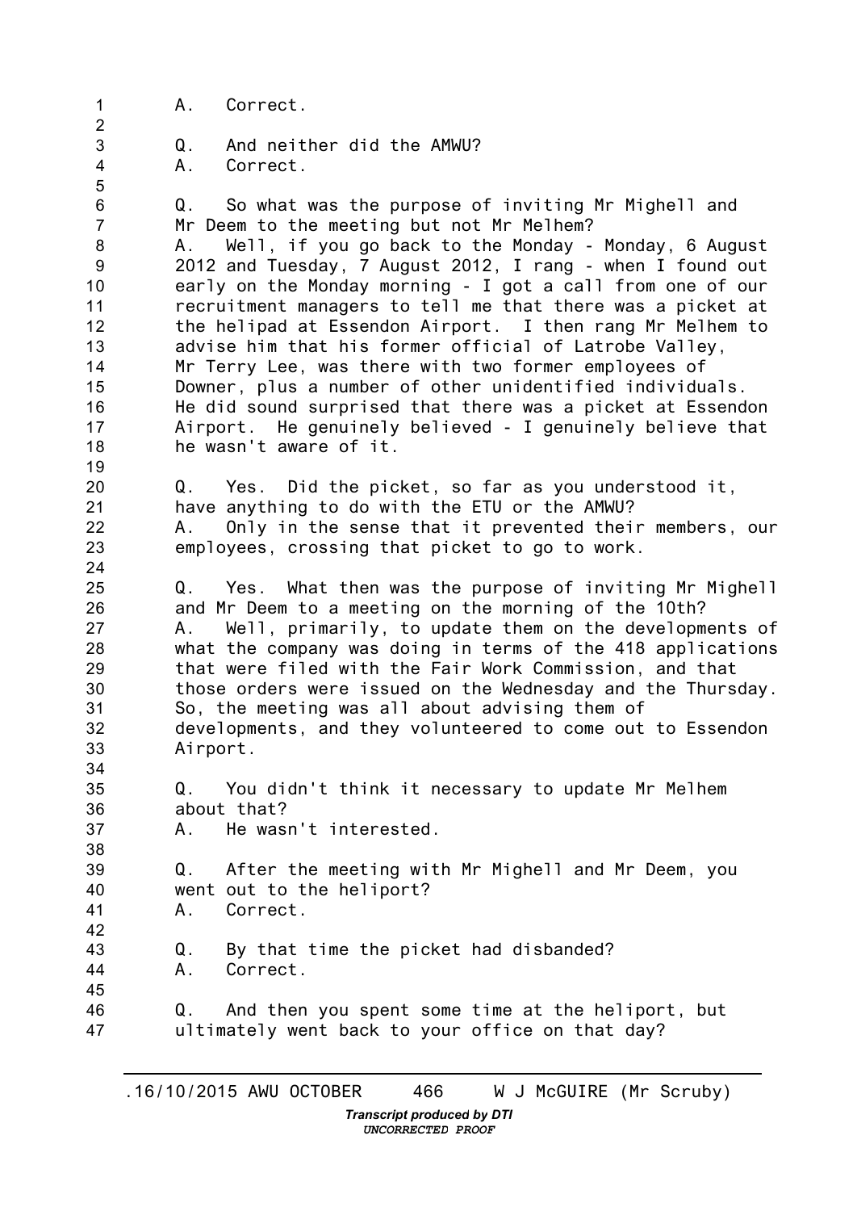A. Correct.

Q. And neither did the AMWU?
A. Correct.

Q. So what was the purpose of inviting Mr Mighell and Mr Deem to the meeting but not Mr Melhem?
A. Well, if you go back to the Monday - Monday, 6 August 2012 and Tuesday, 7 August 2012, I rang - when I found out early on the Monday morning - I got a call from one of our recruitment managers to tell me that there was a picket at the helipad at Essendon Airport. I then rang Mr Melhem to advise him that his former official of Latrobe Valley, Mr Terry Lee, was there with two former employees of Downer, plus a number of other unidentified individuals. He did sound surprised that there was a picket at Essendon Airport. He genuinely believed - I genuinely believe that he wasn't aware of it.

Q. Yes. Did the picket, so far as you understood it, have anything to do with the ETU or the AMWU?
A. Only in the sense that it prevented their members, our employees, crossing that picket to go to work.

Q. Yes. What then was the purpose of inviting Mr Mighell and Mr Deem to a meeting on the morning of the 10th?
A. Well, primarily, to update them on the developments of what the company was doing in terms of the 418 applications that were filed with the Fair Work Commission, and that those orders were issued on the Wednesday and the Thursday. So, the meeting was all about advising them of developments, and they volunteered to come out to Essendon Airport.

Q. You didn't think it necessary to update Mr Melhem about that?
A. He wasn't interested.

Q. After the meeting with Mr Mighell and Mr Deem, you went out to the heliport?
A. Correct.

Q. By that time the picket had disbanded?
A. Correct.

Q. And then you spent some time at the heliport, but ultimately went back to your office on that day?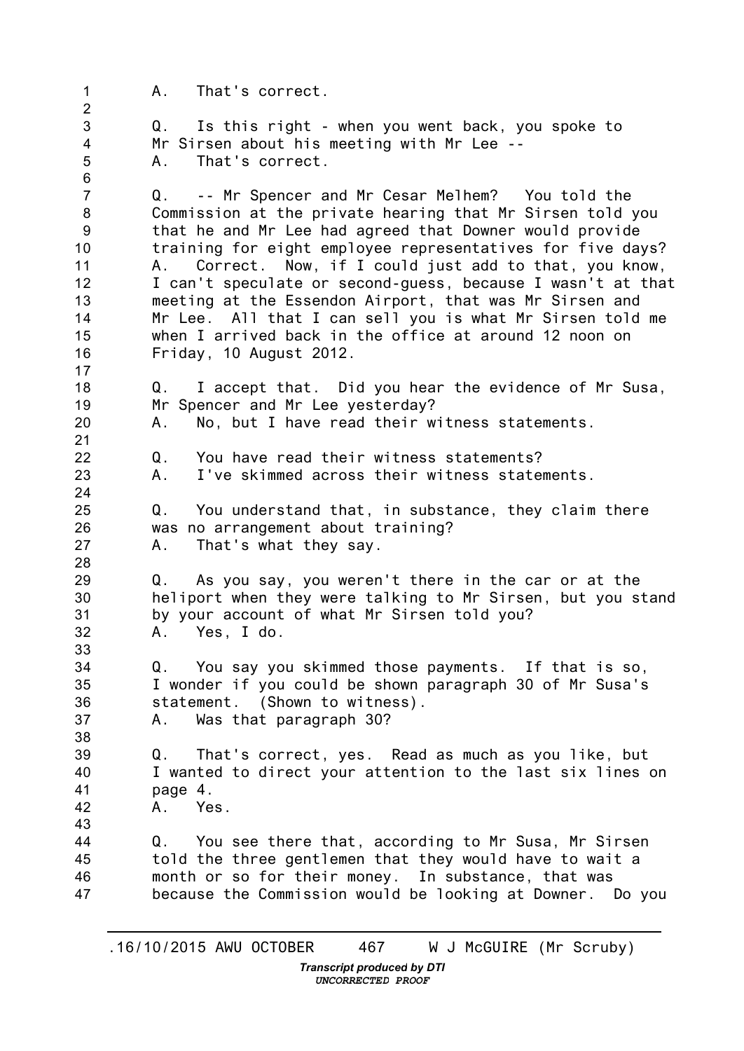A. That's correct.

Q. Is this right - when you went back, you spoke to Mr Sirsen about his meeting with Mr Lee --
A. That's correct.

Q. -- Mr Spencer and Mr Cesar Melhem? You told the Commission at the private hearing that Mr Sirsen told you that he and Mr Lee had agreed that Downer would provide training for eight employee representatives for five days?
A. Correct. Now, if I could just add to that, you know, I can't speculate or second-guess, because I wasn't at that meeting at the Essendon Airport, that was Mr Sirsen and Mr Lee. All that I can sell you is what Mr Sirsen told me when I arrived back in the office at around 12 noon on Friday, 10 August 2012.

Q. I accept that. Did you hear the evidence of Mr Susa, Mr Spencer and Mr Lee yesterday?
A. No, but I have read their witness statements.

Q. You have read their witness statements?
A. I've skimmed across their witness statements.

Q. You understand that, in substance, they claim there was no arrangement about training?
A. That's what they say.

Q. As you say, you weren't there in the car or at the heliport when they were talking to Mr Sirsen, but you stand by your account of what Mr Sirsen told you?
A. Yes, I do.

Q. You say you skimmed those payments. If that is so, I wonder if you could be shown paragraph 30 of Mr Susa's statement. (Shown to witness).
A. Was that paragraph 30?

Q. That's correct, yes. Read as much as you like, but I wanted to direct your attention to the last six lines on page 4.
A. Yes.

Q. You see there that, according to Mr Susa, Mr Sirsen told the three gentlemen that they would have to wait a month or so for their money. In substance, that was because the Commission would be looking at Downer. Do you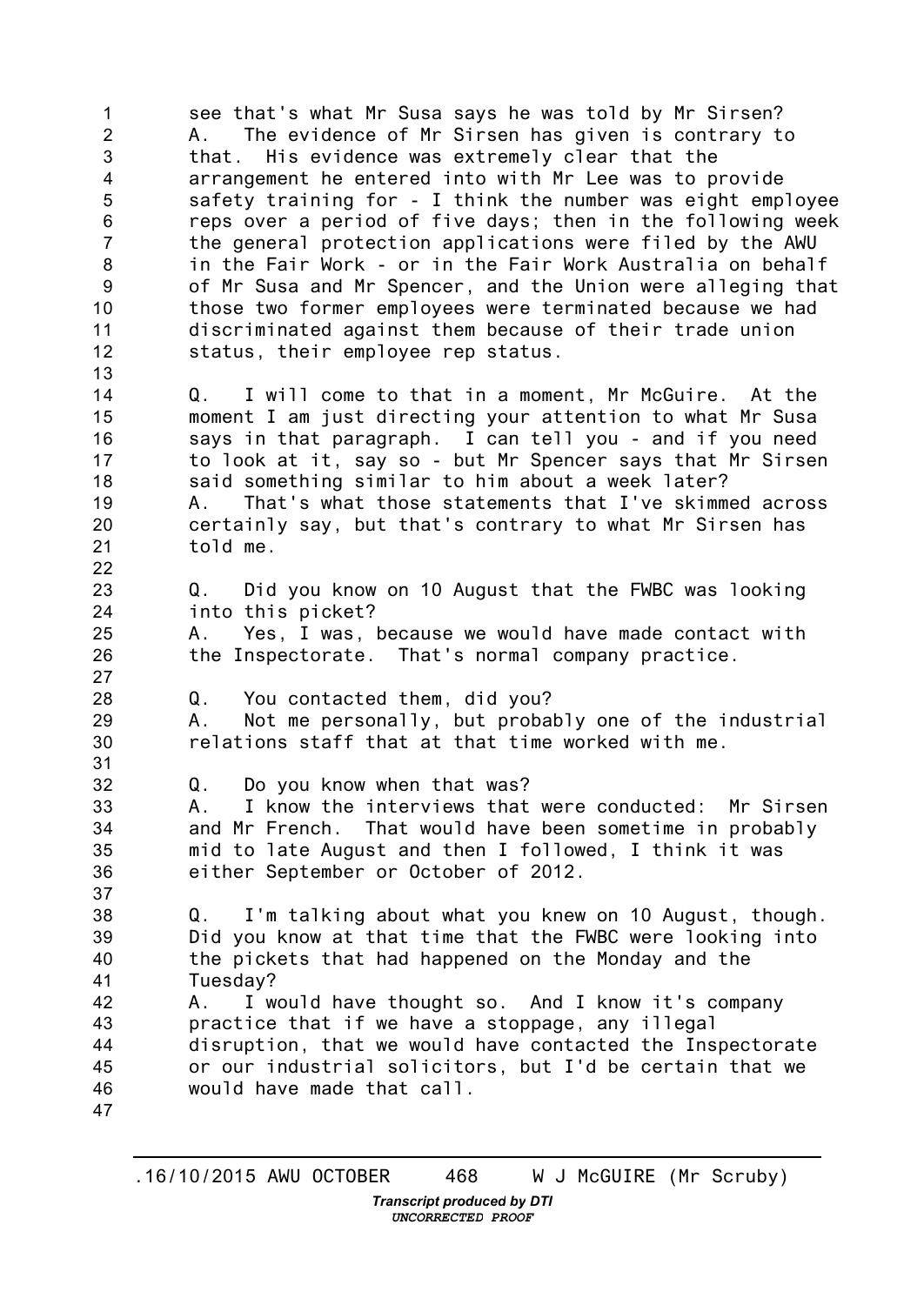see that's what Mr Susa says he was told by Mr Sirsen?
A. The evidence of Mr Sirsen has given is contrary to that. His evidence was extremely clear that the arrangement he entered into with Mr Lee was to provide safety training for - I think the number was eight employee reps over a period of five days; then in the following week the general protection applications were filed by the AWU in the Fair Work - or in the Fair Work Australia on behalf of Mr Susa and Mr Spencer, and the Union were alleging that those two former employees were terminated because we had discriminated against them because of their trade union status, their employee rep status.

Q. I will come to that in a moment, Mr McGuire. At the moment I am just directing your attention to what Mr Susa says in that paragraph. I can tell you - and if you need to look at it, say so - but Mr Spencer says that Mr Sirsen said something similar to him about a week later?
A. That's what those statements that I've skimmed across certainly say, but that's contrary to what Mr Sirsen has told me.

Q. Did you know on 10 August that the FWBC was looking into this picket?
A. Yes, I was, because we would have made contact with the Inspectorate. That's normal company practice.

Q. You contacted them, did you?
A. Not me personally, but probably one of the industrial relations staff that at that time worked with me.

Q. Do you know when that was?
A. I know the interviews that were conducted: Mr Sirsen and Mr French. That would have been sometime in probably mid to late August and then I followed, I think it was either September or October of 2012.

Q. I'm talking about what you knew on 10 August, though. Did you know at that time that the FWBC were looking into the pickets that had happened on the Monday and the Tuesday?
A. I would have thought so. And I know it's company practice that if we have a stoppage, any illegal disruption, that we would have contacted the Inspectorate or our industrial solicitors, but I'd be certain that we would have made that call.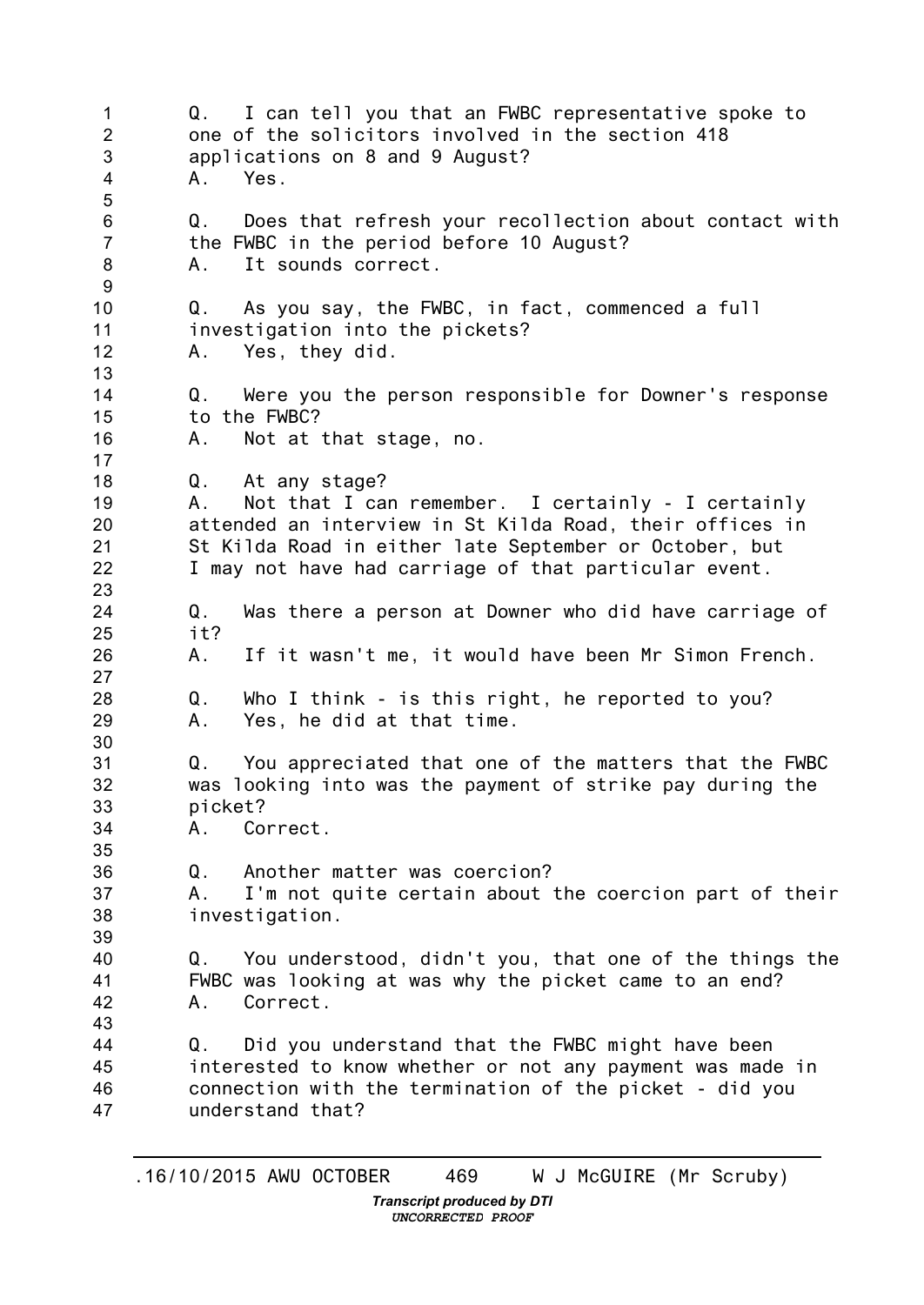Q. I can tell you that an FWBC representative spoke to one of the solicitors involved in the section 418 applications on 8 and 9 August?
A. Yes.

Q. Does that refresh your recollection about contact with the FWBC in the period before 10 August?
A. It sounds correct.

Q. As you say, the FWBC, in fact, commenced a full investigation into the pickets?
A. Yes, they did.

Q. Were you the person responsible for Downer's response to the FWBC?
A. Not at that stage, no.

Q. At any stage?
A. Not that I can remember. I certainly - I certainly attended an interview in St Kilda Road, their offices in St Kilda Road in either late September or October, but I may not have had carriage of that particular event.

Q. Was there a person at Downer who did have carriage of it?
A. If it wasn't me, it would have been Mr Simon French.

Q. Who I think - is this right, he reported to you?
A. Yes, he did at that time.

Q. You appreciated that one of the matters that the FWBC was looking into was the payment of strike pay during the picket?
A. Correct.

Q. Another matter was coercion?
A. I'm not quite certain about the coercion part of their investigation.

Q. You understood, didn't you, that one of the things the FWBC was looking at was why the picket came to an end?
A. Correct.

Q. Did you understand that the FWBC might have been interested to know whether or not any payment was made in connection with the termination of the picket - did you understand that?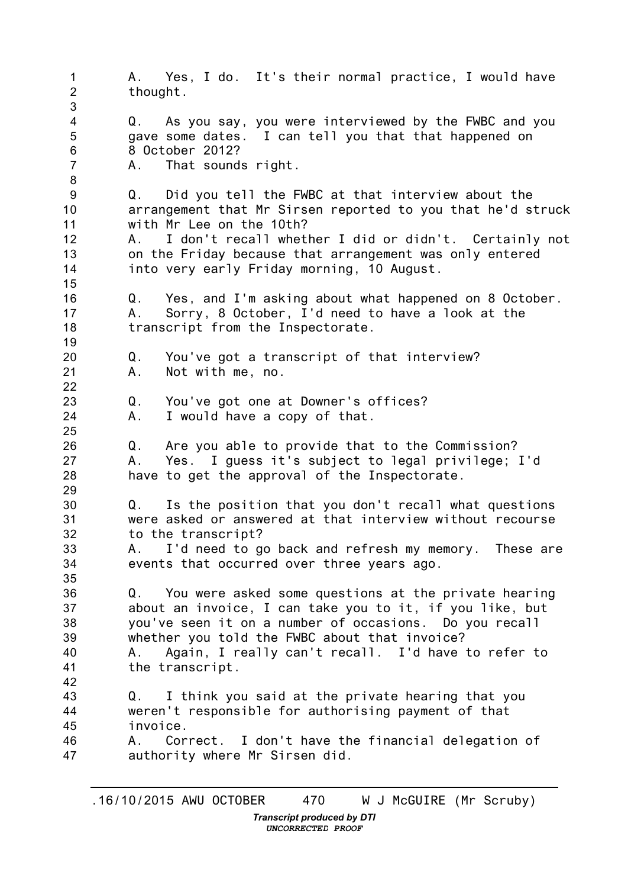A. Yes, I do. It's their normal practice, I would have thought.

Q. As you say, you were interviewed by the FWBC and you gave some dates. I can tell you that that happened on 8 October 2012?
A. That sounds right.

Q. Did you tell the FWBC at that interview about the arrangement that Mr Sirsen reported to you that he'd struck with Mr Lee on the 10th?
A. I don't recall whether I did or didn't. Certainly not on the Friday because that arrangement was only entered into very early Friday morning, 10 August.

Q. Yes, and I'm asking about what happened on 8 October.
A. Sorry, 8 October, I'd need to have a look at the transcript from the Inspectorate.

Q. You've got a transcript of that interview?
A. Not with me, no.

Q. You've got one at Downer's offices?
A. I would have a copy of that.

Q. Are you able to provide that to the Commission?
A. Yes. I guess it's subject to legal privilege; I'd have to get the approval of the Inspectorate.

Q. Is the position that you don't recall what questions were asked or answered at that interview without recourse to the transcript?
A. I'd need to go back and refresh my memory. These are events that occurred over three years ago.

Q. You were asked some questions at the private hearing about an invoice, I can take you to it, if you like, but you've seen it on a number of occasions. Do you recall whether you told the FWBC about that invoice?
A. Again, I really can't recall. I'd have to refer to the transcript.

Q. I think you said at the private hearing that you weren't responsible for authorising payment of that invoice.
A. Correct. I don't have the financial delegation of authority where Mr Sirsen did.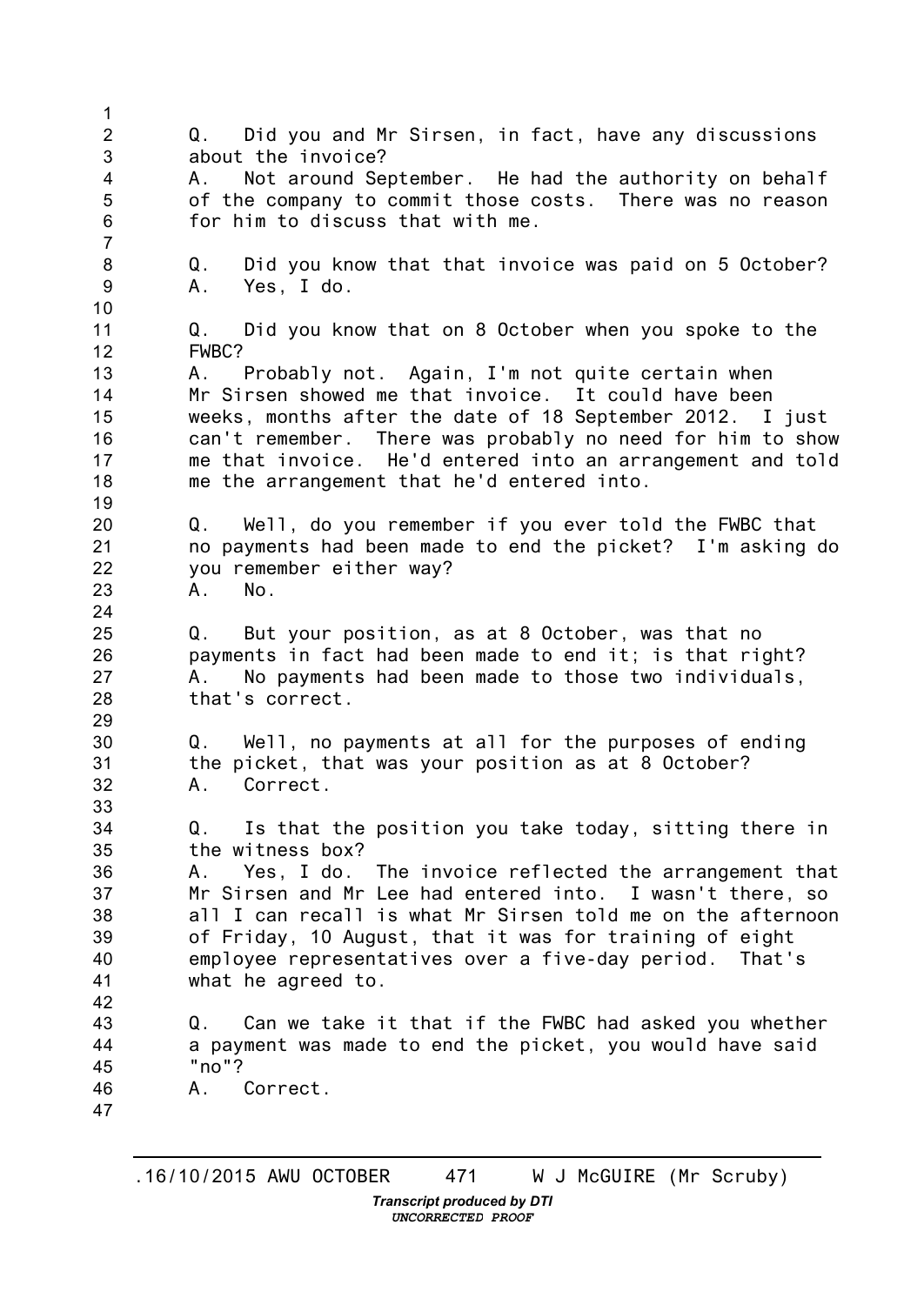Q. Did you and Mr Sirsen, in fact, have any discussions about the invoice?
A. Not around September. He had the authority on behalf of the company to commit those costs. There was no reason for him to discuss that with me.

Q. Did you know that that invoice was paid on 5 October?
A. Yes, I do.

Q. Did you know that on 8 October when you spoke to the FWBC?
A. Probably not. Again, I'm not quite certain when Mr Sirsen showed me that invoice. It could have been weeks, months after the date of 18 September 2012. I just can't remember. There was probably no need for him to show me that invoice. He'd entered into an arrangement and told me the arrangement that he'd entered into.

Q. Well, do you remember if you ever told the FWBC that no payments had been made to end the picket? I'm asking do you remember either way?
A. No.

Q. But your position, as at 8 October, was that no payments in fact had been made to end it; is that right?
A. No payments had been made to those two individuals, that's correct.

Q. Well, no payments at all for the purposes of ending the picket, that was your position as at 8 October?
A. Correct.

Q. Is that the position you take today, sitting there in the witness box?
A. Yes, I do. The invoice reflected the arrangement that Mr Sirsen and Mr Lee had entered into. I wasn't there, so all I can recall is what Mr Sirsen told me on the afternoon of Friday, 10 August, that it was for training of eight employee representatives over a five-day period. That's what he agreed to.

Q. Can we take it that if the FWBC had asked you whether a payment was made to end the picket, you would have said "no"?
A. Correct.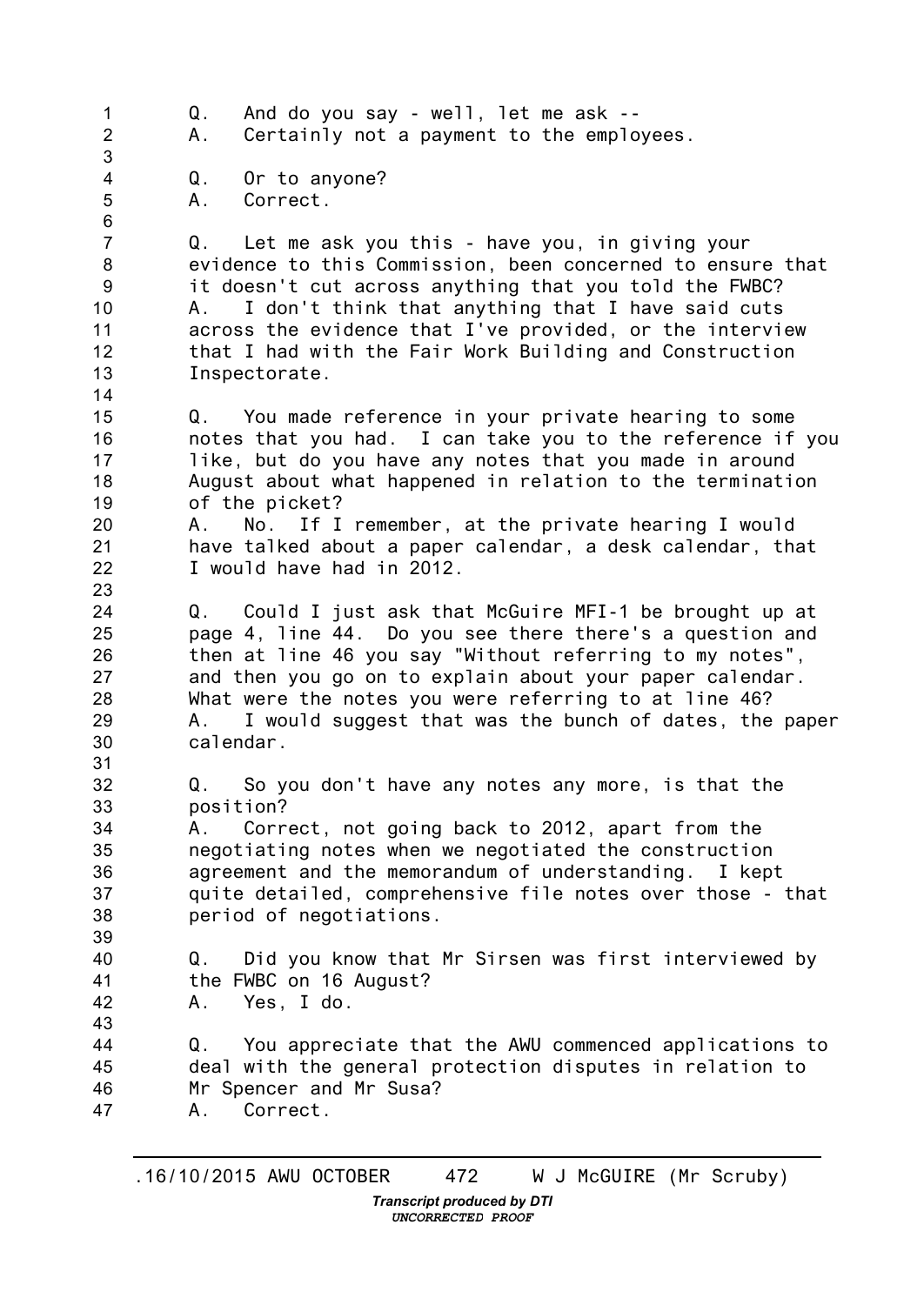Q. And do you say - well, let me ask --
A. Certainly not a payment to the employees.

Q. Or to anyone?
A. Correct.

Q. Let me ask you this - have you, in giving your evidence to this Commission, been concerned to ensure that it doesn't cut across anything that you told the FWBC?
A. I don't think that anything that I have said cuts across the evidence that I've provided, or the interview that I had with the Fair Work Building and Construction Inspectorate.

Q. You made reference in your private hearing to some notes that you had. I can take you to the reference if you like, but do you have any notes that you made in around August about what happened in relation to the termination of the picket?
A. No. If I remember, at the private hearing I would have talked about a paper calendar, a desk calendar, that I would have had in 2012.

Q. Could I just ask that McGuire MFI-1 be brought up at page 4, line 44. Do you see there there's a question and then at line 46 you say "Without referring to my notes", and then you go on to explain about your paper calendar. What were the notes you were referring to at line 46?
A. I would suggest that was the bunch of dates, the paper calendar.

Q. So you don't have any notes any more, is that the position?
A. Correct, not going back to 2012, apart from the negotiating notes when we negotiated the construction agreement and the memorandum of understanding. I kept quite detailed, comprehensive file notes over those - that period of negotiations.

Q. Did you know that Mr Sirsen was first interviewed by the FWBC on 16 August?
A. Yes, I do.

Q. You appreciate that the AWU commenced applications to deal with the general protection disputes in relation to Mr Spencer and Mr Susa?
A. Correct.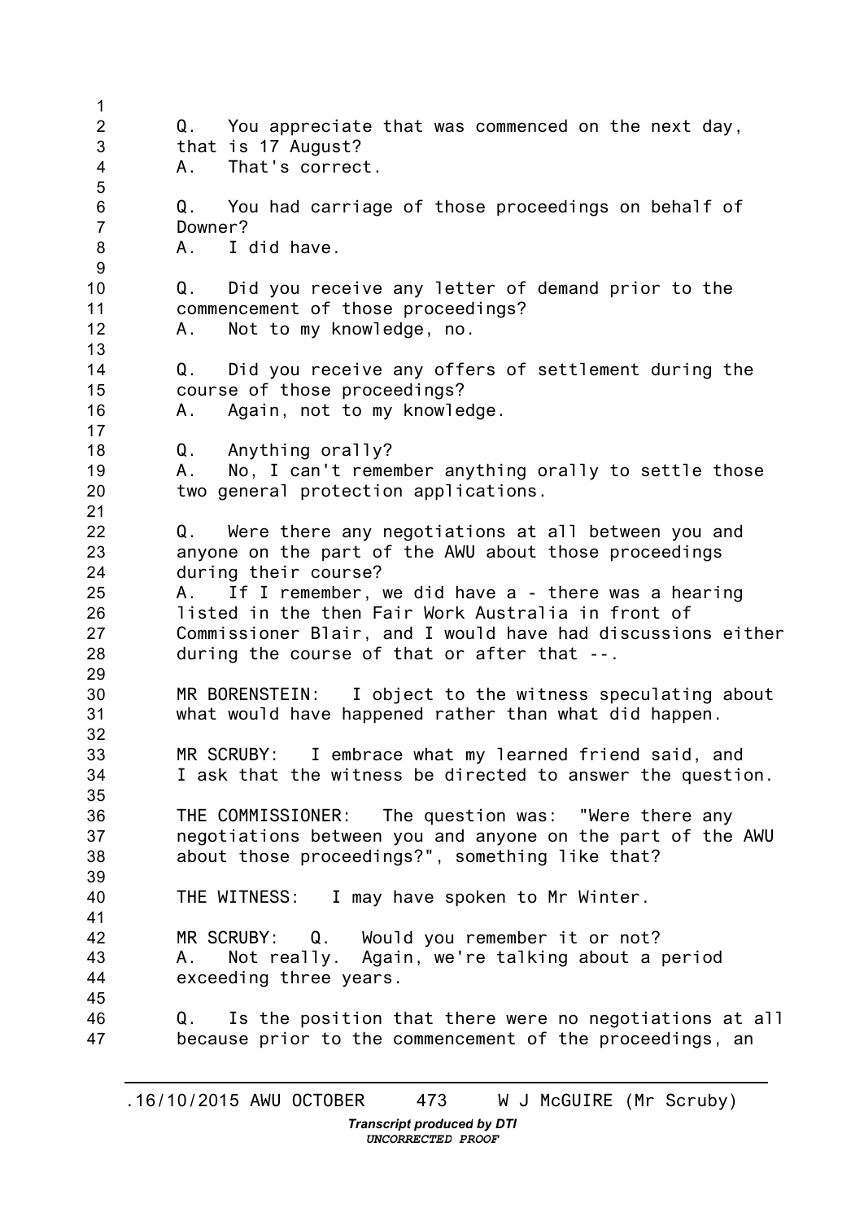Q. You appreciate that was commenced on the next day, that is 17 August?
A. That's correct.

Q. You had carriage of those proceedings on behalf of Downer?
A. I did have.

Q. Did you receive any letter of demand prior to the commencement of those proceedings?
A. Not to my knowledge, no.

Q. Did you receive any offers of settlement during the course of those proceedings?
A. Again, not to my knowledge.

Q. Anything orally?
A. No, I can't remember anything orally to settle those two general protection applications.

Q. Were there any negotiations at all between you and anyone on the part of the AWU about those proceedings during their course?
A. If I remember, we did have a - there was a hearing listed in the then Fair Work Australia in front of Commissioner Blair, and I would have had discussions either during the course of that or after that --.

MR BORENSTEIN: I object to the witness speculating about what would have happened rather than what did happen.

MR SCRUBY: I embrace what my learned friend said, and I ask that the witness be directed to answer the question.

THE COMMISSIONER: The question was: "Were there any negotiations between you and anyone on the part of the AWU about those proceedings?", something like that?

THE WITNESS: I may have spoken to Mr Winter.

MR SCRUBY: Q. Would you remember it or not?
A. Not really. Again, we're talking about a period exceeding three years.

Q. Is the position that there were no negotiations at all because prior to the commencement of the proceedings, an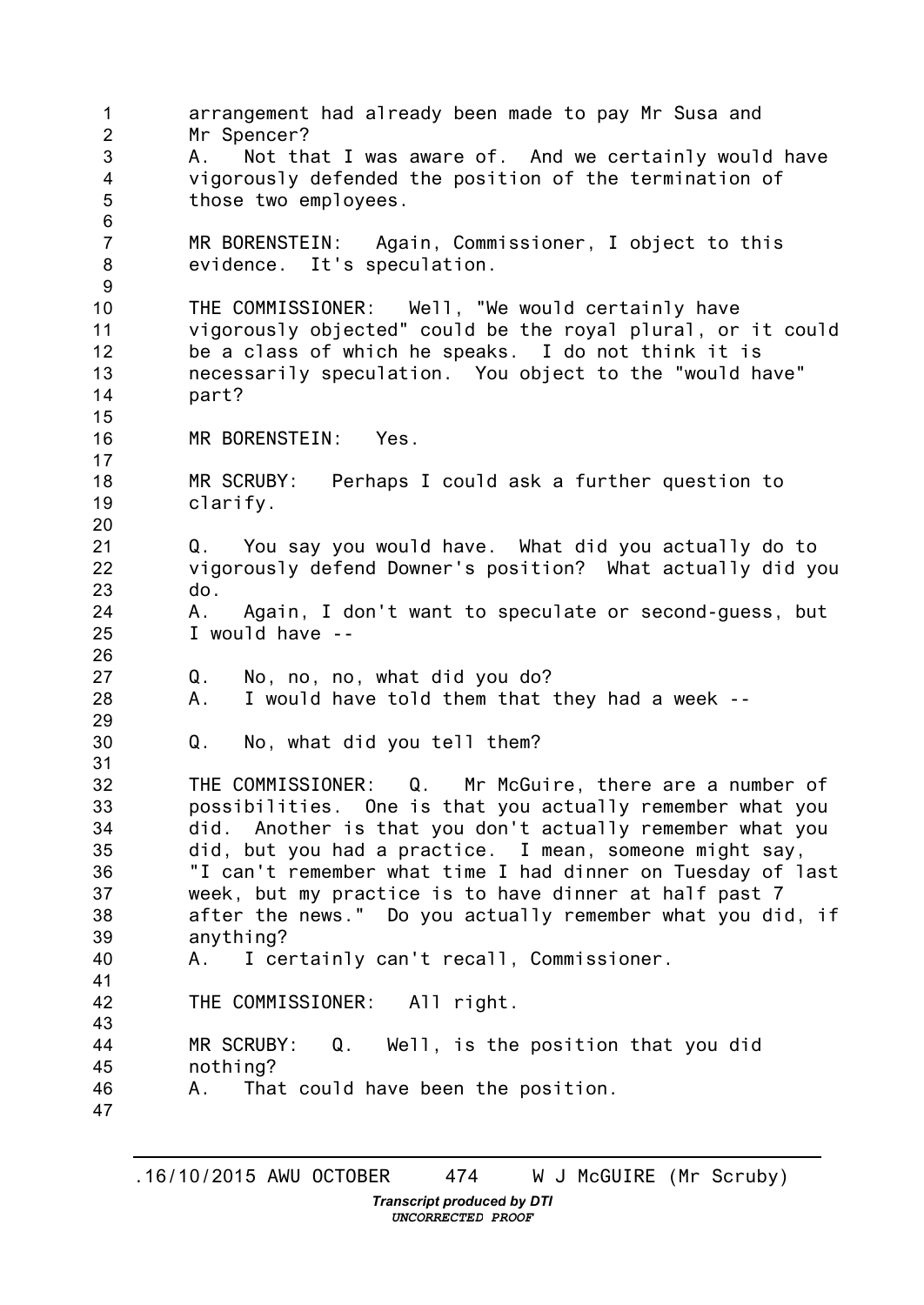arrangement had already been made to pay Mr Susa and Mr Spencer?

A. Not that I was aware of. And we certainly would have vigorously defended the position of the termination of those two employees.

MR BORENSTEIN: Again, Commissioner, I object to this evidence. It's speculation.

THE COMMISSIONER: Well, "We would certainly have vigorously objected" could be the royal plural, or it could be a class of which he speaks. I do not think it is necessarily speculation. You object to the "would have" part?

MR BORENSTEIN: Yes.

MR SCRUBY: Perhaps I could ask a further question to clarify.

Q. You say you would have. What did you actually do to vigorously defend Downer's position? What actually did you do.

A. Again, I don't want to speculate or second-guess, but I would have --

Q. No, no, no, what did you do?

A. I would have told them that they had a week --

Q. No, what did you tell them?

THE COMMISSIONER: Q. Mr McGuire, there are a number of possibilities. One is that you actually remember what you did. Another is that you don't actually remember what you did, but you had a practice. I mean, someone might say, "I can't remember what time I had dinner on Tuesday of last week, but my practice is to have dinner at half past 7 after the news." Do you actually remember what you did, if anything?

A. I certainly can't recall, Commissioner.

THE COMMISSIONER: All right.

MR SCRUBY: Q. Well, is the position that you did nothing?

A. That could have been the position.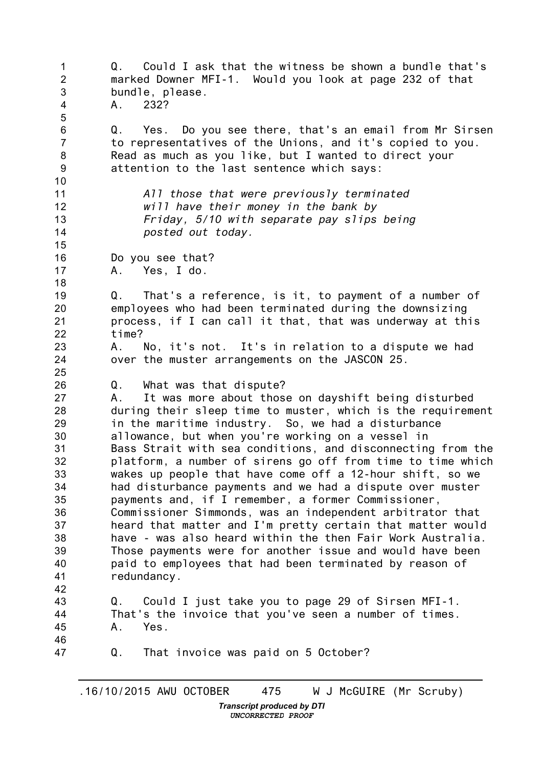Q. Could I ask that the witness be shown a bundle that's marked Downer MFI-1. Would you look at page 232 of that bundle, please.

A. 232?

Q. Yes. Do you see there, that's an email from Mr Sirsen to representatives of the Unions, and it's copied to you. Read as much as you like, but I wanted to direct your attention to the last sentence which says:

> *All those that were previously terminated will have their money in the bank by Friday, 5/10 with separate pay slips being posted out today.*

Do you see that?

A. Yes, I do.

Q. That's a reference, is it, to payment of a number of employees who had been terminated during the downsizing process, if I can call it that, that was underway at this time?

A. No, it's not. It's in relation to a dispute we had over the muster arrangements on the JASCON 25.

Q. What was that dispute?

A. It was more about those on dayshift being disturbed during their sleep time to muster, which is the requirement in the maritime industry. So, we had a disturbance allowance, but when you're working on a vessel in Bass Strait with sea conditions, and disconnecting from the platform, a number of sirens go off from time to time which wakes up people that have come off a 12-hour shift, so we had disturbance payments and we had a dispute over muster payments and, if I remember, a former Commissioner, Commissioner Simmonds, was an independent arbitrator that heard that matter and I'm pretty certain that matter would have - was also heard within the then Fair Work Australia. Those payments were for another issue and would have been paid to employees that had been terminated by reason of redundancy.

Q. Could I just take you to page 29 of Sirsen MFI-1. That's the invoice that you've seen a number of times.

A. Yes.

Q. That invoice was paid on 5 October?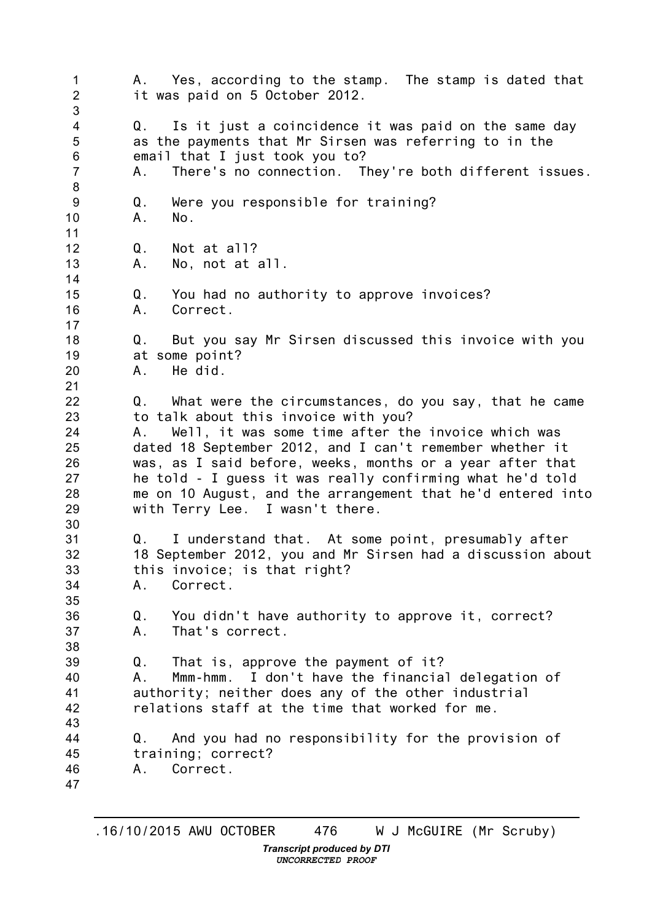A. Yes, according to the stamp. The stamp is dated that it was paid on 5 October 2012.

Q. Is it just a coincidence it was paid on the same day as the payments that Mr Sirsen was referring to in the email that I just took you to?
A. There's no connection. They're both different issues.

Q. Were you responsible for training?
A. No.

Q. Not at all?
A. No, not at all.

Q. You had no authority to approve invoices?
A. Correct.

Q. But you say Mr Sirsen discussed this invoice with you at some point?
A. He did.

Q. What were the circumstances, do you say, that he came to talk about this invoice with you?
A. Well, it was some time after the invoice which was dated 18 September 2012, and I can't remember whether it was, as I said before, weeks, months or a year after that he told - I guess it was really confirming what he'd told me on 10 August, and the arrangement that he'd entered into with Terry Lee. I wasn't there.

Q. I understand that. At some point, presumably after 18 September 2012, you and Mr Sirsen had a discussion about this invoice; is that right?
A. Correct.

Q. You didn't have authority to approve it, correct?
A. That's correct.

Q. That is, approve the payment of it?
A. Mmm-hmm. I don't have the financial delegation of authority; neither does any of the other industrial relations staff at the time that worked for me.

Q. And you had no responsibility for the provision of training; correct?
A. Correct.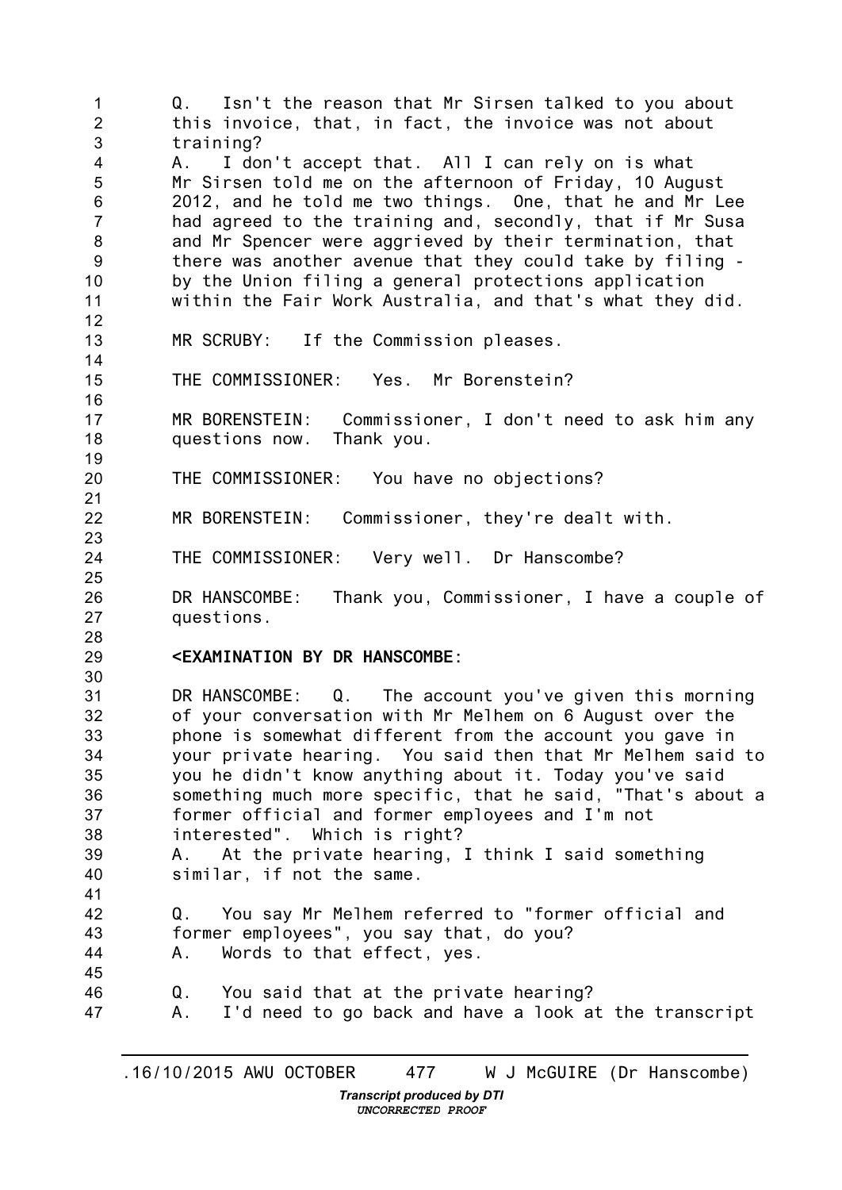Q. Isn't the reason that Mr Sirsen talked to you about this invoice, that, in fact, the invoice was not about training?
A. I don't accept that. All I can rely on is what Mr Sirsen told me on the afternoon of Friday, 10 August 2012, and he told me two things. One, that he and Mr Lee had agreed to the training and, secondly, that if Mr Susa and Mr Spencer were aggrieved by their termination, that there was another avenue that they could take by filing - by the Union filing a general protections application within the Fair Work Australia, and that's what they did.

MR SCRUBY: If the Commission pleases.

THE COMMISSIONER: Yes. Mr Borenstein?

MR BORENSTEIN: Commissioner, I don't need to ask him any questions now. Thank you.

THE COMMISSIONER: You have no objections?

MR BORENSTEIN: Commissioner, they're dealt with.

THE COMMISSIONER: Very well. Dr Hanscombe?

DR HANSCOMBE: Thank you, Commissioner, I have a couple of questions.

**<EXAMINATION BY DR HANSCOMBE:**

DR HANSCOMBE: Q. The account you've given this morning of your conversation with Mr Melhem on 6 August over the phone is somewhat different from the account you gave in your private hearing. You said then that Mr Melhem said to you he didn't know anything about it. Today you've said something much more specific, that he said, "That's about a former official and former employees and I'm not interested". Which is right?
A. At the private hearing, I think I said something similar, if not the same.

Q. You say Mr Melhem referred to "former official and former employees", you say that, do you?
A. Words to that effect, yes.

Q. You said that at the private hearing?
A. I'd need to go back and have a look at the transcript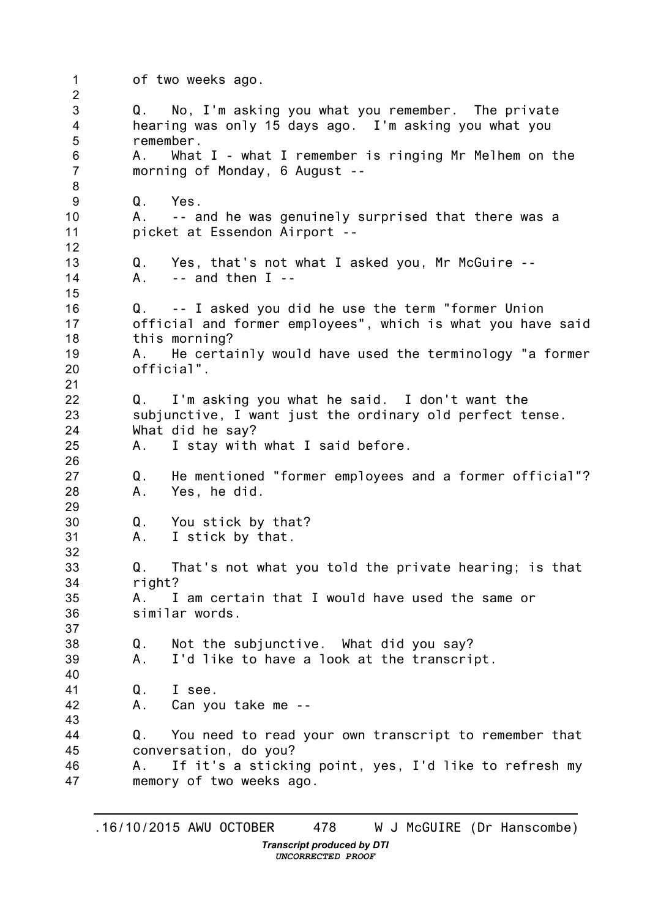of two weeks ago.

Q. No, I'm asking you what you remember. The private hearing was only 15 days ago. I'm asking you what you remember.
A. What I - what I remember is ringing Mr Melhem on the morning of Monday, 6 August --

Q. Yes.
A. -- and he was genuinely surprised that there was a picket at Essendon Airport --

Q. Yes, that's not what I asked you, Mr McGuire --
A. -- and then I --

Q. -- I asked you did he use the term "former Union official and former employees", which is what you have said this morning?
A. He certainly would have used the terminology "a former official".

Q. I'm asking you what he said. I don't want the subjunctive, I want just the ordinary old perfect tense. What did he say?
A. I stay with what I said before.

Q. He mentioned "former employees and a former official"?
A. Yes, he did.

Q. You stick by that?
A. I stick by that.

Q. That's not what you told the private hearing; is that right?
A. I am certain that I would have used the same or similar words.

Q. Not the subjunctive. What did you say?
A. I'd like to have a look at the transcript.

Q. I see.
A. Can you take me --

Q. You need to read your own transcript to remember that conversation, do you?
A. If it's a sticking point, yes, I'd like to refresh my memory of two weeks ago.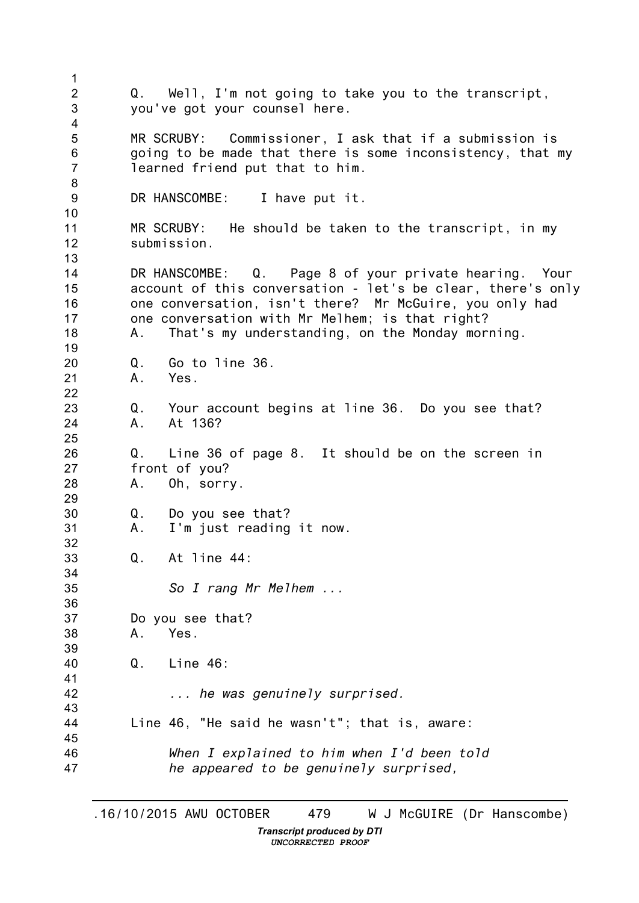Q. Well, I'm not going to take you to the transcript, you've got your counsel here.

MR SCRUBY: Commissioner, I ask that if a submission is going to be made that there is some inconsistency, that my learned friend put that to him.

DR HANSCOMBE: I have put it.

MR SCRUBY: He should be taken to the transcript, in my submission.

DR HANSCOMBE: Q. Page 8 of your private hearing. Your account of this conversation - let's be clear, there's only one conversation, isn't there? Mr McGuire, you only had one conversation with Mr Melhem; is that right?
A. That's my understanding, on the Monday morning.

Q. Go to line 36.
A. Yes.

Q. Your account begins at line 36. Do you see that?
A. At 136?

Q. Line 36 of page 8. It should be on the screen in front of you?
A. Oh, sorry.

Q. Do you see that?
A. I'm just reading it now.

Q. At line 44:

> *So I rang Mr Melhem ...*

Do you see that?
A. Yes.

Q. Line 46:

> *... he was genuinely surprised.*

Line 46, "He said he wasn't"; that is, aware:

> *When I explained to him when I'd been told he appeared to be genuinely surprised,*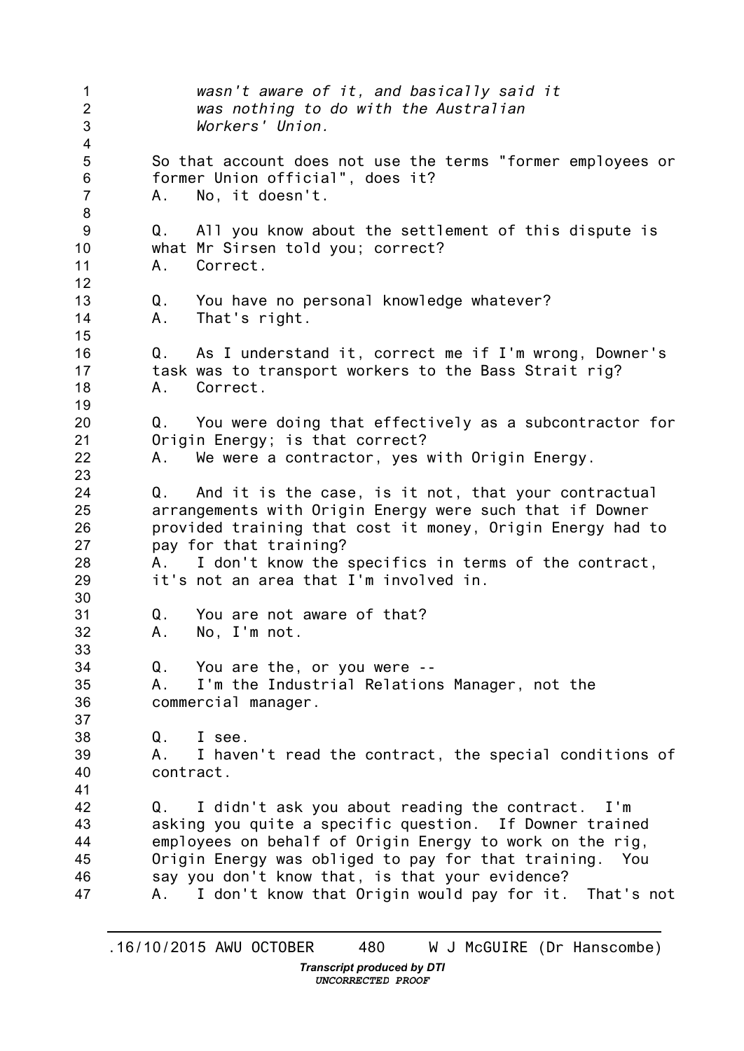*wasn't aware of it, and basically said it was nothing to do with the Australian Workers' Union.*

So that account does not use the terms "former employees or former Union official", does it?
A. No, it doesn't.

Q. All you know about the settlement of this dispute is what Mr Sirsen told you; correct?
A. Correct.

Q. You have no personal knowledge whatever?
A. That's right.

Q. As I understand it, correct me if I'm wrong, Downer's task was to transport workers to the Bass Strait rig?
A. Correct.

Q. You were doing that effectively as a subcontractor for Origin Energy; is that correct?
A. We were a contractor, yes with Origin Energy.

Q. And it is the case, is it not, that your contractual arrangements with Origin Energy were such that if Downer provided training that cost it money, Origin Energy had to pay for that training?
A. I don't know the specifics in terms of the contract, it's not an area that I'm involved in.

Q. You are not aware of that?
A. No, I'm not.

Q. You are the, or you were --
A. I'm the Industrial Relations Manager, not the commercial manager.

Q. I see.
A. I haven't read the contract, the special conditions of contract.

Q. I didn't ask you about reading the contract. I'm asking you quite a specific question. If Downer trained employees on behalf of Origin Energy to work on the rig, Origin Energy was obliged to pay for that training. You say you don't know that, is that your evidence?
A. I don't know that Origin would pay for it. That's not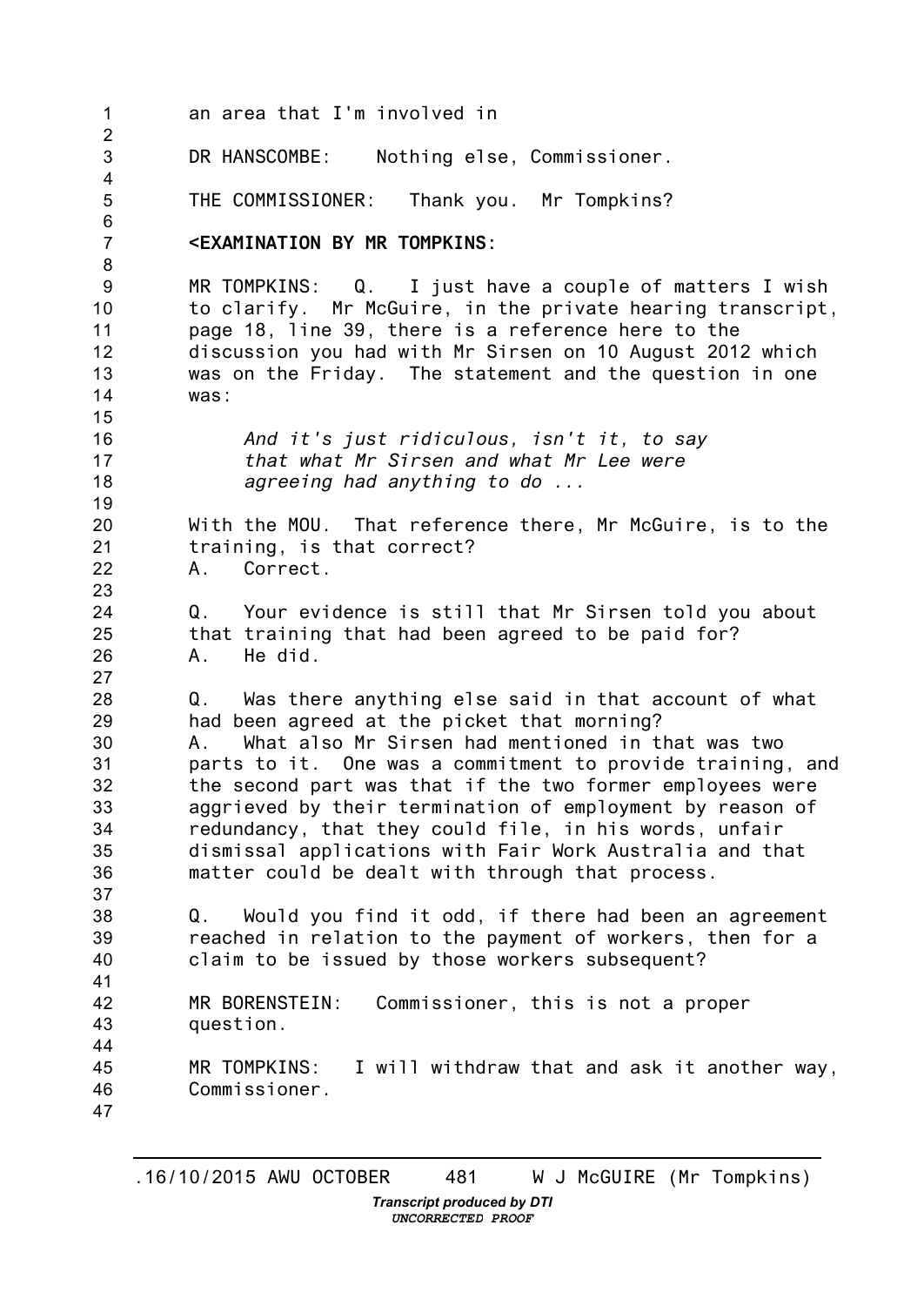an area that I'm involved in

DR HANSCOMBE: Nothing else, Commissioner.

THE COMMISSIONER: Thank you. Mr Tompkins?

**<EXAMINATION BY MR TOMPKINS:**

MR TOMPKINS: Q. I just have a couple of matters I wish to clarify. Mr McGuire, in the private hearing transcript, page 18, line 39, there is a reference here to the discussion you had with Mr Sirsen on 10 August 2012 which was on the Friday. The statement and the question in one was:

> *And it's just ridiculous, isn't it, to say that what Mr Sirsen and what Mr Lee were agreeing had anything to do ...*

With the MOU. That reference there, Mr McGuire, is to the training, is that correct?
A. Correct.

Q. Your evidence is still that Mr Sirsen told you about that training that had been agreed to be paid for?
A. He did.

Q. Was there anything else said in that account of what had been agreed at the picket that morning?
A. What also Mr Sirsen had mentioned in that was two parts to it. One was a commitment to provide training, and the second part was that if the two former employees were aggrieved by their termination of employment by reason of redundancy, that they could file, in his words, unfair dismissal applications with Fair Work Australia and that matter could be dealt with through that process.

Q. Would you find it odd, if there had been an agreement reached in relation to the payment of workers, then for a claim to be issued by those workers subsequent?

MR BORENSTEIN: Commissioner, this is not a proper question.

MR TOMPKINS: I will withdraw that and ask it another way, Commissioner.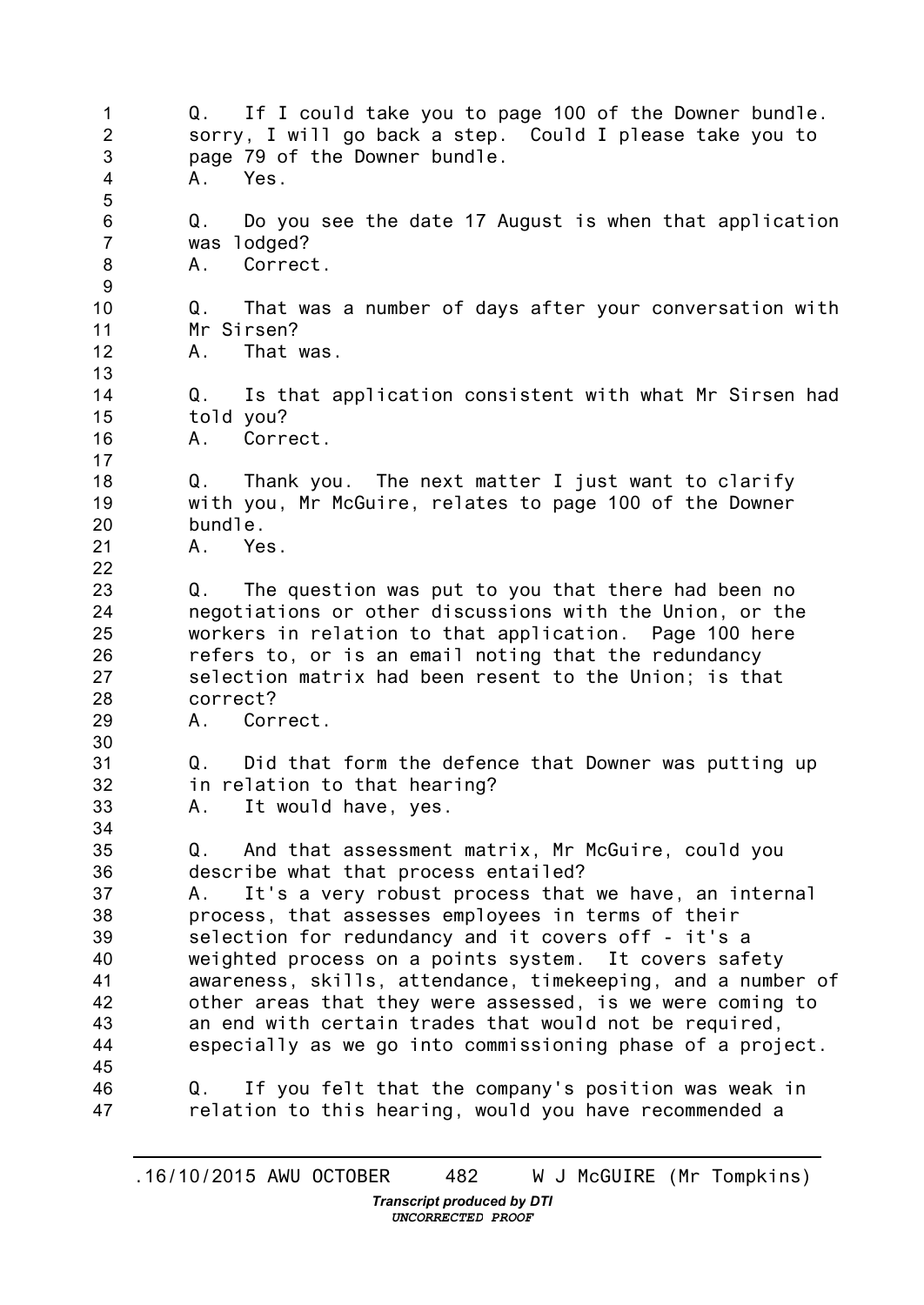Q. If I could take you to page 100 of the Downer bundle. sorry, I will go back a step. Could I please take you to page 79 of the Downer bundle.
A. Yes.

Q. Do you see the date 17 August is when that application was lodged?
A. Correct.

Q. That was a number of days after your conversation with Mr Sirsen?
A. That was.

Q. Is that application consistent with what Mr Sirsen had told you?
A. Correct.

Q. Thank you. The next matter I just want to clarify with you, Mr McGuire, relates to page 100 of the Downer bundle.
A. Yes.

Q. The question was put to you that there had been no negotiations or other discussions with the Union, or the workers in relation to that application. Page 100 here refers to, or is an email noting that the redundancy selection matrix had been resent to the Union; is that correct?
A. Correct.

Q. Did that form the defence that Downer was putting up in relation to that hearing?
A. It would have, yes.

Q. And that assessment matrix, Mr McGuire, could you describe what that process entailed?
A. It's a very robust process that we have, an internal process, that assesses employees in terms of their selection for redundancy and it covers off - it's a weighted process on a points system. It covers safety awareness, skills, attendance, timekeeping, and a number of other areas that they were assessed, is we were coming to an end with certain trades that would not be required, especially as we go into commissioning phase of a project.

Q. If you felt that the company's position was weak in relation to this hearing, would you have recommended a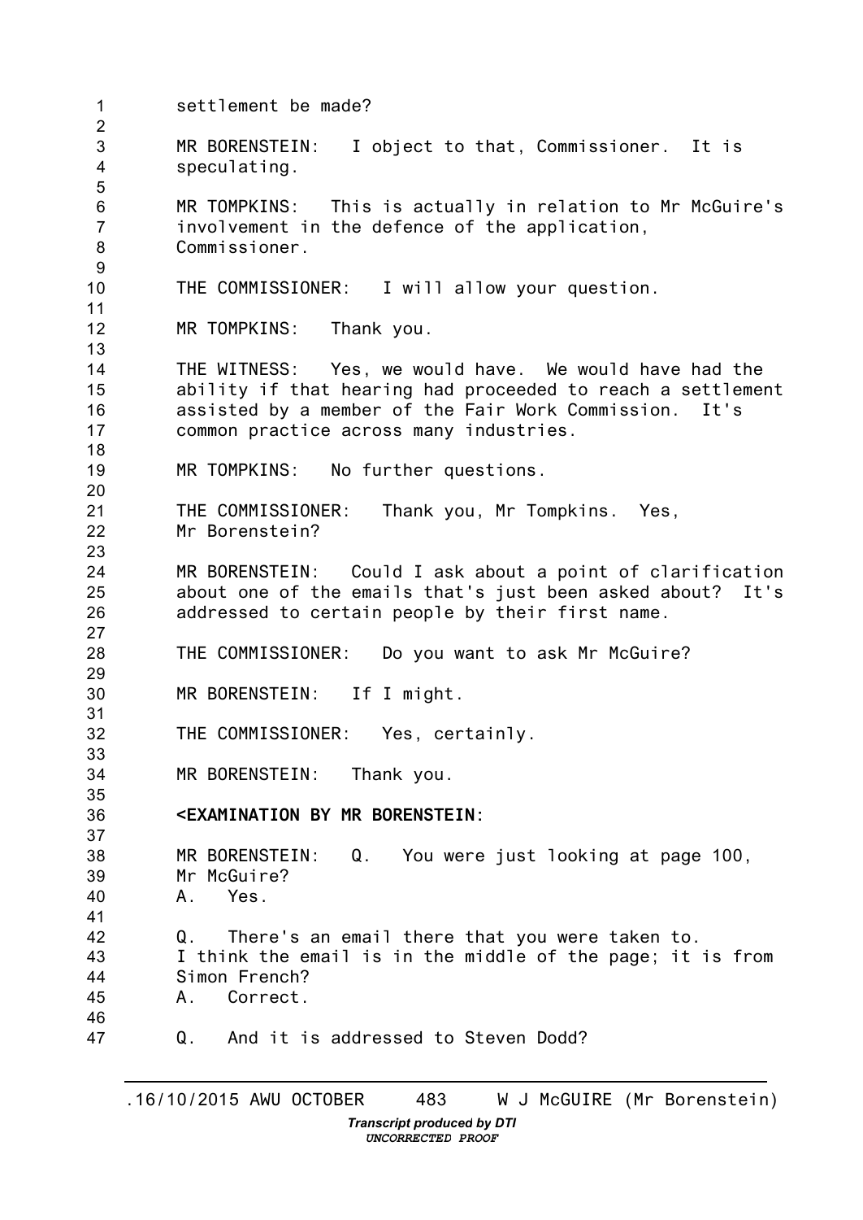settlement be made?

MR BORENSTEIN: I object to that, Commissioner. It is speculating.

MR TOMPKINS: This is actually in relation to Mr McGuire's involvement in the defence of the application, Commissioner.

THE COMMISSIONER: I will allow your question.

MR TOMPKINS: Thank you.

THE WITNESS: Yes, we would have. We would have had the ability if that hearing had proceeded to reach a settlement assisted by a member of the Fair Work Commission. It's common practice across many industries.

MR TOMPKINS: No further questions.

THE COMMISSIONER: Thank you, Mr Tompkins. Yes, Mr Borenstein?

MR BORENSTEIN: Could I ask about a point of clarification about one of the emails that's just been asked about? It's addressed to certain people by their first name.

THE COMMISSIONER: Do you want to ask Mr McGuire?

MR BORENSTEIN: If I might.

THE COMMISSIONER: Yes, certainly.

MR BORENSTEIN: Thank you.

**<EXAMINATION BY MR BORENSTEIN:**

MR BORENSTEIN: Q. You were just looking at page 100, Mr McGuire?
A. Yes.

Q. There's an email there that you were taken to. I think the email is in the middle of the page; it is from Simon French?
A. Correct.

Q. And it is addressed to Steven Dodd?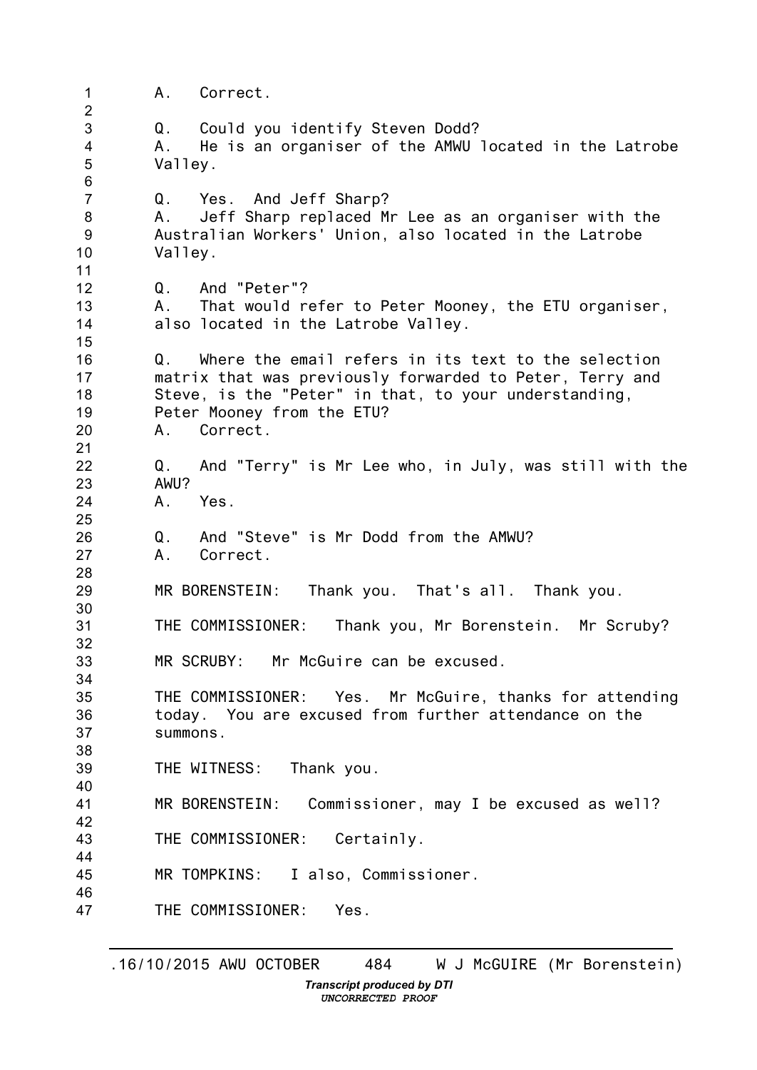A. Correct.

Q. Could you identify Steven Dodd?
A. He is an organiser of the AMWU located in the Latrobe Valley.

Q. Yes. And Jeff Sharp?
A. Jeff Sharp replaced Mr Lee as an organiser with the Australian Workers' Union, also located in the Latrobe Valley.

Q. And "Peter"?
A. That would refer to Peter Mooney, the ETU organiser, also located in the Latrobe Valley.

Q. Where the email refers in its text to the selection matrix that was previously forwarded to Peter, Terry and Steve, is the "Peter" in that, to your understanding, Peter Mooney from the ETU?
A. Correct.

Q. And "Terry" is Mr Lee who, in July, was still with the AWU?
A. Yes.

Q. And "Steve" is Mr Dodd from the AMWU?
A. Correct.

MR BORENSTEIN: Thank you. That's all. Thank you.

THE COMMISSIONER: Thank you, Mr Borenstein. Mr Scruby?

MR SCRUBY: Mr McGuire can be excused.

THE COMMISSIONER: Yes. Mr McGuire, thanks for attending today. You are excused from further attendance on the summons.

THE WITNESS: Thank you.

MR BORENSTEIN: Commissioner, may I be excused as well?

THE COMMISSIONER: Certainly.

MR TOMPKINS: I also, Commissioner.

THE COMMISSIONER: Yes.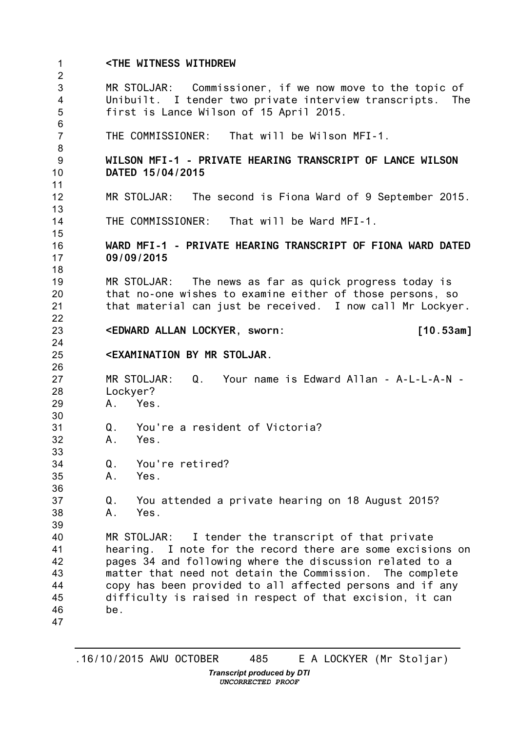**<THE WITNESS WITHDREW**

MR STOLJAR: Commissioner, if we now move to the topic of Unibuilt. I tender two private interview transcripts. The first is Lance Wilson of 15 April 2015.

THE COMMISSIONER: That will be Wilson MFI-1.

**WILSON MFI-1 - PRIVATE HEARING TRANSCRIPT OF LANCE WILSON DATED 15/04/2015**

MR STOLJAR: The second is Fiona Ward of 9 September 2015.

THE COMMISSIONER: That will be Ward MFI-1.

**WARD MFI-1 - PRIVATE HEARING TRANSCRIPT OF FIONA WARD DATED 09/09/2015**

MR STOLJAR: The news as far as quick progress today is that no-one wishes to examine either of those persons, so that material can just be received. I now call Mr Lockyer.

**<EDWARD ALLAN LOCKYER, sworn: [10.53am]**

**<EXAMINATION BY MR STOLJAR.**

MR STOLJAR: Q. Your name is Edward Allan - A-L-L-A-N - Lockyer?
A. Yes.

Q. You're a resident of Victoria?
A. Yes.

Q. You're retired?
A. Yes.

Q. You attended a private hearing on 18 August 2015?
A. Yes.

MR STOLJAR: I tender the transcript of that private hearing. I note for the record there are some excisions on pages 34 and following where the discussion related to a matter that need not detain the Commission. The complete copy has been provided to all affected persons and if any difficulty is raised in respect of that excision, it can be.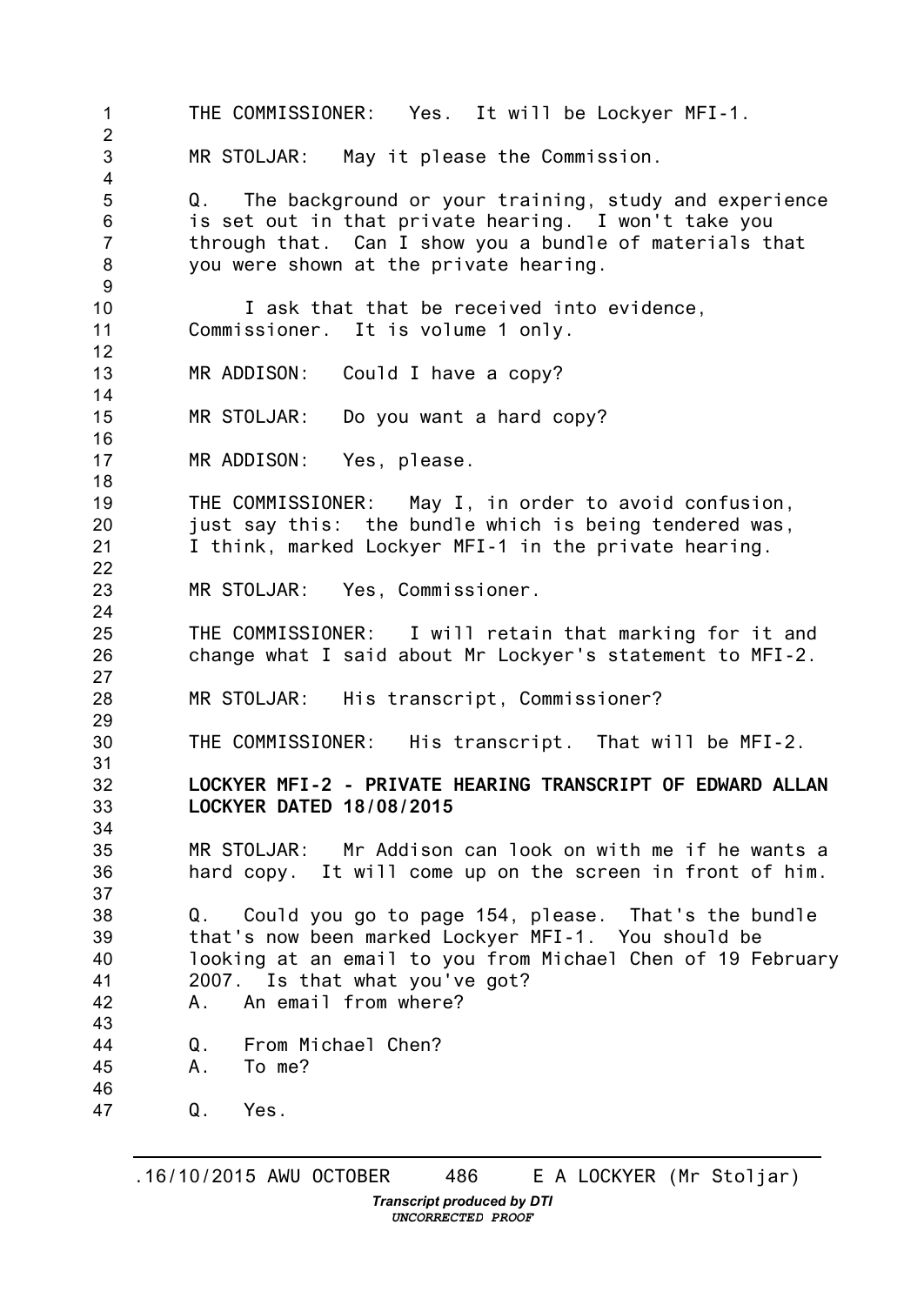THE COMMISSIONER: Yes. It will be Lockyer MFI-1.

MR STOLJAR: May it please the Commission.

Q. The background or your training, study and experience is set out in that private hearing. I won't take you through that. Can I show you a bundle of materials that you were shown at the private hearing.

I ask that that be received into evidence, Commissioner. It is volume 1 only.

MR ADDISON: Could I have a copy?

MR STOLJAR: Do you want a hard copy?

MR ADDISON: Yes, please.

THE COMMISSIONER: May I, in order to avoid confusion, just say this: the bundle which is being tendered was, I think, marked Lockyer MFI-1 in the private hearing.

MR STOLJAR: Yes, Commissioner.

THE COMMISSIONER: I will retain that marking for it and change what I said about Mr Lockyer's statement to MFI-2.

MR STOLJAR: His transcript, Commissioner?

THE COMMISSIONER: His transcript. That will be MFI-2.

**LOCKYER MFI-2 - PRIVATE HEARING TRANSCRIPT OF EDWARD ALLAN LOCKYER DATED 18/08/2015**

MR STOLJAR: Mr Addison can look on with me if he wants a hard copy. It will come up on the screen in front of him.

Q. Could you go to page 154, please. That's the bundle that's now been marked Lockyer MFI-1. You should be looking at an email to you from Michael Chen of 19 February 2007. Is that what you've got?
A. An email from where?

Q. From Michael Chen?
A. To me?

Q. Yes.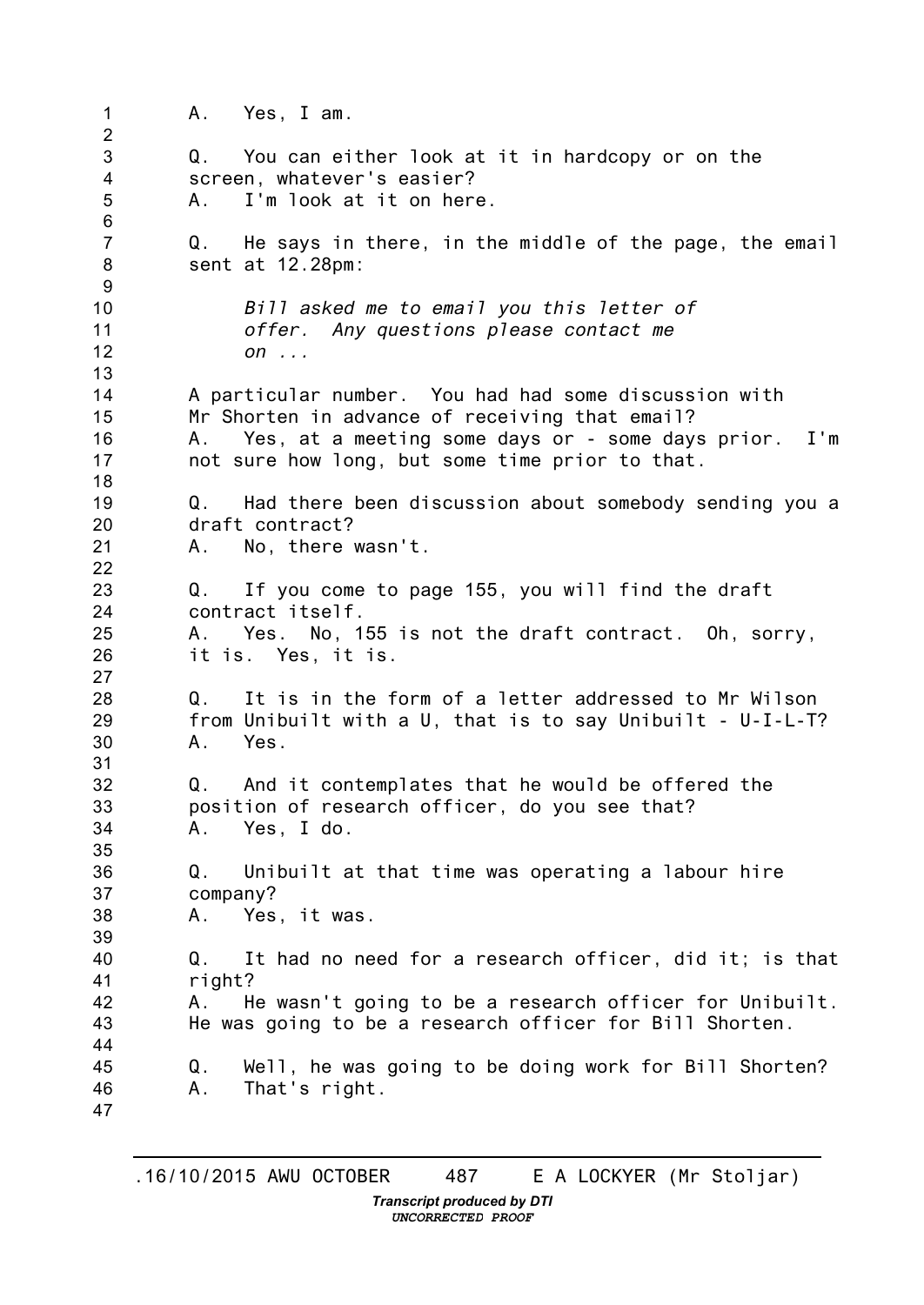A. Yes, I am.

Q. You can either look at it in hardcopy or on the screen, whatever's easier?
A. I'm look at it on here.

Q. He says in there, in the middle of the page, the email sent at 12.28pm:

> *Bill asked me to email you this letter of offer. Any questions please contact me on ...*

A particular number. You had had some discussion with Mr Shorten in advance of receiving that email?
A. Yes, at a meeting some days or - some days prior. I'm not sure how long, but some time prior to that.

Q. Had there been discussion about somebody sending you a draft contract?
A. No, there wasn't.

Q. If you come to page 155, you will find the draft contract itself.
A. Yes. No, 155 is not the draft contract. Oh, sorry, it is. Yes, it is.

Q. It is in the form of a letter addressed to Mr Wilson from Unibuilt with a U, that is to say Unibuilt - U-I-L-T?
A. Yes.

Q. And it contemplates that he would be offered the position of research officer, do you see that?
A. Yes, I do.

Q. Unibuilt at that time was operating a labour hire company?
A. Yes, it was.

Q. It had no need for a research officer, did it; is that right?
A. He wasn't going to be a research officer for Unibuilt. He was going to be a research officer for Bill Shorten.

Q. Well, he was going to be doing work for Bill Shorten?
A. That's right.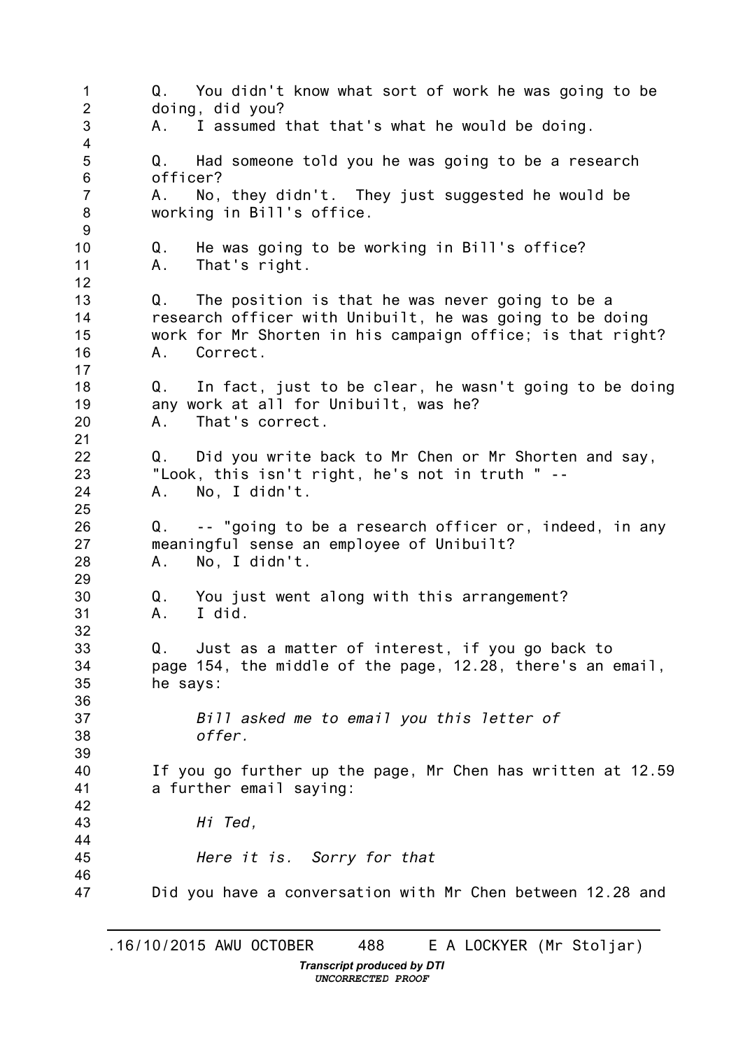Q. You didn't know what sort of work he was going to be doing, did you?
A. I assumed that that's what he would be doing.

Q. Had someone told you he was going to be a research officer?
A. No, they didn't. They just suggested he would be working in Bill's office.

Q. He was going to be working in Bill's office?
A. That's right.

Q. The position is that he was never going to be a research officer with Unibuilt, he was going to be doing work for Mr Shorten in his campaign office; is that right?
A. Correct.

Q. In fact, just to be clear, he wasn't going to be doing any work at all for Unibuilt, was he?
A. That's correct.

Q. Did you write back to Mr Chen or Mr Shorten and say, "Look, this isn't right, he's not in truth " --
A. No, I didn't.

Q. -- "going to be a research officer or, indeed, in any meaningful sense an employee of Unibuilt?
A. No, I didn't.

Q. You just went along with this arrangement?
A. I did.

Q. Just as a matter of interest, if you go back to page 154, the middle of the page, 12.28, there's an email, he says:

> *Bill asked me to email you this letter of offer.*

If you go further up the page, Mr Chen has written at 12.59 a further email saying:

> *Hi Ted,*
>
> *Here it is. Sorry for that*

Did you have a conversation with Mr Chen between 12.28 and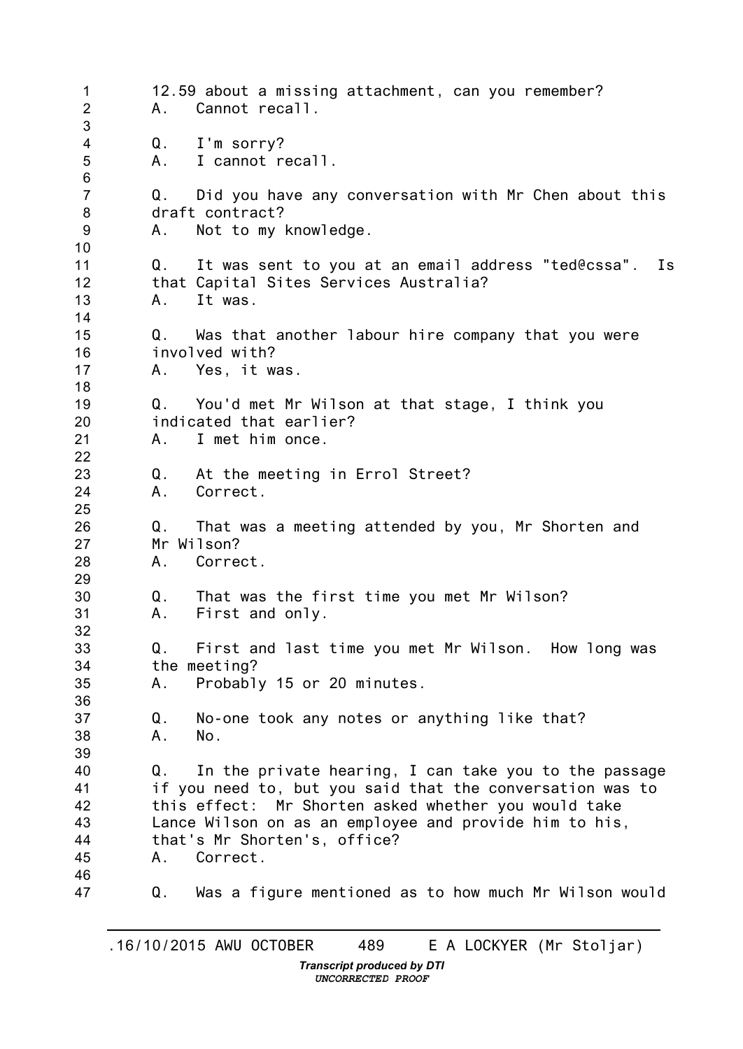12.59 about a missing attachment, can you remember?
A. Cannot recall.

Q. I'm sorry?
A. I cannot recall.

Q. Did you have any conversation with Mr Chen about this draft contract?
A. Not to my knowledge.

Q. It was sent to you at an email address "ted@cssa". Is that Capital Sites Services Australia?
A. It was.

Q. Was that another labour hire company that you were involved with?
A. Yes, it was.

Q. You'd met Mr Wilson at that stage, I think you indicated that earlier?
A. I met him once.

Q. At the meeting in Errol Street?
A. Correct.

Q. That was a meeting attended by you, Mr Shorten and Mr Wilson?
A. Correct.

Q. That was the first time you met Mr Wilson?
A. First and only.

Q. First and last time you met Mr Wilson. How long was the meeting?
A. Probably 15 or 20 minutes.

Q. No-one took any notes or anything like that?
A. No.

Q. In the private hearing, I can take you to the passage if you need to, but you said that the conversation was to this effect: Mr Shorten asked whether you would take Lance Wilson on as an employee and provide him to his, that's Mr Shorten's, office?
A. Correct.

Q. Was a figure mentioned as to how much Mr Wilson would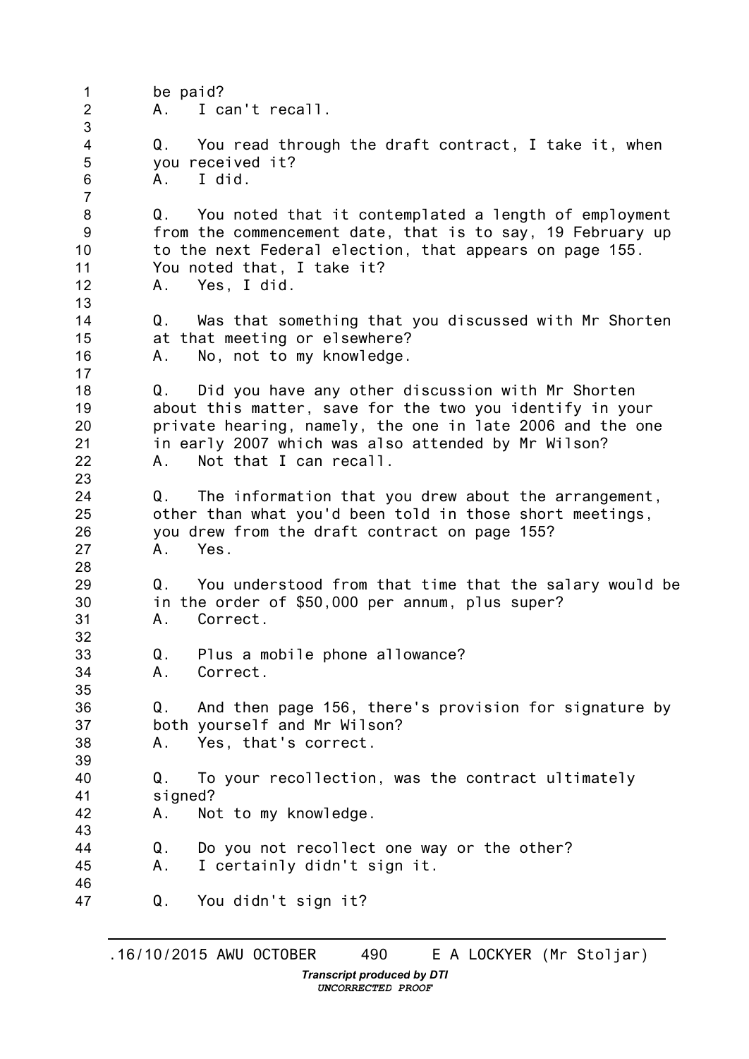be paid?
A. I can't recall.

Q. You read through the draft contract, I take it, when you received it?
A. I did.

Q. You noted that it contemplated a length of employment from the commencement date, that is to say, 19 February up to the next Federal election, that appears on page 155. You noted that, I take it?
A. Yes, I did.

Q. Was that something that you discussed with Mr Shorten at that meeting or elsewhere?
A. No, not to my knowledge.

Q. Did you have any other discussion with Mr Shorten about this matter, save for the two you identify in your private hearing, namely, the one in late 2006 and the one in early 2007 which was also attended by Mr Wilson?
A. Not that I can recall.

Q. The information that you drew about the arrangement, other than what you'd been told in those short meetings, you drew from the draft contract on page 155?
A. Yes.

Q. You understood from that time that the salary would be in the order of $50,000 per annum, plus super?
A. Correct.

Q. Plus a mobile phone allowance?
A. Correct.

Q. And then page 156, there's provision for signature by both yourself and Mr Wilson?
A. Yes, that's correct.

Q. To your recollection, was the contract ultimately signed?
A. Not to my knowledge.

Q. Do you not recollect one way or the other?
A. I certainly didn't sign it.

Q. You didn't sign it?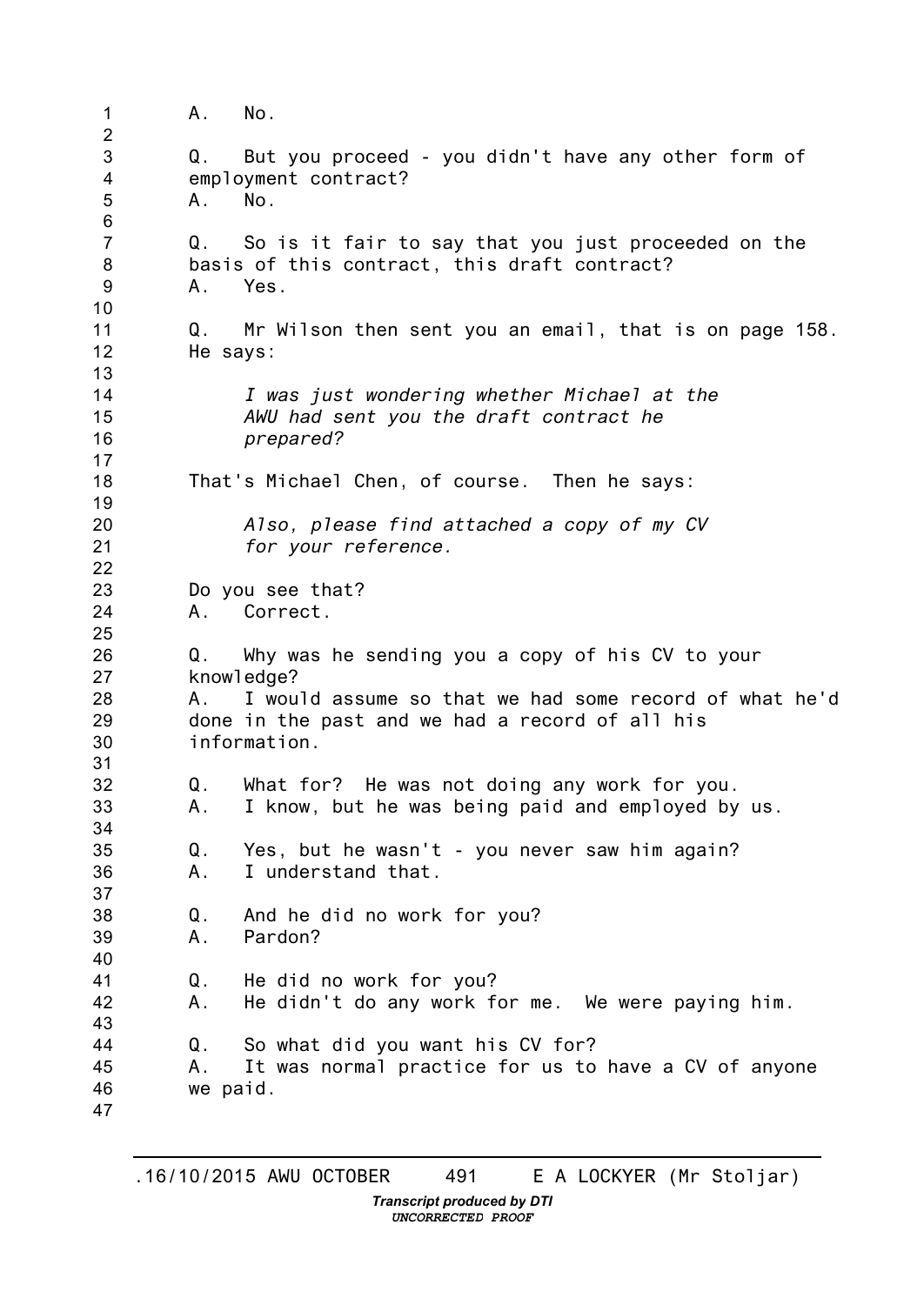A. No.

Q. But you proceed - you didn't have any other form of employment contract?
A. No.

Q. So is it fair to say that you just proceeded on the basis of this contract, this draft contract?
A. Yes.

Q. Mr Wilson then sent you an email, that is on page 158. He says:

> *I was just wondering whether Michael at the AWU had sent you the draft contract he prepared?*

That's Michael Chen, of course. Then he says:

> *Also, please find attached a copy of my CV for your reference.*

Do you see that?
A. Correct.

Q. Why was he sending you a copy of his CV to your knowledge?
A. I would assume so that we had some record of what he'd done in the past and we had a record of all his information.

Q. What for? He was not doing any work for you.
A. I know, but he was being paid and employed by us.

Q. Yes, but he wasn't - you never saw him again?
A. I understand that.

Q. And he did no work for you?
A. Pardon?

Q. He did no work for you?
A. He didn't do any work for me. We were paying him.

Q. So what did you want his CV for?
A. It was normal practice for us to have a CV of anyone we paid.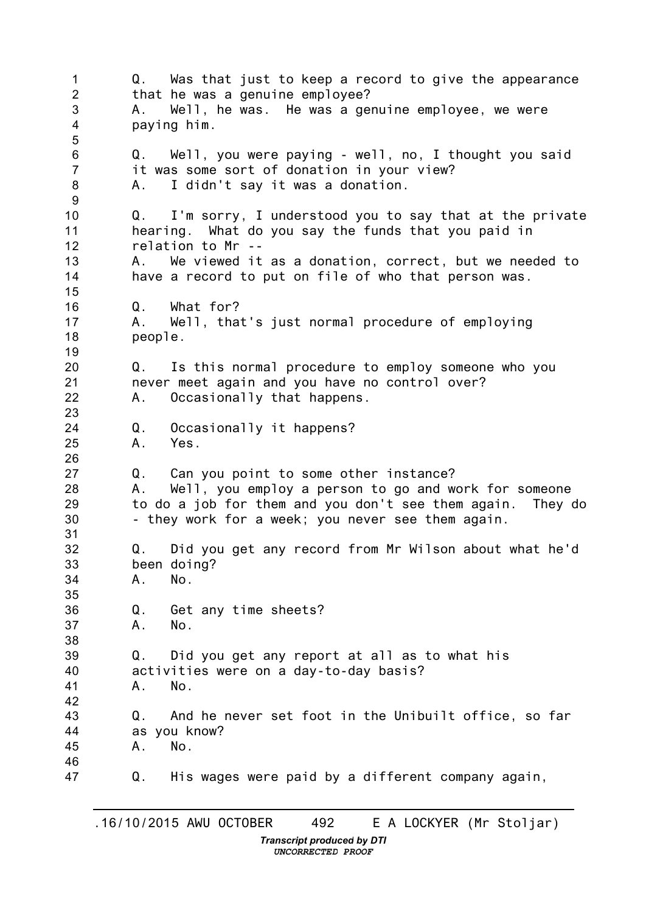Q. Was that just to keep a record to give the appearance that he was a genuine employee?

A. Well, he was. He was a genuine employee, we were paying him.

Q. Well, you were paying - well, no, I thought you said it was some sort of donation in your view?

A. I didn't say it was a donation.

Q. I'm sorry, I understood you to say that at the private hearing. What do you say the funds that you paid in relation to Mr --

A. We viewed it as a donation, correct, but we needed to have a record to put on file of who that person was.

Q. What for?

A. Well, that's just normal procedure of employing people.

Q. Is this normal procedure to employ someone who you never meet again and you have no control over?

A. Occasionally that happens.

Q. Occasionally it happens?

A. Yes.

Q. Can you point to some other instance?

A. Well, you employ a person to go and work for someone to do a job for them and you don't see them again. They do - they work for a week; you never see them again.

Q. Did you get any record from Mr Wilson about what he'd been doing?

A. No.

Q. Get any time sheets?

A. No.

Q. Did you get any report at all as to what his activities were on a day-to-day basis?

A. No.

Q. And he never set foot in the Unibuilt office, so far as you know?

A. No.

Q. His wages were paid by a different company again,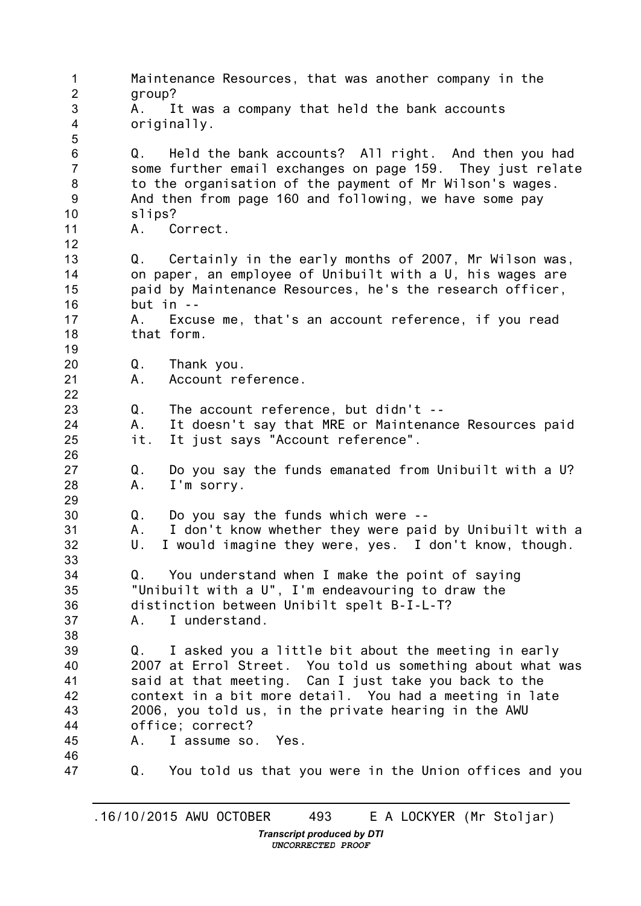Maintenance Resources, that was another company in the group?

A. It was a company that held the bank accounts originally.

Q. Held the bank accounts? All right. And then you had some further email exchanges on page 159. They just relate to the organisation of the payment of Mr Wilson's wages. And then from page 160 and following, we have some pay slips?

A. Correct.

Q. Certainly in the early months of 2007, Mr Wilson was, on paper, an employee of Unibuilt with a U, his wages are paid by Maintenance Resources, he's the research officer, but in --

A. Excuse me, that's an account reference, if you read that form.

Q. Thank you.

A. Account reference.

Q. The account reference, but didn't --

A. It doesn't say that MRE or Maintenance Resources paid it. It just says "Account reference".

Q. Do you say the funds emanated from Unibuilt with a U?

A. I'm sorry.

Q. Do you say the funds which were --

A. I don't know whether they were paid by Unibuilt with a U. I would imagine they were, yes. I don't know, though.

Q. You understand when I make the point of saying "Unibuilt with a U", I'm endeavouring to draw the distinction between Unibilt spelt B-I-L-T?

A. I understand.

Q. I asked you a little bit about the meeting in early 2007 at Errol Street. You told us something about what was said at that meeting. Can I just take you back to the context in a bit more detail. You had a meeting in late 2006, you told us, in the private hearing in the AWU office; correct?

A. I assume so. Yes.

Q. You told us that you were in the Union offices and you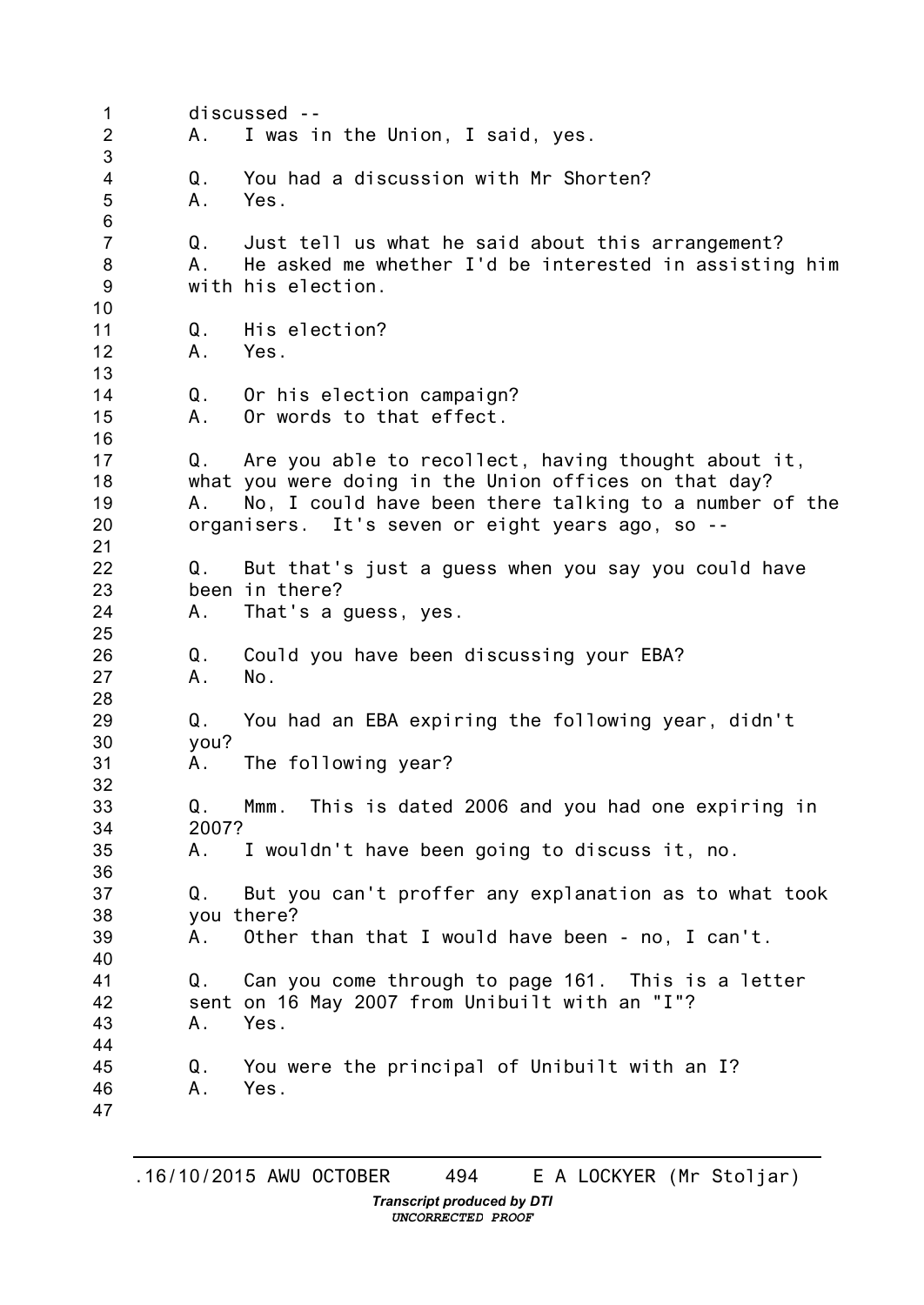discussed --

A. I was in the Union, I said, yes.

Q. You had a discussion with Mr Shorten?

A. Yes.

Q. Just tell us what he said about this arrangement?

A. He asked me whether I'd be interested in assisting him with his election.

Q. His election?

A. Yes.

Q. Or his election campaign?

A. Or words to that effect.

Q. Are you able to recollect, having thought about it, what you were doing in the Union offices on that day?

A. No, I could have been there talking to a number of the organisers. It's seven or eight years ago, so --

Q. But that's just a guess when you say you could have been in there?

A. That's a guess, yes.

Q. Could you have been discussing your EBA?

A. No.

Q. You had an EBA expiring the following year, didn't you?

A. The following year?

Q. Mmm. This is dated 2006 and you had one expiring in 2007?

A. I wouldn't have been going to discuss it, no.

Q. But you can't proffer any explanation as to what took you there?

A. Other than that I would have been - no, I can't.

Q. Can you come through to page 161. This is a letter sent on 16 May 2007 from Unibuilt with an "I"?

A. Yes.

Q. You were the principal of Unibuilt with an I?

A. Yes.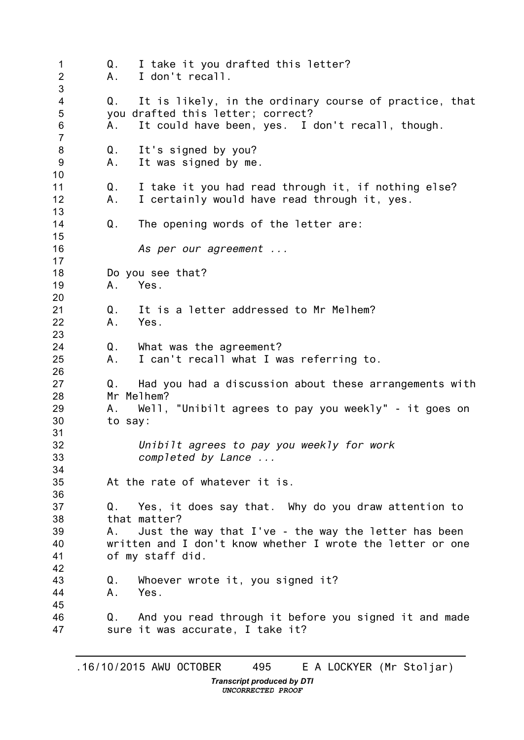Q. I take it you drafted this letter?
A. I don't recall.

Q. It is likely, in the ordinary course of practice, that you drafted this letter; correct?
A. It could have been, yes. I don't recall, though.

Q. It's signed by you?
A. It was signed by me.

Q. I take it you had read through it, if nothing else?
A. I certainly would have read through it, yes.

Q. The opening words of the letter are:

> *As per our agreement ...*

Do you see that?
A. Yes.

Q. It is a letter addressed to Mr Melhem?
A. Yes.

Q. What was the agreement?
A. I can't recall what I was referring to.

Q. Had you had a discussion about these arrangements with Mr Melhem?
A. Well, "Unibilt agrees to pay you weekly" - it goes on to say:

> *Unibilt agrees to pay you weekly for work completed by Lance ...*

At the rate of whatever it is.

Q. Yes, it does say that. Why do you draw attention to that matter?
A. Just the way that I've - the way the letter has been written and I don't know whether I wrote the letter or one of my staff did.

Q. Whoever wrote it, you signed it?
A. Yes.

Q. And you read through it before you signed it and made sure it was accurate, I take it?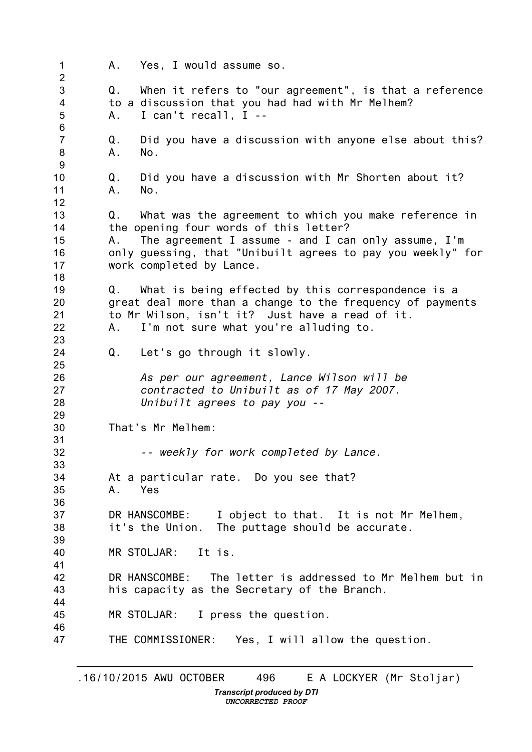A. Yes, I would assume so.

Q. When it refers to "our agreement", is that a reference to a discussion that you had had with Mr Melhem?
A. I can't recall, I --

Q. Did you have a discussion with anyone else about this?
A. No.

Q. Did you have a discussion with Mr Shorten about it?
A. No.

Q. What was the agreement to which you make reference in the opening four words of this letter?
A. The agreement I assume - and I can only assume, I'm only guessing, that "Unibuilt agrees to pay you weekly" for work completed by Lance.

Q. What is being effected by this correspondence is a great deal more than a change to the frequency of payments to Mr Wilson, isn't it? Just have a read of it.
A. I'm not sure what you're alluding to.

Q. Let's go through it slowly.

> *As per our agreement, Lance Wilson will be contracted to Unibuilt as of 17 May 2007. Unibuilt agrees to pay you --*

That's Mr Melhem:

> *-- weekly for work completed by Lance.*

At a particular rate. Do you see that?
A. Yes

DR HANSCOMBE: I object to that. It is not Mr Melhem, it's the Union. The puttage should be accurate.

MR STOLJAR: It is.

DR HANSCOMBE: The letter is addressed to Mr Melhem but in his capacity as the Secretary of the Branch.

MR STOLJAR: I press the question.

THE COMMISSIONER: Yes, I will allow the question.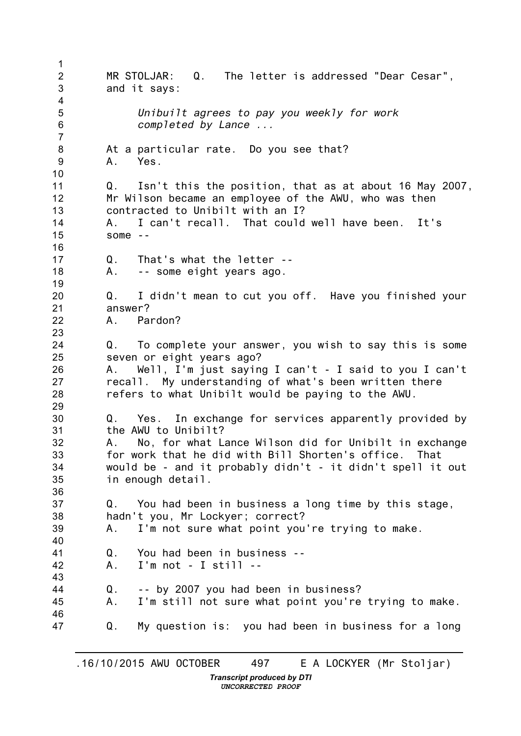MR STOLJAR: Q. The letter is addressed "Dear Cesar", and it says:

> *Unibuilt agrees to pay you weekly for work completed by Lance ...*

At a particular rate. Do you see that?
A. Yes.

Q. Isn't this the position, that as at about 16 May 2007, Mr Wilson became an employee of the AWU, who was then contracted to Unibilt with an I?
A. I can't recall. That could well have been. It's some --

Q. That's what the letter --
A. -- some eight years ago.

Q. I didn't mean to cut you off. Have you finished your answer?
A. Pardon?

Q. To complete your answer, you wish to say this is some seven or eight years ago?
A. Well, I'm just saying I can't - I said to you I can't recall. My understanding of what's been written there refers to what Unibilt would be paying to the AWU.

Q. Yes. In exchange for services apparently provided by the AWU to Unibilt?
A. No, for what Lance Wilson did for Unibilt in exchange for work that he did with Bill Shorten's office. That would be - and it probably didn't - it didn't spell it out in enough detail.

Q. You had been in business a long time by this stage, hadn't you, Mr Lockyer; correct?
A. I'm not sure what point you're trying to make.

Q. You had been in business --
A. I'm not - I still --

Q. -- by 2007 you had been in business?
A. I'm still not sure what point you're trying to make.

Q. My question is: you had been in business for a long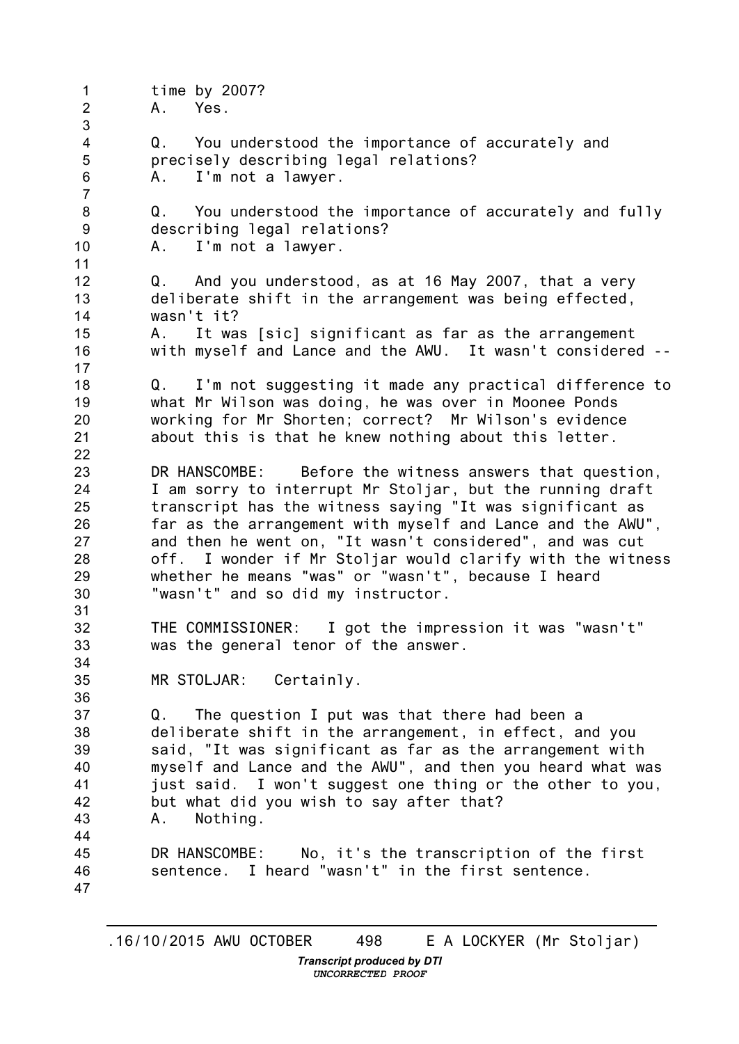time by 2007?
A. Yes.

Q. You understood the importance of accurately and precisely describing legal relations?
A. I'm not a lawyer.

Q. You understood the importance of accurately and fully describing legal relations?
A. I'm not a lawyer.

Q. And you understood, as at 16 May 2007, that a very deliberate shift in the arrangement was being effected, wasn't it?
A. It was [sic] significant as far as the arrangement with myself and Lance and the AWU. It wasn't considered --

Q. I'm not suggesting it made any practical difference to what Mr Wilson was doing, he was over in Moonee Ponds working for Mr Shorten; correct? Mr Wilson's evidence about this is that he knew nothing about this letter.

DR HANSCOMBE: Before the witness answers that question, I am sorry to interrupt Mr Stoljar, but the running draft transcript has the witness saying "It was significant as far as the arrangement with myself and Lance and the AWU", and then he went on, "It wasn't considered", and was cut off. I wonder if Mr Stoljar would clarify with the witness whether he means "was" or "wasn't", because I heard "wasn't" and so did my instructor.

THE COMMISSIONER: I got the impression it was "wasn't" was the general tenor of the answer.

MR STOLJAR: Certainly.

Q. The question I put was that there had been a deliberate shift in the arrangement, in effect, and you said, "It was significant as far as the arrangement with myself and Lance and the AWU", and then you heard what was just said. I won't suggest one thing or the other to you, but what did you wish to say after that?
A. Nothing.

DR HANSCOMBE: No, it's the transcription of the first sentence. I heard "wasn't" in the first sentence.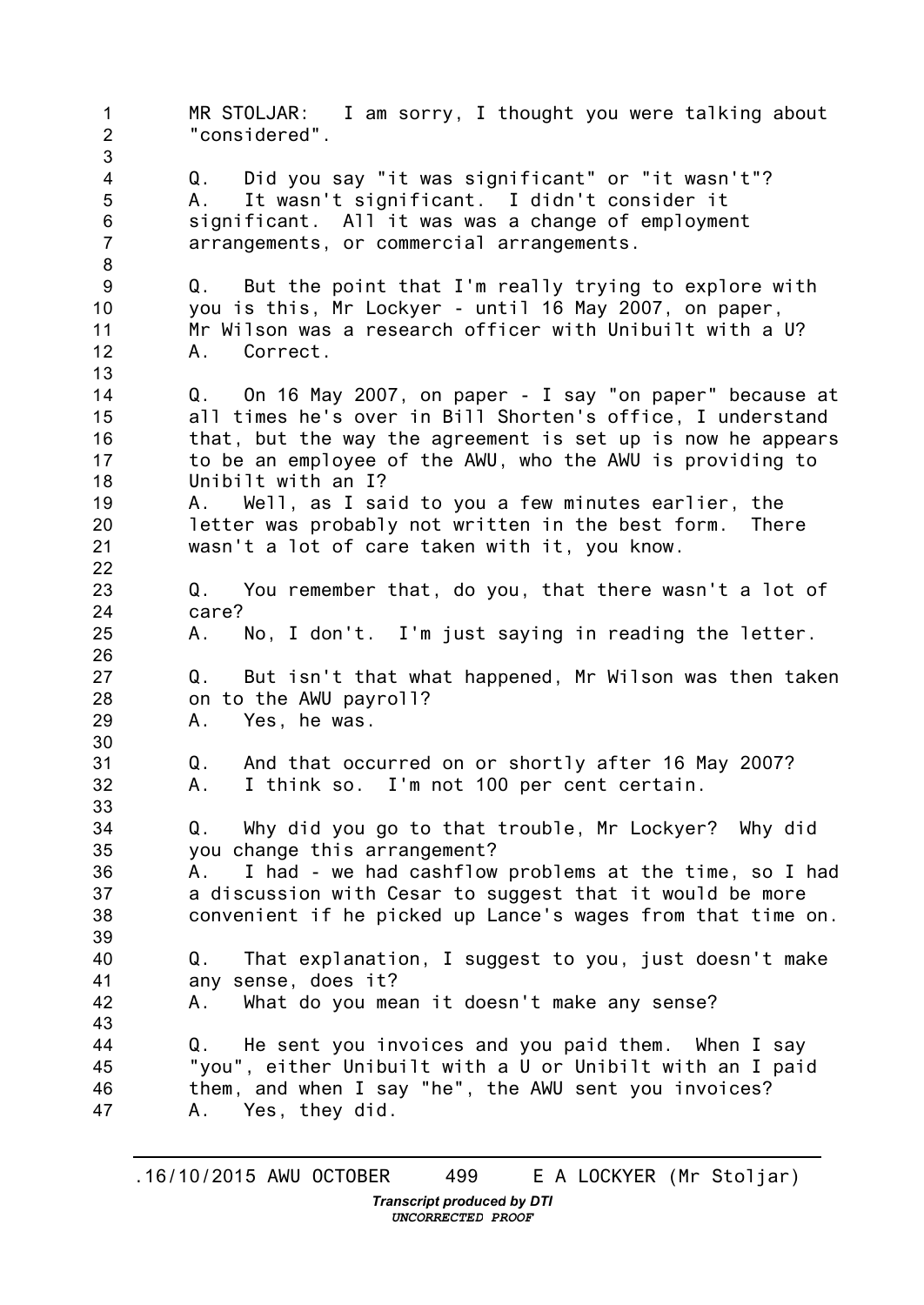MR STOLJAR: I am sorry, I thought you were talking about "considered".

Q. Did you say "it was significant" or "it wasn't"?
A. It wasn't significant. I didn't consider it significant. All it was was a change of employment arrangements, or commercial arrangements.

Q. But the point that I'm really trying to explore with you is this, Mr Lockyer - until 16 May 2007, on paper, Mr Wilson was a research officer with Unibuilt with a U?
A. Correct.

Q. On 16 May 2007, on paper - I say "on paper" because at all times he's over in Bill Shorten's office, I understand that, but the way the agreement is set up is now he appears to be an employee of the AWU, who the AWU is providing to Unibilt with an I?
A. Well, as I said to you a few minutes earlier, the letter was probably not written in the best form. There wasn't a lot of care taken with it, you know.

Q. You remember that, do you, that there wasn't a lot of care?
A. No, I don't. I'm just saying in reading the letter.

Q. But isn't that what happened, Mr Wilson was then taken on to the AWU payroll?
A. Yes, he was.

Q. And that occurred on or shortly after 16 May 2007?
A. I think so. I'm not 100 per cent certain.

Q. Why did you go to that trouble, Mr Lockyer? Why did you change this arrangement?
A. I had - we had cashflow problems at the time, so I had a discussion with Cesar to suggest that it would be more convenient if he picked up Lance's wages from that time on.

Q. That explanation, I suggest to you, just doesn't make any sense, does it?
A. What do you mean it doesn't make any sense?

Q. He sent you invoices and you paid them. When I say "you", either Unibuilt with a U or Unibilt with an I paid them, and when I say "he", the AWU sent you invoices?
A. Yes, they did.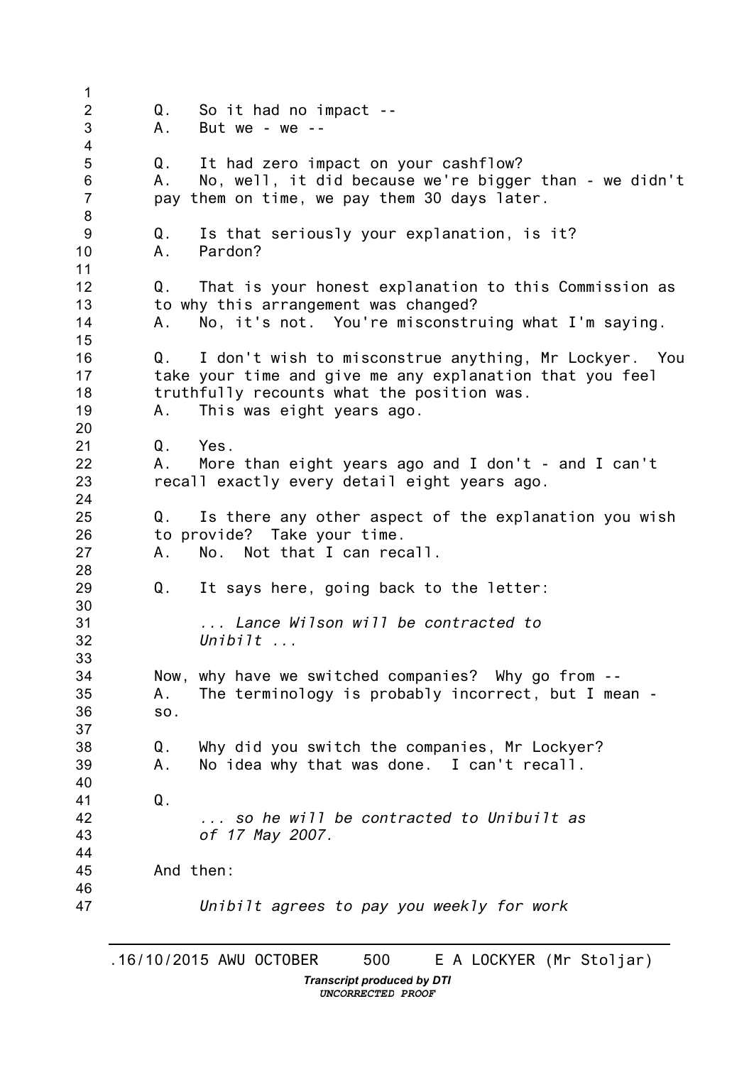Q. So it had no impact --
A. But we - we --

Q. It had zero impact on your cashflow?
A. No, well, it did because we're bigger than - we didn't pay them on time, we pay them 30 days later.

Q. Is that seriously your explanation, is it?
A. Pardon?

Q. That is your honest explanation to this Commission as to why this arrangement was changed?
A. No, it's not. You're misconstruing what I'm saying.

Q. I don't wish to misconstrue anything, Mr Lockyer. You take your time and give me any explanation that you feel truthfully recounts what the position was.
A. This was eight years ago.

Q. Yes.
A. More than eight years ago and I don't - and I can't recall exactly every detail eight years ago.

Q. Is there any other aspect of the explanation you wish to provide? Take your time.
A. No. Not that I can recall.

Q. It says here, going back to the letter:

> *... Lance Wilson will be contracted to Unibilt ...*

Now, why have we switched companies? Why go from --
A. The terminology is probably incorrect, but I mean - so.

Q. Why did you switch the companies, Mr Lockyer?
A. No idea why that was done. I can't recall.

Q.

> *... so he will be contracted to Unibuilt as of 17 May 2007.*

And then:

> *Unibilt agrees to pay you weekly for work*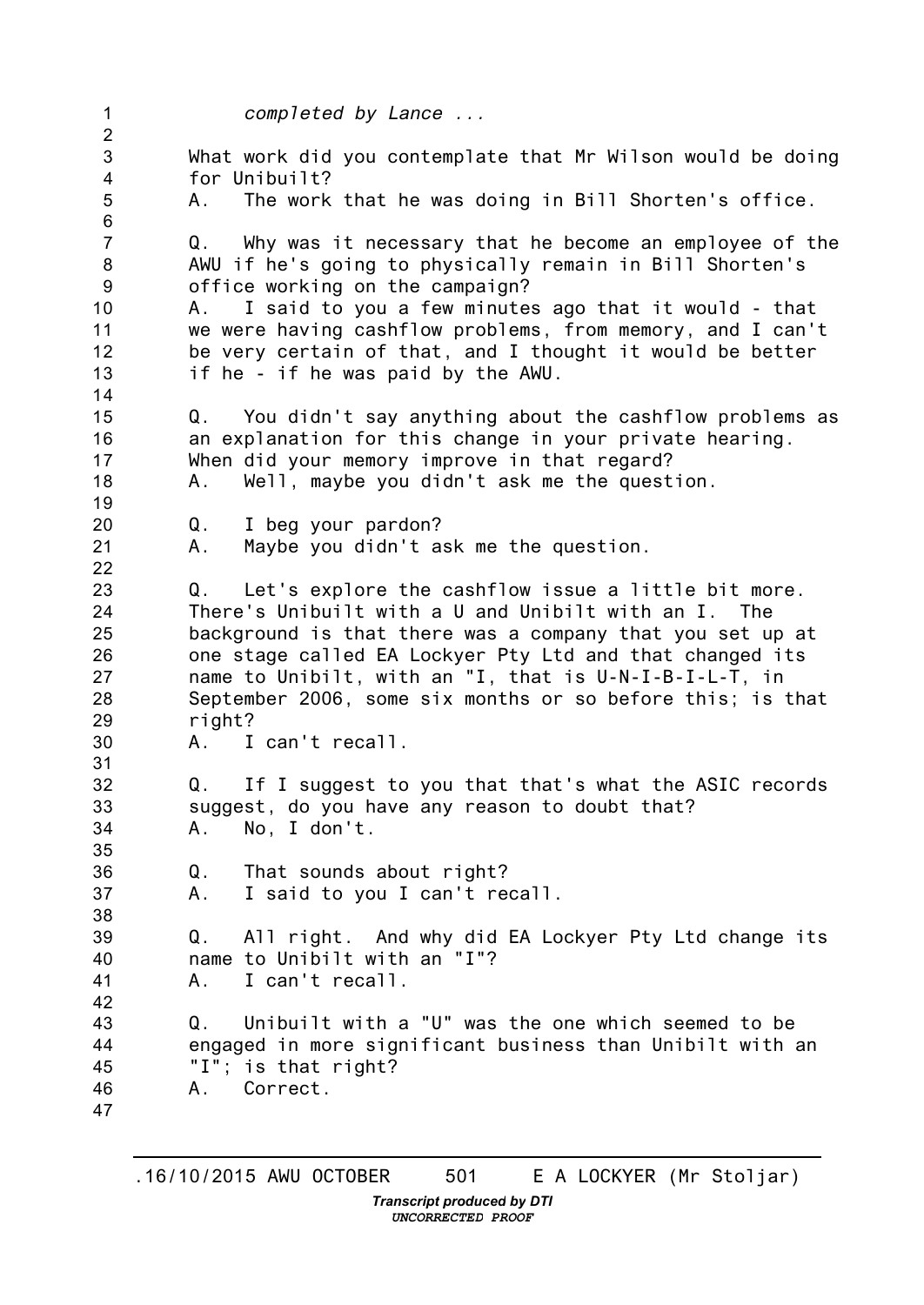*completed by Lance ...*

What work did you contemplate that Mr Wilson would be doing for Unibuilt?

A. The work that he was doing in Bill Shorten's office.

Q. Why was it necessary that he become an employee of the AWU if he's going to physically remain in Bill Shorten's office working on the campaign?

A. I said to you a few minutes ago that it would - that we were having cashflow problems, from memory, and I can't be very certain of that, and I thought it would be better if he - if he was paid by the AWU.

Q. You didn't say anything about the cashflow problems as an explanation for this change in your private hearing. When did your memory improve in that regard?

A. Well, maybe you didn't ask me the question.

Q. I beg your pardon?

A. Maybe you didn't ask me the question.

Q. Let's explore the cashflow issue a little bit more. There's Unibuilt with a U and Unibilt with an I. The background is that there was a company that you set up at one stage called EA Lockyer Pty Ltd and that changed its name to Unibilt, with an "I, that is U-N-I-B-I-L-T, in September 2006, some six months or so before this; is that right?

A. I can't recall.

Q. If I suggest to you that that's what the ASIC records suggest, do you have any reason to doubt that?

A. No, I don't.

Q. That sounds about right?

A. I said to you I can't recall.

Q. All right. And why did EA Lockyer Pty Ltd change its name to Unibilt with an "I"?

A. I can't recall.

Q. Unibuilt with a "U" was the one which seemed to be engaged in more significant business than Unibilt with an "I"; is that right?

A. Correct.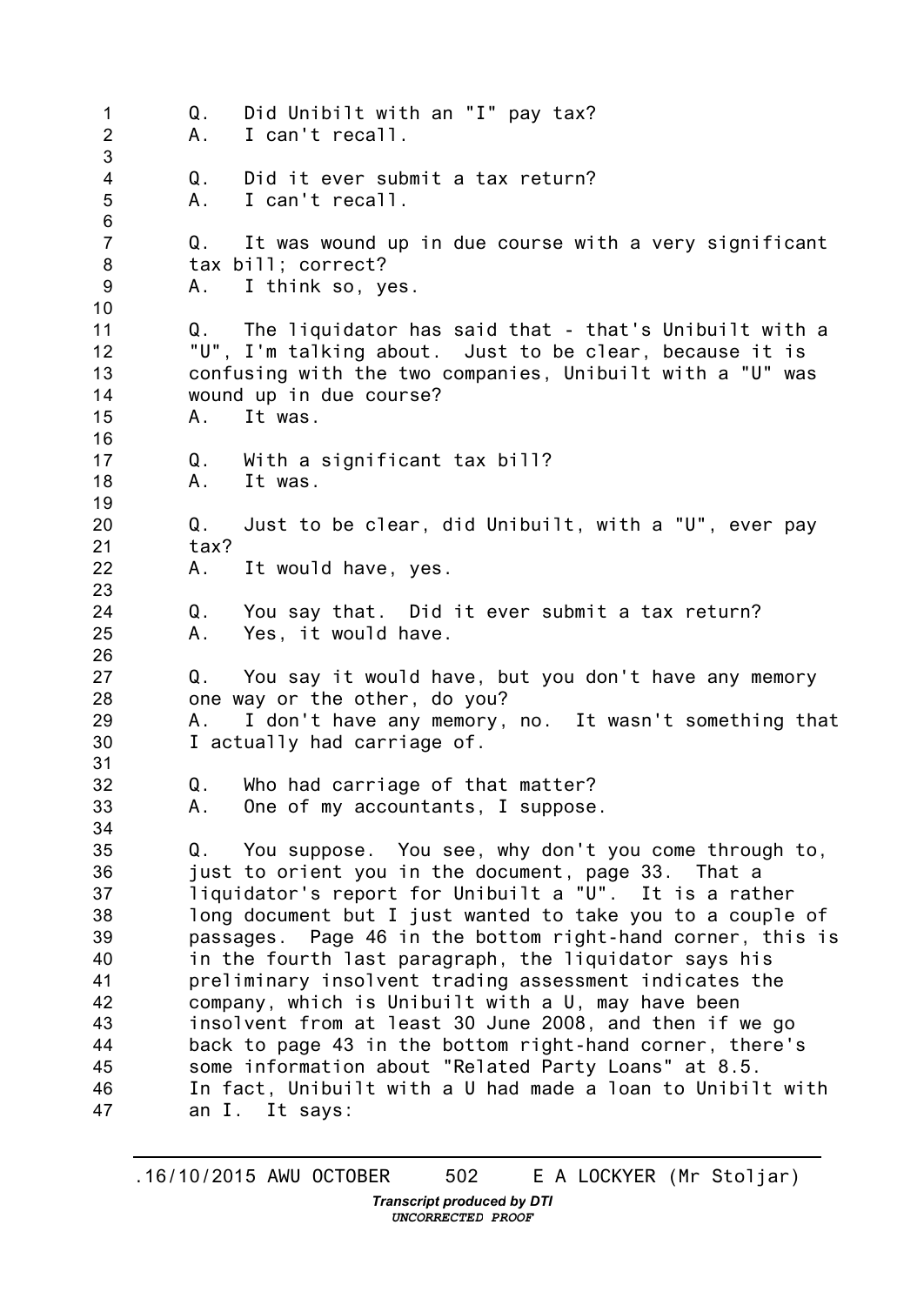Q. Did Unibilt with an "I" pay tax?
A. I can't recall.

Q. Did it ever submit a tax return?
A. I can't recall.

Q. It was wound up in due course with a very significant tax bill; correct?
A. I think so, yes.

Q. The liquidator has said that - that's Unibuilt with a "U", I'm talking about. Just to be clear, because it is confusing with the two companies, Unibuilt with a "U" was wound up in due course?
A. It was.

Q. With a significant tax bill?
A. It was.

Q. Just to be clear, did Unibuilt, with a "U", ever pay tax?
A. It would have, yes.

Q. You say that. Did it ever submit a tax return?
A. Yes, it would have.

Q. You say it would have, but you don't have any memory one way or the other, do you?
A. I don't have any memory, no. It wasn't something that I actually had carriage of.

Q. Who had carriage of that matter?
A. One of my accountants, I suppose.

Q. You suppose. You see, why don't you come through to, just to orient you in the document, page 33. That a liquidator's report for Unibuilt a "U". It is a rather long document but I just wanted to take you to a couple of passages. Page 46 in the bottom right-hand corner, this is in the fourth last paragraph, the liquidator says his preliminary insolvent trading assessment indicates the company, which is Unibuilt with a U, may have been insolvent from at least 30 June 2008, and then if we go back to page 43 in the bottom right-hand corner, there's some information about "Related Party Loans" at 8.5. In fact, Unibuilt with a U had made a loan to Unibilt with an I. It says: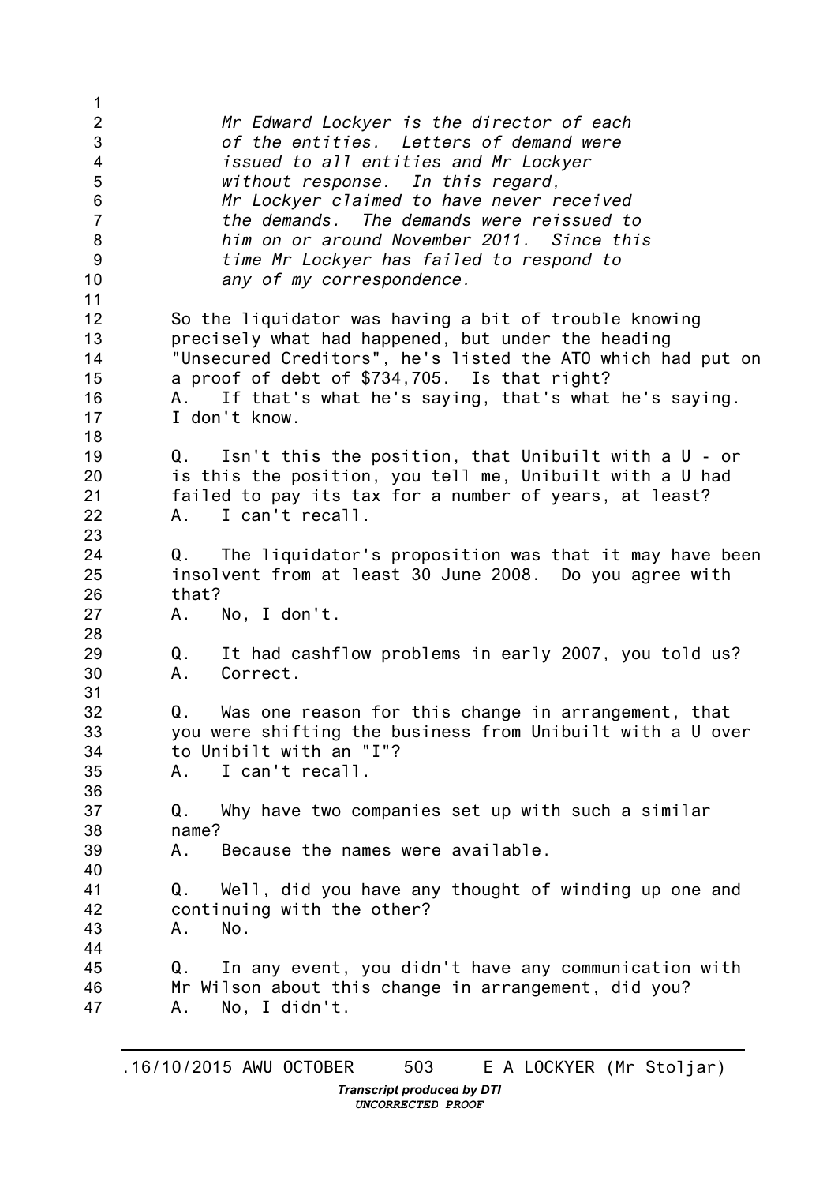*Mr Edward Lockyer is the director of each of the entities. Letters of demand were issued to all entities and Mr Lockyer without response. In this regard, Mr Lockyer claimed to have never received the demands. The demands were reissued to him on or around November 2011. Since this time Mr Lockyer has failed to respond to any of my correspondence.*

So the liquidator was having a bit of trouble knowing precisely what had happened, but under the heading "Unsecured Creditors", he's listed the ATO which had put on a proof of debt of $734,705. Is that right?
A. If that's what he's saying, that's what he's saying. I don't know.

Q. Isn't this the position, that Unibuilt with a U - or is this the position, you tell me, Unibuilt with a U had failed to pay its tax for a number of years, at least?
A. I can't recall.

Q. The liquidator's proposition was that it may have been insolvent from at least 30 June 2008. Do you agree with that?
A. No, I don't.

Q. It had cashflow problems in early 2007, you told us?
A. Correct.

Q. Was one reason for this change in arrangement, that you were shifting the business from Unibuilt with a U over to Unibilt with an "I"?
A. I can't recall.

Q. Why have two companies set up with such a similar name?
A. Because the names were available.

Q. Well, did you have any thought of winding up one and continuing with the other?
A. No.

Q. In any event, you didn't have any communication with Mr Wilson about this change in arrangement, did you?
A. No, I didn't.

.16/10/2015 AWU OCTOBER 503 E A LOCKYER (Mr Stoljar)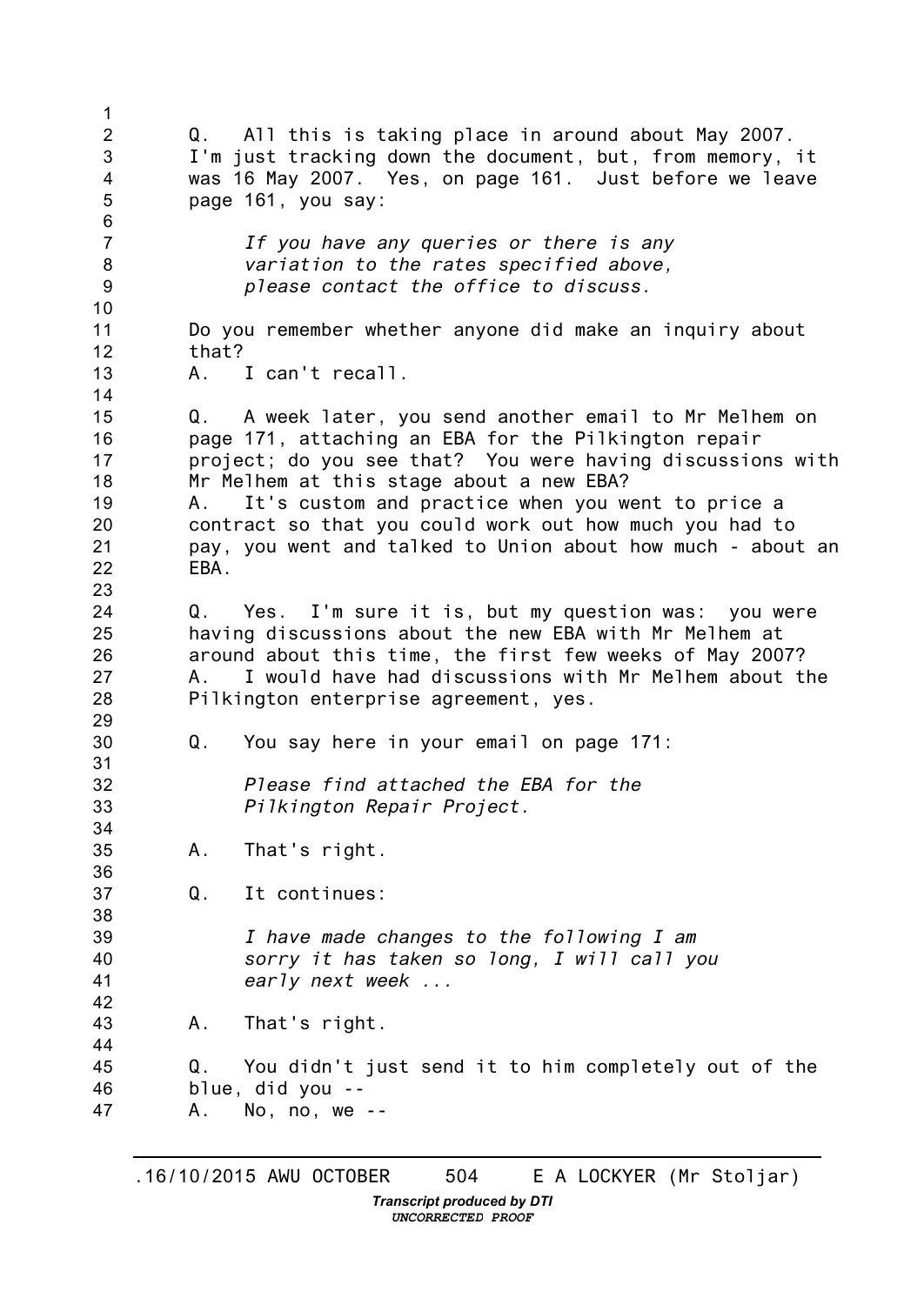Q. All this is taking place in around about May 2007. I'm just tracking down the document, but, from memory, it was 16 May 2007. Yes, on page 161. Just before we leave page 161, you say:

> *If you have any queries or there is any variation to the rates specified above, please contact the office to discuss.*

Do you remember whether anyone did make an inquiry about that?

A. I can't recall.

Q. A week later, you send another email to Mr Melhem on page 171, attaching an EBA for the Pilkington repair project; do you see that? You were having discussions with Mr Melhem at this stage about a new EBA?

A. It's custom and practice when you went to price a contract so that you could work out how much you had to pay, you went and talked to Union about how much - about an EBA.

Q. Yes. I'm sure it is, but my question was: you were having discussions about the new EBA with Mr Melhem at around about this time, the first few weeks of May 2007?

A. I would have had discussions with Mr Melhem about the Pilkington enterprise agreement, yes.

Q. You say here in your email on page 171:

> *Please find attached the EBA for the Pilkington Repair Project.*

A. That's right.

Q. It continues:

> *I have made changes to the following I am sorry it has taken so long, I will call you early next week ...*

A. That's right.

Q. You didn't just send it to him completely out of the blue, did you --

A. No, no, we --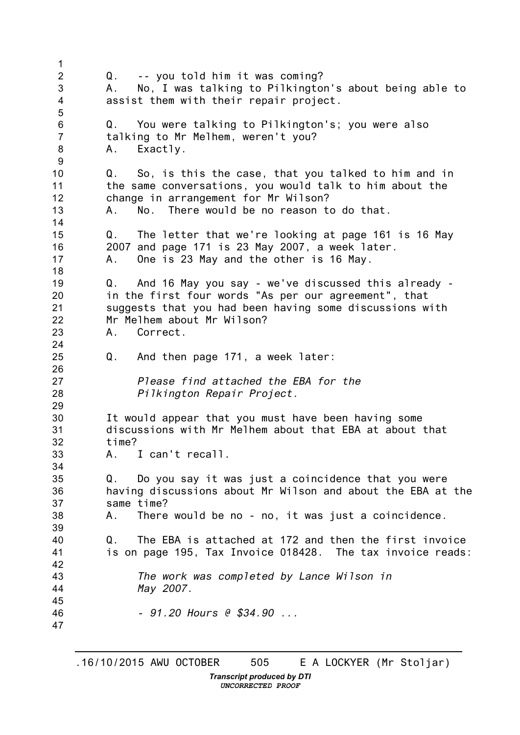Q. -- you told him it was coming?
A. No, I was talking to Pilkington's about being able to assist them with their repair project.

Q. You were talking to Pilkington's; you were also talking to Mr Melhem, weren't you?
A. Exactly.

Q. So, is this the case, that you talked to him and in the same conversations, you would talk to him about the change in arrangement for Mr Wilson?
A. No. There would be no reason to do that.

Q. The letter that we're looking at page 161 is 16 May 2007 and page 171 is 23 May 2007, a week later.
A. One is 23 May and the other is 16 May.

Q. And 16 May you say - we've discussed this already - in the first four words "As per our agreement", that suggests that you had been having some discussions with Mr Melhem about Mr Wilson?
A. Correct.

Q. And then page 171, a week later:

> *Please find attached the EBA for the Pilkington Repair Project.*

It would appear that you must have been having some discussions with Mr Melhem about that EBA at about that time?
A. I can't recall.

Q. Do you say it was just a coincidence that you were having discussions about Mr Wilson and about the EBA at the same time?
A. There would be no - no, it was just a coincidence.

Q. The EBA is attached at 172 and then the first invoice is on page 195, Tax Invoice 018428. The tax invoice reads:

> *The work was completed by Lance Wilson in May 2007.*
>
> *- 91.20 Hours @ $34.90 ...*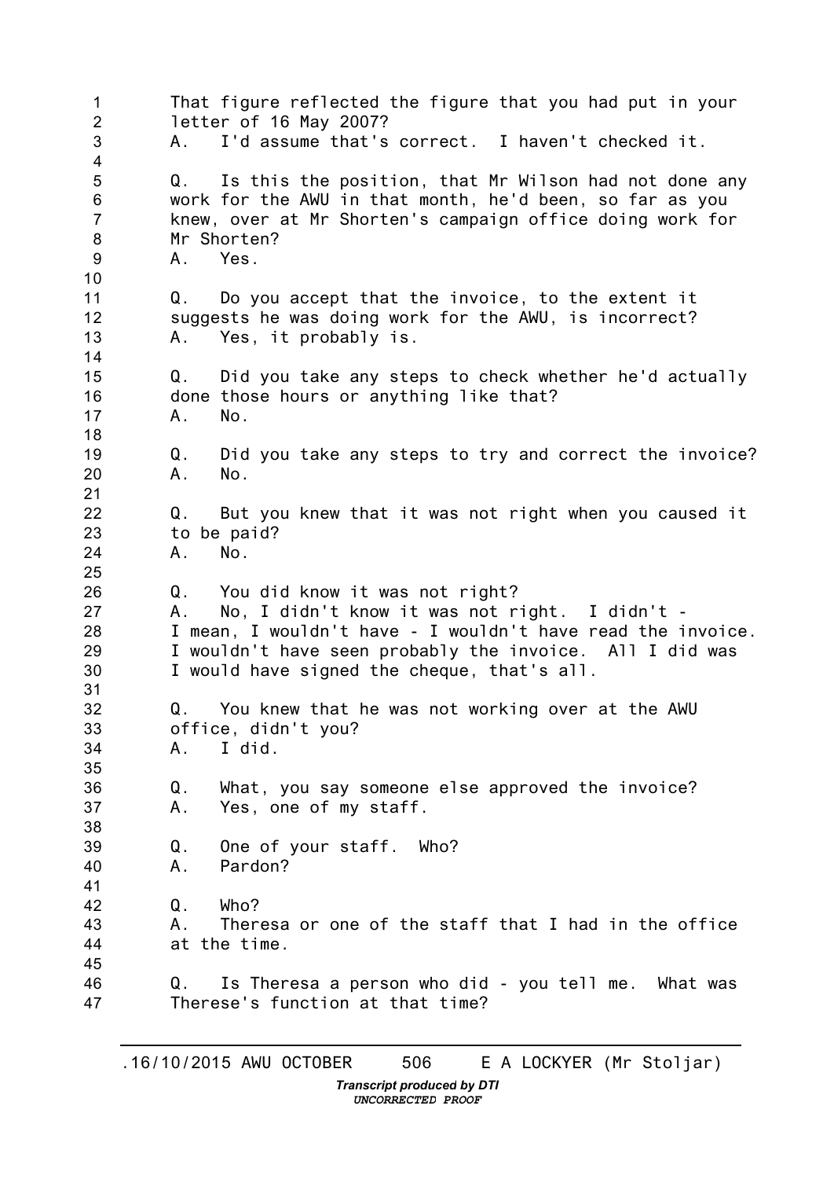That figure reflected the figure that you had put in your letter of 16 May 2007?

A. I'd assume that's correct. I haven't checked it.

Q. Is this the position, that Mr Wilson had not done any work for the AWU in that month, he'd been, so far as you knew, over at Mr Shorten's campaign office doing work for Mr Shorten?

A. Yes.

Q. Do you accept that the invoice, to the extent it suggests he was doing work for the AWU, is incorrect?

A. Yes, it probably is.

Q. Did you take any steps to check whether he'd actually done those hours or anything like that?

A. No.

Q. Did you take any steps to try and correct the invoice?

A. No.

Q. But you knew that it was not right when you caused it to be paid?

A. No.

Q. You did know it was not right?

A. No, I didn't know it was not right. I didn't - I mean, I wouldn't have - I wouldn't have read the invoice. I wouldn't have seen probably the invoice. All I did was I would have signed the cheque, that's all.

Q. You knew that he was not working over at the AWU office, didn't you?

A. I did.

Q. What, you say someone else approved the invoice?

A. Yes, one of my staff.

Q. One of your staff. Who?

A. Pardon?

Q. Who?

A. Theresa or one of the staff that I had in the office at the time.

Q. Is Theresa a person who did - you tell me. What was Therese's function at that time?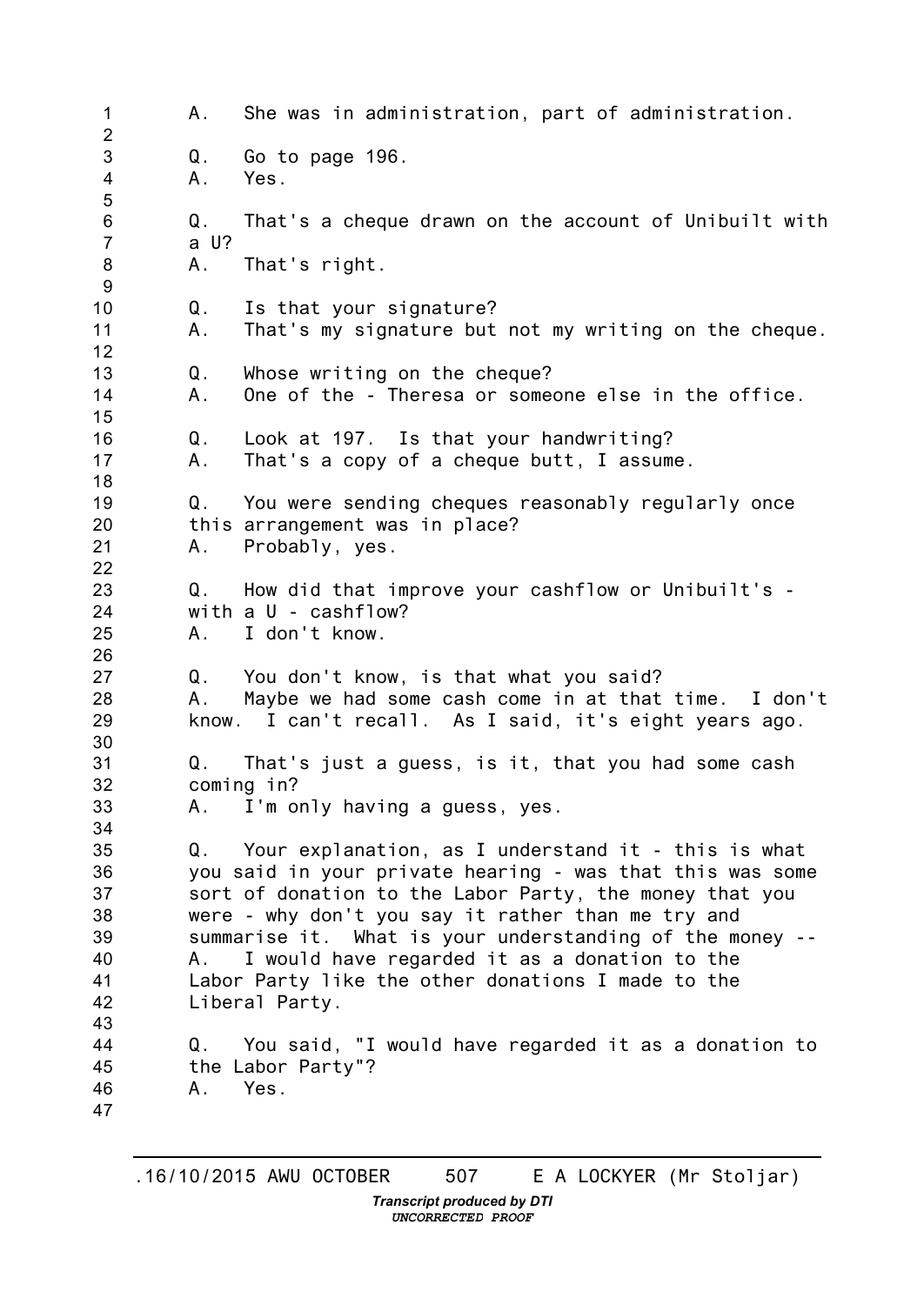A. She was in administration, part of administration.

Q. Go to page 196.
A. Yes.

Q. That's a cheque drawn on the account of Unibuilt with a U?
A. That's right.

Q. Is that your signature?
A. That's my signature but not my writing on the cheque.

Q. Whose writing on the cheque?
A. One of the - Theresa or someone else in the office.

Q. Look at 197. Is that your handwriting?
A. That's a copy of a cheque butt, I assume.

Q. You were sending cheques reasonably regularly once this arrangement was in place?
A. Probably, yes.

Q. How did that improve your cashflow or Unibuilt's - with a U - cashflow?
A. I don't know.

Q. You don't know, is that what you said?
A. Maybe we had some cash come in at that time. I don't know. I can't recall. As I said, it's eight years ago.

Q. That's just a guess, is it, that you had some cash coming in?
A. I'm only having a guess, yes.

Q. Your explanation, as I understand it - this is what you said in your private hearing - was that this was some sort of donation to the Labor Party, the money that you were - why don't you say it rather than me try and summarise it. What is your understanding of the money --
A. I would have regarded it as a donation to the Labor Party like the other donations I made to the Liberal Party.

Q. You said, "I would have regarded it as a donation to the Labor Party"?
A. Yes.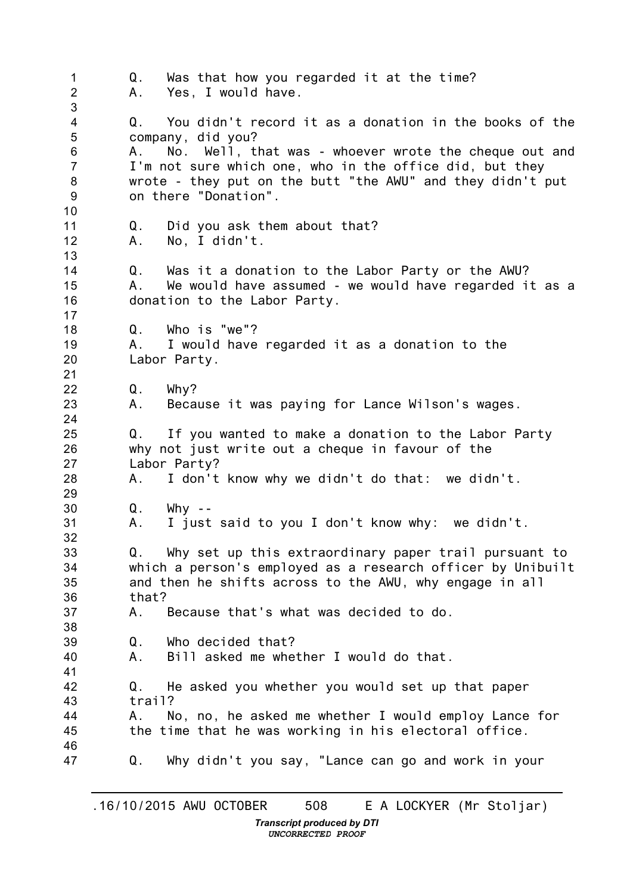Q. Was that how you regarded it at the time?
A. Yes, I would have.

Q. You didn't record it as a donation in the books of the company, did you?
A. No. Well, that was - whoever wrote the cheque out and I'm not sure which one, who in the office did, but they wrote - they put on the butt "the AWU" and they didn't put on there "Donation".

Q. Did you ask them about that?
A. No, I didn't.

Q. Was it a donation to the Labor Party or the AWU?
A. We would have assumed - we would have regarded it as a donation to the Labor Party.

Q. Who is "we"?
A. I would have regarded it as a donation to the Labor Party.

Q. Why?
A. Because it was paying for Lance Wilson's wages.

Q. If you wanted to make a donation to the Labor Party why not just write out a cheque in favour of the Labor Party?
A. I don't know why we didn't do that: we didn't.

Q. Why --
A. I just said to you I don't know why: we didn't.

Q. Why set up this extraordinary paper trail pursuant to which a person's employed as a research officer by Unibuilt and then he shifts across to the AWU, why engage in all that?
A. Because that's what was decided to do.

Q. Who decided that?
A. Bill asked me whether I would do that.

Q. He asked you whether you would set up that paper trail?
A. No, no, he asked me whether I would employ Lance for the time that he was working in his electoral office.

Q. Why didn't you say, "Lance can go and work in your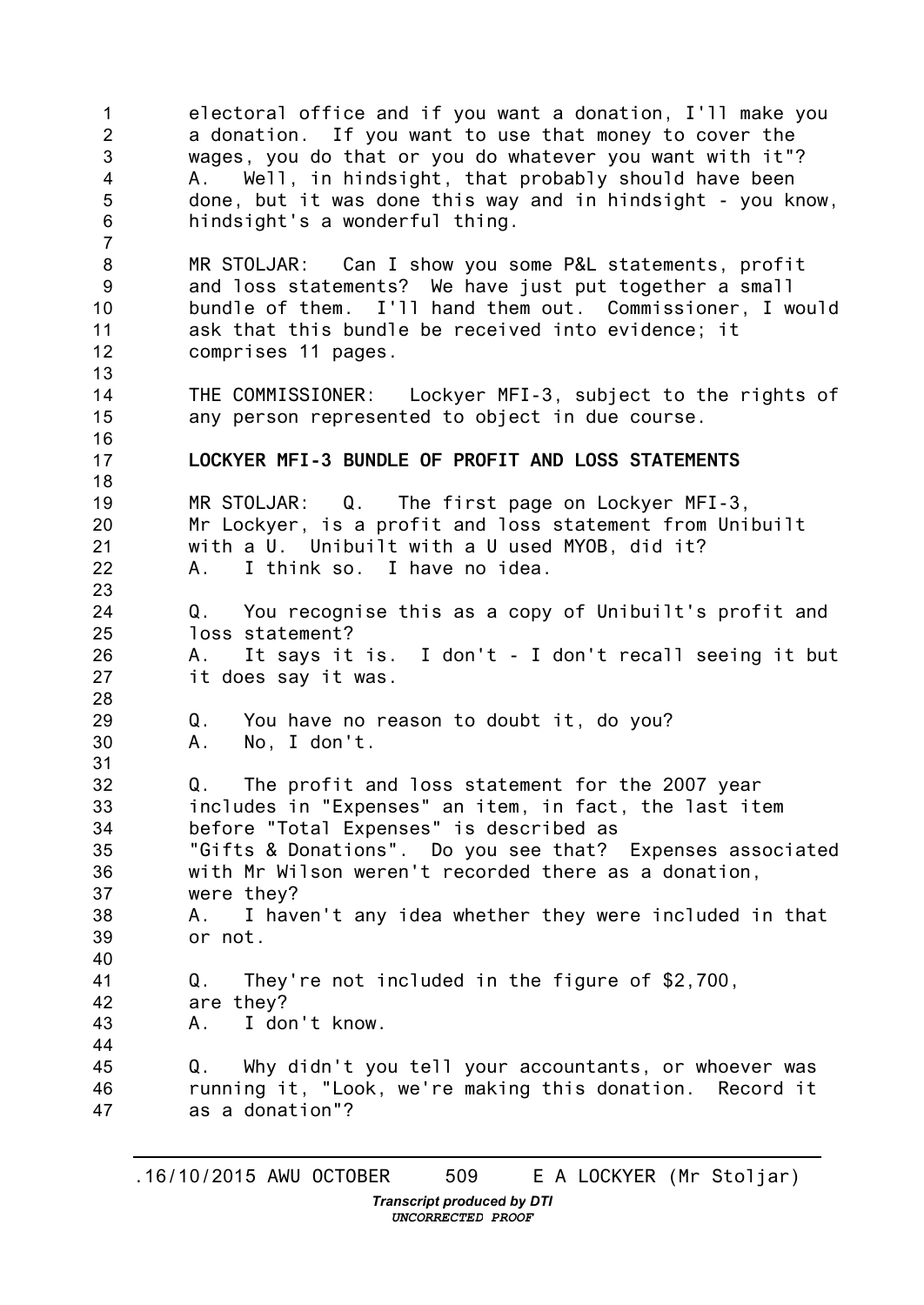electoral office and if you want a donation, I'll make you a donation. If you want to use that money to cover the wages, you do that or you do whatever you want with it"?
A. Well, in hindsight, that probably should have been done, but it was done this way and in hindsight - you know, hindsight's a wonderful thing.

MR STOLJAR: Can I show you some P&L statements, profit and loss statements? We have just put together a small bundle of them. I'll hand them out. Commissioner, I would ask that this bundle be received into evidence; it comprises 11 pages.

THE COMMISSIONER: Lockyer MFI-3, subject to the rights of any person represented to object in due course.

**LOCKYER MFI-3 BUNDLE OF PROFIT AND LOSS STATEMENTS**

MR STOLJAR: Q. The first page on Lockyer MFI-3, Mr Lockyer, is a profit and loss statement from Unibuilt with a U. Unibuilt with a U used MYOB, did it?
A. I think so. I have no idea.

Q. You recognise this as a copy of Unibuilt's profit and loss statement?
A. It says it is. I don't - I don't recall seeing it but it does say it was.

Q. You have no reason to doubt it, do you?
A. No, I don't.

Q. The profit and loss statement for the 2007 year includes in "Expenses" an item, in fact, the last item before "Total Expenses" is described as "Gifts & Donations". Do you see that? Expenses associated with Mr Wilson weren't recorded there as a donation, were they?
A. I haven't any idea whether they were included in that or not.

Q. They're not included in the figure of $2,700, are they?
A. I don't know.

Q. Why didn't you tell your accountants, or whoever was running it, "Look, we're making this donation. Record it as a donation"?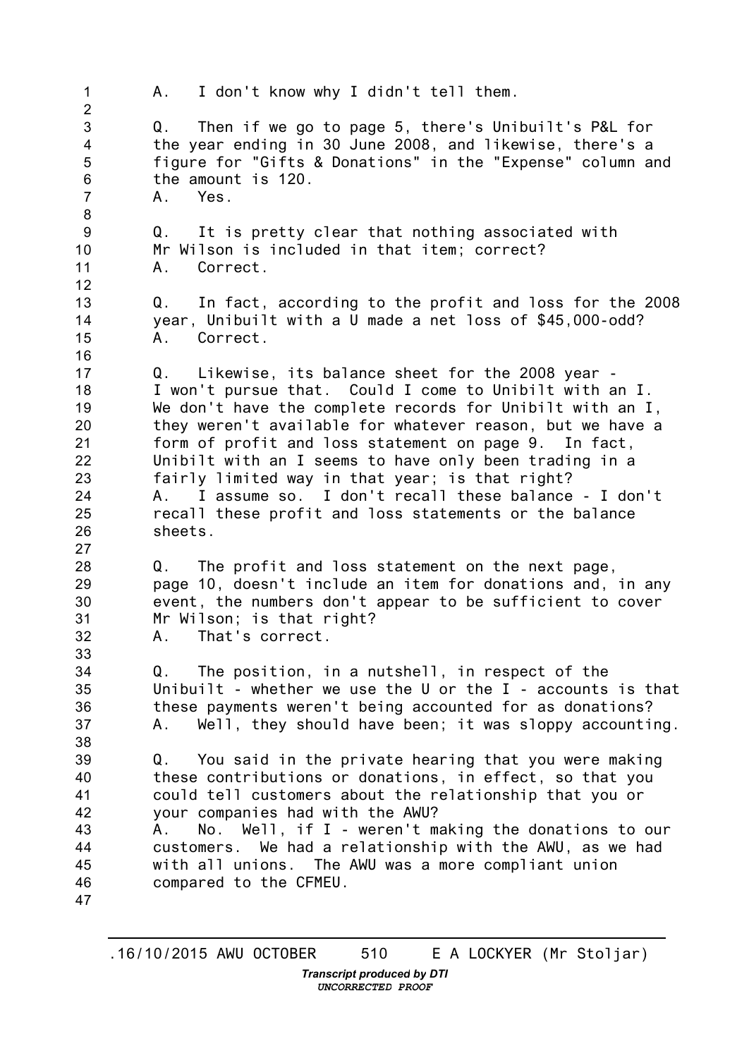A. I don't know why I didn't tell them.

Q. Then if we go to page 5, there's Unibuilt's P&L for the year ending in 30 June 2008, and likewise, there's a figure for "Gifts & Donations" in the "Expense" column and the amount is 120.
A. Yes.

Q. It is pretty clear that nothing associated with Mr Wilson is included in that item; correct?
A. Correct.

Q. In fact, according to the profit and loss for the 2008 year, Unibuilt with a U made a net loss of $45,000-odd?
A. Correct.

Q. Likewise, its balance sheet for the 2008 year - I won't pursue that. Could I come to Unibilt with an I. We don't have the complete records for Unibilt with an I, they weren't available for whatever reason, but we have a form of profit and loss statement on page 9. In fact, Unibilt with an I seems to have only been trading in a fairly limited way in that year; is that right?
A. I assume so. I don't recall these balance - I don't recall these profit and loss statements or the balance sheets.

Q. The profit and loss statement on the next page, page 10, doesn't include an item for donations and, in any event, the numbers don't appear to be sufficient to cover Mr Wilson; is that right?
A. That's correct.

Q. The position, in a nutshell, in respect of the Unibuilt - whether we use the U or the I - accounts is that these payments weren't being accounted for as donations?
A. Well, they should have been; it was sloppy accounting.

Q. You said in the private hearing that you were making these contributions or donations, in effect, so that you could tell customers about the relationship that you or your companies had with the AWU?
A. No. Well, if I - weren't making the donations to our customers. We had a relationship with the AWU, as we had with all unions. The AWU was a more compliant union compared to the CFMEU.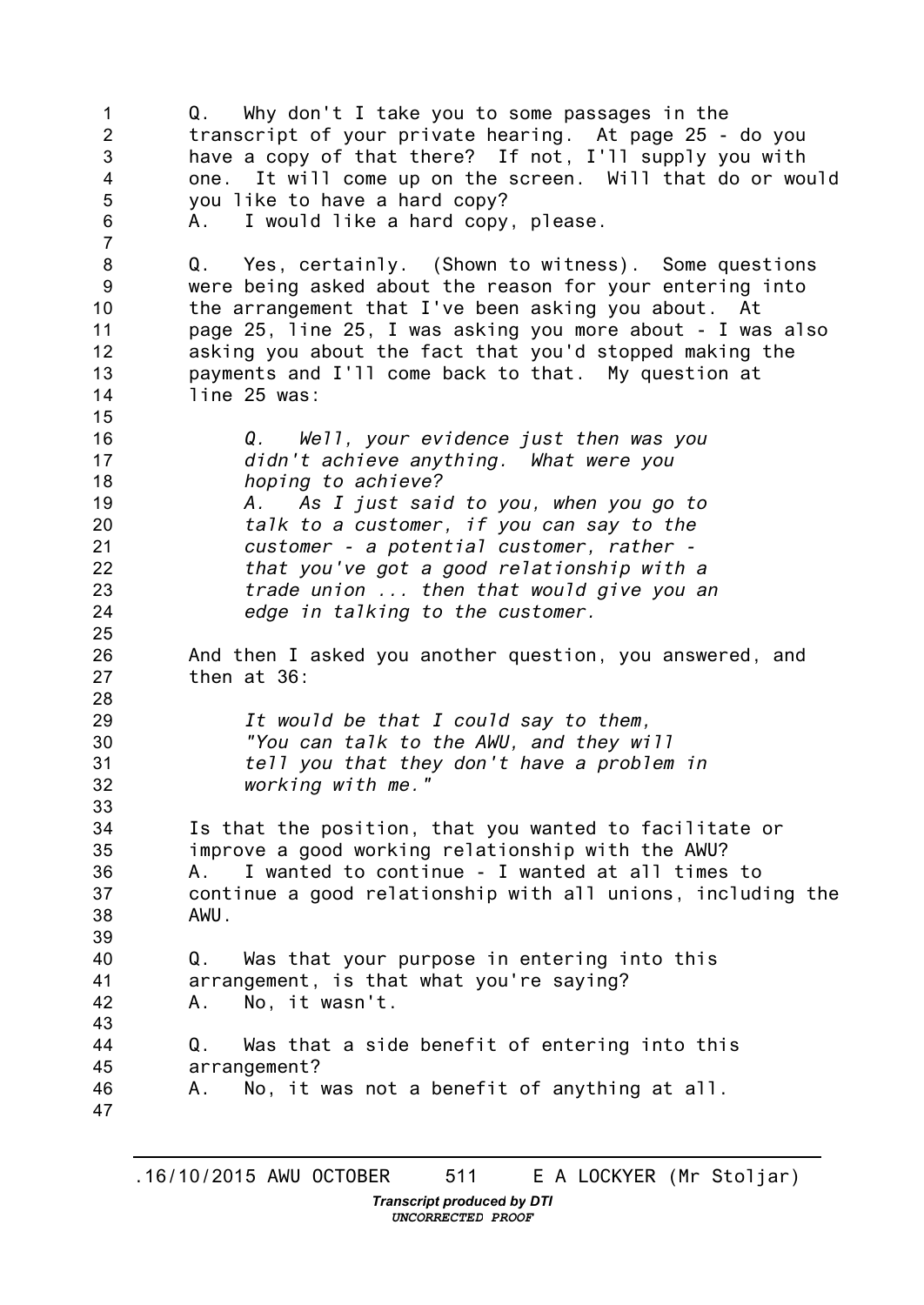Q. Why don't I take you to some passages in the transcript of your private hearing. At page 25 - do you have a copy of that there? If not, I'll supply you with one. It will come up on the screen. Will that do or would you like to have a hard copy?

A. I would like a hard copy, please.

Q. Yes, certainly. (Shown to witness). Some questions were being asked about the reason for your entering into the arrangement that I've been asking you about. At page 25, line 25, I was asking you more about - I was also asking you about the fact that you'd stopped making the payments and I'll come back to that. My question at line 25 was:

> *Q. Well, your evidence just then was you didn't achieve anything. What were you hoping to achieve?*
>
> *A. As I just said to you, when you go to talk to a customer, if you can say to the customer - a potential customer, rather - that you've got a good relationship with a trade union ... then that would give you an edge in talking to the customer.*

And then I asked you another question, you answered, and then at 36:

> *It would be that I could say to them, "You can talk to the AWU, and they will tell you that they don't have a problem in working with me."*

Is that the position, that you wanted to facilitate or improve a good working relationship with the AWU?

A. I wanted to continue - I wanted at all times to continue a good relationship with all unions, including the AWU.

Q. Was that your purpose in entering into this arrangement, is that what you're saying?

A. No, it wasn't.

Q. Was that a side benefit of entering into this arrangement?

A. No, it was not a benefit of anything at all.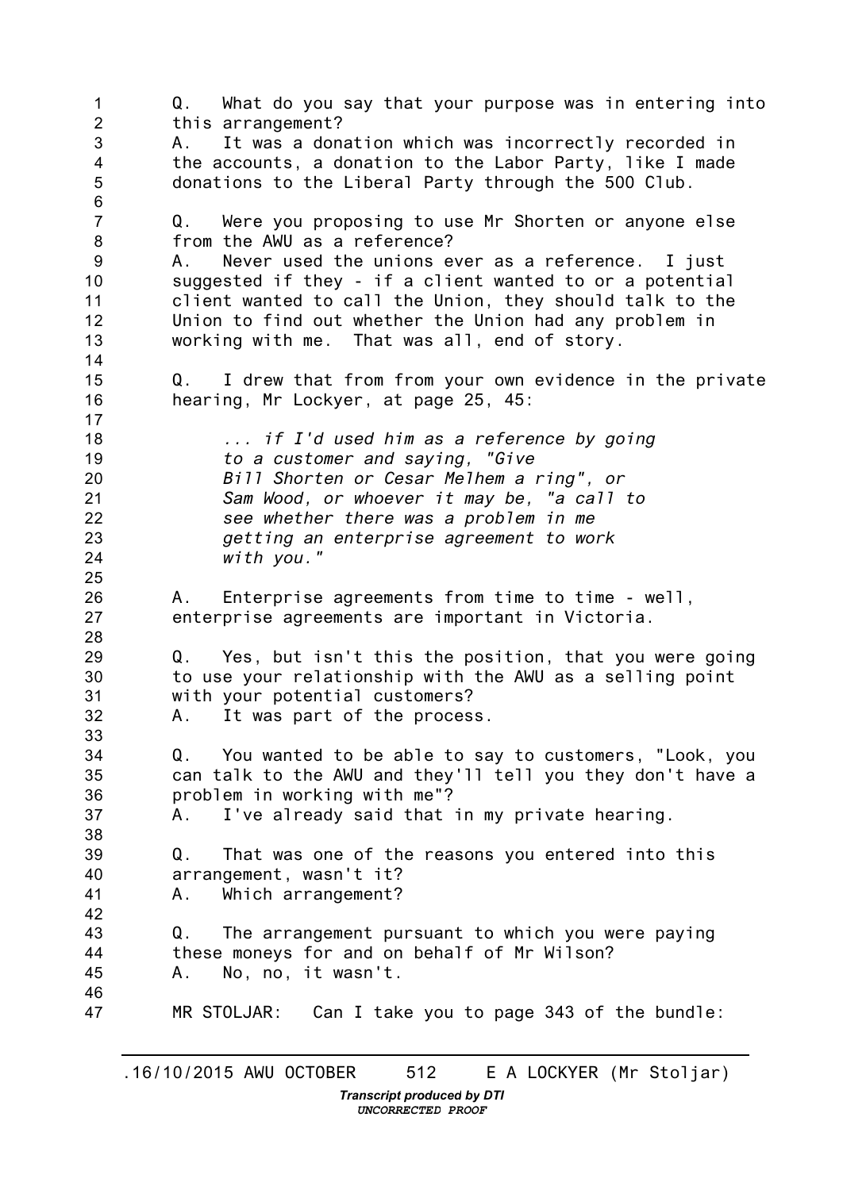Q. What do you say that your purpose was in entering into this arrangement?
A. It was a donation which was incorrectly recorded in the accounts, a donation to the Labor Party, like I made donations to the Liberal Party through the 500 Club.

Q. Were you proposing to use Mr Shorten or anyone else from the AWU as a reference?
A. Never used the unions ever as a reference. I just suggested if they - if a client wanted to or a potential client wanted to call the Union, they should talk to the Union to find out whether the Union had any problem in working with me. That was all, end of story.

Q. I drew that from from your own evidence in the private hearing, Mr Lockyer, at page 25, 45:

> *... if I'd used him as a reference by going to a customer and saying, "Give Bill Shorten or Cesar Melhem a ring", or Sam Wood, or whoever it may be, "a call to see whether there was a problem in me getting an enterprise agreement to work with you."*

A. Enterprise agreements from time to time - well, enterprise agreements are important in Victoria.

Q. Yes, but isn't this the position, that you were going to use your relationship with the AWU as a selling point with your potential customers?
A. It was part of the process.

Q. You wanted to be able to say to customers, "Look, you can talk to the AWU and they'll tell you they don't have a problem in working with me"?
A. I've already said that in my private hearing.

Q. That was one of the reasons you entered into this arrangement, wasn't it?
A. Which arrangement?

Q. The arrangement pursuant to which you were paying these moneys for and on behalf of Mr Wilson?
A. No, no, it wasn't.

MR STOLJAR: Can I take you to page 343 of the bundle: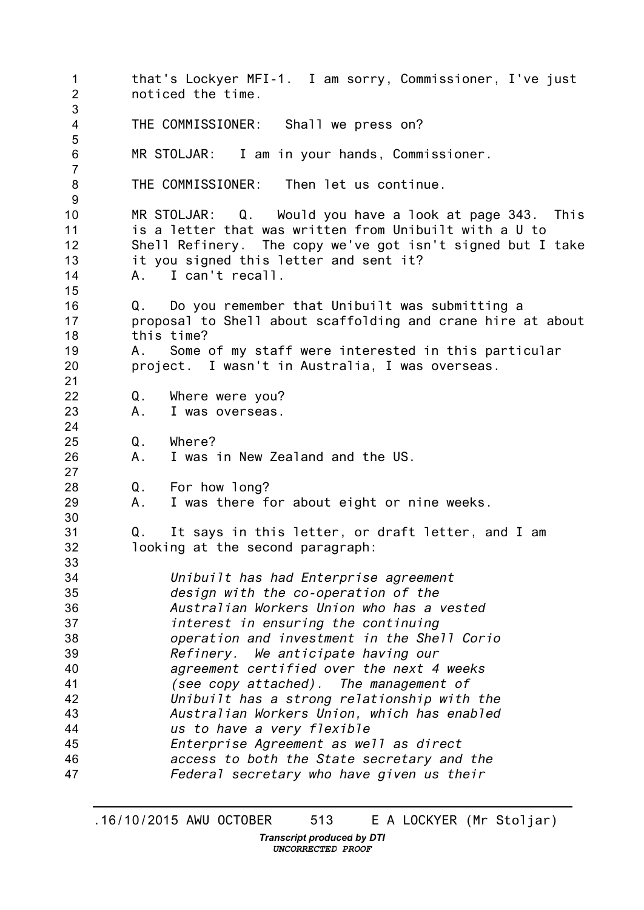that's Lockyer MFI-1. I am sorry, Commissioner, I've just noticed the time.

THE COMMISSIONER: Shall we press on?

MR STOLJAR: I am in your hands, Commissioner.

THE COMMISSIONER: Then let us continue.

MR STOLJAR: Q. Would you have a look at page 343. This is a letter that was written from Unibuilt with a U to Shell Refinery. The copy we've got isn't signed but I take it you signed this letter and sent it?
A. I can't recall.

Q. Do you remember that Unibuilt was submitting a proposal to Shell about scaffolding and crane hire at about this time?
A. Some of my staff were interested in this particular project. I wasn't in Australia, I was overseas.

Q. Where were you?
A. I was overseas.

Q. Where?
A. I was in New Zealand and the US.

Q. For how long?
A. I was there for about eight or nine weeks.

Q. It says in this letter, or draft letter, and I am looking at the second paragraph:

> *Unibuilt has had Enterprise agreement design with the co-operation of the Australian Workers Union who has a vested interest in ensuring the continuing operation and investment in the Shell Corio Refinery. We anticipate having our agreement certified over the next 4 weeks (see copy attached). The management of Unibuilt has a strong relationship with the Australian Workers Union, which has enabled us to have a very flexible Enterprise Agreement as well as direct access to both the State secretary and the Federal secretary who have given us their*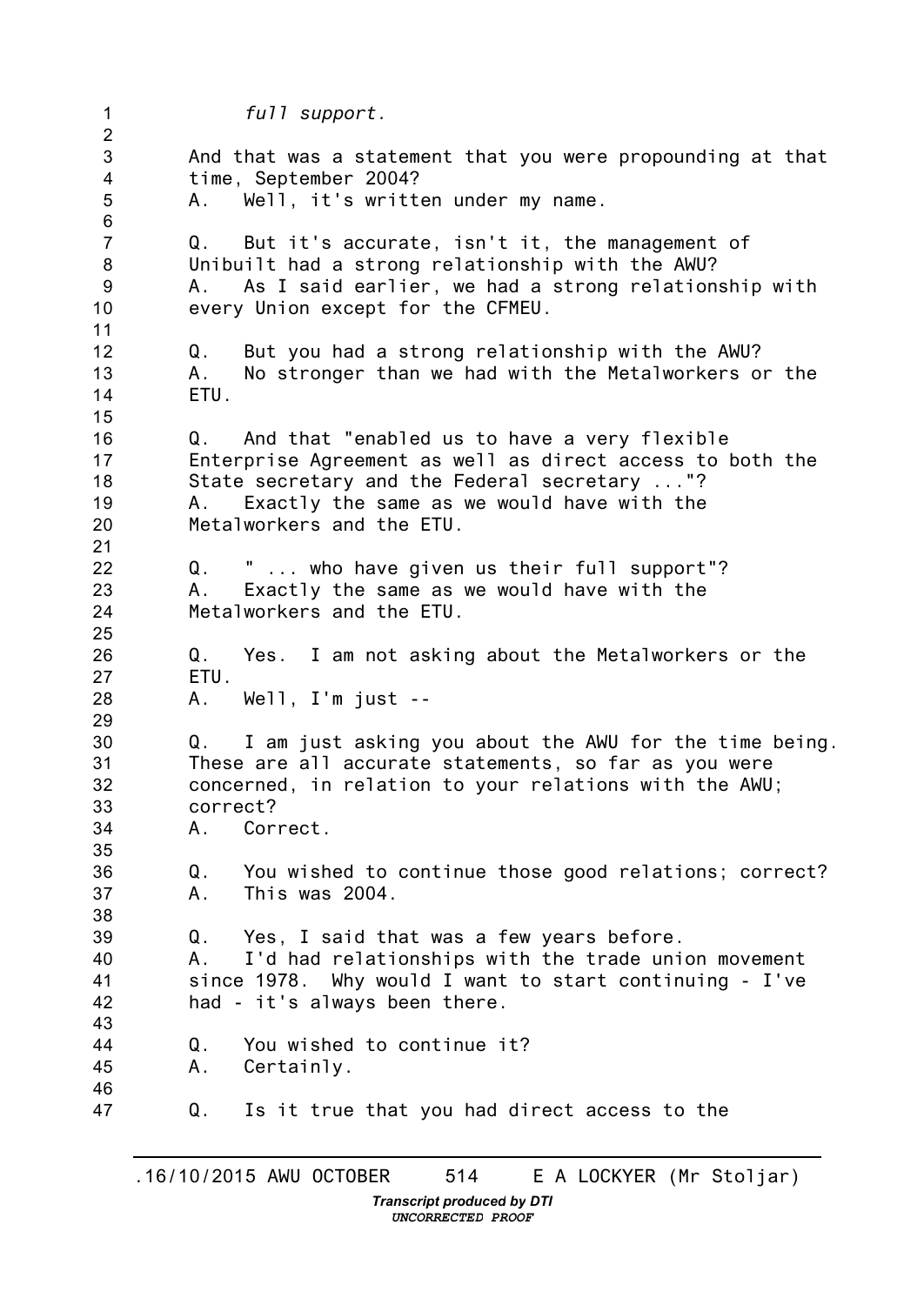*full support.*

And that was a statement that you were propounding at that time, September 2004?
A. Well, it's written under my name.

Q. But it's accurate, isn't it, the management of Unibuilt had a strong relationship with the AWU?
A. As I said earlier, we had a strong relationship with every Union except for the CFMEU.

Q. But you had a strong relationship with the AWU?
A. No stronger than we had with the Metalworkers or the ETU.

Q. And that "enabled us to have a very flexible Enterprise Agreement as well as direct access to both the State secretary and the Federal secretary ..."?
A. Exactly the same as we would have with the Metalworkers and the ETU.

Q. " ... who have given us their full support"?
A. Exactly the same as we would have with the Metalworkers and the ETU.

Q. Yes. I am not asking about the Metalworkers or the ETU.
A. Well, I'm just --

Q. I am just asking you about the AWU for the time being. These are all accurate statements, so far as you were concerned, in relation to your relations with the AWU; correct?
A. Correct.

Q. You wished to continue those good relations; correct?
A. This was 2004.

Q. Yes, I said that was a few years before.
A. I'd had relationships with the trade union movement since 1978. Why would I want to start continuing - I've had - it's always been there.

Q. You wished to continue it?
A. Certainly.

Q. Is it true that you had direct access to the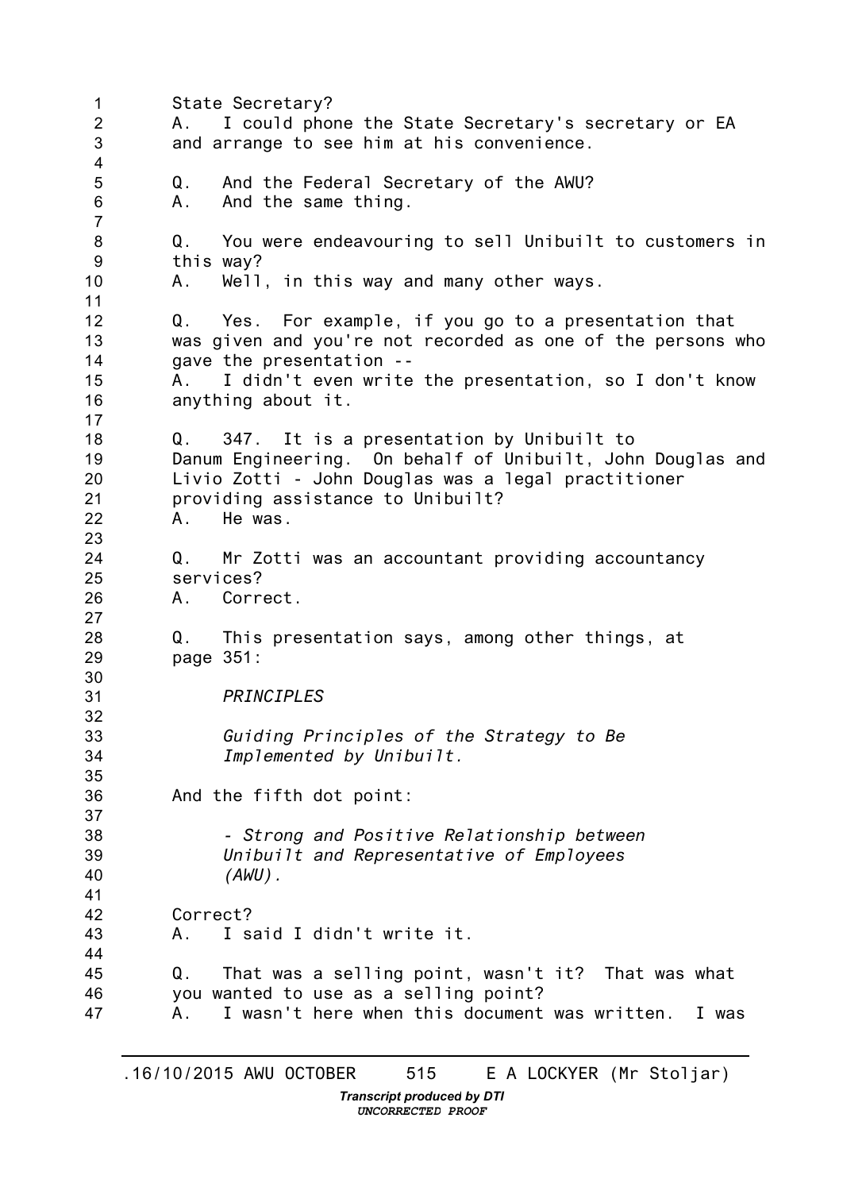State Secretary?
A. I could phone the State Secretary's secretary or EA and arrange to see him at his convenience.

Q. And the Federal Secretary of the AWU?
A. And the same thing.

Q. You were endeavouring to sell Unibuilt to customers in this way?
A. Well, in this way and many other ways.

Q. Yes. For example, if you go to a presentation that was given and you're not recorded as one of the persons who gave the presentation --
A. I didn't even write the presentation, so I don't know anything about it.

Q. 347. It is a presentation by Unibuilt to Danum Engineering. On behalf of Unibuilt, John Douglas and Livio Zotti - John Douglas was a legal practitioner providing assistance to Unibuilt?
A. He was.

Q. Mr Zotti was an accountant providing accountancy services?
A. Correct.

Q. This presentation says, among other things, at page 351:

> *PRINCIPLES*
>
> *Guiding Principles of the Strategy to Be Implemented by Unibuilt.*

And the fifth dot point:

> *- Strong and Positive Relationship between Unibuilt and Representative of Employees (AWU).*

Correct?
A. I said I didn't write it.

Q. That was a selling point, wasn't it? That was what you wanted to use as a selling point?
A. I wasn't here when this document was written. I was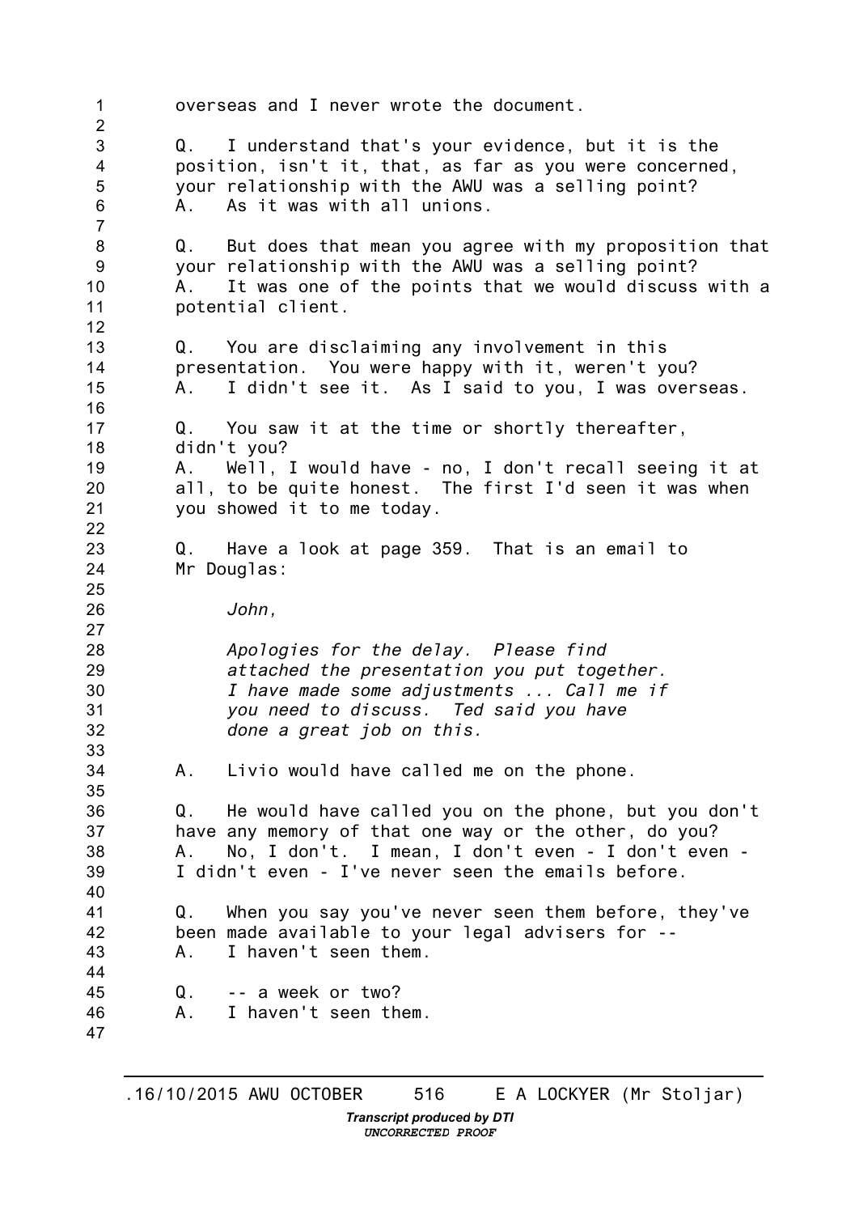overseas and I never wrote the document.

Q. I understand that's your evidence, but it is the position, isn't it, that, as far as you were concerned, your relationship with the AWU was a selling point?
A. As it was with all unions.

Q. But does that mean you agree with my proposition that your relationship with the AWU was a selling point?
A. It was one of the points that we would discuss with a potential client.

Q. You are disclaiming any involvement in this presentation. You were happy with it, weren't you?
A. I didn't see it. As I said to you, I was overseas.

Q. You saw it at the time or shortly thereafter, didn't you?
A. Well, I would have - no, I don't recall seeing it at all, to be quite honest. The first I'd seen it was when you showed it to me today.

Q. Have a look at page 359. That is an email to Mr Douglas:

> *John,*
>
> *Apologies for the delay. Please find attached the presentation you put together. I have made some adjustments ... Call me if you need to discuss. Ted said you have done a great job on this.*

A. Livio would have called me on the phone.

Q. He would have called you on the phone, but you don't have any memory of that one way or the other, do you?
A. No, I don't. I mean, I don't even - I don't even - I didn't even - I've never seen the emails before.

Q. When you say you've never seen them before, they've been made available to your legal advisers for --
A. I haven't seen them.

Q. -- a week or two?
A. I haven't seen them.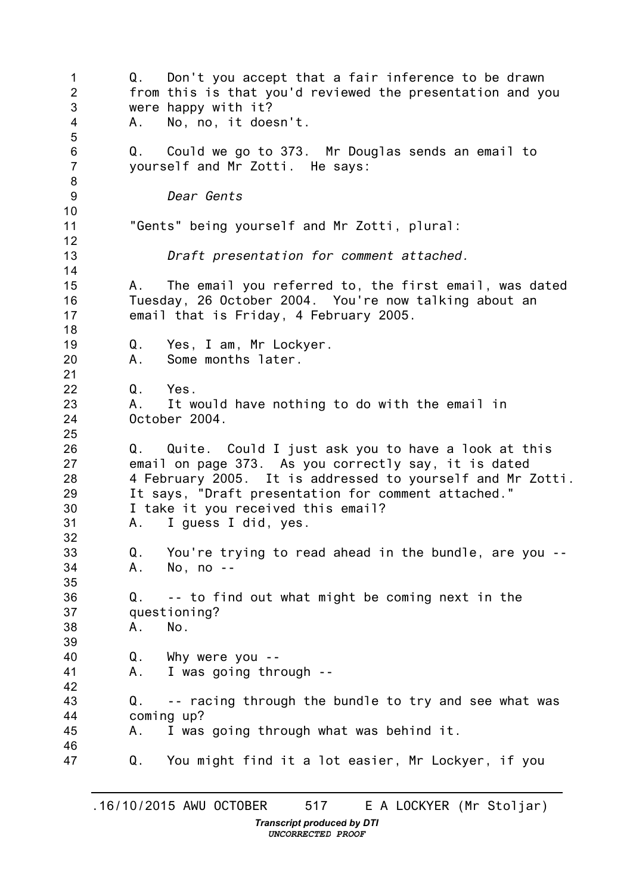Q. Don't you accept that a fair inference to be drawn from this is that you'd reviewed the presentation and you were happy with it?
A. No, no, it doesn't.

Q. Could we go to 373. Mr Douglas sends an email to yourself and Mr Zotti. He says:

*Dear Gents*

"Gents" being yourself and Mr Zotti, plural:

*Draft presentation for comment attached.*

A. The email you referred to, the first email, was dated Tuesday, 26 October 2004. You're now talking about an email that is Friday, 4 February 2005.

Q. Yes, I am, Mr Lockyer.
A. Some months later.

Q. Yes.
A. It would have nothing to do with the email in October 2004.

Q. Quite. Could I just ask you to have a look at this email on page 373. As you correctly say, it is dated 4 February 2005. It is addressed to yourself and Mr Zotti. It says, "Draft presentation for comment attached." I take it you received this email?
A. I guess I did, yes.

Q. You're trying to read ahead in the bundle, are you --
A. No, no --

Q. -- to find out what might be coming next in the questioning?
A. No.

Q. Why were you --
A. I was going through --

Q. -- racing through the bundle to try and see what was coming up?
A. I was going through what was behind it.

Q. You might find it a lot easier, Mr Lockyer, if you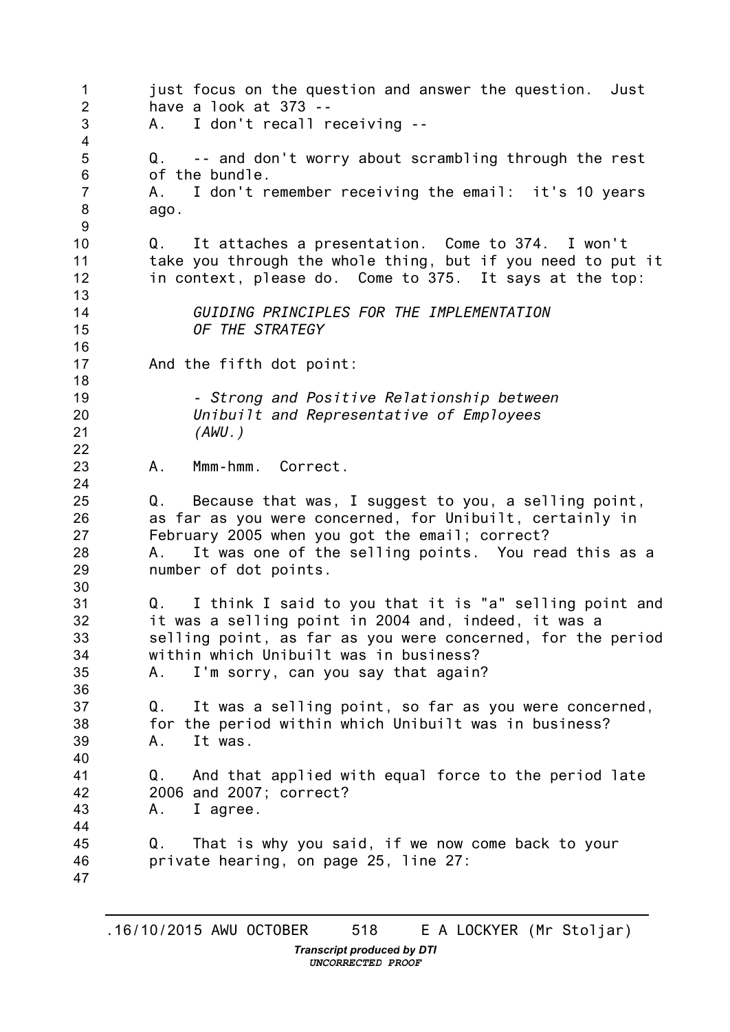just focus on the question and answer the question. Just have a look at 373 --

A. I don't recall receiving --

Q. -- and don't worry about scrambling through the rest of the bundle.

A. I don't remember receiving the email: it's 10 years ago.

Q. It attaches a presentation. Come to 374. I won't take you through the whole thing, but if you need to put it in context, please do. Come to 375. It says at the top:

> *GUIDING PRINCIPLES FOR THE IMPLEMENTATION OF THE STRATEGY*

And the fifth dot point:

> *- Strong and Positive Relationship between Unibuilt and Representative of Employees (AWU.)*

A. Mmm-hmm. Correct.

Q. Because that was, I suggest to you, a selling point, as far as you were concerned, for Unibuilt, certainly in February 2005 when you got the email; correct?

A. It was one of the selling points. You read this as a number of dot points.

Q. I think I said to you that it is "a" selling point and it was a selling point in 2004 and, indeed, it was a selling point, as far as you were concerned, for the period within which Unibuilt was in business?

A. I'm sorry, can you say that again?

Q. It was a selling point, so far as you were concerned, for the period within which Unibuilt was in business?

A. It was.

Q. And that applied with equal force to the period late 2006 and 2007; correct?

A. I agree.

Q. That is why you said, if we now come back to your private hearing, on page 25, line 27: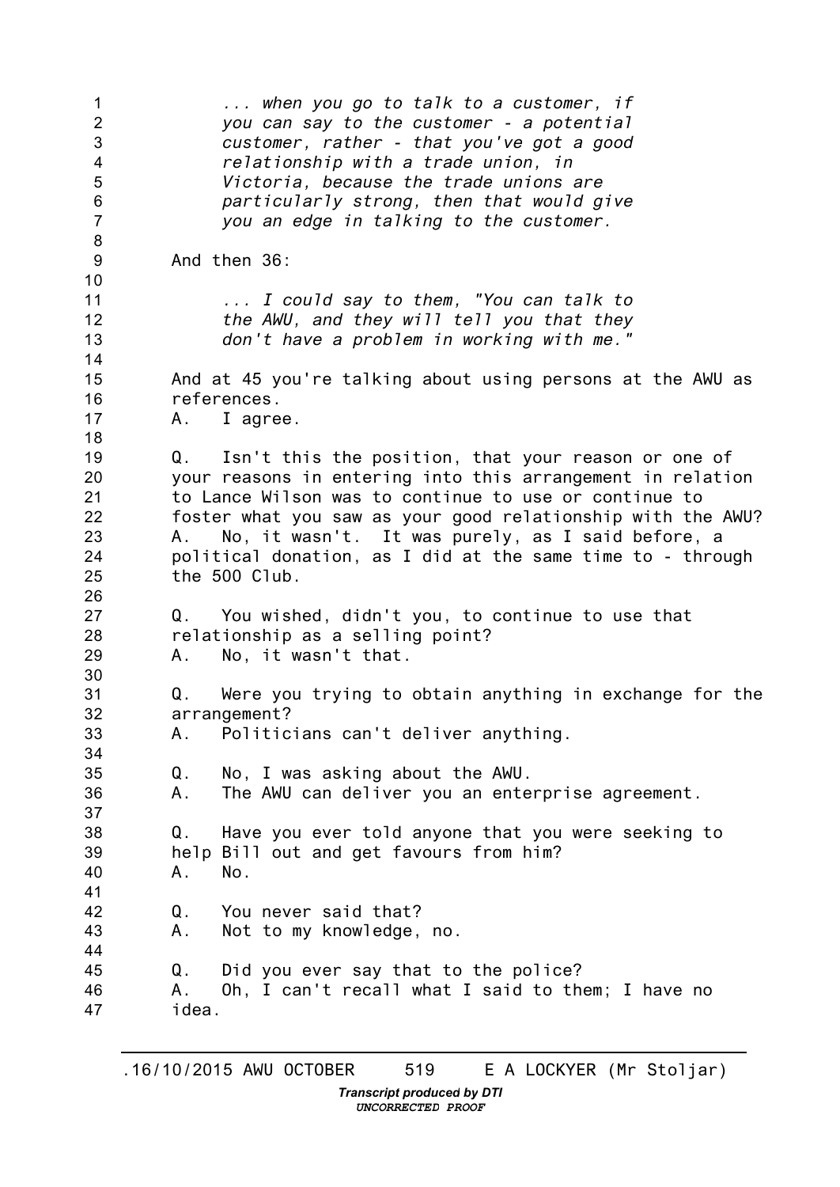*... when you go to talk to a customer, if you can say to the customer - a potential customer, rather - that you've got a good relationship with a trade union, in Victoria, because the trade unions are particularly strong, then that would give you an edge in talking to the customer.*

And then 36:

*... I could say to them, "You can talk to the AWU, and they will tell you that they don't have a problem in working with me."*

And at 45 you're talking about using persons at the AWU as references.

A. I agree.

Q. Isn't this the position, that your reason or one of your reasons in entering into this arrangement in relation to Lance Wilson was to continue to use or continue to foster what you saw as your good relationship with the AWU?

A. No, it wasn't. It was purely, as I said before, a political donation, as I did at the same time to - through the 500 Club.

Q. You wished, didn't you, to continue to use that relationship as a selling point?

A. No, it wasn't that.

Q. Were you trying to obtain anything in exchange for the arrangement?

A. Politicians can't deliver anything.

Q. No, I was asking about the AWU.

A. The AWU can deliver you an enterprise agreement.

Q. Have you ever told anyone that you were seeking to help Bill out and get favours from him?

A. No.

Q. You never said that?

A. Not to my knowledge, no.

Q. Did you ever say that to the police?

A. Oh, I can't recall what I said to them; I have no idea.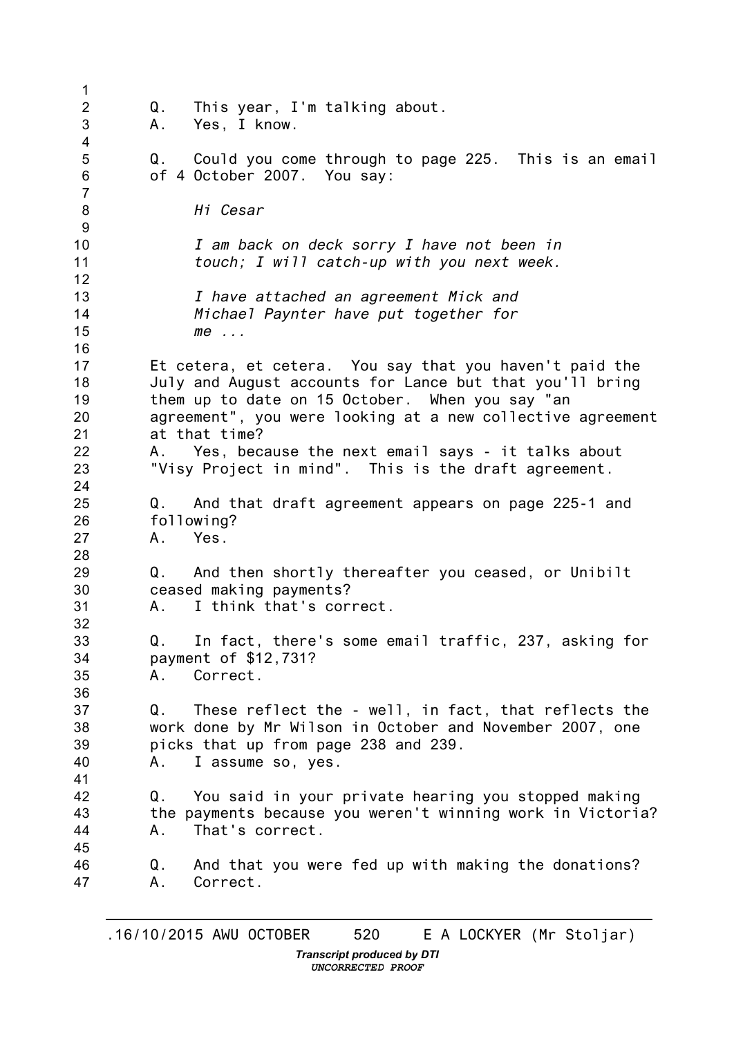Q. This year, I'm talking about.
A. Yes, I know.

Q. Could you come through to page 225. This is an email of 4 October 2007. You say:

> *Hi Cesar*
>
> *I am back on deck sorry I have not been in touch; I will catch-up with you next week.*
>
> *I have attached an agreement Mick and Michael Paynter have put together for me ...*

Et cetera, et cetera. You say that you haven't paid the July and August accounts for Lance but that you'll bring them up to date on 15 October. When you say "an agreement", you were looking at a new collective agreement at that time?
A. Yes, because the next email says - it talks about "Visy Project in mind". This is the draft agreement.

Q. And that draft agreement appears on page 225-1 and following?
A. Yes.

Q. And then shortly thereafter you ceased, or Unibilt ceased making payments?
A. I think that's correct.

Q. In fact, there's some email traffic, 237, asking for payment of $12,731?
A. Correct.

Q. These reflect the - well, in fact, that reflects the work done by Mr Wilson in October and November 2007, one picks that up from page 238 and 239.
A. I assume so, yes.

Q. You said in your private hearing you stopped making the payments because you weren't winning work in Victoria?
A. That's correct.

Q. And that you were fed up with making the donations?
A. Correct.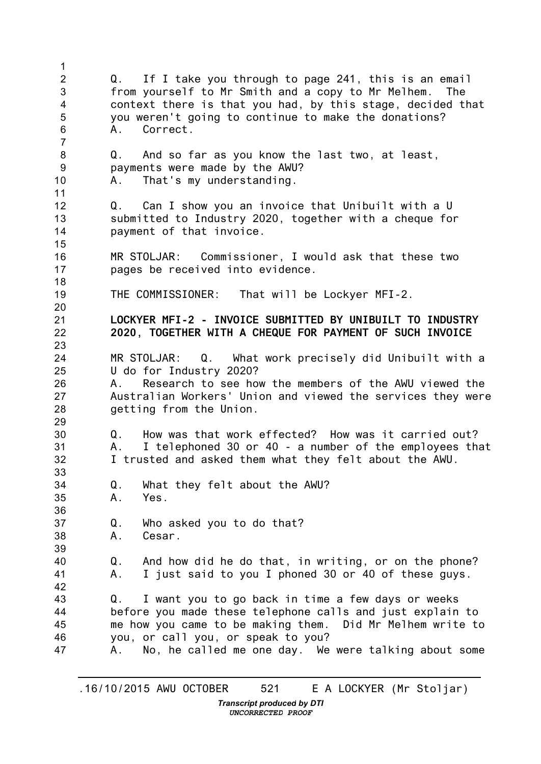Q. If I take you through to page 241, this is an email from yourself to Mr Smith and a copy to Mr Melhem. The context there is that you had, by this stage, decided that you weren't going to continue to make the donations?
A. Correct.

Q. And so far as you know the last two, at least, payments were made by the AWU?
A. That's my understanding.

Q. Can I show you an invoice that Unibuilt with a U submitted to Industry 2020, together with a cheque for payment of that invoice.

MR STOLJAR: Commissioner, I would ask that these two pages be received into evidence.

THE COMMISSIONER: That will be Lockyer MFI-2.

**LOCKYER MFI-2 - INVOICE SUBMITTED BY UNIBUILT TO INDUSTRY 2020, TOGETHER WITH A CHEQUE FOR PAYMENT OF SUCH INVOICE**

MR STOLJAR: Q. What work precisely did Unibuilt with a U do for Industry 2020?
A. Research to see how the members of the AWU viewed the Australian Workers' Union and viewed the services they were getting from the Union.

Q. How was that work effected? How was it carried out?
A. I telephoned 30 or 40 - a number of the employees that I trusted and asked them what they felt about the AWU.

Q. What they felt about the AWU?
A. Yes.

Q. Who asked you to do that?
A. Cesar.

Q. And how did he do that, in writing, or on the phone?
A. I just said to you I phoned 30 or 40 of these guys.

Q. I want you to go back in time a few days or weeks before you made these telephone calls and just explain to me how you came to be making them. Did Mr Melhem write to you, or call you, or speak to you?
A. No, he called me one day. We were talking about some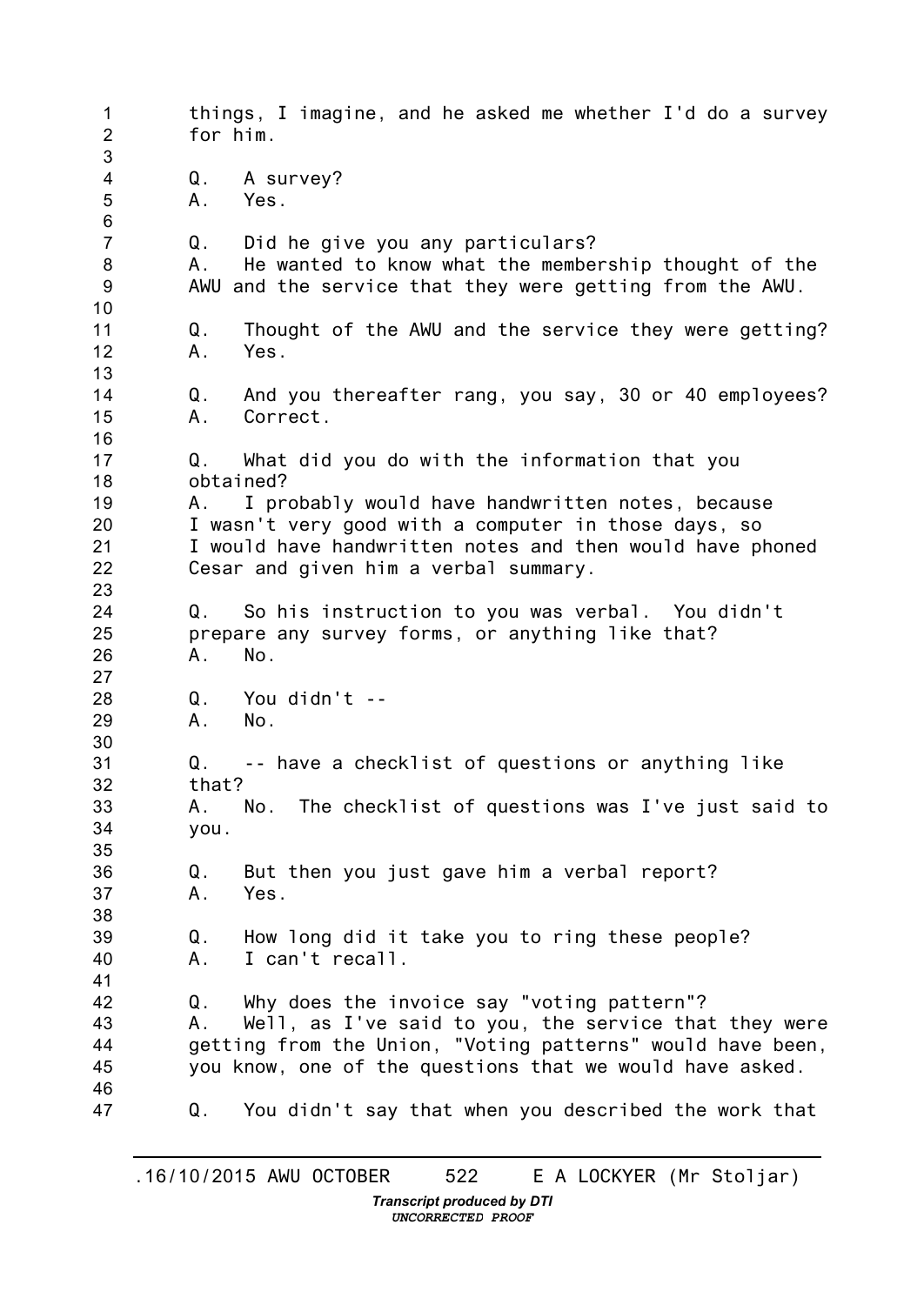things, I imagine, and he asked me whether I'd do a survey for him.

Q. A survey?
A. Yes.

Q. Did he give you any particulars?
A. He wanted to know what the membership thought of the AWU and the service that they were getting from the AWU.

Q. Thought of the AWU and the service they were getting?
A. Yes.

Q. And you thereafter rang, you say, 30 or 40 employees?
A. Correct.

Q. What did you do with the information that you obtained?
A. I probably would have handwritten notes, because I wasn't very good with a computer in those days, so I would have handwritten notes and then would have phoned Cesar and given him a verbal summary.

Q. So his instruction to you was verbal. You didn't prepare any survey forms, or anything like that?
A. No.

Q. You didn't --
A. No.

Q. -- have a checklist of questions or anything like that?
A. No. The checklist of questions was I've just said to you.

Q. But then you just gave him a verbal report?
A. Yes.

Q. How long did it take you to ring these people?
A. I can't recall.

Q. Why does the invoice say "voting pattern"?
A. Well, as I've said to you, the service that they were getting from the Union, "Voting patterns" would have been, you know, one of the questions that we would have asked.

Q. You didn't say that when you described the work that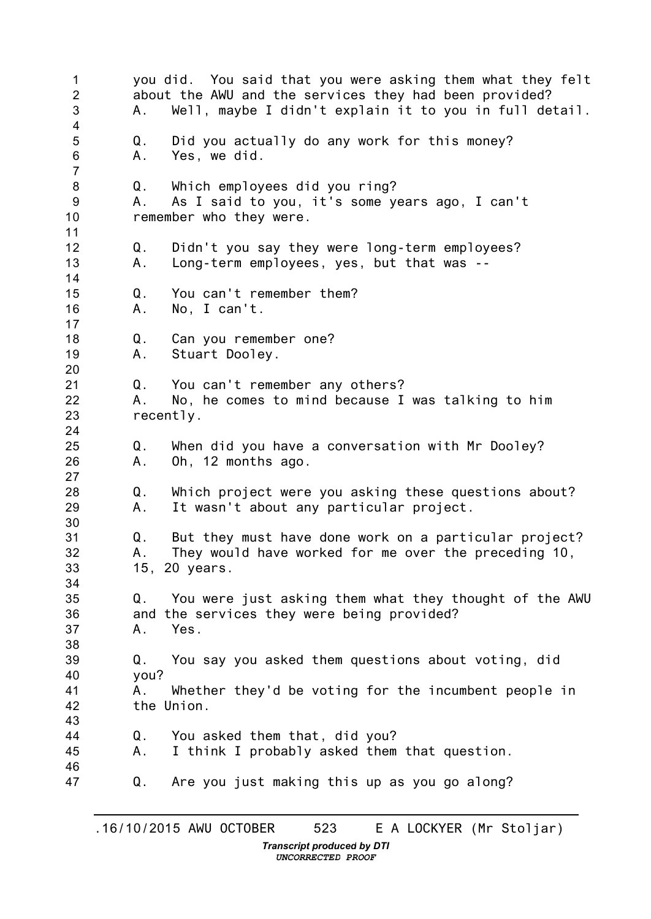you did. You said that you were asking them what they felt about the AWU and the services they had been provided?

A. Well, maybe I didn't explain it to you in full detail.

Q. Did you actually do any work for this money?

A. Yes, we did.

Q. Which employees did you ring?

A. As I said to you, it's some years ago, I can't remember who they were.

Q. Didn't you say they were long-term employees?

A. Long-term employees, yes, but that was --

Q. You can't remember them?

A. No, I can't.

Q. Can you remember one?

A. Stuart Dooley.

Q. You can't remember any others?

A. No, he comes to mind because I was talking to him recently.

Q. When did you have a conversation with Mr Dooley?

A. Oh, 12 months ago.

Q. Which project were you asking these questions about?

A. It wasn't about any particular project.

Q. But they must have done work on a particular project?

A. They would have worked for me over the preceding 10, 15, 20 years.

Q. You were just asking them what they thought of the AWU and the services they were being provided?

A. Yes.

Q. You say you asked them questions about voting, did you?

A. Whether they'd be voting for the incumbent people in the Union.

Q. You asked them that, did you?

A. I think I probably asked them that question.

Q. Are you just making this up as you go along?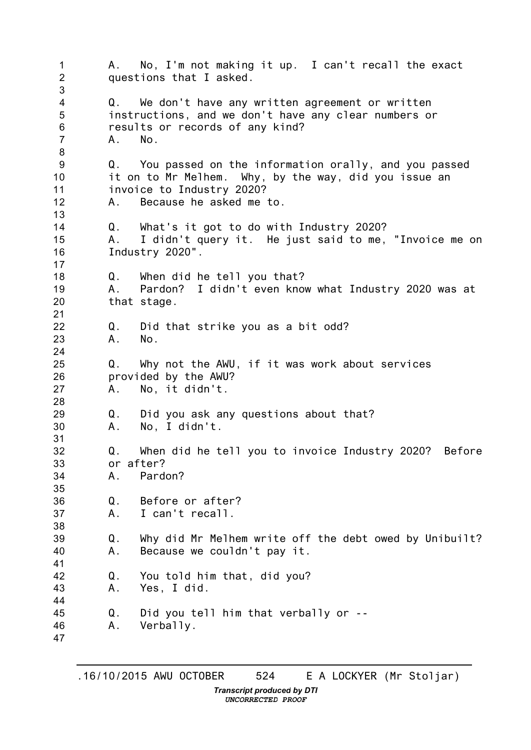A. No, I'm not making it up. I can't recall the exact questions that I asked.

Q. We don't have any written agreement or written instructions, and we don't have any clear numbers or results or records of any kind?
A. No.

Q. You passed on the information orally, and you passed it on to Mr Melhem. Why, by the way, did you issue an invoice to Industry 2020?
A. Because he asked me to.

Q. What's it got to do with Industry 2020?
A. I didn't query it. He just said to me, "Invoice me on Industry 2020".

Q. When did he tell you that?
A. Pardon? I didn't even know what Industry 2020 was at that stage.

Q. Did that strike you as a bit odd?
A. No.

Q. Why not the AWU, if it was work about services provided by the AWU?
A. No, it didn't.

Q. Did you ask any questions about that?
A. No, I didn't.

Q. When did he tell you to invoice Industry 2020? Before or after?
A. Pardon?

Q. Before or after?
A. I can't recall.

Q. Why did Mr Melhem write off the debt owed by Unibuilt?
A. Because we couldn't pay it.

Q. You told him that, did you?
A. Yes, I did.

Q. Did you tell him that verbally or --
A. Verbally.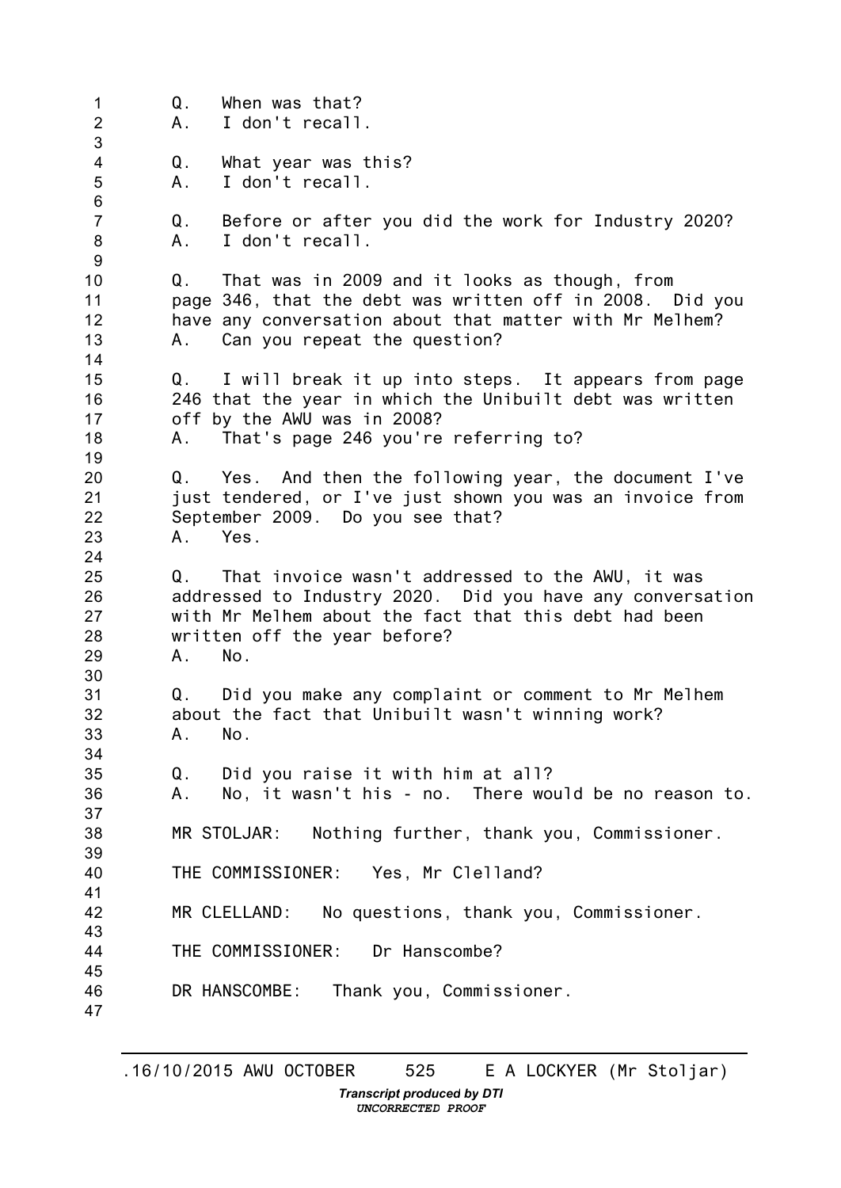Q. When was that?
A. I don't recall.

Q. What year was this?
A. I don't recall.

Q. Before or after you did the work for Industry 2020?
A. I don't recall.

Q. That was in 2009 and it looks as though, from page 346, that the debt was written off in 2008. Did you have any conversation about that matter with Mr Melhem?
A. Can you repeat the question?

Q. I will break it up into steps. It appears from page 246 that the year in which the Unibuilt debt was written off by the AWU was in 2008?
A. That's page 246 you're referring to?

Q. Yes. And then the following year, the document I've just tendered, or I've just shown you was an invoice from September 2009. Do you see that?
A. Yes.

Q. That invoice wasn't addressed to the AWU, it was addressed to Industry 2020. Did you have any conversation with Mr Melhem about the fact that this debt had been written off the year before?
A. No.

Q. Did you make any complaint or comment to Mr Melhem about the fact that Unibuilt wasn't winning work?
A. No.

Q. Did you raise it with him at all?
A. No, it wasn't his - no. There would be no reason to.

MR STOLJAR: Nothing further, thank you, Commissioner.

THE COMMISSIONER: Yes, Mr Clelland?

MR CLELLAND: No questions, thank you, Commissioner.

THE COMMISSIONER: Dr Hanscombe?

DR HANSCOMBE: Thank you, Commissioner.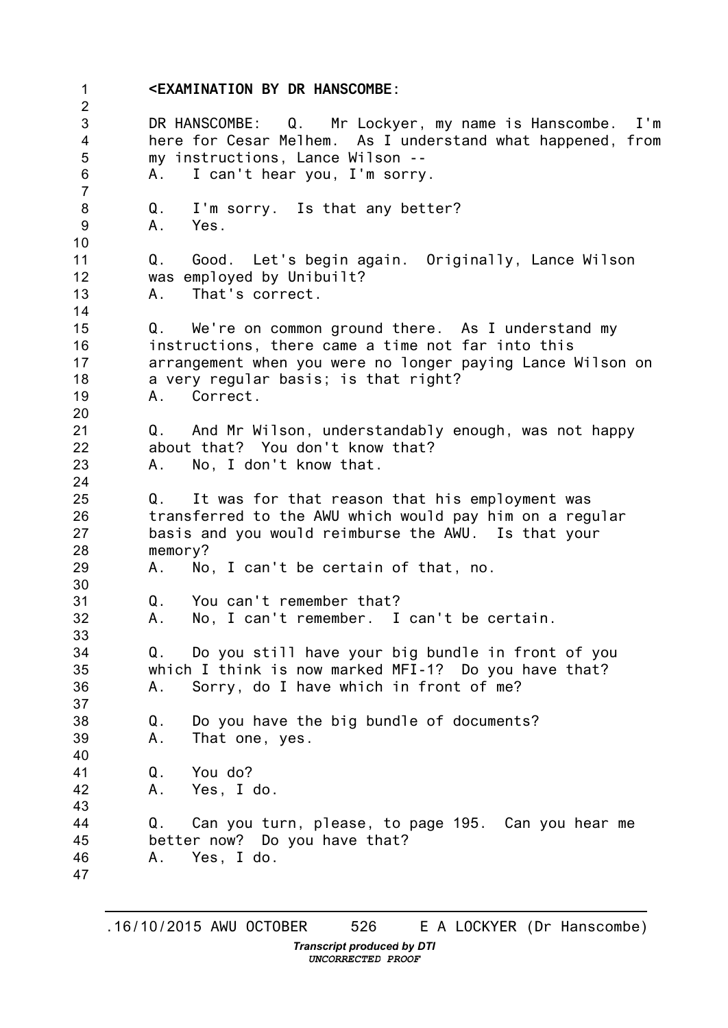**<EXAMINATION BY DR HANSCOMBE:**

DR HANSCOMBE: Q. Mr Lockyer, my name is Hanscombe. I'm here for Cesar Melhem. As I understand what happened, from my instructions, Lance Wilson --
A. I can't hear you, I'm sorry.

Q. I'm sorry. Is that any better?
A. Yes.

Q. Good. Let's begin again. Originally, Lance Wilson was employed by Unibuilt?
A. That's correct.

Q. We're on common ground there. As I understand my instructions, there came a time not far into this arrangement when you were no longer paying Lance Wilson on a very regular basis; is that right?
A. Correct.

Q. And Mr Wilson, understandably enough, was not happy about that? You don't know that?
A. No, I don't know that.

Q. It was for that reason that his employment was transferred to the AWU which would pay him on a regular basis and you would reimburse the AWU. Is that your memory?
A. No, I can't be certain of that, no.

Q. You can't remember that?
A. No, I can't remember. I can't be certain.

Q. Do you still have your big bundle in front of you which I think is now marked MFI-1? Do you have that?
A. Sorry, do I have which in front of me?

Q. Do you have the big bundle of documents?
A. That one, yes.

Q. You do?
A. Yes, I do.

Q. Can you turn, please, to page 195. Can you hear me better now? Do you have that?
A. Yes, I do.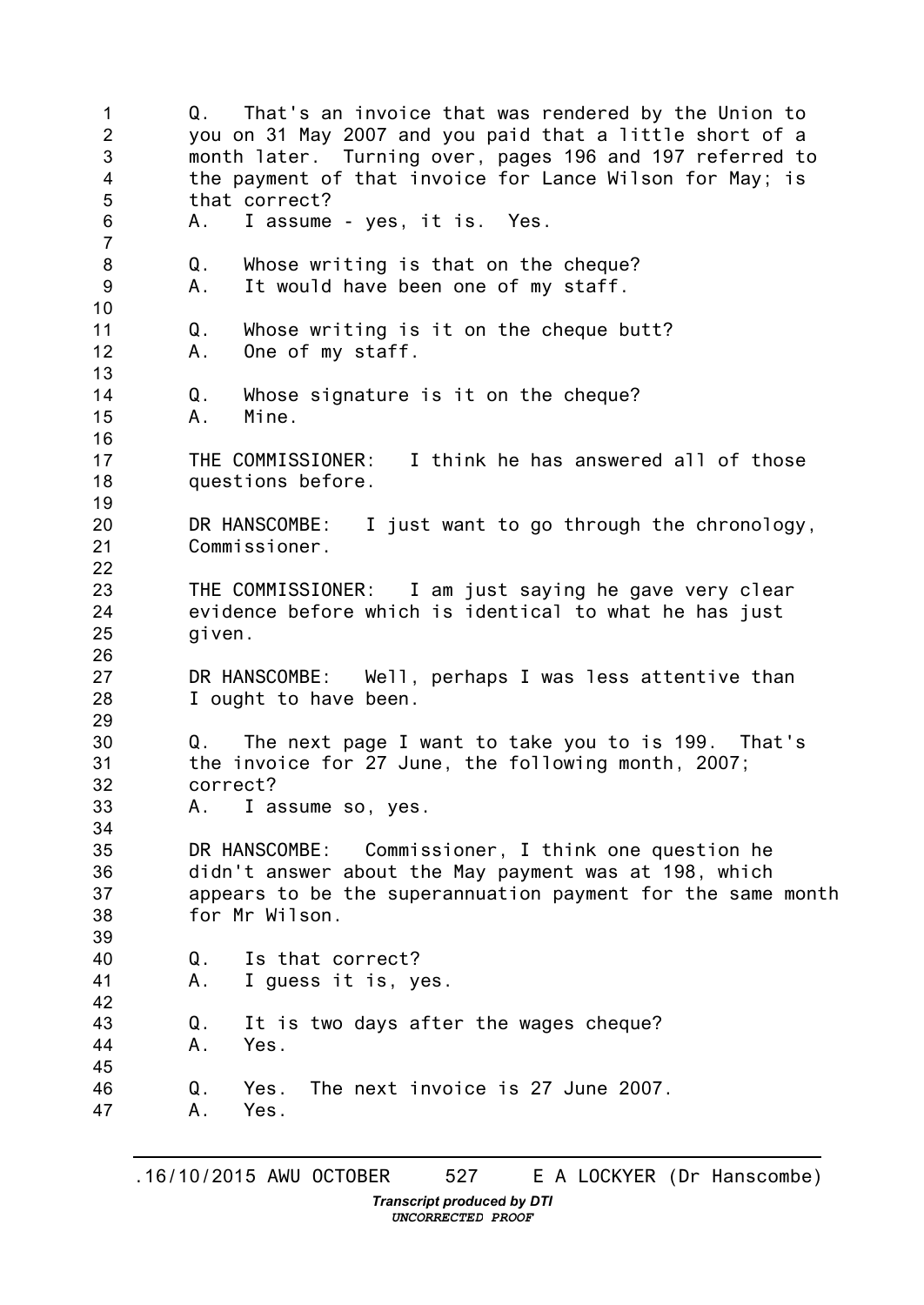Q. That's an invoice that was rendered by the Union to you on 31 May 2007 and you paid that a little short of a month later. Turning over, pages 196 and 197 referred to the payment of that invoice for Lance Wilson for May; is that correct?

A. I assume - yes, it is. Yes.

Q. Whose writing is that on the cheque?

A. It would have been one of my staff.

Q. Whose writing is it on the cheque butt?

A. One of my staff.

Q. Whose signature is it on the cheque?

A. Mine.

THE COMMISSIONER: I think he has answered all of those questions before.

DR HANSCOMBE: I just want to go through the chronology, Commissioner.

THE COMMISSIONER: I am just saying he gave very clear evidence before which is identical to what he has just given.

DR HANSCOMBE: Well, perhaps I was less attentive than I ought to have been.

Q. The next page I want to take you to is 199. That's the invoice for 27 June, the following month, 2007; correct?

A. I assume so, yes.

DR HANSCOMBE: Commissioner, I think one question he didn't answer about the May payment was at 198, which appears to be the superannuation payment for the same month for Mr Wilson.

Q. Is that correct?

A. I guess it is, yes.

Q. It is two days after the wages cheque?

A. Yes.

Q. Yes. The next invoice is 27 June 2007.

A. Yes.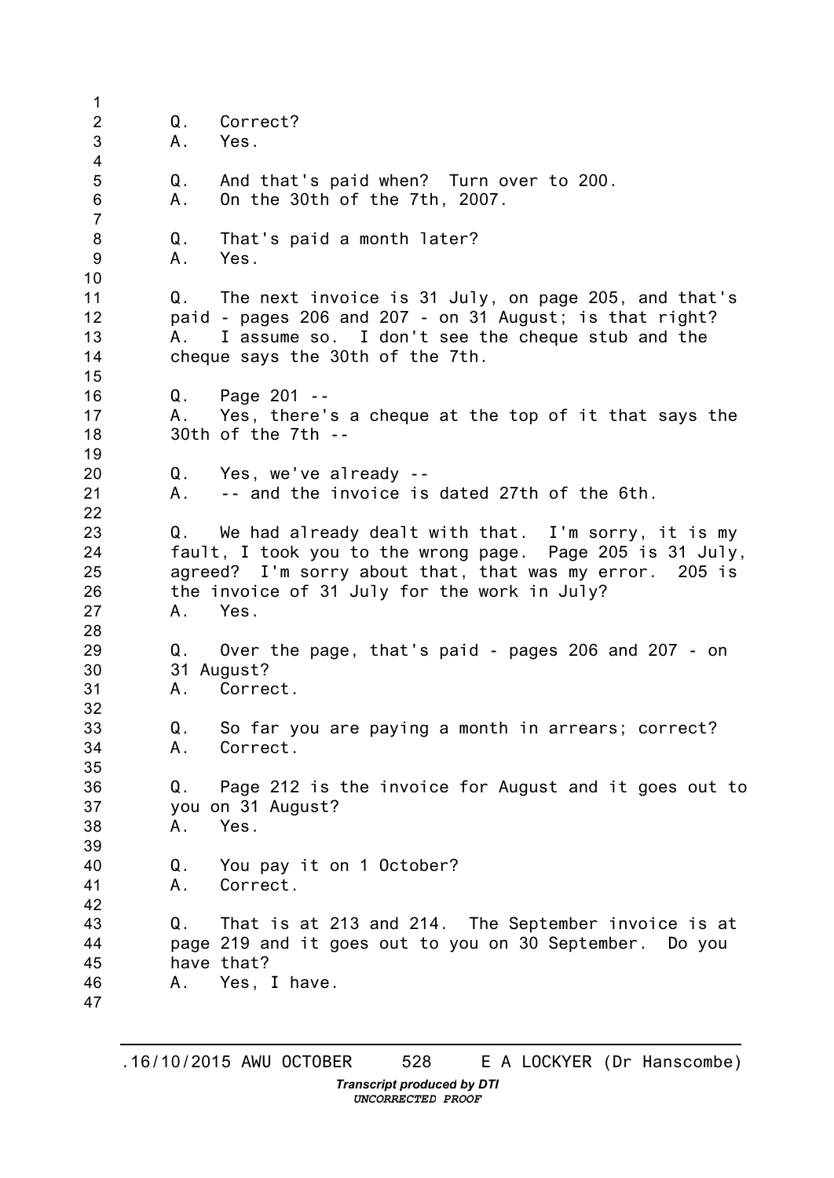Q. Correct?
A. Yes.

Q. And that's paid when? Turn over to 200.
A. On the 30th of the 7th, 2007.

Q. That's paid a month later?
A. Yes.

Q. The next invoice is 31 July, on page 205, and that's paid - pages 206 and 207 - on 31 August; is that right?
A. I assume so. I don't see the cheque stub and the cheque says the 30th of the 7th.

Q. Page 201 --
A. Yes, there's a cheque at the top of it that says the 30th of the 7th --

Q. Yes, we've already --
A. -- and the invoice is dated 27th of the 6th.

Q. We had already dealt with that. I'm sorry, it is my fault, I took you to the wrong page. Page 205 is 31 July, agreed? I'm sorry about that, that was my error. 205 is the invoice of 31 July for the work in July?
A. Yes.

Q. Over the page, that's paid - pages 206 and 207 - on 31 August?
A. Correct.

Q. So far you are paying a month in arrears; correct?
A. Correct.

Q. Page 212 is the invoice for August and it goes out to you on 31 August?
A. Yes.

Q. You pay it on 1 October?
A. Correct.

Q. That is at 213 and 214. The September invoice is at page 219 and it goes out to you on 30 September. Do you have that?
A. Yes, I have.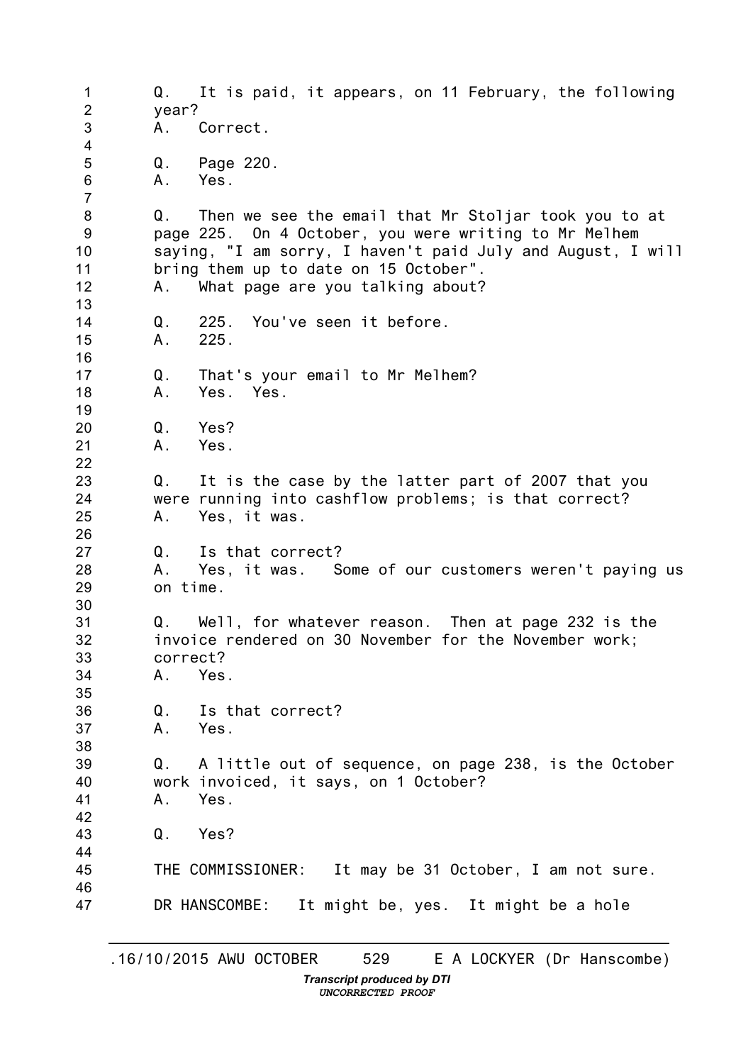Q. It is paid, it appears, on 11 February, the following year?
A. Correct.

Q. Page 220.
A. Yes.

Q. Then we see the email that Mr Stoljar took you to at page 225. On 4 October, you were writing to Mr Melhem saying, "I am sorry, I haven't paid July and August, I will bring them up to date on 15 October".
A. What page are you talking about?

Q. 225. You've seen it before.
A. 225.

Q. That's your email to Mr Melhem?
A. Yes. Yes.

Q. Yes?
A. Yes.

Q. It is the case by the latter part of 2007 that you were running into cashflow problems; is that correct?
A. Yes, it was.

Q. Is that correct?
A. Yes, it was. Some of our customers weren't paying us on time.

Q. Well, for whatever reason. Then at page 232 is the invoice rendered on 30 November for the November work; correct?
A. Yes.

Q. Is that correct?
A. Yes.

Q. A little out of sequence, on page 238, is the October work invoiced, it says, on 1 October?
A. Yes.

Q. Yes?

THE COMMISSIONER: It may be 31 October, I am not sure.

DR HANSCOMBE: It might be, yes. It might be a hole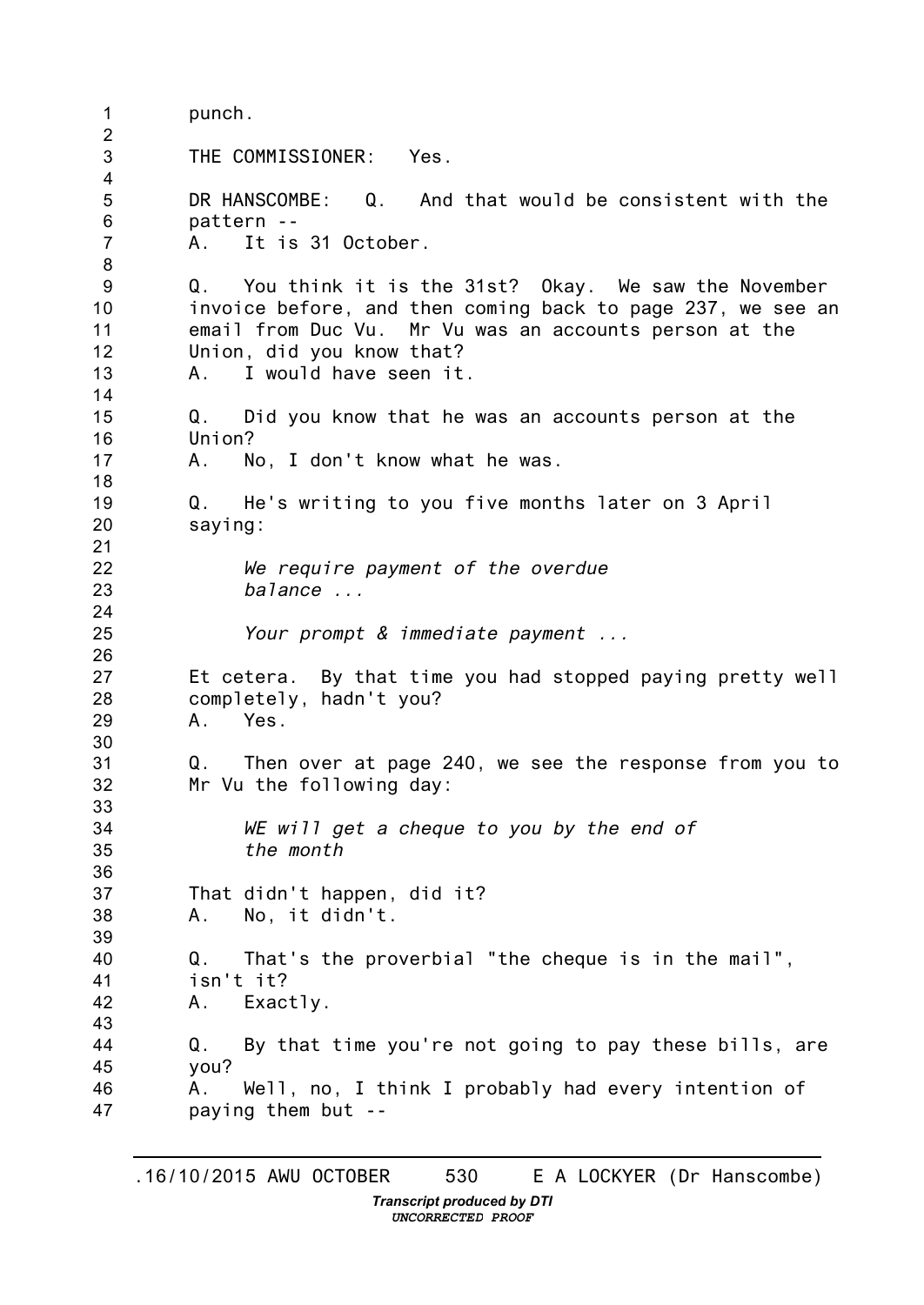punch.

THE COMMISSIONER: Yes.

DR HANSCOMBE: Q. And that would be consistent with the pattern --
A. It is 31 October.

Q. You think it is the 31st? Okay. We saw the November invoice before, and then coming back to page 237, we see an email from Duc Vu. Mr Vu was an accounts person at the Union, did you know that?
A. I would have seen it.

Q. Did you know that he was an accounts person at the Union?
A. No, I don't know what he was.

Q. He's writing to you five months later on 3 April saying:

> *We require payment of the overdue balance ...*
>
> *Your prompt & immediate payment ...*

Et cetera. By that time you had stopped paying pretty well completely, hadn't you?
A. Yes.

Q. Then over at page 240, we see the response from you to Mr Vu the following day:

> *WE will get a cheque to you by the end of the month*

That didn't happen, did it?
A. No, it didn't.

Q. That's the proverbial "the cheque is in the mail", isn't it?
A. Exactly.

Q. By that time you're not going to pay these bills, are you?
A. Well, no, I think I probably had every intention of paying them but --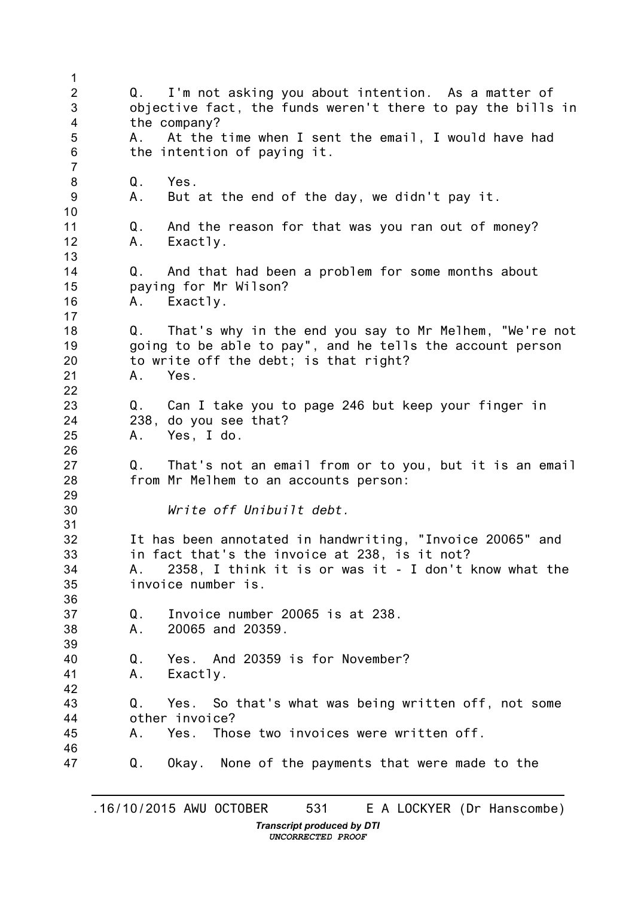Q. I'm not asking you about intention. As a matter of objective fact, the funds weren't there to pay the bills in the company?

A. At the time when I sent the email, I would have had the intention of paying it.

Q. Yes.

A. But at the end of the day, we didn't pay it.

Q. And the reason for that was you ran out of money?

A. Exactly.

Q. And that had been a problem for some months about paying for Mr Wilson?

A. Exactly.

Q. That's why in the end you say to Mr Melhem, "We're not going to be able to pay", and he tells the account person to write off the debt; is that right?

A. Yes.

Q. Can I take you to page 246 but keep your finger in 238, do you see that?

A. Yes, I do.

Q. That's not an email from or to you, but it is an email from Mr Melhem to an accounts person:

> *Write off Unibuilt debt.*

It has been annotated in handwriting, "Invoice 20065" and in fact that's the invoice at 238, is it not?

A. 2358, I think it is or was it - I don't know what the invoice number is.

Q. Invoice number 20065 is at 238.

A. 20065 and 20359.

Q. Yes. And 20359 is for November?

A. Exactly.

Q. Yes. So that's what was being written off, not some other invoice?

A. Yes. Those two invoices were written off.

Q. Okay. None of the payments that were made to the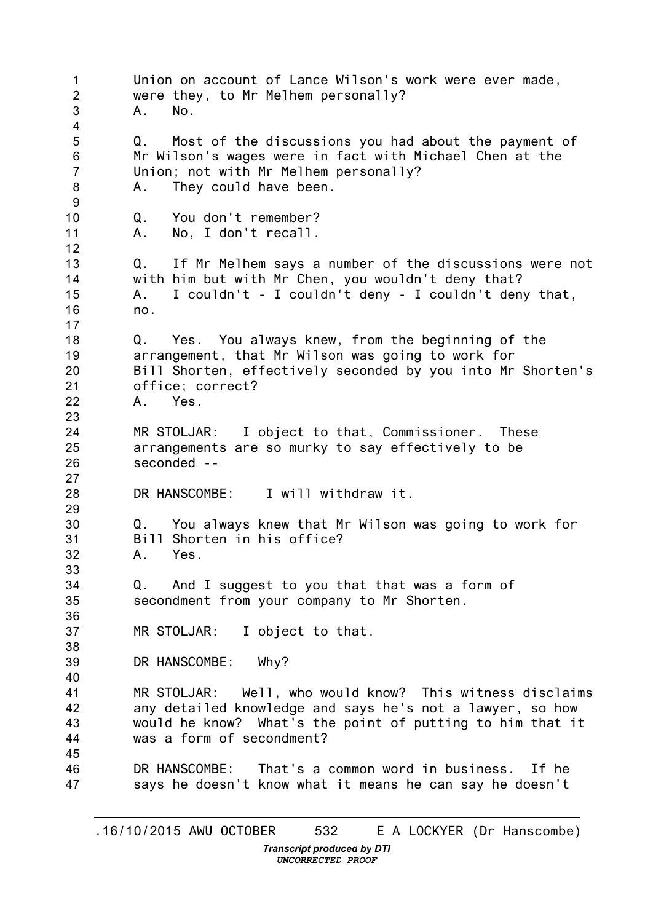Union on account of Lance Wilson's work were ever made, were they, to Mr Melhem personally?
A. No.

Q. Most of the discussions you had about the payment of Mr Wilson's wages were in fact with Michael Chen at the Union; not with Mr Melhem personally?
A. They could have been.

Q. You don't remember?
A. No, I don't recall.

Q. If Mr Melhem says a number of the discussions were not with him but with Mr Chen, you wouldn't deny that?
A. I couldn't - I couldn't deny - I couldn't deny that, no.

Q. Yes. You always knew, from the beginning of the arrangement, that Mr Wilson was going to work for Bill Shorten, effectively seconded by you into Mr Shorten's office; correct?
A. Yes.

MR STOLJAR: I object to that, Commissioner. These arrangements are so murky to say effectively to be seconded --

DR HANSCOMBE: I will withdraw it.

Q. You always knew that Mr Wilson was going to work for Bill Shorten in his office?
A. Yes.

Q. And I suggest to you that that was a form of secondment from your company to Mr Shorten.

MR STOLJAR: I object to that.

DR HANSCOMBE: Why?

MR STOLJAR: Well, who would know? This witness disclaims any detailed knowledge and says he's not a lawyer, so how would he know? What's the point of putting to him that it was a form of secondment?

DR HANSCOMBE: That's a common word in business. If he says he doesn't know what it means he can say he doesn't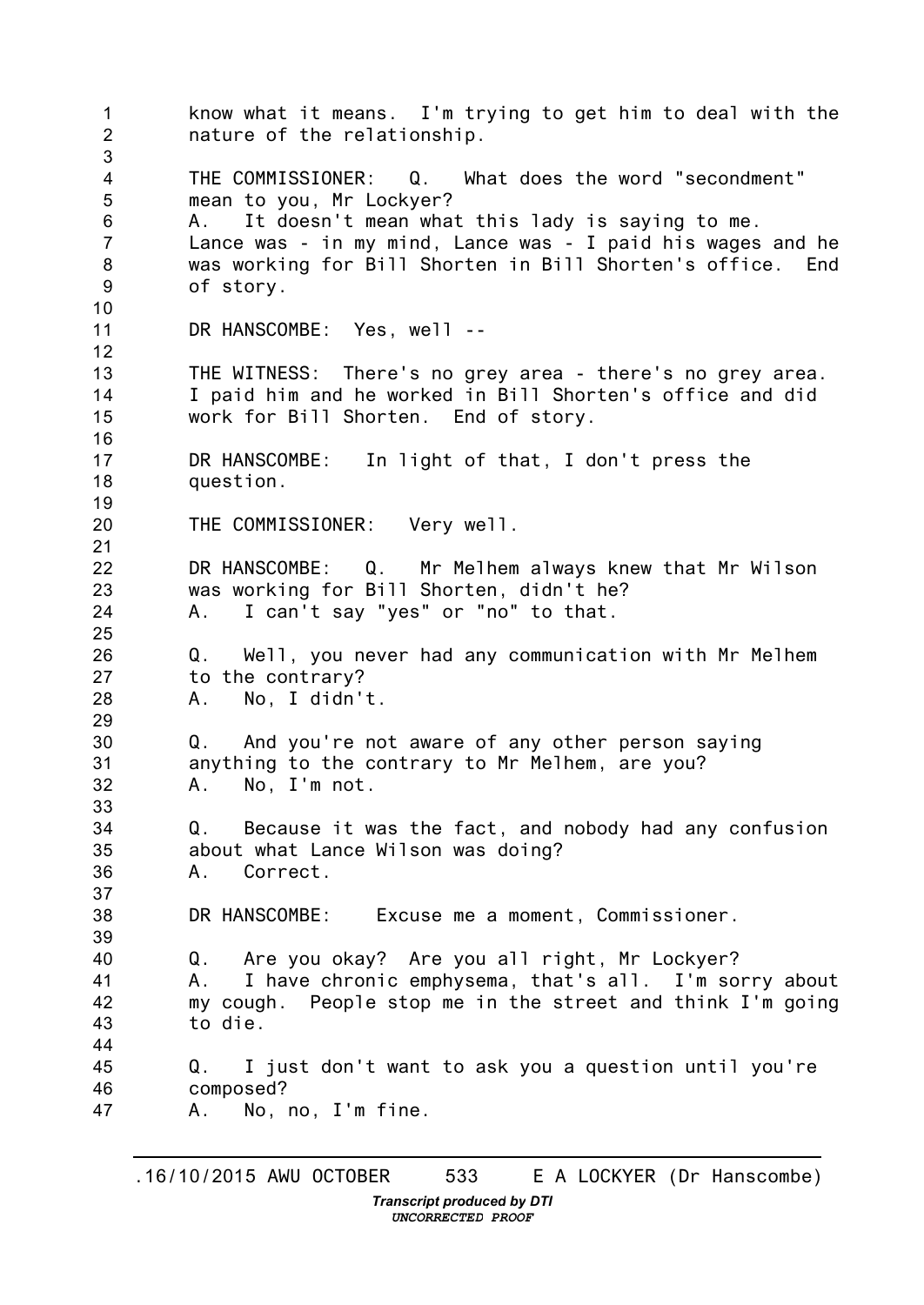know what it means. I'm trying to get him to deal with the nature of the relationship.

THE COMMISSIONER: Q. What does the word "secondment" mean to you, Mr Lockyer?
A. It doesn't mean what this lady is saying to me. Lance was - in my mind, Lance was - I paid his wages and he was working for Bill Shorten in Bill Shorten's office. End of story.

DR HANSCOMBE: Yes, well --

THE WITNESS: There's no grey area - there's no grey area. I paid him and he worked in Bill Shorten's office and did work for Bill Shorten. End of story.

DR HANSCOMBE: In light of that, I don't press the question.

THE COMMISSIONER: Very well.

DR HANSCOMBE: Q. Mr Melhem always knew that Mr Wilson was working for Bill Shorten, didn't he?
A. I can't say "yes" or "no" to that.

Q. Well, you never had any communication with Mr Melhem to the contrary?
A. No, I didn't.

Q. And you're not aware of any other person saying anything to the contrary to Mr Melhem, are you?
A. No, I'm not.

Q. Because it was the fact, and nobody had any confusion about what Lance Wilson was doing?
A. Correct.

DR HANSCOMBE: Excuse me a moment, Commissioner.

Q. Are you okay? Are you all right, Mr Lockyer?
A. I have chronic emphysema, that's all. I'm sorry about my cough. People stop me in the street and think I'm going to die.

Q. I just don't want to ask you a question until you're composed?
A. No, no, I'm fine.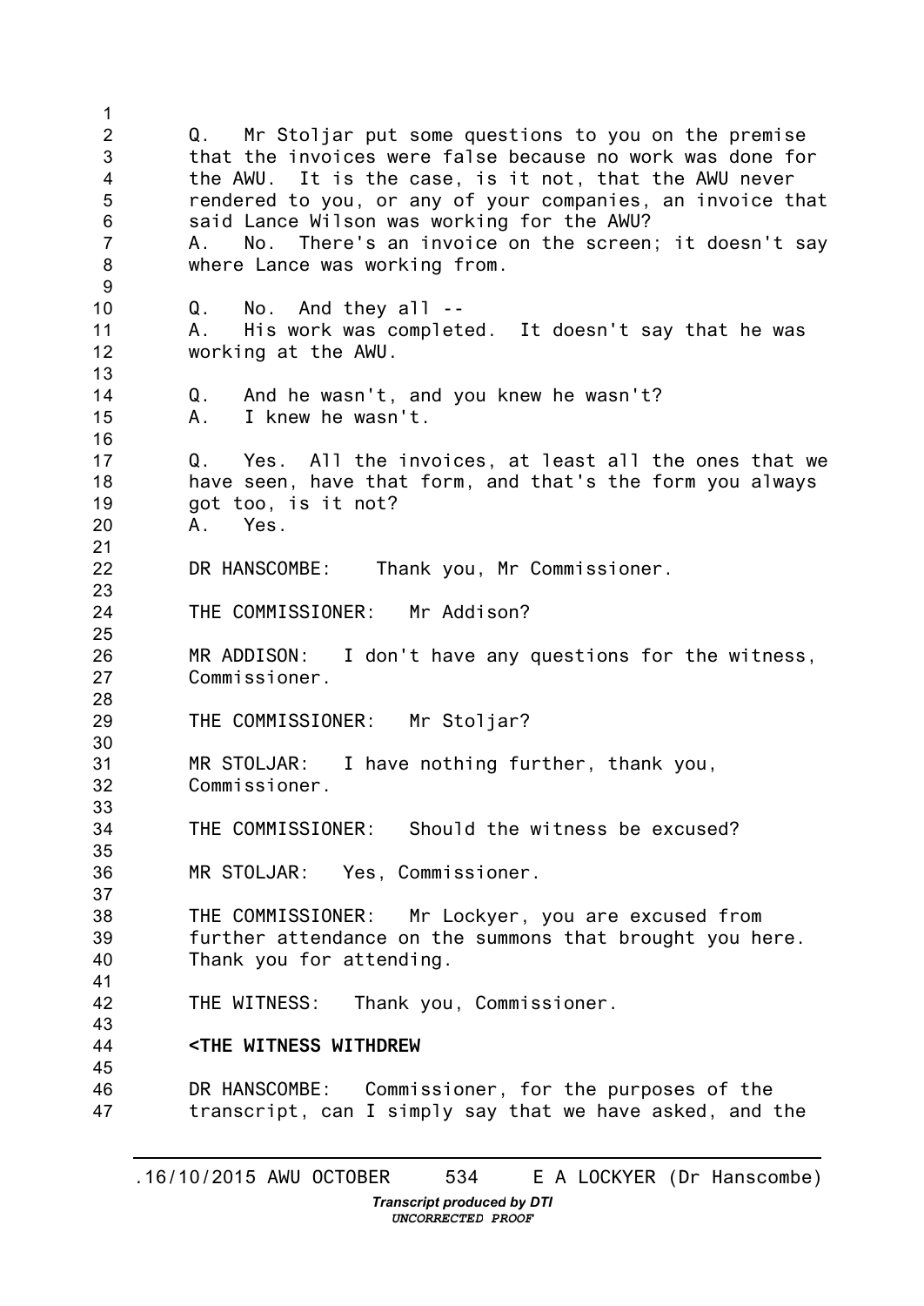Q. Mr Stoljar put some questions to you on the premise that the invoices were false because no work was done for the AWU. It is the case, is it not, that the AWU never rendered to you, or any of your companies, an invoice that said Lance Wilson was working for the AWU?
A. No. There's an invoice on the screen; it doesn't say where Lance was working from.

Q. No. And they all --
A. His work was completed. It doesn't say that he was working at the AWU.

Q. And he wasn't, and you knew he wasn't?
A. I knew he wasn't.

Q. Yes. All the invoices, at least all the ones that we have seen, have that form, and that's the form you always got too, is it not?
A. Yes.

DR HANSCOMBE: Thank you, Mr Commissioner.

THE COMMISSIONER: Mr Addison?

MR ADDISON: I don't have any questions for the witness, Commissioner.

THE COMMISSIONER: Mr Stoljar?

MR STOLJAR: I have nothing further, thank you, Commissioner.

THE COMMISSIONER: Should the witness be excused?

MR STOLJAR: Yes, Commissioner.

THE COMMISSIONER: Mr Lockyer, you are excused from further attendance on the summons that brought you here. Thank you for attending.

THE WITNESS: Thank you, Commissioner.

**<THE WITNESS WITHDREW**

DR HANSCOMBE: Commissioner, for the purposes of the transcript, can I simply say that we have asked, and the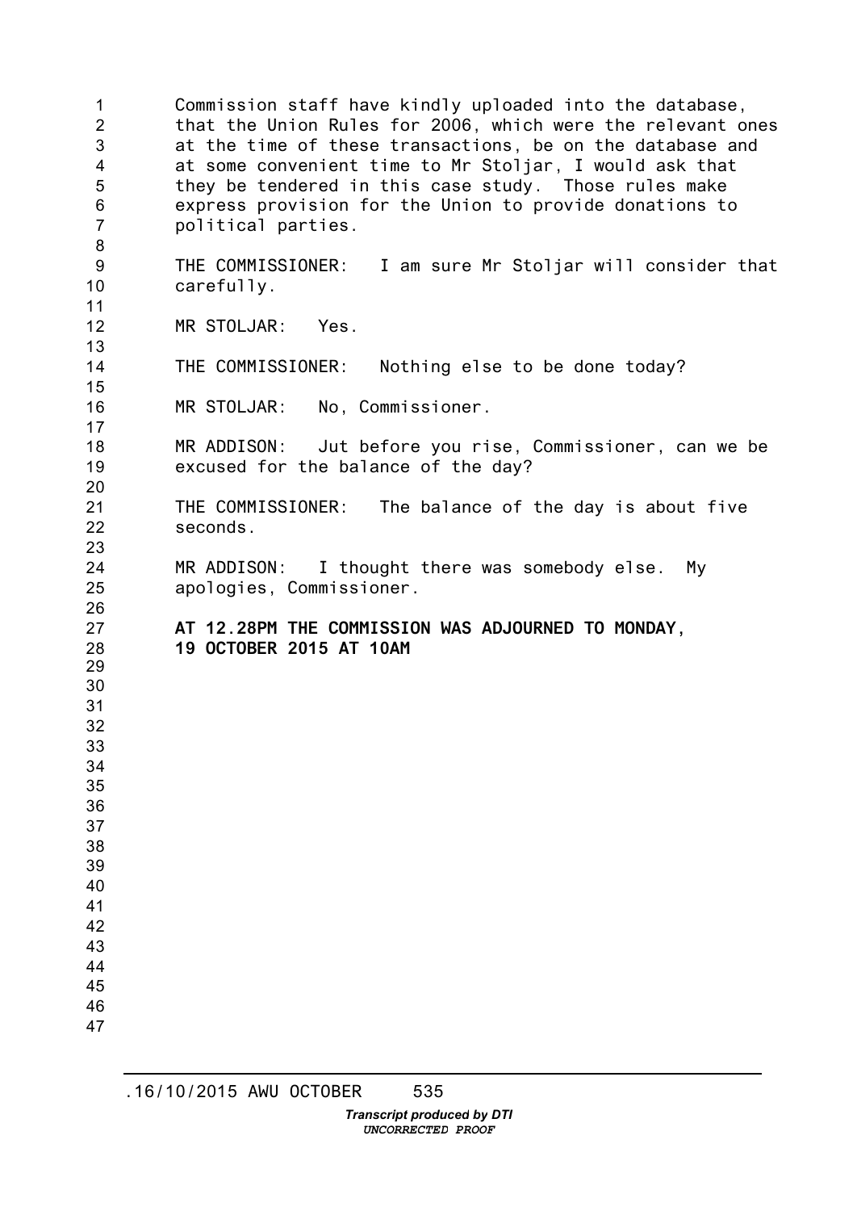Commission staff have kindly uploaded into the database, that the Union Rules for 2006, which were the relevant ones at the time of these transactions, be on the database and at some convenient time to Mr Stoljar, I would ask that they be tendered in this case study. Those rules make express provision for the Union to provide donations to political parties.

THE COMMISSIONER: I am sure Mr Stoljar will consider that carefully.

MR STOLJAR: Yes.

THE COMMISSIONER: Nothing else to be done today?

MR STOLJAR: No, Commissioner.

MR ADDISON: Jut before you rise, Commissioner, can we be excused for the balance of the day?

THE COMMISSIONER: The balance of the day is about five seconds.

MR ADDISON: I thought there was somebody else. My apologies, Commissioner.

**AT 12.28PM THE COMMISSION WAS ADJOURNED TO MONDAY, 19 OCTOBER 2015 AT 10AM**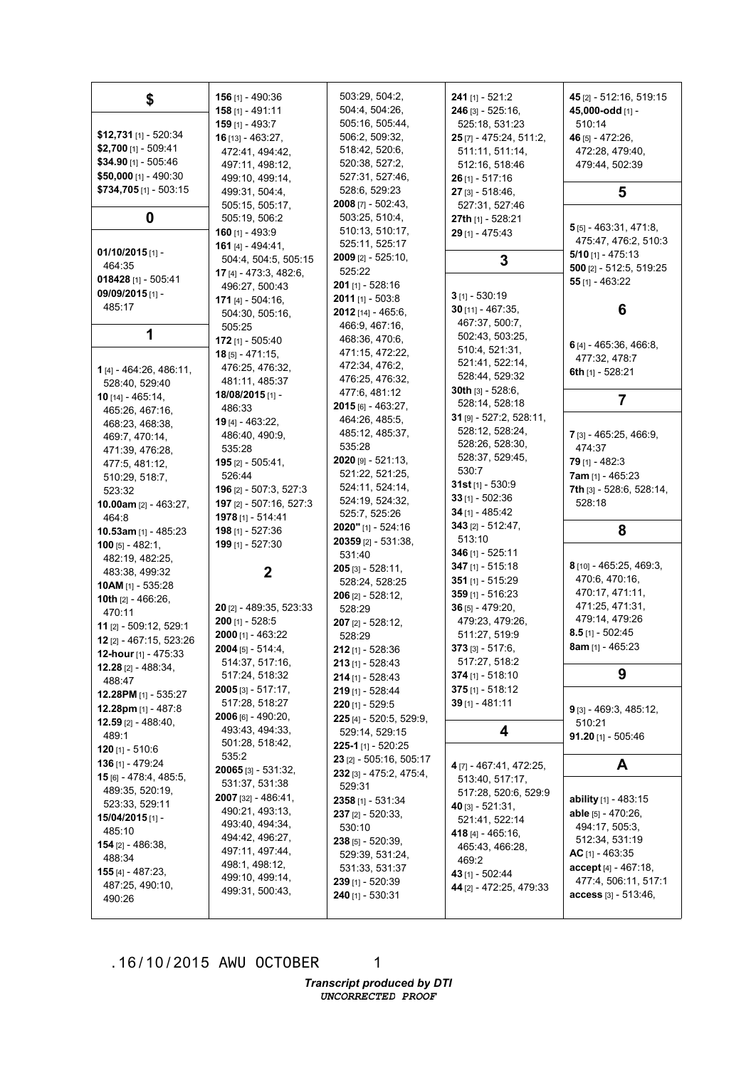## $

**$12,731** [1] - 520:34
**$2,700** [1] - 509:41
**$34.90** [1] - 505:46
**$50,000** [1] - 490:30
**$734,705** [1] - 503:15

## 0

**01/10/2015** [1] - 464:35
**018428** [1] - 505:41
**09/09/2015** [1] - 485:17

## 1

**1** [4] - 464:26, 486:11, 528:40, 529:40
**10** [14] - 465:14, 465:26, 467:16, 468:23, 468:38, 469:7, 470:14, 471:39, 476:28, 477:5, 481:12, 510:29, 518:7, 523:32
**10.00am** [2] - 463:27, 464:8
**10.53am** [1] - 485:23
**100** [5] - 482:1, 482:19, 482:25, 483:38, 499:32
**10AM** [1] - 535:28
**10th** [2] - 466:26, 470:11
**11** [2] - 509:12, 529:1
**12** [2] - 467:15, 523:26
**12-hour** [1] - 475:33
**12.28** [2] - 488:34, 488:47
**12.28PM** [1] - 535:27
**12.28pm** [1] - 487:8
**12.59** [2] - 488:40, 489:1
**120** [1] - 510:6
**136** [1] - 479:24
**15** [6] - 478:4, 485:5, 489:35, 520:19, 523:33, 529:11
**15/04/2015** [1] - 485:10
**154** [2] - 486:38, 488:34
**155** [4] - 487:23, 487:25, 490:10, 490:26
**156** [1] - 490:36
**158** [1] - 491:11
**159** [1] - 493:7
**16** [13] - 463:27, 472:41, 494:42, 497:11, 498:12, 499:10, 499:14, 499:31, 504:4, 505:15, 505:17, 505:19, 506:2
**160** [1] - 493:9
**161** [4] - 494:41, 504:4, 504:5, 505:15
**17** [4] - 473:3, 482:6, 496:27, 500:43
**171** [4] - 504:16, 504:30, 505:16, 505:25
**172** [1] - 505:40
**18** [5] - 471:15, 476:25, 476:32, 481:11, 485:37
**18/08/2015** [1] - 486:33
**19** [4] - 463:22, 486:40, 490:9, 535:28
**195** [2] - 505:41, 526:44
**196** [2] - 507:3, 527:3
**197** [2] - 507:16, 527:3
**1978** [1] - 514:41
**198** [1] - 527:36
**199** [1] - 527:30

## 2

**20** [2] - 489:35, 523:33
**200** [1] - 528:5
**2000** [1] - 463:22
**2004** [5] - 514:4, 514:37, 517:16, 517:24, 518:32
**2005** [3] - 517:17, 517:28, 518:27
**2006** [6] - 490:20, 493:43, 494:33, 501:28, 518:42, 535:2
**20065** [3] - 531:32, 531:37, 531:38
**2007** [32] - 486:41, 490:21, 493:13, 493:40, 494:34, 494:42, 496:27, 497:11, 497:44, 498:1, 498:12, 499:10, 499:14, 499:31, 500:43, 503:29, 504:2, 504:4, 504:26, 505:16, 505:44, 506:2, 509:32, 518:42, 520:6, 520:38, 527:2, 527:31, 527:46, 528:6, 529:23
**2008** [7] - 502:43, 503:25, 510:4, 510:13, 510:17, 525:11, 525:17
**2009** [2] - 525:10, 525:22
**201** [1] - 528:16
**2011** [1] - 503:8
**2012** [14] - 465:6, 466:9, 467:16, 468:36, 470:6, 471:15, 472:22, 472:34, 476:2, 476:25, 476:32, 477:6, 481:12
**2015** [6] - 463:27, 464:26, 485:5, 485:12, 485:37, 535:28
**2020** [9] - 521:13, 521:22, 521:25, 524:11, 524:14, 524:19, 524:32, 525:7, 525:26
**2020"** [1] - 524:16
**20359** [2] - 531:38, 531:40
**205** [3] - 528:11, 528:24, 528:25
**206** [2] - 528:12, 528:29
**207** [2] - 528:12, 528:29
**212** [1] - 528:36
**213** [1] - 528:43
**214** [1] - 528:43
**219** [1] - 528:44
**220** [1] - 529:5
**225** [4] - 520:5, 529:9, 529:14, 529:15
**225-1** [1] - 520:25
**23** [2] - 505:16, 505:17
**232** [3] - 475:2, 475:4, 529:31
**2358** [1] - 531:34
**237** [2] - 520:33, 530:10
**238** [5] - 520:39, 529:39, 531:24, 531:33, 531:37
**239** [1] - 520:39
**240** [1] - 530:31
**241** [1] - 521:2
**246** [3] - 525:16, 525:18, 531:23
**25** [7] - 475:24, 511:2, 511:11, 511:14, 512:16, 518:46
**26** [1] - 517:16
**27** [3] - 518:46, 527:31, 527:46
**27th** [1] - 528:21
**29** [1] - 475:43

## 3

**3** [1] - 530:19
**30** [11] - 467:35, 467:37, 500:7, 502:43, 503:25, 510:4, 521:31, 521:41, 522:14, 528:44, 529:32
**30th** [3] - 528:6, 528:14, 528:18
**31** [9] - 527:2, 528:11, 528:12, 528:24, 528:26, 528:30, 528:37, 529:45, 530:7
**31st** [1] - 530:9
**33** [1] - 502:36
**34** [1] - 485:42
**343** [2] - 512:47, 513:10
**346** [1] - 525:11
**347** [1] - 515:18
**351** [1] - 515:29
**359** [1] - 516:23
**36** [5] - 479:20, 479:23, 479:26, 511:27, 519:9
**373** [3] - 517:6, 517:27, 518:2
**374** [1] - 518:10
**375** [1] - 518:12
**39** [1] - 481:11

## 4

**4** [7] - 467:41, 472:25, 513:40, 517:17, 517:28, 520:6, 529:9
**40** [3] - 521:31, 521:41, 522:14
**418** [4] - 465:16, 465:43, 466:28, 469:2
**43** [1] - 502:44
**44** [2] - 472:25, 479:33
**45** [2] - 512:16, 519:15
**45,000-odd** [1] - 510:14
**46** [5] - 472:26, 472:28, 479:40, 479:44, 502:39

## 5

**5** [5] - 463:31, 471:8, 475:47, 476:2, 510:3
**5/10** [1] - 475:13
**500** [2] - 512:5, 519:25
**55** [1] - 463:22

## 6

**6** [4] - 465:36, 466:8, 477:32, 478:7
**6th** [1] - 528:21

## 7

**7** [3] - 465:25, 466:9, 474:37
**79** [1] - 482:3
**7am** [1] - 465:23
**7th** [3] - 528:6, 528:14, 528:18

## 8

**8** [10] - 465:25, 469:3, 470:6, 470:16, 470:17, 471:11, 471:25, 471:31, 479:14, 479:26
**8.5** [1] - 502:45
**8am** [1] - 465:23

## 9

**9** [3] - 469:3, 485:12, 510:21
**91.20** [1] - 505:46

## A

**ability** [1] - 483:15
**able** [5] - 470:26, 494:17, 505:3, 512:34, 531:19
**AC** [1] - 463:35
**accept** [4] - 467:18, 477:4, 506:11, 517:1
**access** [3] - 513:46,

.16/10/2015 AWU OCTOBER

*Transcript produced by DTI*
*UNCORRECTED PROOF*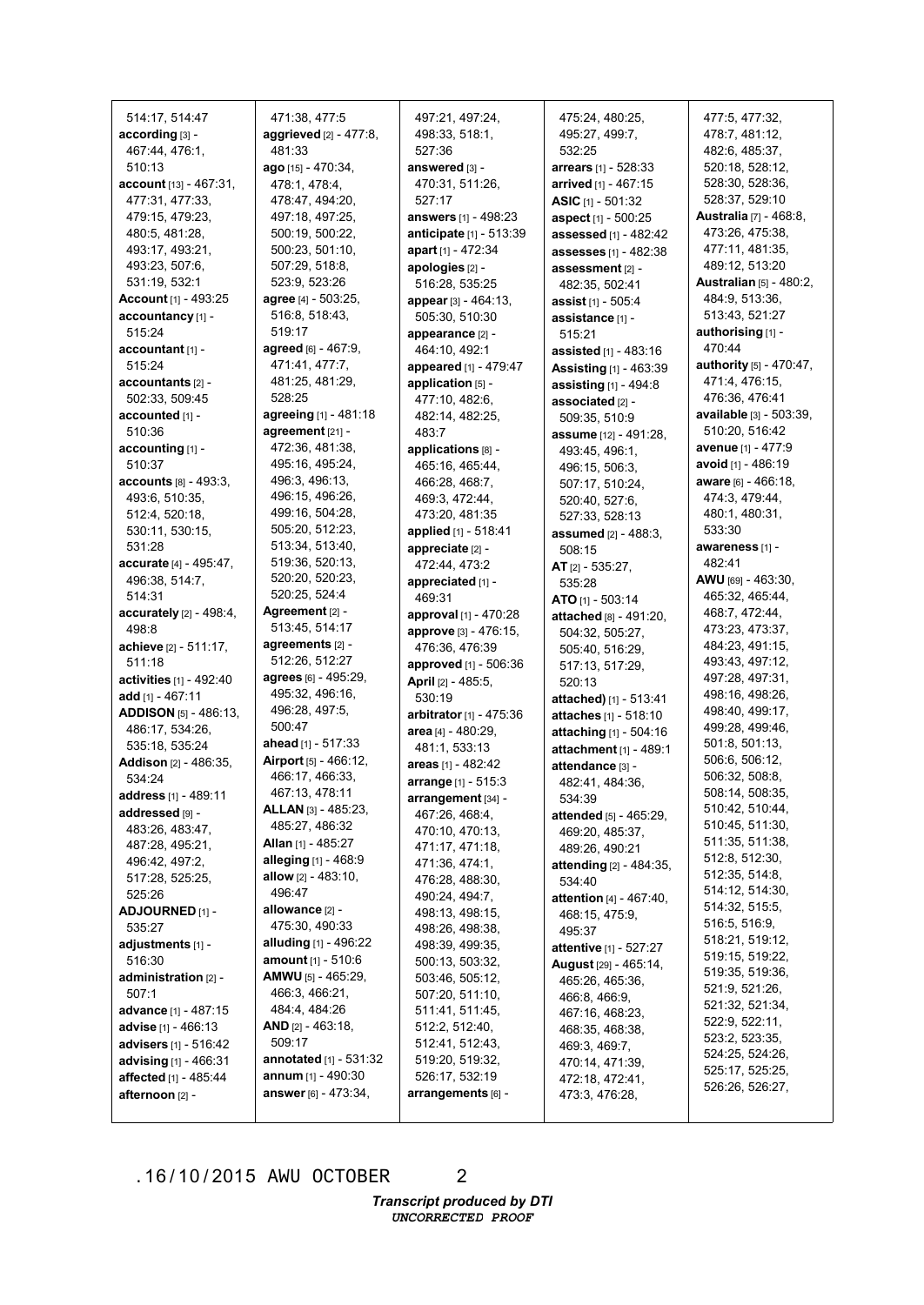514:17, 514:47
**according** [3] - 467:44, 476:1, 510:13
**account** [13] - 467:31, 477:31, 477:33, 479:15, 479:23, 480:5, 481:28, 493:17, 493:21, 493:23, 507:6, 531:19, 532:1
**Account** [1] - 493:25
**accountancy** [1] - 515:24
**accountant** [1] - 515:24
**accountants** [2] - 502:33, 509:45
**accounted** [1] - 510:36
**accounting** [1] - 510:37
**accounts** [8] - 493:3, 493:6, 510:35, 512:4, 520:18, 530:11, 530:15, 531:28
**accurate** [4] - 495:47, 496:38, 514:7, 514:31
**accurately** [2] - 498:4, 498:8
**achieve** [2] - 511:17, 511:18
**activities** [1] - 492:40
**add** [1] - 467:11
**ADDISON** [5] - 486:13, 486:17, 534:26, 535:18, 535:24
**Addison** [2] - 486:35, 534:24
**address** [1] - 489:11
**addressed** [9] - 483:26, 483:47, 487:28, 495:21, 496:42, 497:2, 517:28, 525:25, 525:26
**ADJOURNED** [1] - 535:27
**adjustments** [1] - 516:30
**administration** [2] - 507:1
**advance** [1] - 487:15
**advise** [1] - 466:13
**advisers** [1] - 516:42
**advising** [1] - 466:31
**affected** [1] - 485:44
**afternoon** [2] - 471:38, 477:5
**aggrieved** [2] - 477:8, 481:33
**ago** [15] - 470:34, 478:1, 478:4, 478:47, 494:20, 497:18, 497:25, 500:19, 500:22, 500:23, 501:10, 507:29, 518:8, 523:9, 523:26
**agree** [4] - 503:25, 516:8, 518:43, 519:17
**agreed** [6] - 467:9, 471:41, 477:7, 481:25, 481:29, 528:25
**agreeing** [1] - 481:18
**agreement** [21] - 472:36, 481:38, 495:16, 495:24, 496:3, 496:13, 496:15, 496:26, 499:16, 504:28, 505:20, 512:23, 513:34, 513:40, 519:36, 520:13, 520:20, 520:23, 520:25, 524:4
**Agreement** [2] - 513:45, 514:17
**agreements** [2] - 512:26, 512:27
**agrees** [6] - 495:29, 495:32, 496:16, 496:28, 497:5, 500:47
**ahead** [1] - 517:33
**Airport** [5] - 466:12, 466:17, 466:33, 467:13, 478:11
**ALLAN** [3] - 485:23, 485:27, 486:32
**Allan** [1] - 485:27
**alleging** [1] - 468:9
**allow** [2] - 483:10, 496:47
**allowance** [2] - 475:30, 490:33
**alluding** [1] - 496:22
**amount** [1] - 510:6
**AMWU** [5] - 465:29, 466:3, 466:21, 484:4, 484:26
**AND** [2] - 463:18, 509:17
**annotated** [1] - 531:32
**annum** [1] - 490:30
**answer** [6] - 473:34, 497:21, 497:24, 498:33, 518:1, 527:36
**answered** [3] - 470:31, 511:26, 527:17
**answers** [1] - 498:23
**anticipate** [1] - 513:39
**apart** [1] - 472:34
**apologies** [2] - 516:28, 535:25
**appear** [3] - 464:13, 505:30, 510:30
**appearance** [2] - 464:10, 492:1
**appeared** [1] - 479:47
**application** [5] - 477:10, 482:6, 482:14, 482:25, 483:7
**applications** [8] - 465:16, 465:44, 466:28, 468:7, 469:3, 472:44, 473:20, 481:35
**applied** [1] - 518:41
**appreciate** [2] - 472:44, 473:2
**appreciated** [1] - 469:31
**approval** [1] - 470:28
**approve** [3] - 476:15, 476:36, 476:39
**approved** [1] - 506:36
**April** [2] - 485:5, 530:19
**arbitrator** [1] - 475:36
**area** [4] - 480:29, 481:1, 533:13
**areas** [1] - 482:42
**arrange** [1] - 515:3
**arrangement** [34] - 467:26, 468:4, 470:10, 470:13, 471:17, 471:18, 471:36, 474:1, 476:28, 488:30, 490:24, 494:7, 498:13, 498:15, 498:26, 498:38, 498:39, 499:35, 500:13, 503:32, 503:46, 505:12, 507:20, 511:10, 511:41, 511:45, 512:2, 512:40, 512:41, 512:43, 519:20, 519:32, 526:17, 532:19
**arrangements** [6] - 475:24, 480:25, 495:27, 499:7, 532:25
**arrears** [1] - 528:33
**arrived** [1] - 467:15
**ASIC** [1] - 501:32
**aspect** [1] - 500:25
**assessed** [1] - 482:42
**assesses** [1] - 482:38
**assessment** [2] - 482:35, 502:41
**assist** [1] - 505:4
**assistance** [1] - 515:21
**assisted** [1] - 483:16
**Assisting** [1] - 463:39
**assisting** [1] - 494:8
**associated** [2] - 509:35, 510:9
**assume** [12] - 491:28, 493:45, 496:1, 496:15, 506:3, 507:17, 510:24, 520:40, 527:6, 527:33, 528:13
**assumed** [2] - 488:3, 508:15
**AT** [2] - 535:27, 535:28
**ATO** [1] - 503:14
**attached** [8] - 491:20, 504:32, 505:27, 505:40, 516:29, 517:13, 517:29, 520:13
**attached)** [1] - 513:41
**attaches** [1] - 518:10
**attaching** [1] - 504:16
**attachment** [1] - 489:1
**attendance** [3] - 482:41, 484:36, 534:39
**attended** [5] - 465:29, 469:20, 485:37, 489:26, 490:21
**attending** [2] - 484:35, 534:40
**attention** [4] - 467:40, 468:15, 475:9, 495:37
**attentive** [1] - 527:27
**August** [29] - 465:14, 465:26, 465:36, 466:8, 466:9, 467:16, 468:23, 468:35, 468:38, 469:3, 469:7, 470:14, 471:39, 472:18, 472:41, 473:3, 476:28, 477:5, 477:32, 478:7, 481:12, 482:6, 485:37, 520:18, 528:12, 528:30, 528:36, 528:37, 529:10
**Australia** [7] - 468:8, 473:26, 475:38, 477:11, 481:35, 489:12, 513:20
**Australian** [5] - 480:2, 484:9, 513:36, 513:43, 521:27
**authorising** [1] - 470:44
**authority** [5] - 470:47, 471:4, 476:15, 476:36, 476:41
**available** [3] - 503:39, 510:20, 516:42
**avenue** [1] - 477:9
**avoid** [1] - 486:19
**aware** [6] - 466:18, 474:3, 479:44, 480:1, 480:31, 533:30
**awareness** [1] - 482:41
**AWU** [69] - 463:30, 465:32, 465:44, 468:7, 472:44, 473:23, 473:37, 484:23, 491:15, 493:43, 497:12, 497:28, 497:31, 498:16, 498:26, 498:40, 499:17, 499:28, 499:46, 501:8, 501:13, 506:6, 506:12, 506:32, 508:8, 508:14, 508:35, 510:42, 510:44, 510:45, 511:30, 511:35, 511:38, 512:8, 512:30, 512:35, 514:8, 514:12, 514:30, 514:32, 515:5, 516:5, 516:9, 518:21, 519:12, 519:15, 519:22, 519:35, 519:36, 521:9, 521:26, 521:32, 521:34, 522:9, 522:11, 523:2, 523:35, 524:25, 524:26, 525:17, 525:25, 526:26, 526:27,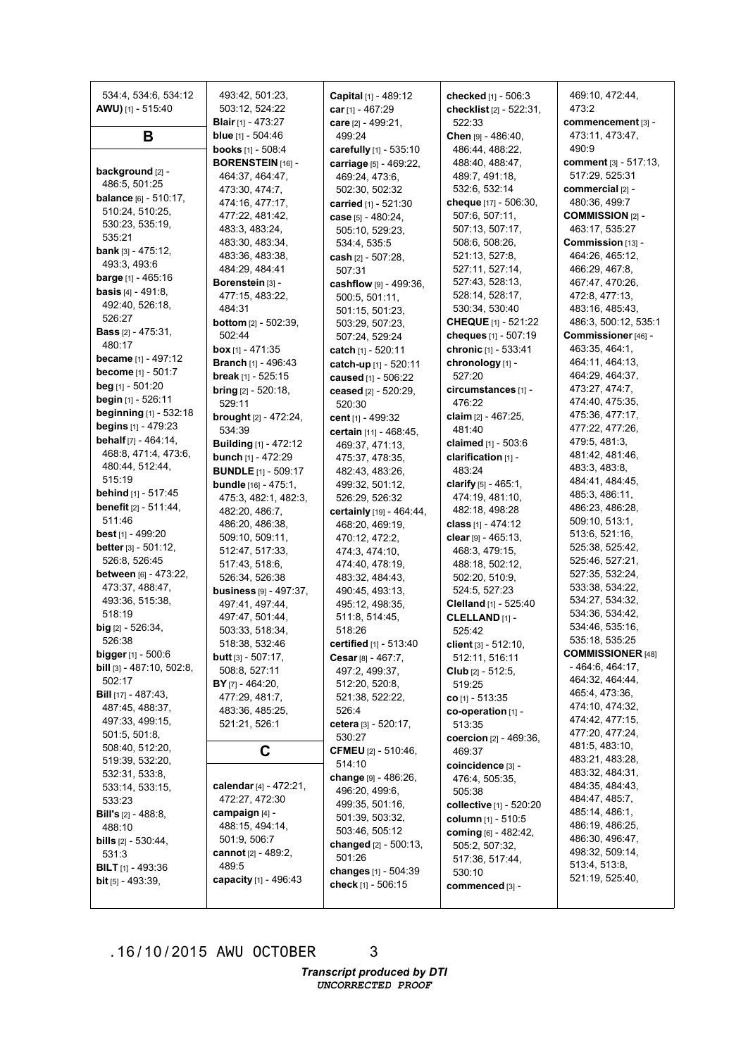534:4, 534:6, 534:12
**AWU)** [1] - 515:40

## B

**background** [2] - 486:5, 501:25
**balance** [6] - 510:17, 510:24, 510:25, 530:23, 535:19, 535:21
**bank** [3] - 475:12, 493:3, 493:6
**barge** [1] - 465:16
**basis** [4] - 491:8, 492:40, 526:18, 526:27
**Bass** [2] - 475:31, 480:17
**became** [1] - 497:12
**become** [1] - 501:7
**beg** [1] - 501:20
**begin** [1] - 526:11
**beginning** [1] - 532:18
**begins** [1] - 479:23
**behalf** [7] - 464:14, 468:8, 471:4, 473:6, 480:44, 512:44, 515:19
**behind** [1] - 517:45
**benefit** [2] - 511:44, 511:46
**best** [1] - 499:20
**better** [3] - 501:12, 526:8, 526:45
**between** [6] - 473:22, 473:37, 488:47, 493:36, 515:38, 518:19
**big** [2] - 526:34, 526:38
**bigger** [1] - 500:6
**bill** [3] - 487:10, 502:8, 502:17
**Bill** [17] - 487:43, 487:45, 488:37, 497:33, 499:15, 501:5, 501:8, 508:40, 512:20, 519:39, 532:20, 532:31, 533:8, 533:14, 533:15, 533:23
**Bill's** [2] - 488:8, 488:10
**bills** [2] - 530:44, 531:3
**BILT** [1] - 493:36
**bit** [5] - 493:39, 493:42, 501:23, 503:12, 524:22
**Blair** [1] - 473:27
**blue** [1] - 504:46
**books** [1] - 508:4
**BORENSTEIN** [16] - 464:37, 464:47, 473:30, 474:7, 474:16, 477:17, 477:22, 481:42, 483:3, 483:24, 483:30, 483:34, 483:36, 483:38, 484:29, 484:41
**Borenstein** [3] - 477:15, 483:22, 484:31
**bottom** [2] - 502:39, 502:44
**box** [1] - 471:35
**Branch** [1] - 496:43
**break** [1] - 525:15
**bring** [2] - 520:18, 529:11
**brought** [2] - 472:24, 534:39
**Building** [1] - 472:12
**bunch** [1] - 472:29
**BUNDLE** [1] - 509:17
**bundle** [16] - 475:1, 475:3, 482:1, 482:3, 482:20, 486:7, 486:20, 486:38, 509:10, 509:11, 512:47, 517:33, 517:43, 518:6, 526:34, 526:38
**business** [9] - 497:37, 497:41, 497:44, 497:47, 501:44, 503:33, 518:34, 518:38, 532:46
**butt** [3] - 507:17, 508:8, 527:11
**BY** [7] - 464:20, 477:29, 481:7, 483:36, 485:25, 521:21, 526:1

## C

**calendar** [4] - 472:21, 472:27, 472:30
**campaign** [4] - 488:15, 494:14, 501:9, 506:7
**cannot** [2] - 489:2, 489:5
**capacity** [1] - 496:43
**Capital** [1] - 489:12
**car** [1] - 467:29
**care** [2] - 499:21, 499:24
**carefully** [1] - 535:10
**carriage** [5] - 469:22, 469:24, 473:6, 502:30, 502:32
**carried** [1] - 521:30
**case** [5] - 480:24, 505:10, 529:23, 534:4, 535:5
**cash** [2] - 507:28, 507:31
**cashflow** [9] - 499:36, 500:5, 501:11, 501:15, 501:23, 503:29, 507:23, 507:24, 529:24
**catch** [1] - 520:11
**catch-up** [1] - 520:11
**caused** [1] - 506:22
**ceased** [2] - 520:29, 520:30
**cent** [1] - 499:32
**certain** [11] - 468:45, 469:37, 471:13, 475:37, 478:35, 482:43, 483:26, 499:32, 501:12, 526:29, 526:32
**certainly** [19] - 464:44, 468:20, 469:19, 470:12, 472:2, 474:3, 474:10, 474:40, 478:19, 483:32, 484:43, 490:45, 493:13, 495:12, 498:35, 511:8, 514:45, 518:26
**certified** [1] - 513:40
**Cesar** [8] - 467:7, 497:2, 499:37, 512:20, 520:8, 521:38, 522:22, 526:4
**cetera** [3] - 520:17, 530:27
**CFMEU** [2] - 510:46, 514:10
**change** [9] - 486:26, 496:20, 499:6, 499:35, 501:16, 501:39, 503:32, 503:46, 505:12
**changed** [2] - 500:13, 501:26
**changes** [1] - 504:39
**check** [1] - 506:15
**checked** [1] - 506:3
**checklist** [2] - 522:31, 522:33
**Chen** [9] - 486:40, 486:44, 488:22, 488:40, 488:47, 489:7, 491:18, 532:6, 532:14
**cheque** [17] - 506:30, 507:6, 507:11, 507:13, 507:17, 508:6, 508:26, 521:13, 527:8, 527:11, 527:14, 527:43, 528:13, 528:14, 528:17, 530:34, 530:40
**CHEQUE** [1] - 521:22
**cheques** [1] - 507:19
**chronic** [1] - 533:41
**chronology** [1] - 527:20
**circumstances** [1] - 476:22
**claim** [2] - 467:25, 481:40
**claimed** [1] - 503:6
**clarification** [1] - 483:24
**clarify** [5] - 465:1, 474:19, 481:10, 482:18, 498:28
**class** [1] - 474:12
**clear** [9] - 465:13, 468:3, 479:15, 488:18, 502:12, 502:20, 510:9, 524:5, 527:23
**Clelland** [1] - 525:40
**CLELLAND** [1] - 525:42
**client** [3] - 512:10, 512:11, 516:11
**Club** [2] - 512:5, 519:25
**co** [1] - 513:35
**co-operation** [1] - 513:35
**coercion** [2] - 469:36, 469:37
**coincidence** [3] - 476:4, 505:35, 505:38
**collective** [1] - 520:20
**column** [1] - 510:5
**coming** [6] - 482:42, 505:2, 507:32, 517:36, 517:44, 530:10
**commenced** [3] - 469:10, 472:44, 473:2
**commencement** [3] - 473:11, 473:47, 490:9
**comment** [3] - 517:13, 517:29, 525:31
**commercial** [2] - 480:36, 499:7
**COMMISSION** [2] - 463:17, 535:27
**Commission** [13] - 464:26, 465:12, 466:29, 467:8, 467:47, 470:26, 472:8, 477:13, 483:16, 485:43, 486:3, 500:12, 535:1
**Commissioner** [46] - 463:35, 464:1, 464:11, 464:13, 464:29, 464:37, 473:27, 474:7, 474:40, 475:35, 475:36, 477:17, 477:22, 477:26, 479:5, 481:3, 481:42, 481:46, 483:3, 483:8, 484:41, 484:45, 485:3, 486:11, 486:23, 486:28, 509:10, 513:1, 513:6, 521:16, 525:38, 525:42, 525:46, 527:21, 527:35, 532:24, 533:38, 534:22, 534:27, 534:32, 534:36, 534:42, 534:46, 535:16, 535:18, 535:25
**COMMISSIONER** [48] - 464:6, 464:17, 464:32, 464:44, 465:4, 473:36, 474:10, 474:32, 474:42, 477:15, 477:20, 477:24, 481:5, 483:10, 483:21, 483:28, 483:32, 484:31, 484:35, 484:43, 484:47, 485:7, 485:14, 486:1, 486:19, 486:25, 486:30, 496:47, 498:32, 509:14, 513:4, 513:8, 521:19, 525:40,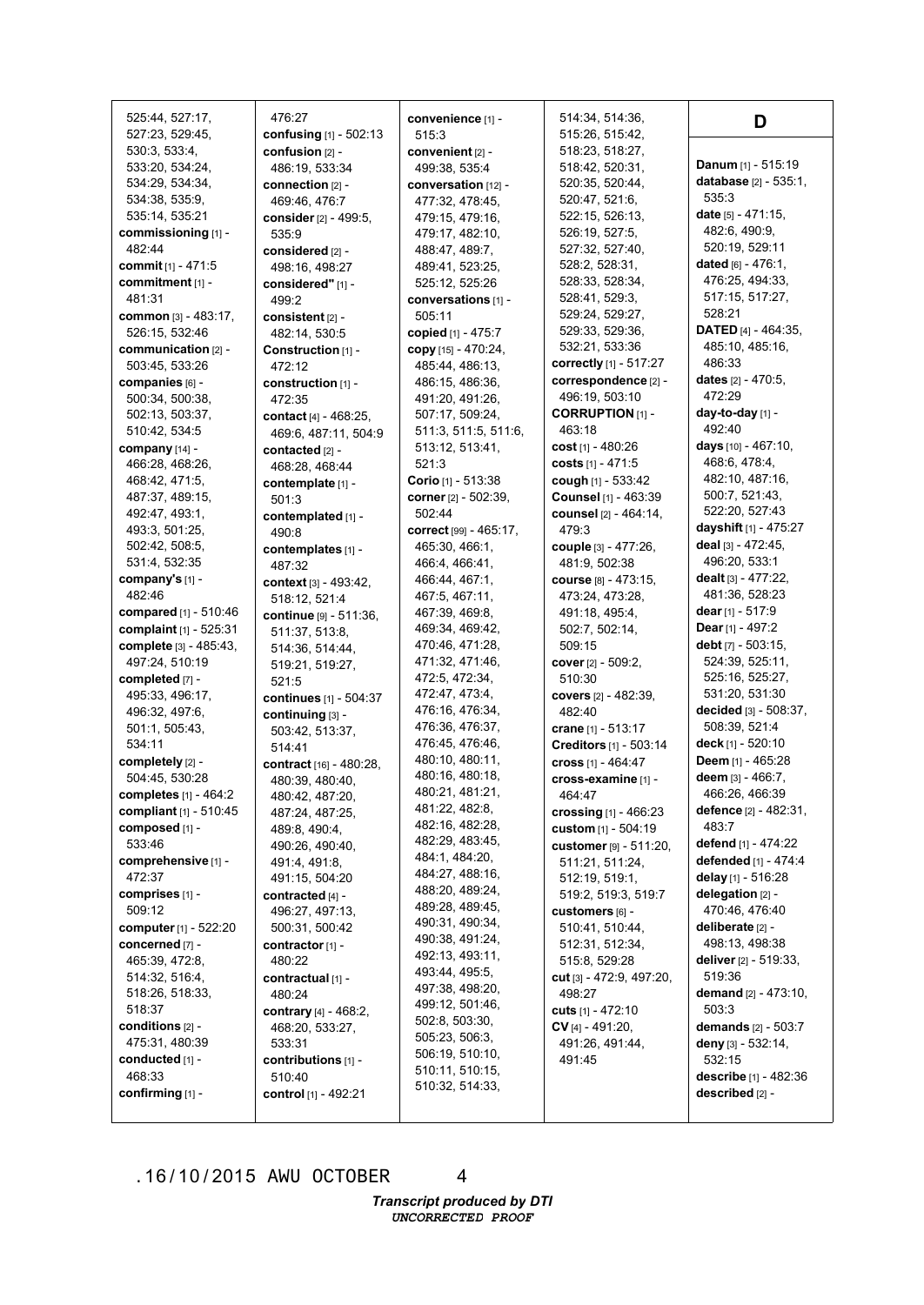525:44, 527:17, 527:23, 529:45, 530:3, 533:4, 533:20, 534:24, 534:29, 534:34, 534:38, 535:9, 535:14, 535:21

**commissioning** [1] - 482:44

**commit** [1] - 471:5

**commitment** [1] - 481:31

**common** [3] - 483:17, 526:15, 532:46

**communication** [2] - 503:45, 533:26

**companies** [6] - 500:34, 500:38, 502:13, 503:37, 510:42, 534:5

**company** [14] - 466:28, 468:26, 468:42, 471:5, 487:37, 489:15, 492:47, 493:1, 493:3, 501:25, 502:42, 508:5, 531:4, 532:35

**company's** [1] - 482:46

**compared** [1] - 510:46

**complaint** [1] - 525:31

**complete** [3] - 485:43, 497:24, 510:19

**completed** [7] - 495:33, 496:17, 496:32, 497:6, 501:1, 505:43, 534:11

**completely** [2] - 504:45, 530:28

**completes** [1] - 464:2

**compliant** [1] - 510:45

**composed** [1] - 533:46

**comprehensive** [1] - 472:37

**comprises** [1] - 509:12

**computer** [1] - 522:20

**concerned** [7] - 465:39, 472:8, 514:32, 516:4, 518:26, 518:33, 518:37

**conditions** [2] - 475:31, 480:39

**conducted** [1] - 468:33

**confirming** [1] - 476:27

**confusing** [1] - 502:13

**confusion** [2] - 486:19, 533:34

**connection** [2] - 469:46, 476:7

**consider** [2] - 499:5, 535:9

**considered** [2] - 498:16, 498:27

**considered"** [1] - 499:2

**consistent** [2] - 482:14, 530:5

**Construction** [1] - 472:12

**construction** [1] - 472:35

**contact** [4] - 468:25, 469:6, 487:11, 504:9

**contacted** [2] - 468:28, 468:44

**contemplate** [1] - 501:3

**contemplated** [1] - 490:8

**contemplates** [1] - 487:32

**context** [3] - 493:42, 518:12, 521:4

**continue** [9] - 511:36, 511:37, 513:8, 514:36, 514:44, 519:21, 519:27, 521:5

**continues** [1] - 504:37

**continuing** [3] - 503:42, 513:37, 514:41

**contract** [16] - 480:28, 480:39, 480:40, 480:42, 487:20, 487:24, 487:25, 489:8, 490:4, 490:26, 490:40, 491:4, 491:8, 491:15, 504:20

**contracted** [4] - 496:27, 497:13, 500:31, 500:42

**contractor** [1] - 480:22

**contractual** [1] - 480:24

**contrary** [4] - 468:2, 468:20, 533:27, 533:31

**contributions** [1] - 510:40

**control** [1] - 492:21

**convenience** [1] - 515:3

**convenient** [2] - 499:38, 535:4

**conversation** [12] - 477:32, 478:45, 479:15, 479:16, 479:17, 482:10, 488:47, 489:7, 489:41, 523:25, 525:12, 525:26

**conversations** [1] - 505:11

**copied** [1] - 475:7

**copy** [15] - 470:24, 485:44, 486:13, 486:15, 486:36, 491:20, 491:26, 507:17, 509:24, 511:3, 511:5, 511:6, 513:12, 513:41, 521:3

**Corio** [1] - 513:38

**corner** [2] - 502:39, 502:44

**correct** [99] - 465:17, 465:30, 466:1, 466:4, 466:41, 466:44, 467:1, 467:5, 467:11, 467:39, 469:8, 469:34, 469:42, 470:46, 471:28, 471:32, 471:46, 472:5, 472:34, 472:47, 473:4, 476:16, 476:34, 476:36, 476:37, 476:45, 476:46, 480:10, 480:11, 480:16, 480:18, 480:21, 481:21, 481:22, 482:8, 482:16, 482:28, 482:29, 483:45, 484:1, 484:20, 484:27, 488:16, 488:20, 489:24, 489:28, 489:45, 490:31, 490:34, 490:38, 491:24, 492:13, 493:11, 493:44, 495:5, 497:38, 498:20, 499:12, 501:46, 502:8, 503:30, 505:23, 506:3, 506:19, 510:10, 510:11, 510:15, 510:32, 514:33, 514:34, 514:36, 515:26, 515:42, 518:23, 518:27, 518:42, 520:31, 520:35, 520:44, 520:47, 521:6, 522:15, 526:13, 526:19, 527:5, 527:32, 527:40, 528:2, 528:31, 528:33, 528:34, 528:41, 529:3, 529:24, 529:27, 529:33, 529:36, 532:21, 533:36

**correctly** [1] - 517:27

**correspondence** [2] - 496:19, 503:10

**CORRUPTION** [1] - 463:18

**cost** [1] - 480:26

**costs** [1] - 471:5

**cough** [1] - 533:42

**Counsel** [1] - 463:39

**counsel** [2] - 464:14, 479:3

**couple** [3] - 477:26, 481:9, 502:38

**course** [8] - 473:15, 473:24, 473:28, 491:18, 495:4, 502:7, 502:14, 509:15

**cover** [2] - 509:2, 510:30

**covers** [2] - 482:39, 482:40

**crane** [1] - 513:17

**Creditors** [1] - 503:14

**cross** [1] - 464:47

**cross-examine** [1] - 464:47

**crossing** [1] - 466:23

**custom** [1] - 504:19

**customer** [9] - 511:20, 511:21, 511:24, 512:19, 519:1, 519:2, 519:3, 519:7

**customers** [6] - 510:41, 510:44, 512:31, 512:34, 515:8, 529:28

**cut** [3] - 472:9, 497:20, 498:27

**cuts** [1] - 472:10

**CV** [4] - 491:20, 491:26, 491:44, 491:45

## D

**Danum** [1] - 515:19

**database** [2] - 535:1, 535:3

**date** [5] - 471:15, 482:6, 490:9, 520:19, 529:11

**dated** [6] - 476:1, 476:25, 494:33, 517:15, 517:27, 528:21

**DATED** [4] - 464:35, 485:10, 485:16, 486:33

**dates** [2] - 470:5, 472:29

**day-to-day** [1] - 492:40

**days** [10] - 467:10, 468:6, 478:4, 482:10, 487:16, 500:7, 521:43, 522:20, 527:43

**dayshift** [1] - 475:27

**deal** [3] - 472:45, 496:20, 533:1

**dealt** [3] - 477:22, 481:36, 528:23

**dear** [1] - 517:9

**Dear** [1] - 497:2

**debt** [7] - 503:15, 524:39, 525:11, 525:16, 525:27, 531:20, 531:30

**decided** [3] - 508:37, 508:39, 521:4

**deck** [1] - 520:10

**Deem** [1] - 465:28

**deem** [3] - 466:7, 466:26, 466:39

**defence** [2] - 482:31, 483:7

**defend** [1] - 474:22

**defended** [1] - 474:4

**delay** [1] - 516:28

**delegation** [2] - 470:46, 476:40

**deliberate** [2] - 498:13, 498:38

**deliver** [2] - 519:33, 519:36

**demand** [2] - 473:10, 503:3

**demands** [2] - 503:7

**deny** [3] - 532:14, 532:15

**describe** [1] - 482:36

**described** [2] -

.16/10/2015 AWU OCTOBER 4

*Transcript produced by DTI*
*UNCORRECTED PROOF*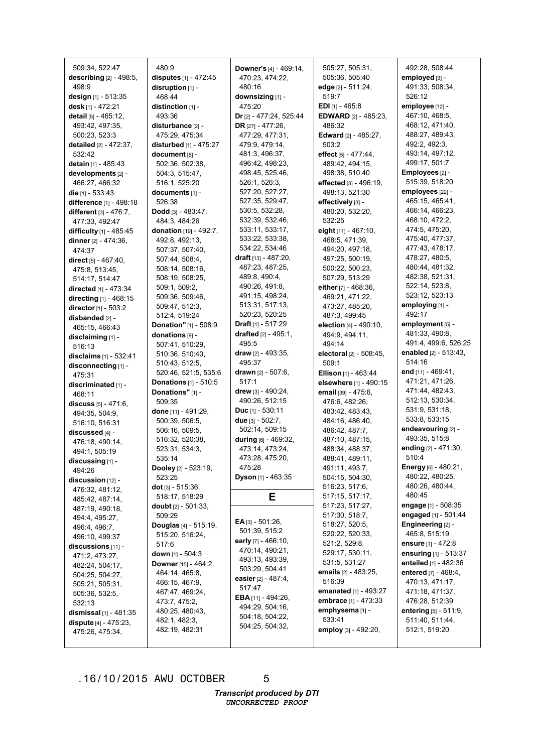509:34, 522:47
**describing** [2] - 498:5, 498:9
**design** [1] - 513:35
**desk** [1] - 472:21
**detail** [5] - 465:12, 493:42, 497:35, 500:23, 523:3
**detailed** [2] - 472:37, 532:42
**detain** [1] - 485:43
**developments** [2] - 466:27, 466:32
**die** [1] - 533:43
**difference** [1] - 498:18
**different** [3] - 476:7, 477:33, 492:47
**difficulty** [1] - 485:45
**dinner** [2] - 474:36, 474:37
**direct** [5] - 467:40, 475:8, 513:45, 514:17, 514:47
**directed** [1] - 473:34
**directing** [1] - 468:15
**director** [1] - 503:2
**disbanded** [2] - 465:15, 466:43
**disclaiming** [1] - 516:13
**disclaims** [1] - 532:41
**disconnecting** [1] - 475:31
**discriminated** [1] - 468:11
**discuss** [5] - 471:6, 494:35, 504:9, 516:10, 516:31
**discussed** [4] - 476:18, 490:14, 494:1, 505:19
**discussing** [1] - 494:26
**discussion** [12] - 476:32, 481:12, 485:42, 487:14, 487:19, 490:18, 494:4, 495:27, 496:4, 496:7, 496:10, 499:37
**discussions** [11] - 471:2, 473:27, 482:24, 504:17, 504:25, 504:27, 505:21, 505:31, 505:36, 532:5, 532:13
**dismissal** [1] - 481:35
**dispute** [4] - 475:23, 475:26, 475:34, 480:9
**disputes** [1] - 472:45
**disruption** [1] - 468:44
**distinction** [1] - 493:36
**disturbance** [2] - 475:29, 475:34
**disturbed** [1] - 475:27
**document** [6] - 502:36, 502:38, 504:3, 515:47, 516:1, 525:20
**documents** [1] - 526:38
**Dodd** [3] - 483:47, 484:3, 484:26
**donation** [19] - 492:7, 492:8, 492:13, 507:37, 507:40, 507:44, 508:4, 508:14, 508:16, 508:19, 508:25, 509:1, 509:2, 509:36, 509:46, 509:47, 512:3, 512:4, 519:24
**Donation"** [1] - 508:9
**donations** [9] - 507:41, 510:29, 510:36, 510:40, 510:43, 512:5, 520:46, 521:5, 535:6
**Donations** [1] - 510:5
**Donations"** [1] - 509:35
**done** [11] - 491:29, 500:39, 506:5, 506:16, 509:5, 516:32, 520:38, 523:31, 534:3, 535:14
**Dooley** [2] - 523:19, 523:25
**dot** [3] - 515:36, 518:17, 518:29
**doubt** [2] - 501:33, 509:29
**Douglas** [4] - 515:19, 515:20, 516:24, 517:6
**down** [1] - 504:3
**Downer** [15] - 464:2, 464:14, 465:8, 466:15, 467:9, 467:47, 469:24, 473:7, 475:2, 480:25, 480:43, 482:1, 482:3, 482:19, 482:31
**Downer's** [4] - 469:14, 470:23, 474:22, 480:16
**downsizing** [1] - 475:20
**Dr** [2] - 477:24, 525:44
**DR** [27] - 477:26, 477:29, 477:31, 479:9, 479:14, 481:3, 496:37, 496:42, 498:23, 498:45, 525:46, 526:1, 526:3, 527:20, 527:27, 527:35, 529:47, 530:5, 532:28, 532:39, 532:46, 533:11, 533:17, 533:22, 533:38, 534:22, 534:46
**draft** [13] - 487:20, 487:23, 487:25, 489:8, 490:4, 490:26, 491:8, 491:15, 498:24, 513:31, 517:13, 520:23, 520:25
**Draft** [1] - 517:29
**drafted** [2] - 495:1, 495:5
**draw** [2] - 493:35, 495:37
**drawn** [2] - 507:6, 517:1
**drew** [3] - 490:24, 490:26, 512:15
**Duc** [1] - 530:11
**due** [3] - 502:7, 502:14, 509:15
**during** [6] - 469:32, 473:14, 473:24, 473:28, 475:20, 475:28
**Dyson** [1] - 463:35

## E

**EA** [3] - 501:26, 501:39, 515:2
**early** [7] - 466:10, 470:14, 490:21, 493:13, 493:39, 503:29, 504:41
**easier** [2] - 487:4, 517:47
**EBA** [11] - 494:26, 494:29, 504:16, 504:18, 504:22, 504:25, 504:32, 505:27, 505:31, 505:36, 505:40
**edge** [2] - 511:24, 519:7
**EDI** [1] - 465:8
**EDWARD** [2] - 485:23, 486:32
**Edward** [2] - 485:27, 503:2
**effect** [5] - 477:44, 489:42, 494:15, 498:38, 510:40
**effected** [3] - 496:19, 498:13, 521:30
**effectively** [3] - 480:20, 532:20, 532:25
**eight** [11] - 467:10, 468:5, 471:39, 494:20, 497:18, 497:25, 500:19, 500:22, 500:23, 507:29, 513:29
**either** [7] - 468:36, 469:21, 471:22, 473:27, 485:20, 487:3, 499:45
**election** [4] - 490:10, 494:9, 494:11, 494:14
**electoral** [2] - 508:45, 509:1
**Ellison** [1] - 463:44
**elsewhere** [1] - 490:15
**email** [39] - 475:6, 476:6, 482:26, 483:42, 483:43, 484:16, 486:40, 486:42, 487:7, 487:10, 487:15, 488:34, 488:37, 488:41, 489:11, 491:11, 493:7, 504:15, 504:30, 516:23, 517:6, 517:15, 517:17, 517:23, 517:27, 517:30, 518:7, 518:27, 520:5, 520:22, 520:33, 521:2, 529:8, 529:17, 530:11, 531:5, 531:27
**emails** [2] - 483:25, 516:39
**emanated** [1] - 493:27
**embrace** [1] - 473:33
**emphysema** [1] - 533:41
**employ** [3] - 492:20, 492:28, 508:44
**employed** [3] - 491:33, 508:34, 526:12
**employee** [12] - 467:10, 468:12, 471:40, 488:27, 489:43, 492:2, 492:3, 493:14, 497:12, 499:17, 501:7
**Employees** [2] - 515:39, 518:20
**employees** [22] - 465:15, 465:41, 466:14, 466:23, 468:10, 472:2, 474:5, 475:20, 475:40, 477:37, 477:43, 478:17, 478:27, 480:5, 480:44, 481:32, 482:38, 521:31, 522:14, 523:8, 523:12, 523:13
**employing** [1] - 492:17
**employment** [5] - 481:33, 490:8, 491:4, 499:6, 526:25
**enabled** [2] - 513:43, 514:16
**end** [11] - 469:41, 471:21, 471:26, 471:44, 482:43, 512:13, 530:34, 531:9, 531:18, 533:8, 533:15
**endeavouring** [2] - 493:35, 515:8
**ending** [2] - 471:30, 510:4
**Energy** [6] - 480:21, 480:22, 480:25, 480:26, 480:44, 480:45
**engage** [1] - 508:35
**engaged** [1] - 501:44
**Engineering** [2] - 465:8, 515:19
**ensure** [1] - 472:8
**ensuring** [1] - 513:37
**entailed** [1] - 482:36
**entered** [7] - 468:4, 470:13, 471:17, 471:18, 471:37, 476:28, 512:39
**entering** [5] - 511:9, 511:40, 511:44, 512:1, 519:20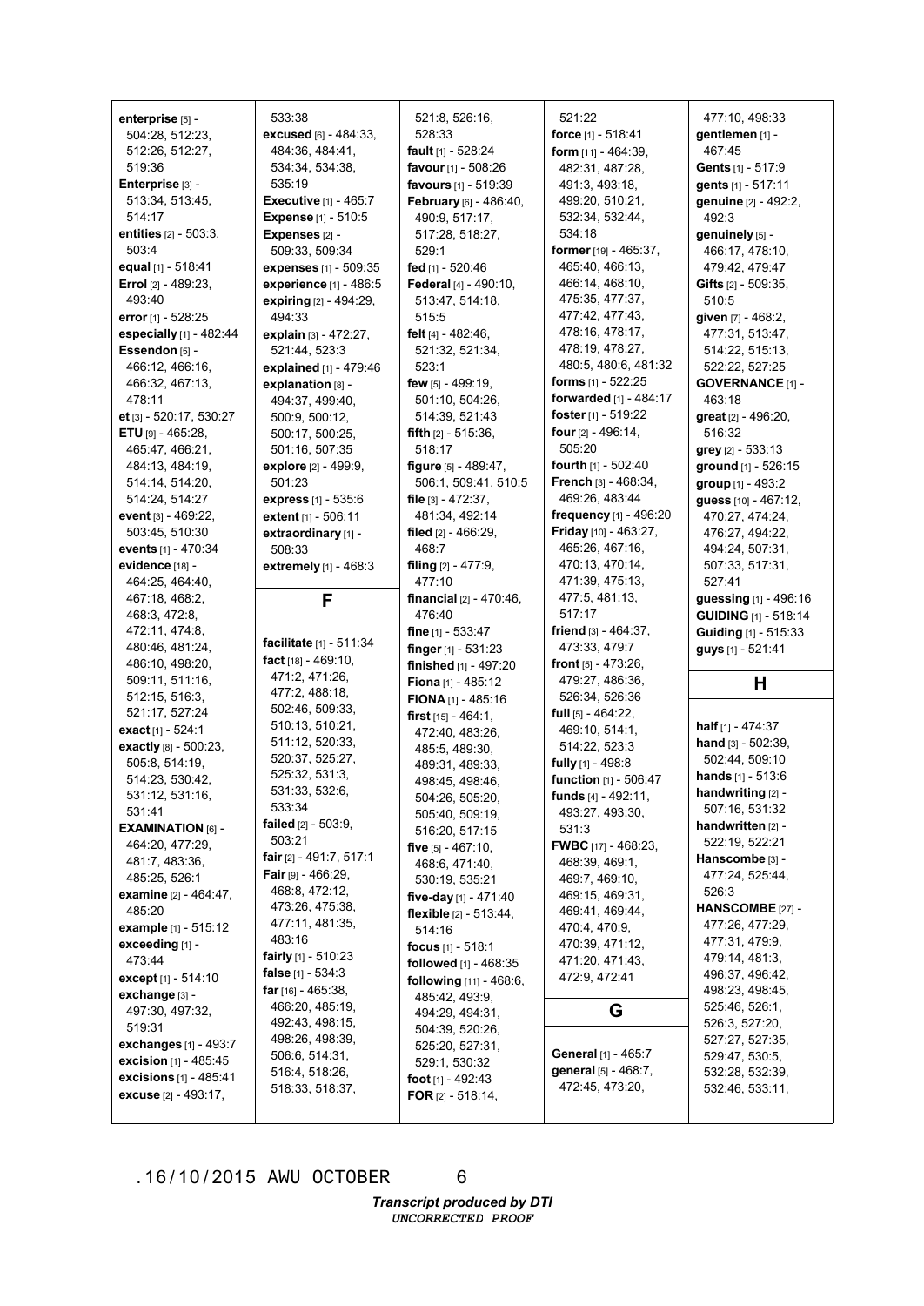**enterprise** [5] - 504:28, 512:23, 512:26, 512:27, 519:36
**Enterprise** [3] - 513:34, 513:45, 514:17
**entities** [2] - 503:3, 503:4
**equal** [1] - 518:41
**Errol** [2] - 489:23, 493:40
**error** [1] - 528:25
**especially** [1] - 482:44
**Essendon** [5] - 466:12, 466:16, 466:32, 467:13, 478:11
**et** [3] - 520:17, 530:27
**ETU** [9] - 465:28, 465:47, 466:21, 484:13, 484:19, 514:14, 514:20, 514:24, 514:27
**event** [3] - 469:22, 503:45, 510:30
**events** [1] - 470:34
**evidence** [18] - 464:25, 464:40, 467:18, 468:2, 468:3, 472:8, 472:11, 474:8, 480:46, 481:24, 486:10, 498:20, 509:11, 511:16, 512:15, 516:3, 521:17, 527:24
**exact** [1] - 524:1
**exactly** [8] - 500:23, 505:8, 514:19, 514:23, 530:42, 531:12, 531:16, 531:41
**EXAMINATION** [6] - 464:20, 477:29, 481:7, 483:36, 485:25, 526:1
**examine** [2] - 464:47, 485:20
**example** [1] - 515:12
**exceeding** [1] - 473:44
**except** [1] - 514:10
**exchange** [3] - 497:30, 497:32, 519:31
**exchanges** [1] - 493:7
**excision** [1] - 485:45
**excisions** [1] - 485:41
**excuse** [2] - 493:17, 533:38
**excused** [6] - 484:33, 484:36, 484:41, 534:34, 534:38, 535:19
**Executive** [1] - 465:7
**Expense** [1] - 510:5
**Expenses** [2] - 509:33, 509:34
**expenses** [1] - 509:35
**experience** [1] - 486:5
**expiring** [2] - 494:29, 494:33
**explain** [3] - 472:27, 521:44, 523:3
**explained** [1] - 479:46
**explanation** [8] - 494:37, 499:40, 500:9, 500:12, 500:17, 500:25, 501:16, 507:35
**explore** [2] - 499:9, 501:23
**express** [1] - 535:6
**extent** [1] - 506:11
**extraordinary** [1] - 508:33
**extremely** [1] - 468:3

## F

**facilitate** [1] - 511:34
**fact** [18] - 469:10, 471:2, 471:26, 477:2, 488:18, 502:46, 509:33, 510:13, 510:21, 511:12, 520:33, 520:37, 525:27, 525:32, 531:3, 531:33, 532:6, 533:34
**failed** [2] - 503:9, 503:21
**fair** [2] - 491:7, 517:1
**Fair** [9] - 466:29, 468:8, 472:12, 473:26, 475:38, 477:11, 481:35, 483:16
**fairly** [1] - 510:23
**false** [1] - 534:3
**far** [16] - 465:38, 466:20, 485:19, 492:43, 498:15, 498:26, 498:39, 506:6, 514:31, 516:4, 518:26, 518:33, 518:37, 521:8, 526:16, 528:33
**fault** [1] - 528:24
**favour** [1] - 508:26
**favours** [1] - 519:39
**February** [6] - 486:40, 490:9, 517:17, 517:28, 518:27, 529:1
**fed** [1] - 520:46
**Federal** [4] - 490:10, 513:47, 514:18, 515:5
**felt** [4] - 482:46, 521:32, 521:34, 523:1
**few** [5] - 499:19, 501:10, 504:26, 514:39, 521:43
**fifth** [2] - 515:36, 518:17
**figure** [5] - 489:47, 506:1, 509:41, 510:5
**file** [3] - 472:37, 481:34, 492:14
**filed** [2] - 466:29, 468:7
**filing** [2] - 477:9, 477:10
**financial** [2] - 470:46, 476:40
**fine** [1] - 533:47
**finger** [1] - 531:23
**finished** [1] - 497:20
**Fiona** [1] - 485:12
**FIONA** [1] - 485:16
**first** [15] - 464:1, 472:40, 483:26, 485:5, 489:30, 489:31, 489:33, 498:45, 498:46, 504:26, 505:20, 505:40, 509:19, 516:20, 517:15
**five** [5] - 467:10, 468:6, 471:40, 530:19, 535:21
**five-day** [1] - 471:40
**flexible** [2] - 513:44, 514:16
**focus** [1] - 518:1
**followed** [1] - 468:35
**following** [11] - 468:6, 485:42, 493:9, 494:29, 494:31, 504:39, 520:26, 525:20, 527:31, 529:1, 530:32
**foot** [1] - 492:43
**FOR** [2] - 518:14, 521:22
**force** [1] - 518:41
**form** [11] - 464:39, 482:31, 487:28, 491:3, 493:18, 499:20, 510:21, 532:34, 532:44, 534:18
**former** [19] - 465:37, 465:40, 466:13, 466:14, 468:10, 475:35, 477:37, 477:42, 477:43, 478:16, 478:17, 478:19, 478:27, 480:5, 480:6, 481:32
**forms** [1] - 522:25
**forwarded** [1] - 484:17
**foster** [1] - 519:22
**four** [2] - 496:14, 505:20
**fourth** [1] - 502:40
**French** [3] - 468:34, 469:26, 483:44
**frequency** [1] - 496:20
**Friday** [10] - 463:27, 465:26, 467:16, 470:13, 470:14, 471:39, 475:13, 477:5, 481:13, 517:17
**friend** [3] - 464:37, 473:33, 479:7
**front** [5] - 473:26, 479:27, 486:36, 526:34, 526:36
**full** [5] - 464:22, 469:10, 514:1, 514:22, 523:3
**fully** [1] - 498:8
**function** [1] - 506:47
**funds** [4] - 492:11, 493:27, 493:30, 531:3
**FWBC** [17] - 468:23, 468:39, 469:1, 469:7, 469:10, 469:15, 469:31, 469:41, 469:44, 470:4, 470:9, 470:39, 471:12, 471:20, 471:43, 472:9, 472:41

## G

**General** [1] - 465:7
**general** [5] - 468:7, 472:45, 473:20, 477:10, 498:33
**gentlemen** [1] - 467:45
**Gents** [1] - 517:9
**gents** [1] - 517:11
**genuine** [2] - 492:2, 492:3
**genuinely** [5] - 466:17, 478:10, 479:42, 479:47
**Gifts** [2] - 509:35, 510:5
**given** [7] - 468:2, 477:31, 513:47, 514:22, 515:13, 522:22, 527:25
**GOVERNANCE** [1] - 463:18
**great** [2] - 496:20, 516:32
**grey** [2] - 533:13
**ground** [1] - 526:15
**group** [1] - 493:2
**guess** [10] - 467:12, 470:27, 474:24, 476:27, 494:22, 494:24, 507:31, 507:33, 517:31, 527:41
**guessing** [1] - 496:16
**GUIDING** [1] - 518:14
**Guiding** [1] - 515:33
**guys** [1] - 521:41

## H

**half** [1] - 474:37
**hand** [3] - 502:39, 502:44, 509:10
**hands** [1] - 513:6
**handwriting** [2] - 507:16, 531:32
**handwritten** [2] - 522:19, 522:21
**Hanscombe** [3] - 477:24, 525:44, 526:3
**HANSCOMBE** [27] - 477:26, 477:29, 477:31, 479:9, 479:14, 481:3, 496:37, 496:42, 498:23, 498:45, 525:46, 526:1, 526:3, 527:20, 527:27, 527:35, 529:47, 530:5, 532:28, 532:39, 532:46, 533:11,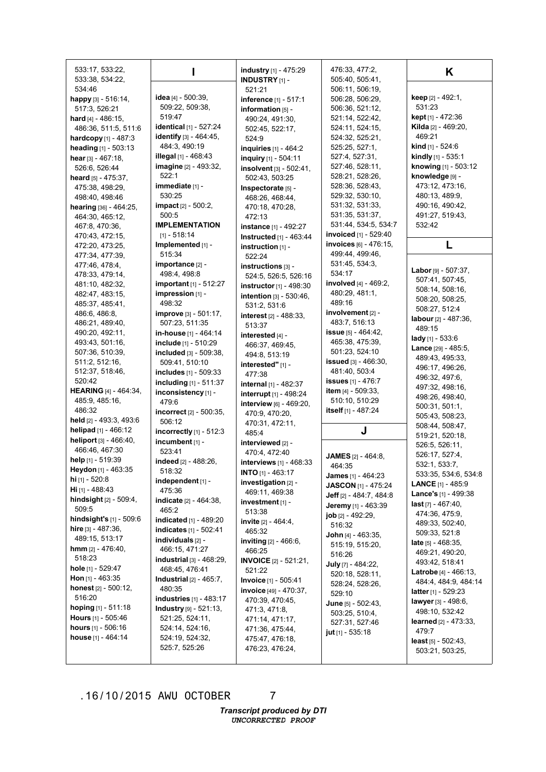533:17, 533:22, 533:38, 534:22, 534:46
**happy** [3] - 516:14, 517:3, 526:21
**hard** [4] - 486:15, 486:36, 511:5, 511:6
**hardcopy** [1] - 487:3
**heading** [1] - 503:13
**hear** [3] - 467:18, 526:6, 526:44
**heard** [5] - 475:37, 475:38, 498:29, 498:40, 498:46
**hearing** [36] - 464:25, 464:30, 465:12, 467:8, 470:36, 470:43, 472:15, 472:20, 473:25, 477:34, 477:39, 477:46, 478:4, 478:33, 479:14, 481:10, 482:32, 482:47, 483:15, 485:37, 485:41, 486:6, 486:8, 486:21, 489:40, 490:20, 492:11, 493:43, 501:16, 507:36, 510:39, 511:2, 512:16, 512:37, 518:46, 520:42
**HEARING** [4] - 464:34, 485:9, 485:16, 486:32
**held** [2] - 493:3, 493:6
**helipad** [1] - 466:12
**heliport** [3] - 466:40, 466:46, 467:30
**help** [1] - 519:39
**Heydon** [1] - 463:35
**hi** [1] - 520:8
**Hi** [1] - 488:43
**hindsight** [2] - 509:4, 509:5
**hindsight's** [1] - 509:6
**hire** [3] - 487:36, 489:15, 513:17
**hmm** [2] - 476:40, 518:23
**hole** [1] - 529:47
**Hon** [1] - 463:35
**honest** [2] - 500:12, 516:20
**hoping** [1] - 511:18
**Hours** [1] - 505:46
**hours** [1] - 506:16
**house** [1] - 464:14

## I

**idea** [4] - 500:39, 509:22, 509:38, 519:47
**identical** [1] - 527:24
**identify** [3] - 464:45, 484:3, 490:19
**illegal** [1] - 468:43
**imagine** [2] - 493:32, 522:1
**immediate** [1] - 530:25
**impact** [2] - 500:2, 500:5
**IMPLEMENTATION** [1] - 518:14
**Implemented** [1] - 515:34
**importance** [2] - 498:4, 498:8
**important** [1] - 512:27
**impression** [1] - 498:32
**improve** [3] - 501:17, 507:23, 511:35
**in-house** [1] - 464:14
**include** [1] - 510:29
**included** [3] - 509:38, 509:41, 510:10
**includes** [1] - 509:33
**including** [1] - 511:37
**inconsistency** [1] - 479:6
**incorrect** [2] - 500:35, 506:12
**incorrectly** [1] - 512:3
**incumbent** [1] - 523:41
**indeed** [2] - 488:26, 518:32
**independent** [1] - 475:36
**indicate** [2] - 464:38, 465:2
**indicated** [1] - 489:20
**indicates** [1] - 502:41
**individuals** [2] - 466:15, 471:27
**industrial** [3] - 468:29, 468:45, 476:41
**Industrial** [2] - 465:7, 480:35
**industries** [1] - 483:17
**Industry** [9] - 521:13, 521:25, 524:11, 524:14, 524:16, 524:19, 524:32, 525:7, 525:26
**industry** [1] - 475:29
**INDUSTRY** [1] - 521:21
**inference** [1] - 517:1
**information** [5] - 490:24, 491:30, 502:45, 522:17, 524:9
**inquiries** [1] - 464:2
**inquiry** [1] - 504:11
**insolvent** [3] - 502:41, 502:43, 503:25
**Inspectorate** [5] - 468:26, 468:44, 470:18, 470:28, 472:13
**instance** [1] - 492:27
**Instructed** [1] - 463:44
**instruction** [1] - 522:24
**instructions** [3] - 524:5, 526:5, 526:16
**instructor** [1] - 498:30
**intention** [3] - 530:46, 531:2, 531:6
**interest** [2] - 488:33, 513:37
**interested** [4] - 466:37, 469:45, 494:8, 513:19
**interested"** [1] - 477:38
**internal** [1] - 482:37
**interrupt** [1] - 498:24
**interview** [6] - 469:20, 470:9, 470:20, 470:31, 472:11, 485:4
**interviewed** [2] - 470:4, 472:40
**interviews** [1] - 468:33
**INTO** [1] - 463:17
**investigation** [2] - 469:11, 469:38
**investment** [1] - 513:38
**invite** [2] - 464:4, 465:32
**inviting** [2] - 466:6, 466:25
**INVOICE** [2] - 521:21, 521:22
**Invoice** [1] - 505:41
**invoice** [49] - 470:37, 470:39, 470:45, 471:3, 471:8, 471:14, 471:17, 471:36, 475:44, 475:47, 476:18, 476:23, 476:24, 476:33, 477:2, 505:40, 505:41, 506:11, 506:19, 506:28, 506:29, 506:36, 521:12, 521:14, 522:42, 524:11, 524:15, 524:32, 525:21, 525:25, 527:1, 527:4, 527:31, 527:46, 528:11, 528:21, 528:26, 528:36, 528:43, 529:32, 530:10, 531:32, 531:33, 531:35, 531:37, 531:44, 534:5, 534:7
**invoiced** [1] - 529:40
**invoices** [6] - 476:15, 499:44, 499:46, 531:45, 534:3, 534:17
**involved** [4] - 469:2, 480:29, 481:1, 489:16
**involvement** [2] - 483:7, 516:13
**issue** [5] - 464:42, 465:38, 475:39, 501:23, 524:10
**issued** [3] - 466:30, 481:40, 503:4
**issues** [1] - 476:7
**item** [4] - 509:33, 510:10, 510:29
**itself** [1] - 487:24

## J

**JAMES** [2] - 464:8, 464:35
**James** [1] - 464:23
**JASCON** [1] - 475:24
**Jeff** [2] - 484:7, 484:8
**Jeremy** [1] - 463:39
**job** [2] - 492:29, 516:32
**John** [4] - 463:35, 515:19, 515:20, 516:26
**July** [7] - 484:22, 520:18, 528:11, 528:24, 528:26, 529:10
**June** [5] - 502:43, 503:25, 510:4, 527:31, 527:46
**jut** [1] - 535:18

## K

**keep** [2] - 492:1, 531:23
**kept** [1] - 472:36
**Kilda** [2] - 469:20, 469:21
**kind** [1] - 524:6
**kindly** [1] - 535:1
**knowing** [1] - 503:12
**knowledge** [9] - 473:12, 473:16, 480:13, 489:9, 490:16, 490:42, 491:27, 519:43, 532:42

## L

**Labor** [9] - 507:37, 507:41, 507:45, 508:14, 508:16, 508:20, 508:25, 508:27, 512:4
**labour** [2] - 487:36, 489:15
**lady** [1] - 533:6
**Lance** [29] - 485:5, 489:43, 495:33, 496:17, 496:26, 496:32, 497:6, 497:32, 498:16, 498:26, 498:40, 500:31, 501:1, 505:43, 508:23, 508:44, 508:47, 519:21, 520:18, 526:5, 526:11, 526:17, 527:4, 532:1, 533:7, 533:35, 534:6, 534:8
**LANCE** [1] - 485:9
**Lance's** [1] - 499:38
**last** [7] - 467:40, 474:36, 475:9, 489:33, 502:40, 509:33, 521:8
**late** [5] - 468:35, 469:21, 490:20, 493:42, 518:41
**Latrobe** [4] - 466:13, 484:4, 484:9, 484:14
**latter** [1] - 529:23
**lawyer** [3] - 498:6, 498:10, 532:42
**learned** [2] - 473:33, 479:7
**least** [5] - 502:43, 503:21, 503:25,

.16/10/2015 AWU OCTOBER 7

*Transcript produced by DTI*
*UNCORRECTED PROOF*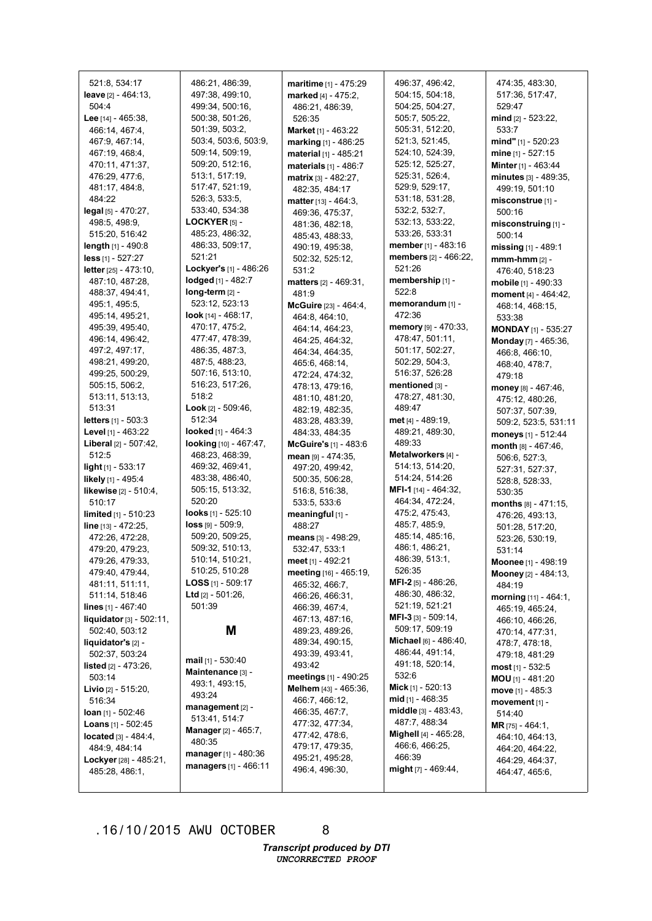521:8, 534:17
**leave** [2] - 464:13, 504:4
**Lee** [14] - 465:38, 466:14, 467:4, 467:9, 467:14, 467:19, 468:4, 470:11, 471:37, 476:29, 477:6, 481:17, 484:8, 484:22
**legal** [5] - 470:27, 498:5, 498:9, 515:20, 516:42
**length** [1] - 490:8
**less** [1] - 527:27
**letter** [25] - 473:10, 487:10, 487:28, 488:37, 494:41, 495:1, 495:5, 495:14, 495:21, 495:39, 495:40, 496:14, 496:42, 497:2, 497:17, 498:21, 499:20, 499:25, 500:29, 505:15, 506:2, 513:11, 513:13, 513:31
**letters** [1] - 503:3
**Level** [1] - 463:22
**Liberal** [2] - 507:42, 512:5
**light** [1] - 533:17
**likely** [1] - 495:4
**likewise** [2] - 510:4, 510:17
**limited** [1] - 510:23
**line** [13] - 472:25, 472:26, 472:28, 479:20, 479:23, 479:26, 479:33, 479:40, 479:44, 481:11, 511:11, 511:14, 518:46
**lines** [1] - 467:40
**liquidator** [3] - 502:11, 502:40, 503:12
**liquidator's** [2] - 502:37, 503:24
**listed** [2] - 473:26, 503:14
**Livio** [2] - 515:20, 516:34
**loan** [1] - 502:46
**Loans** [1] - 502:45
**located** [3] - 484:4, 484:9, 484:14
**Lockyer** [28] - 485:21, 485:28, 486:1, 486:21, 486:39, 497:38, 499:10, 499:34, 500:16, 500:38, 501:26, 501:39, 503:2, 503:4, 503:6, 503:9, 509:14, 509:19, 509:20, 512:16, 513:1, 517:19, 517:47, 521:19, 526:3, 533:5, 533:40, 534:38
**LOCKYER** [5] - 485:23, 486:32, 486:33, 509:17, 521:21
**Lockyer's** [1] - 486:26
**lodged** [1] - 482:7
**long-term** [2] - 523:12, 523:13
**look** [14] - 468:17, 470:17, 475:2, 477:47, 478:39, 486:35, 487:3, 487:5, 488:23, 507:16, 513:10, 516:23, 517:26, 518:2
**Look** [2] - 509:46, 512:34
**looked** [1] - 464:3
**looking** [10] - 467:47, 468:23, 468:39, 469:32, 469:41, 483:38, 486:40, 505:15, 513:32, 520:20
**looks** [1] - 525:10
**loss** [9] - 509:9, 509:20, 509:25, 509:32, 510:13, 510:14, 510:21, 510:25, 510:28
**LOSS** [1] - 509:17
**Ltd** [2] - 501:26, 501:39

## M

**mail** [1] - 530:40
**Maintenance** [3] - 493:1, 493:15, 493:24
**management** [2] - 513:41, 514:7
**Manager** [2] - 465:7, 480:35
**manager** [1] - 480:36
**managers** [1] - 466:11
**maritime** [1] - 475:29
**marked** [4] - 475:2, 486:21, 486:39, 526:35
**Market** [1] - 463:22
**marking** [1] - 486:25
**material** [1] - 485:21
**materials** [1] - 486:7
**matrix** [3] - 482:27, 482:35, 484:17
**matter** [13] - 464:3, 469:36, 475:37, 481:36, 482:18, 485:43, 488:33, 490:19, 495:38, 502:32, 525:12, 531:2
**matters** [2] - 469:31, 481:9
**McGuire** [23] - 464:4, 464:8, 464:10, 464:14, 464:23, 464:25, 464:32, 464:34, 464:35, 465:6, 468:14, 472:24, 474:32, 478:13, 479:16, 481:10, 481:20, 482:19, 482:35, 483:28, 483:39, 484:33, 484:35
**McGuire's** [1] - 483:6
**mean** [9] - 474:35, 497:20, 499:42, 500:35, 506:28, 516:8, 516:38, 533:5, 533:6
**meaningful** [1] - 488:27
**means** [3] - 498:29, 532:47, 533:1
**meet** [1] - 492:21
**meeting** [16] - 465:19, 465:32, 466:7, 466:26, 466:31, 466:39, 467:4, 467:13, 487:16, 489:23, 489:26, 489:34, 490:15, 493:39, 493:41, 493:42
**meetings** [1] - 490:25
**Melhem** [43] - 465:36, 466:7, 466:12, 466:35, 467:7, 477:32, 477:34, 477:42, 478:6, 479:17, 479:35, 495:21, 495:28, 496:4, 496:30, 496:37, 496:42, 504:15, 504:18, 504:25, 504:27, 505:7, 505:22, 505:31, 512:20, 521:3, 521:45, 524:10, 524:39, 525:12, 525:27, 525:31, 526:4, 529:9, 529:17, 531:18, 531:28, 532:2, 532:7, 532:13, 533:22, 533:26, 533:31
**member** [1] - 483:16
**members** [2] - 466:22, 521:26
**membership** [1] - 522:8
**memorandum** [1] - 472:36
**memory** [9] - 470:33, 478:47, 501:11, 501:17, 502:27, 502:29, 504:3, 516:37, 526:28
**mentioned** [3] - 478:27, 481:30, 489:47
**met** [4] - 489:19, 489:21, 489:30, 489:33
**Metalworkers** [4] - 514:13, 514:20, 514:24, 514:26
**MFI-1** [14] - 464:32, 464:34, 472:24, 475:2, 475:43, 485:7, 485:9, 485:14, 485:16, 486:1, 486:21, 486:39, 513:1, 526:35
**MFI-2** [5] - 486:26, 486:30, 486:32, 521:19, 521:21
**MFI-3** [3] - 509:14, 509:17, 509:19
**Michael** [6] - 486:40, 486:44, 491:14, 491:18, 520:14, 532:6
**Mick** [1] - 520:13
**mid** [1] - 468:35
**middle** [3] - 483:43, 487:43, 488:34
**Mighell** [4] - 465:28, 466:6, 466:25, 466:39
**might** [7] - 469:44, 474:35, 483:30, 517:36, 517:47, 529:47
**mind** [2] - 523:22, 533:7
**mind"** [1] - 520:23
**mine** [1] - 527:15
**Minter** [1] - 463:44
**minutes** [3] - 489:35, 499:19, 501:10
**misconstrue** [1] - 500:16
**misconstruing** [1] - 500:14
**missing** [1] - 489:1
**mmm-hmm** [2] - 476:40, 518:23
**mobile** [1] - 490:33
**moment** [4] - 464:42, 468:14, 468:15, 533:38
**MONDAY** [1] - 535:27
**Monday** [7] - 465:36, 466:8, 466:10, 468:40, 478:7, 479:18
**money** [8] - 467:46, 475:12, 480:26, 507:37, 507:39, 509:2, 523:5, 531:11
**moneys** [1] - 512:44
**month** [8] - 467:46, 506:6, 527:3, 527:31, 527:37, 528:8, 528:33, 530:35
**months** [8] - 471:15, 476:26, 493:13, 501:28, 517:20, 523:26, 530:19, 531:14
**Moonee** [1] - 498:19
**Mooney** [2] - 484:13, 484:19
**morning** [11] - 464:1, 465:19, 465:24, 466:10, 466:26, 470:14, 477:31, 478:7, 478:18, 479:18, 481:29
**most** [1] - 532:5
**MOU** [1] - 481:20
**move** [1] - 485:3
**movement** [1] - 514:40
**MR** [75] - 464:1, 464:10, 464:13, 464:20, 464:22, 464:29, 464:37, 464:47, 465:6,

.16/10/2015 AWU OCTOBER 8

*Transcript produced by DTI*
*UNCORRECTED PROOF*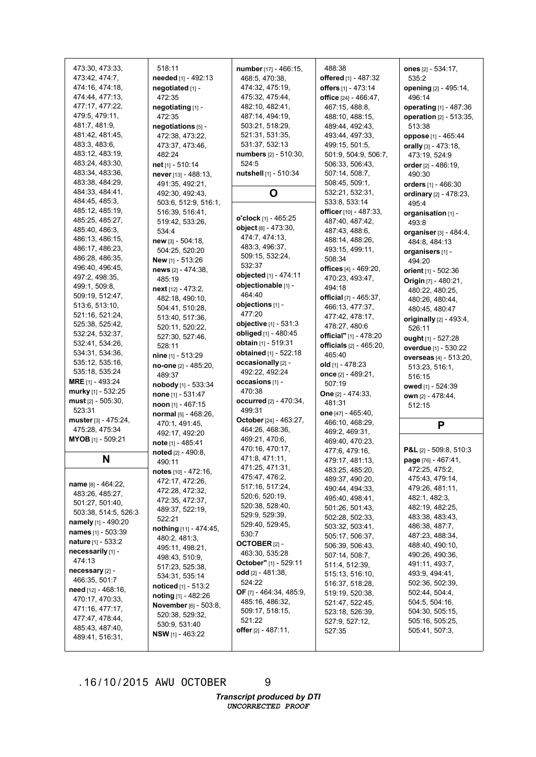473:30, 473:33, 473:42, 474:7, 474:16, 474:18, 474:44, 477:13, 477:17, 477:22, 479:5, 479:11, 481:7, 481:9, 481:42, 481:45, 483:3, 483:6, 483:12, 483:19, 483:24, 483:30, 483:34, 483:36, 483:38, 484:29, 484:33, 484:41, 484:45, 485:3, 485:12, 485:19, 485:25, 485:27, 485:40, 486:3, 486:13, 486:15, 486:17, 486:23, 486:28, 486:35, 496:40, 496:45, 497:2, 498:35, 499:1, 509:8, 509:19, 512:47, 513:6, 513:10, 521:16, 521:24, 525:38, 525:42, 532:24, 532:37, 532:41, 534:26, 534:31, 534:36, 535:12, 535:16, 535:18, 535:24

**MRE** [1] - 493:24

**murky** [1] - 532:25

**must** [2] - 505:30, 523:31

**muster** [3] - 475:24, 475:28, 475:34

**MYOB** [1] - 509:21

## N

**name** [8] - 464:22, 483:26, 485:27, 501:27, 501:40, 503:38, 514:5, 526:3

**namely** [1] - 490:20

**names** [1] - 503:39

**nature** [1] - 533:2

**necessarily** [1] - 474:13

**necessary** [2] - 466:35, 501:7

**need** [12] - 468:16, 470:17, 470:33, 471:16, 477:17, 477:47, 478:44, 485:43, 487:40, 489:41, 516:31, 518:11

**needed** [1] - 492:13

**negotiated** [1] - 472:35

**negotiating** [1] - 472:35

**negotiations** [5] - 472:38, 473:22, 473:37, 473:46, 482:24

**net** [1] - 510:14

**never** [13] - 488:13, 491:35, 492:21, 492:30, 492:43, 503:6, 512:9, 516:1, 516:39, 516:41, 519:42, 533:26, 534:4

**new** [3] - 504:18, 504:25, 520:20

**New** [1] - 513:26

**news** [2] - 474:38, 485:19

**next** [12] - 473:2, 482:18, 490:10, 504:41, 510:28, 513:40, 517:36, 520:11, 520:22, 527:30, 527:46, 528:11

**nine** [1] - 513:29

**no-one** [2] - 485:20, 489:37

**nobody** [1] - 533:34

**none** [1] - 531:47

**noon** [1] - 467:15

**normal** [5] - 468:26, 470:1, 491:45, 492:17, 492:20

**note** [1] - 485:41

**noted** [2] - 490:8, 490:11

**notes** [10] - 472:16, 472:17, 472:26, 472:28, 472:32, 472:35, 472:37, 489:37, 522:19, 522:21

**nothing** [11] - 474:45, 480:2, 481:3, 495:11, 498:21, 498:43, 510:9, 517:23, 525:38, 534:31, 535:14

**noticed** [1] - 513:2

**noting** [1] - 482:26

**November** [6] - 503:8, 520:38, 529:32, 530:9, 531:40

**NSW** [1] - 463:22

**number** [17] - 466:15, 468:5, 470:38, 474:32, 475:19, 475:32, 475:44, 482:10, 482:41, 487:14, 494:19, 503:21, 518:29, 521:31, 531:35, 531:37, 532:13

**numbers** [2] - 510:30, 524:5

**nutshell** [1] - 510:34

## O

**o'clock** [1] - 465:25

**object** [8] - 473:30, 474:7, 474:13, 483:3, 496:37, 509:15, 532:24, 532:37

**objected** [1] - 474:11

**objectionable** [1] - 464:40

**objections** [1] - 477:20

**objective** [1] - 531:3

**obliged** [1] - 480:45

**obtain** [1] - 519:31

**obtained** [1] - 522:18

**occasionally** [2] - 492:22, 492:24

**occasions** [1] - 470:38

**occurred** [2] - 470:34, 499:31

**October** [24] - 463:27, 464:26, 468:36, 469:21, 470:6, 470:16, 470:17, 471:8, 471:11, 471:25, 471:31, 475:47, 476:2, 517:16, 517:24, 520:6, 520:19, 520:38, 528:40, 529:9, 529:39, 529:40, 529:45, 530:7

**OCTOBER** [2] - 463:30, 535:28

**October"** [1] - 529:11

**odd** [2] - 481:38, 524:22

**OF** [7] - 464:34, 485:9, 485:16, 486:32, 509:17, 518:15, 521:22

**offer** [2] - 487:11, 488:38

**offered** [1] - 487:32

**offers** [1] - 473:14

**office** [24] - 466:47, 467:15, 488:8, 488:10, 488:15, 489:44, 492:43, 493:44, 497:33, 499:15, 501:5, 501:9, 504:9, 506:7, 506:33, 506:43, 507:14, 508:7, 508:45, 509:1, 532:21, 532:31, 533:8, 533:14

**officer** [10] - 487:33, 487:40, 487:42, 487:43, 488:6, 488:14, 488:26, 493:15, 499:11, 508:34

**offices** [4] - 469:20, 470:23, 493:47, 494:18

**official** [7] - 465:37, 466:13, 477:37, 477:42, 478:17, 478:27, 480:6

**official"** [1] - 478:20

**officials** [2] - 465:20, 465:40

**old** [1] - 478:23

**once** [2] - 489:21, 507:19

**One** [2] - 474:33, 481:31

**one** [47] - 465:40, 466:10, 468:29, 469:2, 469:31, 469:40, 470:23, 477:6, 479:16, 479:17, 481:13, 483:25, 485:20, 489:37, 490:20, 490:44, 494:33, 495:40, 498:41, 501:26, 501:43, 502:28, 502:33, 503:32, 503:41, 505:17, 506:37, 506:39, 506:43, 507:14, 508:7, 511:4, 512:39, 515:13, 516:10, 516:37, 518:28, 519:19, 520:38, 521:47, 522:45, 523:18, 526:39, 527:9, 527:12, 527:35

**ones** [2] - 534:17, 535:2

**opening** [2] - 495:14, 496:14

**operating** [1] - 487:36

**operation** [2] - 513:35, 513:38

**oppose** [1] - 465:44

**orally** [3] - 473:18, 473:19, 524:9

**order** [2] - 486:19, 490:30

**orders** [1] - 466:30

**ordinary** [2] - 478:23, 495:4

**organisation** [1] - 493:8

**organiser** [3] - 484:4, 484:8, 484:13

**organisers** [1] - 494:20

**orient** [1] - 502:36

**Origin** [7] - 480:21, 480:22, 480:25, 480:26, 480:44, 480:45, 480:47

**originally** [2] - 493:4, 526:11

**ought** [1] - 527:28

**overdue** [1] - 530:22

**overseas** [4] - 513:20, 513:23, 516:1, 516:15

**owed** [1] - 524:39

**own** [2] - 478:44, 512:15

## P

**P&L** [2] - 509:8, 510:3

**page** [76] - 467:41, 472:25, 475:2, 475:43, 479:14, 479:26, 481:11, 482:1, 482:3, 482:19, 482:25, 483:38, 483:43, 486:38, 487:7, 487:23, 488:34, 488:40, 490:10, 490:26, 490:36, 491:11, 493:7, 493:9, 494:41, 502:36, 502:39, 502:44, 504:4, 504:5, 504:16, 504:30, 505:15, 505:16, 505:25, 505:41, 507:3,

.16/10/2015 AWU OCTOBER 9

*Transcript produced by DTI*
*UNCORRECTED PROOF*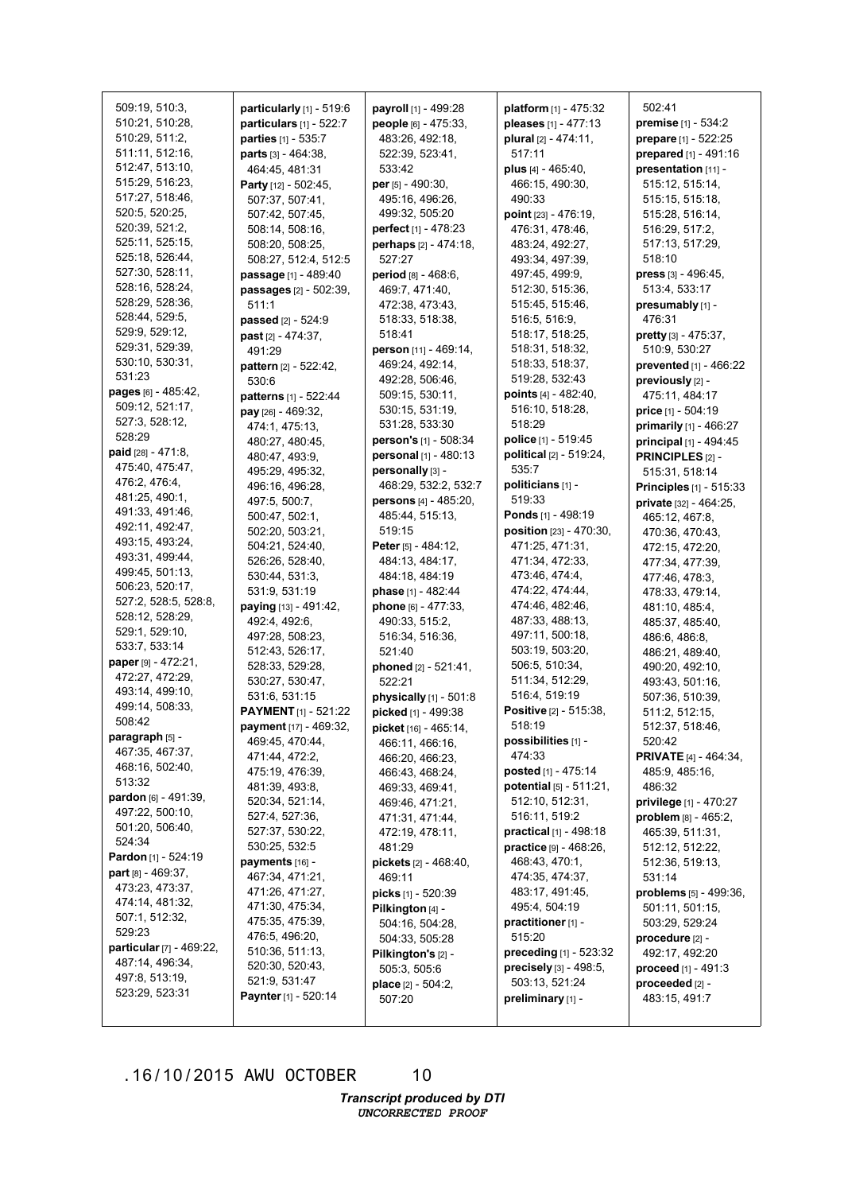509:19, 510:3, 510:21, 510:28, 510:29, 511:2, 511:11, 512:16, 512:47, 513:10, 515:29, 516:23, 517:27, 518:46, 520:5, 520:25, 520:39, 521:2, 525:11, 525:15, 525:18, 526:44, 527:30, 528:11, 528:16, 528:24, 528:29, 528:36, 528:44, 529:5, 529:9, 529:12, 529:31, 529:39, 530:10, 530:31, 531:23

**pages** [6] - 485:42, 509:12, 521:17, 527:3, 528:12, 528:29

**paid** [28] - 471:8, 475:40, 475:47, 476:2, 476:4, 481:25, 490:1, 491:33, 491:46, 492:11, 492:47, 493:15, 493:24, 493:31, 499:44, 499:45, 501:13, 506:23, 520:17, 527:2, 528:5, 528:8, 528:12, 528:29, 529:1, 529:10, 533:7, 533:14

**paper** [9] - 472:21, 472:27, 472:29, 493:14, 499:10, 499:14, 508:33, 508:42

**paragraph** [5] - 467:35, 467:37, 468:16, 502:40, 513:32

**pardon** [6] - 491:39, 497:22, 500:10, 501:20, 506:40, 524:34

**Pardon** [1] - 524:19

**part** [8] - 469:37, 473:23, 473:37, 474:14, 481:32, 507:1, 512:32, 529:23

**particular** [7] - 469:22, 487:14, 496:34, 497:8, 513:19, 523:29, 523:31

**particularly** [1] - 519:6

**particulars** [1] - 522:7

**parties** [1] - 535:7

**parts** [3] - 464:38, 464:45, 481:31

**Party** [12] - 502:45, 507:37, 507:41, 507:42, 507:45, 508:14, 508:16, 508:20, 508:25, 508:27, 512:4, 512:5

**passage** [1] - 489:40

**passages** [2] - 502:39, 511:1

**passed** [2] - 524:9

**past** [2] - 474:37, 491:29

**pattern** [2] - 522:42, 530:6

**patterns** [1] - 522:44

**pay** [26] - 469:32, 474:1, 475:13, 480:27, 480:45, 480:47, 493:9, 495:29, 495:32, 496:16, 496:28, 497:5, 500:7, 500:47, 502:1, 502:20, 503:21, 504:21, 524:40, 526:26, 528:40, 530:44, 531:3, 531:9, 531:19

**paying** [13] - 491:42, 492:4, 492:6, 497:28, 508:23, 512:43, 526:17, 528:33, 529:28, 530:27, 530:47, 531:6, 531:15

**PAYMENT** [1] - 521:22

**payment** [17] - 469:32, 469:45, 470:44, 471:44, 472:2, 475:19, 476:39, 481:39, 493:8, 520:34, 521:14, 527:4, 527:36, 527:37, 530:22, 530:25, 532:5

**payments** [16] - 467:34, 471:21, 471:26, 471:27, 471:30, 475:34, 475:35, 475:39, 476:5, 496:20, 510:36, 511:13, 520:30, 520:43, 521:9, 531:47

**Paynter** [1] - 520:14

**payroll** [1] - 499:28

**people** [6] - 475:33, 483:26, 492:18, 522:39, 523:41, 533:42

**per** [5] - 490:30, 495:16, 496:26, 499:32, 505:20

**perfect** [1] - 478:23

**perhaps** [2] - 474:18, 527:27

**period** [8] - 468:6, 469:7, 471:40, 472:38, 473:43, 518:33, 518:38, 518:41

**person** [11] - 469:14, 469:24, 492:14, 492:28, 506:46, 509:15, 530:11, 530:15, 531:19, 531:28, 533:30

**person's** [1] - 508:34

**personal** [1] - 480:13

**personally** [3] - 468:29, 532:2, 532:7

**persons** [4] - 485:20, 485:44, 515:13, 519:15

**Peter** [5] - 484:12, 484:13, 484:17, 484:18, 484:19

**phase** [1] - 482:44

**phone** [6] - 477:33, 490:33, 515:2, 516:34, 516:36, 521:40

**phoned** [2] - 521:41, 522:21

**physically** [1] - 501:8

**picked** [1] - 499:38

**picket** [16] - 465:14, 466:11, 466:16, 466:20, 466:23, 466:43, 468:24, 469:33, 469:41, 469:46, 471:21, 471:31, 471:44, 472:19, 478:11, 481:29

**pickets** [2] - 468:40, 469:11

**picks** [1] - 520:39

**Pilkington** [4] - 504:16, 504:28, 504:33, 505:28

**Pilkington's** [2] - 505:3, 505:6

**place** [2] - 504:2, 507:20

**platform** [1] - 475:32

**pleases** [1] - 477:13

**plural** [2] - 474:11, 517:11

**plus** [4] - 465:40, 466:15, 490:30, 490:33

**point** [23] - 476:19, 476:31, 478:46, 483:24, 492:27, 493:34, 497:39, 497:45, 499:9, 512:30, 515:36, 515:45, 515:46, 516:5, 516:9, 518:17, 518:25, 518:31, 518:32, 518:33, 518:37, 519:28, 532:43

**points** [4] - 482:40, 516:10, 518:28, 518:29

**police** [1] - 519:45

**political** [2] - 519:24, 535:7

**politicians** [1] - 519:33

**Ponds** [1] - 498:19

**position** [23] - 470:30, 471:25, 471:31, 471:34, 472:33, 473:46, 474:4, 474:22, 474:44, 474:46, 482:46, 487:33, 488:13, 497:11, 500:18, 503:19, 503:20, 506:5, 510:34, 511:34, 512:29, 516:4, 519:19

**Positive** [2] - 515:38, 518:19

**possibilities** [1] - 474:33

**posted** [1] - 475:14

**potential** [5] - 511:21, 512:10, 512:31, 516:11, 519:2

**practical** [1] - 498:18

**practice** [9] - 468:26, 468:43, 470:1, 474:35, 474:37, 483:17, 491:45, 495:4, 504:19

**practitioner** [1] - 515:20

**preceding** [1] - 523:32

**precisely** [3] - 498:5, 503:13, 521:24

**preliminary** [1] - 502:41

**premise** [1] - 534:2

**prepare** [1] - 522:25

**prepared** [1] - 491:16

**presentation** [11] - 515:12, 515:14, 515:15, 515:18, 515:28, 516:14, 516:29, 517:2, 517:13, 517:29, 518:10

**press** [3] - 496:45, 513:4, 533:17

**presumably** [1] - 476:31

**pretty** [3] - 475:37, 510:9, 530:27

**prevented** [1] - 466:22

**previously** [2] - 475:11, 484:17

**price** [1] - 504:19

**primarily** [1] - 466:27

**principal** [1] - 494:45

**PRINCIPLES** [2] - 515:31, 518:14

**Principles** [1] - 515:33

**private** [32] - 464:25, 465:12, 467:8, 470:36, 470:43, 472:15, 472:20, 477:34, 477:39, 477:46, 478:3, 478:33, 479:14, 481:10, 485:4, 485:37, 485:40, 486:6, 486:8, 486:21, 489:40, 490:20, 492:10, 493:43, 501:16, 507:36, 510:39, 511:2, 512:15, 512:37, 518:46, 520:42

**PRIVATE** [4] - 464:34, 485:9, 485:16, 486:32

**privilege** [1] - 470:27

**problem** [8] - 465:2, 465:39, 511:31, 512:12, 512:22, 512:36, 519:13, 531:14

**problems** [5] - 499:36, 501:11, 501:15, 503:29, 529:24

**procedure** [2] - 492:17, 492:20

**proceed** [1] - 491:3

**proceeded** [2] - 483:15, 491:7

.16/10/2015 AWU OCTOBER 10

*Transcript produced by DTI*
*UNCORRECTED PROOF*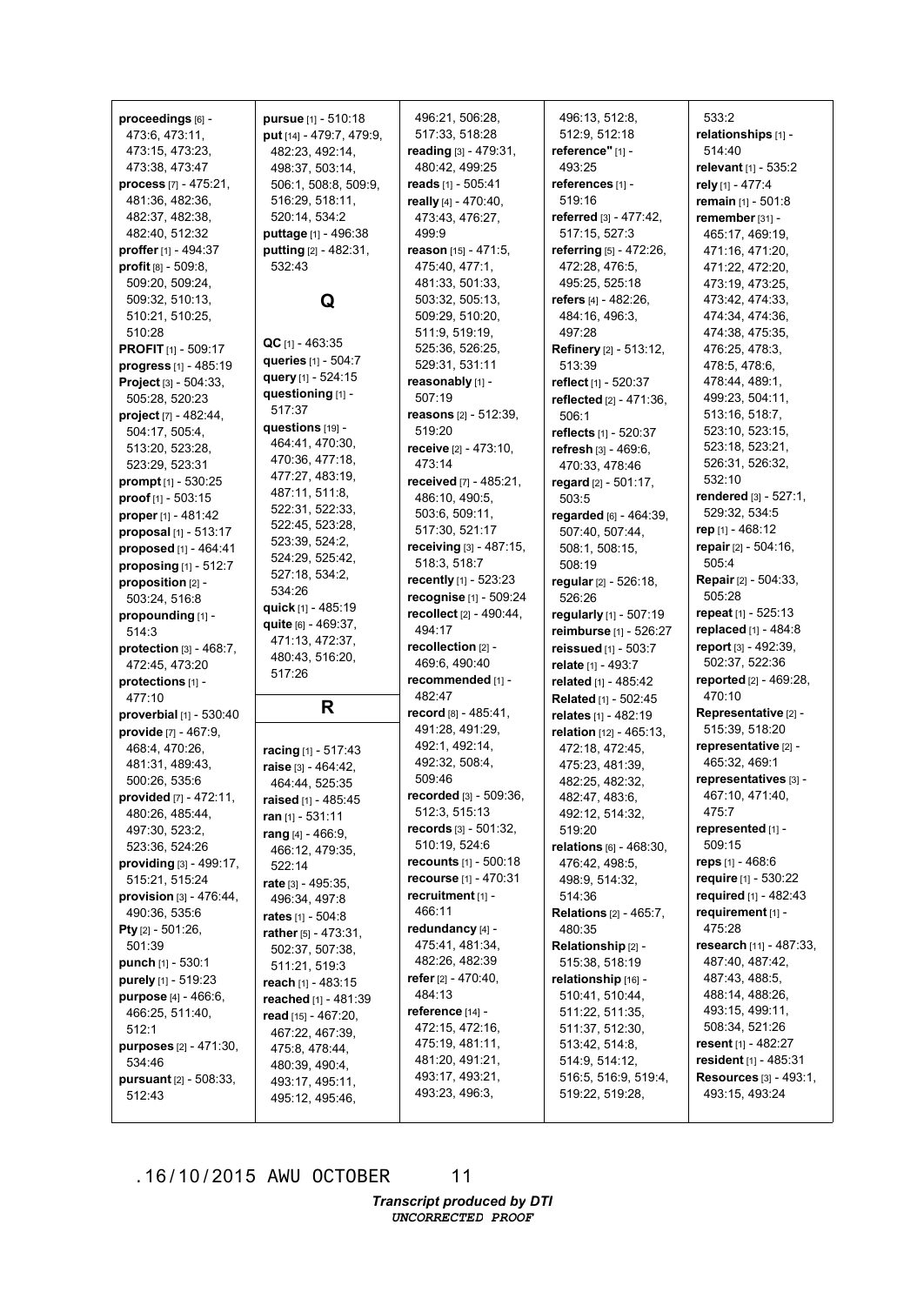**proceedings** [6] - 473:6, 473:11, 473:15, 473:23, 473:38, 473:47
**process** [7] - 475:21, 481:36, 482:36, 482:37, 482:38, 482:40, 512:32
**proffer** [1] - 494:37
**profit** [8] - 509:8, 509:20, 509:24, 509:32, 510:13, 510:21, 510:25, 510:28
**PROFIT** [1] - 509:17
**progress** [1] - 485:19
**Project** [3] - 504:33, 505:28, 520:23
**project** [7] - 482:44, 504:17, 505:4, 513:20, 523:28, 523:29, 523:31
**prompt** [1] - 530:25
**proof** [1] - 503:15
**proper** [1] - 481:42
**proposal** [1] - 513:17
**proposed** [1] - 464:41
**proposing** [1] - 512:7
**proposition** [2] - 503:24, 516:8
**propounding** [1] - 514:3
**protection** [3] - 468:7, 472:45, 473:20
**protections** [1] - 477:10
**proverbial** [1] - 530:40
**provide** [7] - 467:9, 468:4, 470:26, 481:31, 489:43, 500:26, 535:6
**provided** [7] - 472:11, 480:26, 485:44, 497:30, 523:2, 523:36, 524:26
**providing** [3] - 499:17, 515:21, 515:24
**provision** [3] - 476:44, 490:36, 535:6
**Pty** [2] - 501:26, 501:39
**punch** [1] - 530:1
**purely** [1] - 519:23
**purpose** [4] - 466:6, 466:25, 511:40, 512:1
**purposes** [2] - 471:30, 534:46
**pursuant** [2] - 508:33, 512:43
**pursue** [1] - 510:18
**put** [14] - 479:7, 479:9, 482:23, 492:14, 498:37, 503:14, 506:1, 508:8, 509:9, 516:29, 518:11, 520:14, 534:2
**puttage** [1] - 496:38
**putting** [2] - 482:31, 532:43

## Q

**QC** [1] - 463:35
**queries** [1] - 504:7
**query** [1] - 524:15
**questioning** [1] - 517:37
**questions** [19] - 464:41, 470:30, 470:36, 477:18, 477:27, 483:19, 487:11, 511:8, 522:31, 522:33, 522:45, 523:28, 523:39, 524:2, 524:29, 525:42, 527:18, 534:2, 534:26
**quick** [1] - 485:19
**quite** [6] - 469:37, 471:13, 472:37, 480:43, 516:20, 517:26

## R

**racing** [1] - 517:43
**raise** [3] - 464:42, 464:44, 525:35
**raised** [1] - 485:45
**ran** [1] - 531:11
**rang** [4] - 466:9, 466:12, 479:35, 522:14
**rate** [3] - 495:35, 496:34, 497:8
**rates** [1] - 504:8
**rather** [5] - 473:31, 502:37, 507:38, 511:21, 519:3
**reach** [1] - 483:15
**reached** [1] - 481:39
**read** [15] - 467:20, 467:22, 467:39, 475:8, 478:44, 480:39, 490:4, 493:17, 495:11, 495:12, 495:46, 496:21, 506:28, 517:33, 518:28
**reading** [3] - 479:31, 480:42, 499:25
**reads** [1] - 505:41
**really** [4] - 470:40, 473:43, 476:27, 499:9
**reason** [15] - 471:5, 475:40, 477:1, 481:33, 501:33, 503:32, 505:13, 509:29, 510:20, 511:9, 519:19, 525:36, 526:25, 529:31, 531:11
**reasonably** [1] - 507:19
**reasons** [2] - 512:39, 519:20
**receive** [2] - 473:10, 473:14
**received** [7] - 485:21, 486:10, 490:5, 503:6, 509:11, 517:30, 521:17
**receiving** [3] - 487:15, 518:3, 518:7
**recently** [1] - 523:23
**recognise** [1] - 509:24
**recollect** [2] - 490:44, 494:17
**recollection** [2] - 469:6, 490:40
**recommended** [1] - 482:47
**record** [8] - 485:41, 491:28, 491:29, 492:1, 492:14, 492:32, 508:4, 509:46
**recorded** [3] - 509:36, 512:3, 515:13
**records** [3] - 501:32, 510:19, 524:6
**recounts** [1] - 500:18
**recourse** [1] - 470:31
**recruitment** [1] - 466:11
**redundancy** [4] - 475:41, 481:34, 482:26, 482:39
**refer** [2] - 470:40, 484:13
**reference** [14] - 472:15, 472:16, 475:19, 481:11, 481:20, 491:21, 493:17, 493:21, 493:23, 496:3, 496:13, 512:8, 512:9, 512:18
**reference"** [1] - 493:25
**references** [1] - 519:16
**referred** [3] - 477:42, 517:15, 527:3
**referring** [5] - 472:26, 472:28, 476:5, 495:25, 525:18
**refers** [4] - 482:26, 484:16, 496:3, 497:28
**Refinery** [2] - 513:12, 513:39
**reflect** [1] - 520:37
**reflected** [2] - 471:36, 506:1
**reflects** [1] - 520:37
**refresh** [3] - 469:6, 470:33, 478:46
**regard** [2] - 501:17, 503:5
**regarded** [6] - 464:39, 507:40, 507:44, 508:1, 508:15, 508:19
**regular** [2] - 526:18, 526:26
**regularly** [1] - 507:19
**reimburse** [1] - 526:27
**reissued** [1] - 503:7
**relate** [1] - 493:7
**related** [1] - 485:42
**Related** [1] - 502:45
**relates** [1] - 482:19
**relation** [12] - 465:13, 472:18, 472:45, 475:23, 481:39, 482:25, 482:32, 482:47, 483:6, 492:12, 514:32, 519:20
**relations** [6] - 468:30, 476:42, 498:5, 498:9, 514:32, 514:36
**Relations** [2] - 465:7, 480:35
**Relationship** [2] - 515:38, 518:19
**relationship** [16] - 510:41, 510:44, 511:22, 511:35, 511:37, 512:30, 513:42, 514:8, 514:9, 514:12, 516:5, 516:9, 519:4, 519:22, 519:28, 533:2
**relationships** [1] - 514:40
**relevant** [1] - 535:2
**rely** [1] - 477:4
**remain** [1] - 501:8
**remember** [31] - 465:17, 469:19, 471:16, 471:20, 471:22, 472:20, 473:19, 473:25, 473:42, 474:33, 474:34, 474:36, 474:38, 475:35, 476:25, 478:3, 478:5, 478:6, 478:44, 489:1, 499:23, 504:11, 513:16, 518:7, 523:10, 523:15, 523:18, 523:21, 526:31, 526:32, 532:10
**rendered** [3] - 527:1, 529:32, 534:5
**rep** [1] - 468:12
**repair** [2] - 504:16, 505:4
**Repair** [2] - 504:33, 505:28
**repeat** [1] - 525:13
**replaced** [1] - 484:8
**report** [3] - 492:39, 502:37, 522:36
**reported** [2] - 469:28, 470:10
**Representative** [2] - 515:39, 518:20
**representative** [2] - 465:32, 469:1
**representatives** [3] - 467:10, 471:40, 475:7
**represented** [1] - 509:15
**reps** [1] - 468:6
**require** [1] - 530:22
**required** [1] - 482:43
**requirement** [1] - 475:28
**research** [11] - 487:33, 487:40, 487:42, 487:43, 488:5, 488:14, 488:26, 493:15, 499:11, 508:34, 521:26
**resent** [1] - 482:27
**resident** [1] - 485:31
**Resources** [3] - 493:1, 493:15, 493:24

.16/10/2015 AWU OCTOBER 11

*Transcript produced by DTI*
*UNCORRECTED PROOF*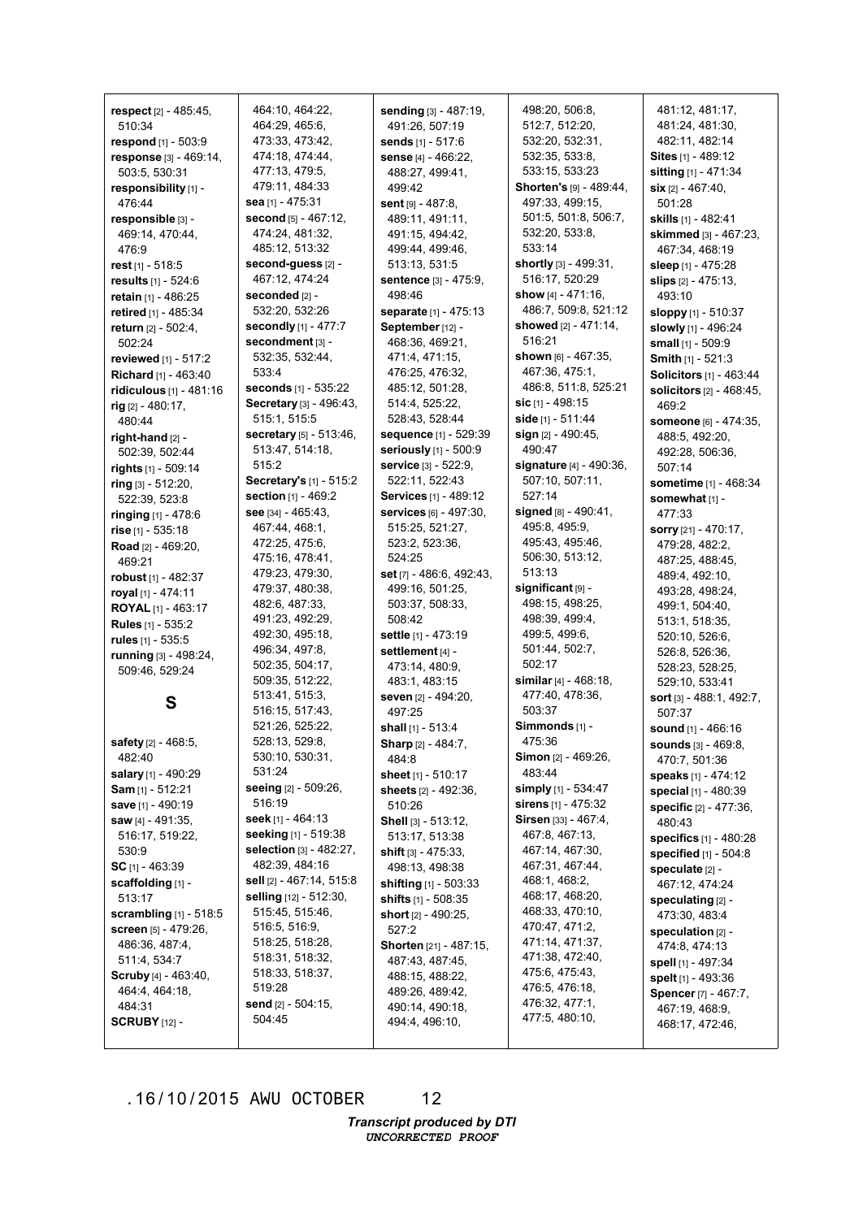**respect** [2] - 485:45, 510:34
**respond** [1] - 503:9
**response** [3] - 469:14, 503:5, 530:31
**responsibility** [1] - 476:44
**responsible** [3] - 469:14, 470:44, 476:9
**rest** [1] - 518:5
**results** [1] - 524:6
**retain** [1] - 486:25
**retired** [1] - 485:34
**return** [2] - 502:4, 502:24
**reviewed** [1] - 517:2
**Richard** [1] - 463:40
**ridiculous** [1] - 481:16
**rig** [2] - 480:17, 480:44
**right-hand** [2] - 502:39, 502:44
**rights** [1] - 509:14
**ring** [3] - 512:20, 522:39, 523:8
**ringing** [1] - 478:6
**rise** [1] - 535:18
**Road** [2] - 469:20, 469:21
**robust** [1] - 482:37
**royal** [1] - 474:11
**ROYAL** [1] - 463:17
**Rules** [1] - 535:2
**rules** [1] - 535:5
**running** [3] - 498:24, 509:46, 529:24

## S

**safety** [2] - 468:5, 482:40
**salary** [1] - 490:29
**Sam** [1] - 512:21
**save** [1] - 490:19
**saw** [4] - 491:35, 516:17, 519:22, 530:9
**SC** [1] - 463:39
**scaffolding** [1] - 513:17
**scrambling** [1] - 518:5
**screen** [5] - 479:26, 486:36, 487:4, 511:4, 534:7
**Scruby** [4] - 463:40, 464:4, 464:18, 484:31
**SCRUBY** [12] - 464:10, 464:22, 464:29, 465:6, 473:33, 473:42, 474:18, 474:44, 477:13, 479:5, 479:11, 484:33
**sea** [1] - 475:31
**second** [5] - 467:12, 474:24, 481:32, 485:12, 513:32
**second-guess** [2] - 467:12, 474:24
**seconded** [2] - 532:20, 532:26
**secondly** [1] - 477:7
**secondment** [3] - 532:35, 532:44, 533:4
**seconds** [1] - 535:22
**Secretary** [3] - 496:43, 515:1, 515:5
**secretary** [5] - 513:46, 513:47, 514:18, 515:2
**Secretary's** [1] - 515:2
**section** [1] - 469:2
**see** [34] - 465:43, 467:44, 468:1, 472:25, 475:6, 475:16, 478:41, 479:23, 479:30, 479:37, 480:38, 482:6, 487:33, 491:23, 492:29, 492:30, 495:18, 496:34, 497:8, 502:35, 504:17, 509:35, 512:22, 513:41, 515:3, 516:15, 517:43, 521:26, 525:22, 528:13, 529:8, 530:10, 530:31, 531:24
**seeing** [2] - 509:26, 516:19
**seek** [1] - 464:13
**seeking** [1] - 519:38
**selection** [3] - 482:27, 482:39, 484:16
**sell** [2] - 467:14, 515:8
**selling** [12] - 512:30, 515:45, 515:46, 516:5, 516:9, 518:25, 518:28, 518:31, 518:32, 518:33, 518:37, 519:28
**send** [2] - 504:15, 504:45
**sending** [3] - 487:19, 491:26, 507:19
**sends** [1] - 517:6
**sense** [4] - 466:22, 488:27, 499:41, 499:42
**sent** [9] - 487:8, 489:11, 491:11, 491:15, 494:42, 499:44, 499:46, 513:13, 531:5
**sentence** [3] - 475:9, 498:46
**separate** [1] - 475:13
**September** [12] - 468:36, 469:21, 471:4, 471:15, 476:25, 476:32, 485:12, 501:28, 514:4, 525:22, 528:43, 528:44
**sequence** [1] - 529:39
**seriously** [1] - 500:9
**service** [3] - 522:9, 522:11, 522:43
**Services** [1] - 489:12
**services** [6] - 497:30, 515:25, 521:27, 523:2, 523:36, 524:25
**set** [7] - 486:6, 492:43, 499:16, 501:25, 503:37, 508:33, 508:42
**settle** [1] - 473:19
**settlement** [4] - 473:14, 480:9, 483:1, 483:15
**seven** [2] - 494:20, 497:25
**shall** [1] - 513:4
**Sharp** [2] - 484:7, 484:8
**sheet** [1] - 510:17
**sheets** [2] - 492:36, 510:26
**Shell** [3] - 513:12, 513:17, 513:38
**shift** [3] - 475:33, 498:13, 498:38
**shifting** [1] - 503:33
**shifts** [1] - 508:35
**short** [2] - 490:25, 527:2
**Shorten** [21] - 487:15, 487:43, 487:45, 488:15, 488:22, 489:26, 489:42, 490:14, 490:18, 494:4, 496:10, 498:20, 506:8, 512:7, 512:20, 532:20, 532:31, 532:35, 533:8, 533:15, 533:23
**Shorten's** [9] - 489:44, 497:33, 499:15, 501:5, 501:8, 506:7, 532:20, 533:8, 533:14
**shortly** [3] - 499:31, 516:17, 520:29
**show** [4] - 471:16, 486:7, 509:8, 521:12
**showed** [2] - 471:14, 516:21
**shown** [6] - 467:35, 467:36, 475:1, 486:8, 511:8, 525:21
**sic** [1] - 498:15
**side** [1] - 511:44
**sign** [2] - 490:45, 490:47
**signature** [4] - 490:36, 507:10, 507:11, 527:14
**signed** [8] - 490:41, 495:8, 495:9, 495:43, 495:46, 506:30, 513:12, 513:13
**significant** [9] - 498:15, 498:25, 498:39, 499:4, 499:5, 499:6, 501:44, 502:7, 502:17
**similar** [4] - 468:18, 477:40, 478:36, 503:37
**Simmonds** [1] - 475:36
**Simon** [2] - 469:26, 483:44
**simply** [1] - 534:47
**sirens** [1] - 475:32
**Sirsen** [33] - 467:4, 467:8, 467:13, 467:14, 467:30, 467:31, 467:44, 468:1, 468:2, 468:17, 468:20, 468:33, 470:10, 470:47, 471:2, 471:14, 471:37, 471:38, 472:40, 475:6, 475:43, 476:5, 476:18, 476:32, 477:1, 477:5, 480:10, 481:12, 481:17, 481:24, 481:30, 482:11, 482:14
**Sites** [1] - 489:12
**sitting** [1] - 471:34
**six** [2] - 467:40, 501:28
**skills** [1] - 482:41
**skimmed** [3] - 467:23, 467:34, 468:19
**sleep** [1] - 475:28
**slips** [2] - 475:13, 493:10
**sloppy** [1] - 510:37
**slowly** [1] - 496:24
**small** [1] - 509:9
**Smith** [1] - 521:3
**Solicitors** [1] - 463:44
**solicitors** [2] - 468:45, 469:2
**someone** [6] - 474:35, 488:5, 492:20, 492:28, 506:36, 507:14
**sometime** [1] - 468:34
**somewhat** [1] - 477:33
**sorry** [21] - 470:17, 479:28, 482:2, 487:25, 488:45, 489:4, 492:10, 493:28, 498:24, 499:1, 504:40, 513:1, 518:35, 520:10, 526:6, 526:8, 526:36, 528:23, 528:25, 529:10, 533:41
**sort** [3] - 488:1, 492:7, 507:37
**sound** [1] - 466:16
**sounds** [3] - 469:8, 470:7, 501:36
**speaks** [1] - 474:12
**special** [1] - 480:39
**specific** [2] - 477:36, 480:43
**specifics** [1] - 480:28
**specified** [1] - 504:8
**speculate** [2] - 467:12, 474:24
**speculating** [2] - 473:30, 483:4
**speculation** [2] - 474:8, 474:13
**spell** [1] - 497:34
**spelt** [1] - 493:36
**Spencer** [7] - 467:7, 467:19, 468:9, 468:17, 472:46,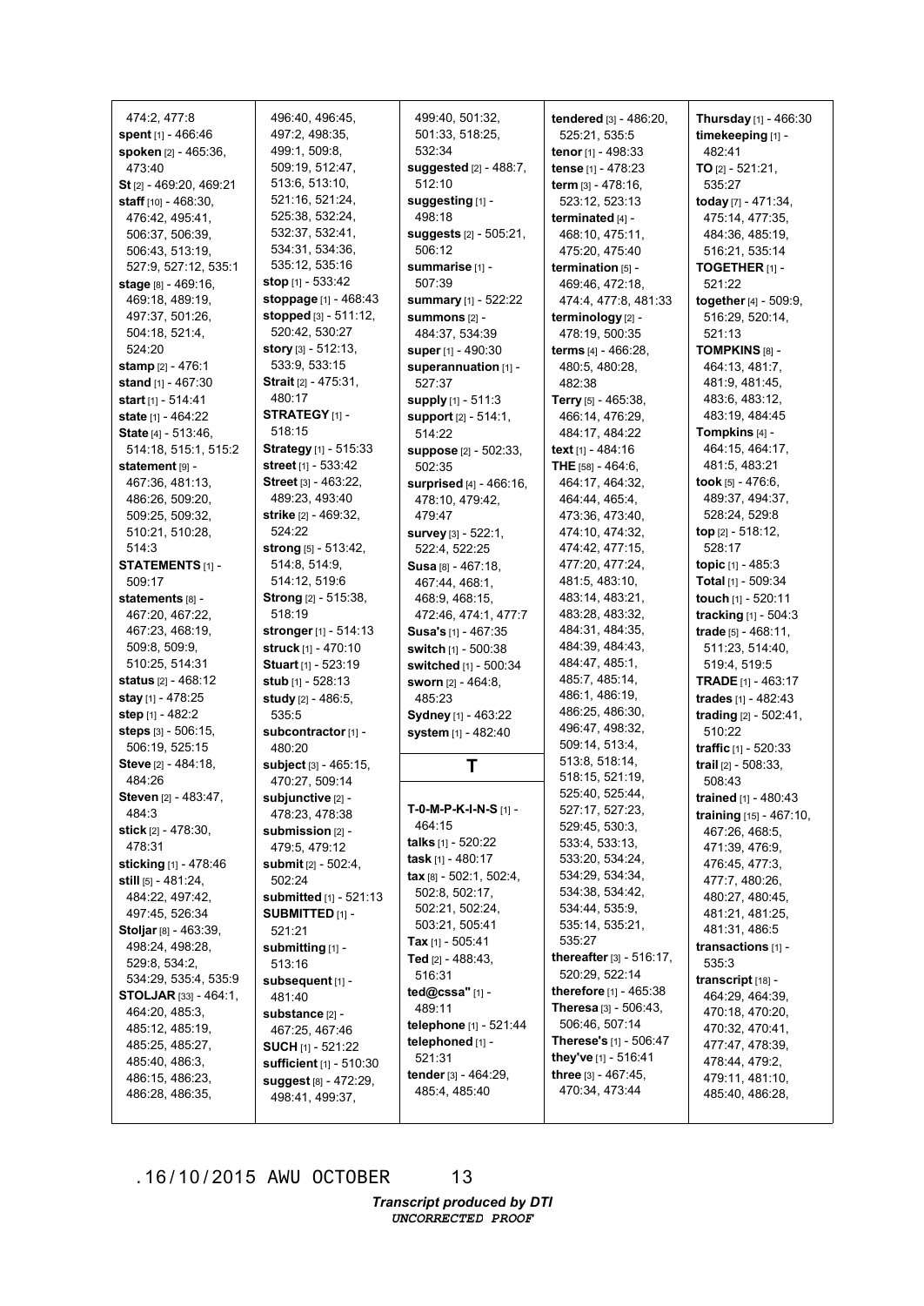474:2, 477:8
**spent** [1] - 466:46
**spoken** [2] - 465:36, 473:40
**St** [2] - 469:20, 469:21
**staff** [10] - 468:30, 476:42, 495:41, 506:37, 506:39, 506:43, 513:19, 527:9, 527:12, 535:1
**stage** [8] - 469:16, 469:18, 489:19, 497:37, 501:26, 504:18, 521:4, 524:20
**stamp** [2] - 476:1
**stand** [1] - 467:30
**start** [1] - 514:41
**state** [1] - 464:22
**State** [4] - 513:46, 514:18, 515:1, 515:2
**statement** [9] - 467:36, 481:13, 486:26, 509:20, 509:25, 509:32, 510:21, 510:28, 514:3
**STATEMENTS** [1] - 509:17
**statements** [8] - 467:20, 467:22, 467:23, 468:19, 509:8, 509:9, 510:25, 514:31
**status** [2] - 468:12
**stay** [1] - 478:25
**step** [1] - 482:2
**steps** [3] - 506:15, 506:19, 525:15
**Steve** [2] - 484:18, 484:26
**Steven** [2] - 483:47, 484:3
**stick** [2] - 478:30, 478:31
**sticking** [1] - 478:46
**still** [5] - 481:24, 484:22, 497:42, 497:45, 526:34
**Stoljar** [8] - 463:39, 498:24, 498:28, 529:8, 534:2, 534:29, 535:4, 535:9
**STOLJAR** [33] - 464:1, 464:20, 485:3, 485:12, 485:19, 485:25, 485:27, 485:40, 486:3, 486:15, 486:23, 486:28, 486:35, 496:40, 496:45, 497:2, 498:35, 499:1, 509:8, 509:19, 512:47, 513:6, 513:10, 521:16, 521:24, 525:38, 532:24, 532:37, 532:41, 534:31, 534:36, 535:12, 535:16
**stop** [1] - 533:42
**stoppage** [1] - 468:43
**stopped** [3] - 511:12, 520:42, 530:27
**story** [3] - 512:13, 533:9, 533:15
**Strait** [2] - 475:31, 480:17
**STRATEGY** [1] - 518:15
**Strategy** [1] - 515:33
**street** [1] - 533:42
**Street** [3] - 463:22, 489:23, 493:40
**strike** [2] - 469:32, 524:22
**strong** [5] - 513:42, 514:8, 514:9, 514:12, 519:6
**Strong** [2] - 515:38, 518:19
**stronger** [1] - 514:13
**struck** [1] - 470:10
**Stuart** [1] - 523:19
**stub** [1] - 528:13
**study** [2] - 486:5, 535:5
**subcontractor** [1] - 480:20
**subject** [3] - 465:15, 470:27, 509:14
**subjunctive** [2] - 478:23, 478:38
**submission** [2] - 479:5, 479:12
**submit** [2] - 502:4, 502:24
**submitted** [1] - 521:13
**SUBMITTED** [1] - 521:21
**submitting** [1] - 513:16
**subsequent** [1] - 481:40
**substance** [2] - 467:25, 467:46
**SUCH** [1] - 521:22
**sufficient** [1] - 510:30
**suggest** [8] - 472:29, 498:41, 499:37, 499:40, 501:32, 501:33, 518:25, 532:34
**suggested** [2] - 488:7, 512:10
**suggesting** [1] - 498:18
**suggests** [2] - 505:21, 506:12
**summarise** [1] - 507:39
**summary** [1] - 522:22
**summons** [2] - 484:37, 534:39
**super** [1] - 490:30
**superannuation** [1] - 527:37
**supply** [1] - 511:3
**support** [2] - 514:1, 514:22
**suppose** [2] - 502:33, 502:35
**surprised** [4] - 466:16, 478:10, 479:42, 479:47
**survey** [3] - 522:1, 522:4, 522:25
**Susa** [8] - 467:18, 467:44, 468:1, 468:9, 468:15, 472:46, 474:1, 477:7
**Susa's** [1] - 467:35
**switch** [1] - 500:38
**switched** [1] - 500:34
**sworn** [2] - 464:8, 485:23
**Sydney** [1] - 463:22
**system** [1] - 482:40

## T

**T-0-M-P-K-I-N-S** [1] - 464:15
**talks** [1] - 520:22
**task** [1] - 480:17
**tax** [8] - 502:1, 502:4, 502:8, 502:17, 502:21, 502:24, 503:21, 505:41
**Tax** [1] - 505:41
**Ted** [2] - 488:43, 516:31
**ted@cssa"** [1] - 489:11
**telephone** [1] - 521:44
**telephoned** [1] - 521:31
**tender** [3] - 464:29, 485:4, 485:40
**tendered** [3] - 486:20, 525:21, 535:5
**tenor** [1] - 498:33
**tense** [1] - 478:23
**term** [3] - 478:16, 523:12, 523:13
**terminated** [4] - 468:10, 475:11, 475:20, 475:40
**termination** [5] - 469:46, 472:18, 474:4, 477:8, 481:33
**terminology** [2] - 478:19, 500:35
**terms** [4] - 466:28, 480:5, 480:28, 482:38
**Terry** [5] - 465:38, 466:14, 476:29, 484:17, 484:22
**text** [1] - 484:16
**THE** [58] - 464:6, 464:17, 464:32, 464:44, 465:4, 473:36, 473:40, 474:10, 474:32, 474:42, 477:15, 477:20, 477:24, 481:5, 483:10, 483:14, 483:21, 483:28, 483:32, 484:31, 484:35, 484:39, 484:43, 484:47, 485:1, 485:7, 485:14, 486:1, 486:19, 486:25, 486:30, 496:47, 498:32, 509:14, 513:4, 513:8, 518:14, 518:15, 521:19, 525:40, 525:44, 527:17, 527:23, 529:45, 530:3, 533:4, 533:13, 533:20, 534:24, 534:29, 534:34, 534:38, 534:42, 534:44, 535:9, 535:14, 535:21, 535:27
**thereafter** [3] - 516:17, 520:29, 522:14
**therefore** [1] - 465:38
**Theresa** [3] - 506:43, 506:46, 507:14
**Therese's** [1] - 506:47
**they've** [1] - 516:41
**three** [3] - 467:45, 470:34, 473:44
**Thursday** [1] - 466:30
**timekeeping** [1] - 482:41
**TO** [2] - 521:21, 535:27
**today** [7] - 471:34, 475:14, 477:35, 484:36, 485:19, 516:21, 535:14
**TOGETHER** [1] - 521:22
**together** [4] - 509:9, 516:29, 520:14, 521:13
**TOMPKINS** [8] - 464:13, 481:7, 481:9, 481:45, 483:6, 483:12, 483:19, 484:45
**Tompkins** [4] - 464:15, 464:17, 481:5, 483:21
**took** [5] - 476:6, 489:37, 494:37, 528:24, 529:8
**top** [2] - 518:12, 528:17
**topic** [1] - 485:3
**Total** [1] - 509:34
**touch** [1] - 520:11
**tracking** [1] - 504:3
**trade** [5] - 468:11, 511:23, 514:40, 519:4, 519:5
**TRADE** [1] - 463:17
**trades** [1] - 482:43
**trading** [2] - 502:41, 510:22
**traffic** [1] - 520:33
**trail** [2] - 508:33, 508:43
**trained** [1] - 480:43
**training** [15] - 467:10, 467:26, 468:5, 471:39, 476:9, 476:45, 477:3, 477:7, 480:26, 480:27, 480:45, 481:21, 481:25, 481:31, 486:5
**transactions** [1] - 535:3
**transcript** [18] - 464:29, 464:39, 470:18, 470:20, 470:32, 470:41, 477:47, 478:39, 478:44, 479:2, 479:11, 481:10, 485:40, 486:28,

.16/10/2015 AWU OCTOBER 13

***Transcript produced by DTI***
*UNCORRECTED PROOF*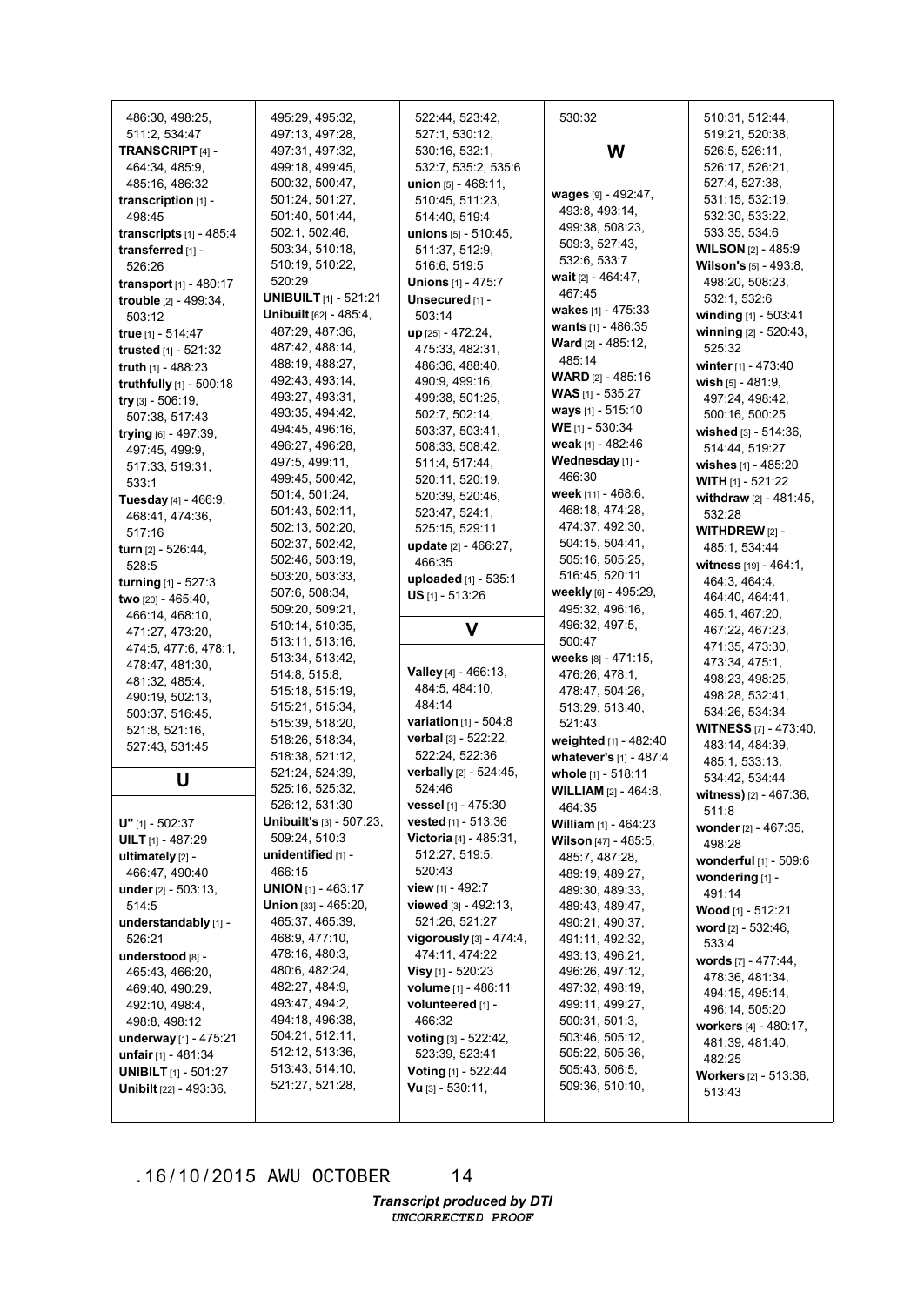486:30, 498:25, 511:2, 534:47
**TRANSCRIPT** [4] - 464:34, 485:9, 485:16, 486:32
**transcription** [1] - 498:45
**transcripts** [1] - 485:4
**transferred** [1] - 526:26
**transport** [1] - 480:17
**trouble** [2] - 499:34, 503:12
**true** [1] - 514:47
**trusted** [1] - 521:32
**truth** [1] - 488:23
**truthfully** [1] - 500:18
**try** [3] - 506:19, 507:38, 517:43
**trying** [6] - 497:39, 497:45, 499:9, 517:33, 519:31, 533:1
**Tuesday** [4] - 466:9, 468:41, 474:36, 517:16
**turn** [2] - 526:44, 528:5
**turning** [1] - 527:3
**two** [20] - 465:40, 466:14, 468:10, 471:27, 473:20, 474:5, 477:6, 478:1, 478:47, 481:30, 481:32, 485:4, 490:19, 502:13, 503:37, 516:45, 521:8, 521:16, 527:43, 531:45

## U

**U"** [1] - 502:37
**UILT** [1] - 487:29
**ultimately** [2] - 466:47, 490:40
**under** [2] - 503:13, 514:5
**understandably** [1] - 526:21
**understood** [8] - 465:43, 466:20, 469:40, 490:29, 492:10, 498:4, 498:8, 498:12
**underway** [1] - 475:21
**unfair** [1] - 481:34
**UNIBILT** [1] - 501:27
**Unibilt** [22] - 493:36, 495:29, 495:32, 497:13, 497:28, 497:31, 497:32, 499:18, 499:45, 500:32, 500:47, 501:24, 501:27, 501:40, 501:44, 502:1, 502:46, 503:34, 510:18, 510:19, 510:22, 520:29
**UNIBUILT** [1] - 521:21
**Unibuilt** [62] - 485:4, 487:29, 487:36, 487:42, 488:14, 488:19, 488:27, 492:43, 493:14, 493:27, 493:31, 493:35, 494:42, 494:45, 496:16, 496:27, 496:28, 497:5, 499:11, 499:45, 500:42, 501:4, 501:24, 501:43, 502:11, 502:13, 502:20, 502:37, 502:42, 502:46, 503:19, 503:20, 503:33, 507:6, 508:34, 509:20, 509:21, 510:14, 510:35, 513:11, 513:16, 513:34, 513:42, 514:8, 515:8, 515:18, 515:19, 515:21, 515:34, 515:39, 518:20, 518:26, 518:34, 518:38, 521:12, 521:24, 524:39, 525:16, 525:32, 526:12, 531:30
**Unibuilt's** [3] - 507:23, 509:24, 510:3
**unidentified** [1] - 466:15
**UNION** [1] - 463:17
**Union** [33] - 465:20, 465:37, 465:39, 468:9, 477:10, 478:16, 480:3, 480:6, 482:24, 482:27, 484:9, 493:47, 494:2, 494:18, 496:38, 504:21, 512:11, 512:12, 513:36, 513:43, 514:10, 521:27, 521:28, 522:44, 523:42, 527:1, 530:12, 530:16, 532:1, 532:7, 535:2, 535:6
**union** [5] - 468:11, 510:45, 511:23, 514:40, 519:4
**unions** [5] - 510:45, 511:37, 512:9, 516:6, 519:5
**Unions** [1] - 475:7
**Unsecured** [1] - 503:14
**up** [25] - 472:24, 475:33, 482:31, 486:36, 488:40, 490:9, 499:16, 499:38, 501:25, 502:7, 502:14, 503:37, 503:41, 508:33, 508:42, 511:4, 517:44, 520:11, 520:19, 520:39, 520:46, 523:47, 524:1, 525:15, 529:11
**update** [2] - 466:27, 466:35
**uploaded** [1] - 535:1
**US** [1] - 513:26

## V

**Valley** [4] - 466:13, 484:5, 484:10, 484:14
**variation** [1] - 504:8
**verbal** [3] - 522:22, 522:24, 522:36
**verbally** [2] - 524:45, 524:46
**vessel** [1] - 475:30
**vested** [1] - 513:36
**Victoria** [4] - 485:31, 512:27, 519:5, 520:43
**view** [1] - 492:7
**viewed** [3] - 492:13, 521:26, 521:27
**vigorously** [3] - 474:4, 474:11, 474:22
**Visy** [1] - 520:23
**volume** [1] - 486:11
**volunteered** [1] - 466:32
**voting** [3] - 522:42, 523:39, 523:41
**Voting** [1] - 522:44
**Vu** [3] - 530:11, 530:32

## W

**wages** [9] - 492:47, 493:8, 493:14, 499:38, 508:23, 509:3, 527:43, 532:6, 533:7
**wait** [2] - 464:47, 467:45
**wakes** [1] - 475:33
**wants** [1] - 486:35
**Ward** [2] - 485:12, 485:14
**WARD** [2] - 485:16
**WAS** [1] - 535:27
**ways** [1] - 515:10
**WE** [1] - 530:34
**weak** [1] - 482:46
**Wednesday** [1] - 466:30
**week** [11] - 468:6, 468:18, 474:28, 474:37, 492:30, 504:15, 504:41, 505:16, 505:25, 516:45, 520:11
**weekly** [6] - 495:29, 495:32, 496:16, 496:32, 497:5, 500:47
**weeks** [8] - 471:15, 476:26, 478:1, 478:47, 504:26, 513:29, 513:40, 521:43
**weighted** [1] - 482:40
**whatever's** [1] - 487:4
**whole** [1] - 518:11
**WILLIAM** [2] - 464:8, 464:35
**William** [1] - 464:23
**Wilson** [47] - 485:5, 485:7, 487:28, 489:19, 489:27, 489:30, 489:33, 489:43, 489:47, 490:21, 490:37, 491:11, 492:32, 493:13, 496:21, 496:26, 497:12, 497:32, 498:19, 499:11, 499:27, 500:31, 501:3, 503:46, 505:12, 505:22, 505:36, 505:43, 506:5, 509:36, 510:10, 510:31, 512:44, 519:21, 520:38, 526:5, 526:11, 526:17, 526:21, 527:4, 527:38, 531:15, 532:19, 532:30, 533:22, 533:35, 534:6
**WILSON** [2] - 485:9
**Wilson's** [5] - 493:8, 498:20, 508:23, 532:1, 532:6
**winding** [1] - 503:41
**winning** [2] - 520:43, 525:32
**winter** [1] - 473:40
**wish** [5] - 481:9, 497:24, 498:42, 500:16, 500:25
**wished** [3] - 514:36, 514:44, 519:27
**wishes** [1] - 485:20
**WITH** [1] - 521:22
**withdraw** [2] - 481:45, 532:28
**WITHDREW** [2] - 485:1, 534:44
**witness** [19] - 464:1, 464:3, 464:4, 464:40, 464:41, 465:1, 467:20, 467:22, 467:23, 471:35, 473:30, 473:34, 475:1, 498:23, 498:25, 498:28, 532:41, 534:26, 534:34
**WITNESS** [7] - 473:40, 483:14, 484:39, 485:1, 533:13, 534:42, 534:44
**witness)** [2] - 467:36, 511:8
**wonder** [2] - 467:35, 498:28
**wonderful** [1] - 509:6
**wondering** [1] - 491:14
**Wood** [1] - 512:21
**word** [2] - 532:46, 533:4
**words** [7] - 477:44, 478:36, 481:34, 494:15, 495:14, 496:14, 505:20
**workers** [4] - 480:17, 481:39, 481:40, 482:25
**Workers** [2] - 513:36, 513:43

.16/10/2015 AWU OCTOBER 14

*Transcript produced by DTI*
*UNCORRECTED PROOF*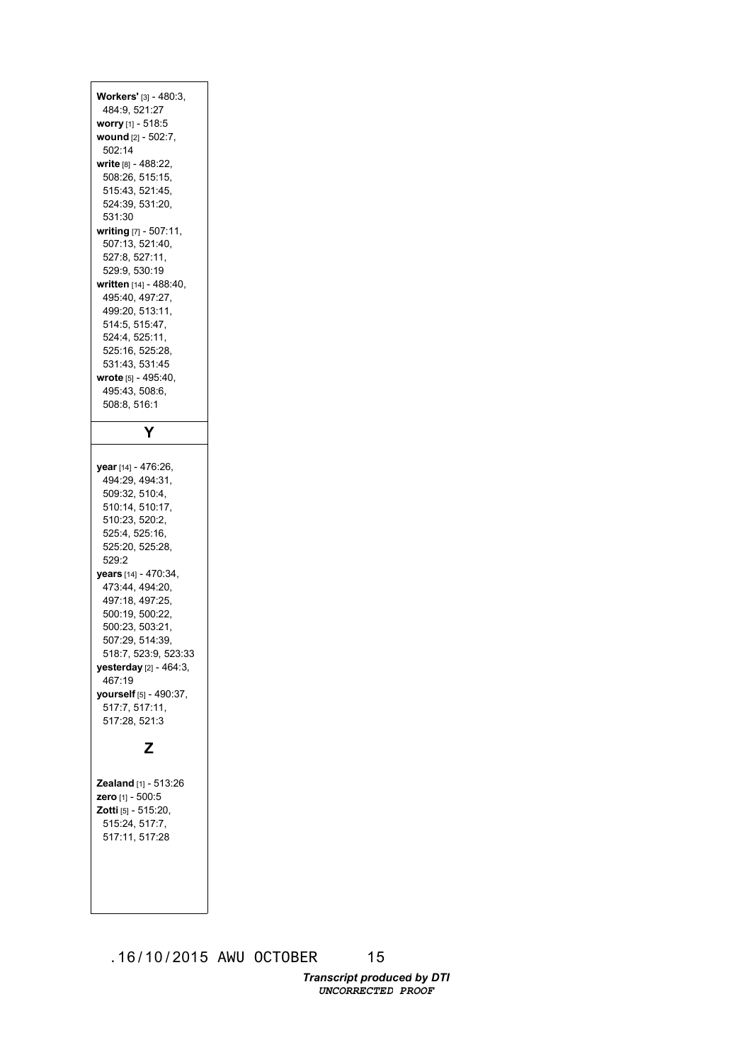**Workers'** [3] - 480:3, 484:9, 521:27
**worry** [1] - 518:5
**wound** [2] - 502:7, 502:14
**write** [8] - 488:22, 508:26, 515:15, 515:43, 521:45, 524:39, 531:20, 531:30
**writing** [7] - 507:11, 507:13, 521:40, 527:8, 527:11, 529:9, 530:19
**written** [14] - 488:40, 495:40, 497:27, 499:20, 513:11, 514:5, 515:47, 524:4, 525:11, 525:16, 525:28, 531:43, 531:45
**wrote** [5] - 495:40, 495:43, 508:6, 508:8, 516:1

## Y

**year** [14] - 476:26, 494:29, 494:31, 509:32, 510:4, 510:14, 510:17, 510:23, 520:2, 525:4, 525:16, 525:20, 525:28, 529:2
**years** [14] - 470:34, 473:44, 494:20, 497:18, 497:25, 500:19, 500:22, 500:23, 503:21, 507:29, 514:39, 518:7, 523:9, 523:33
**yesterday** [2] - 464:3, 467:19
**yourself** [5] - 490:37, 517:7, 517:11, 517:28, 521:3

## Z

**Zealand** [1] - 513:26
**zero** [1] - 500:5
**Zotti** [5] - 515:20, 515:24, 517:7, 517:11, 517:28

.16/10/2015 AWU OCTOBER 15

*Transcript produced by DTI*
*UNCORRECTED PROOF*